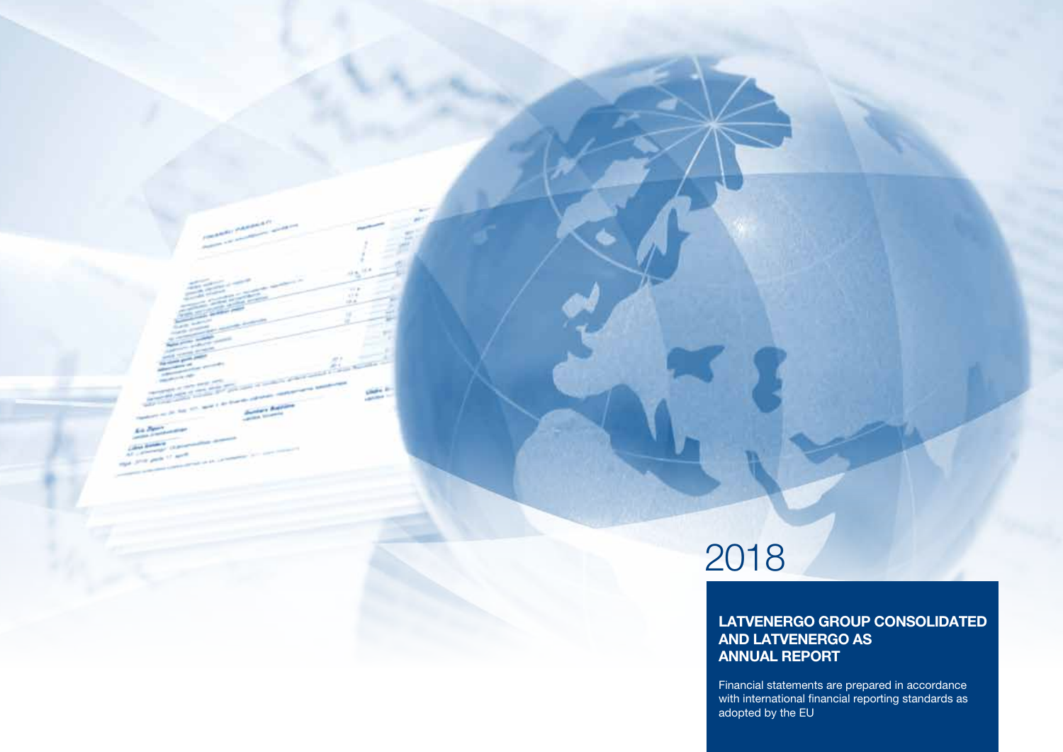2018

# LATVENERGO GROUP CONSOLIDATED AND LATVENERGO AS ANNUAL REPORT

Financial statements are prepared in accordance with international financial reporting standards as adopted by the EU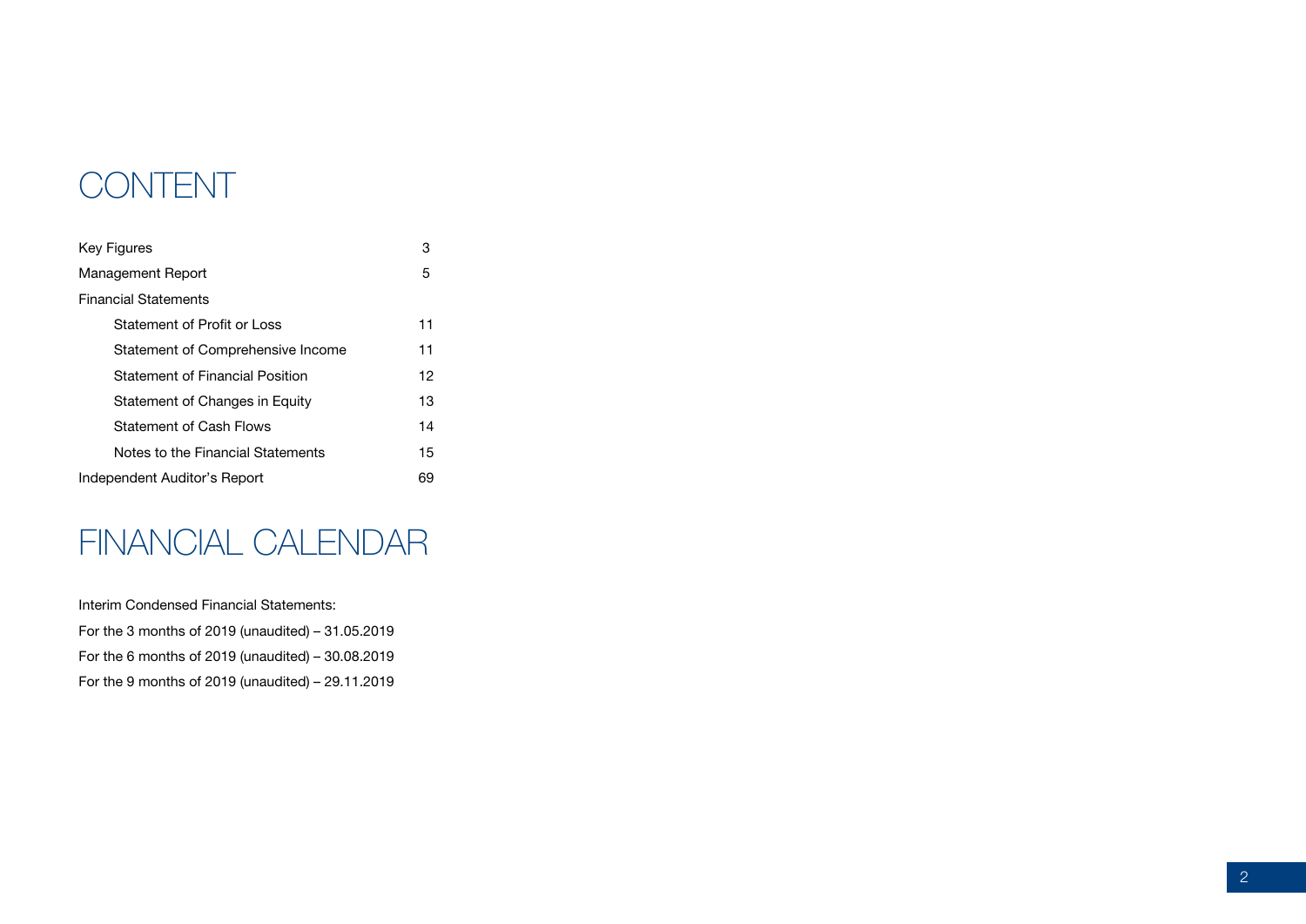# CONTENT

| | |
|---|---|
| Key Figures | 3 |
| Management Report | 5 |
| Financial Statements | |
| Statement of Profit or Loss | 11 |
| Statement of Comprehensive Income | 11 |
| Statement of Financial Position | 12 |
| Statement of Changes in Equity | 13 |
| Statement of Cash Flows | 14 |
| Notes to the Financial Statements | 15 |
| Independent Auditor's Report | 69 |

# FINANCIAL CALENDAR

Interim Condensed Financial Statements:

For the 3 months of 2019 (unaudited) – 31.05.2019

For the 6 months of 2019 (unaudited) – 30.08.2019

For the 9 months of 2019 (unaudited) – 29.11.2019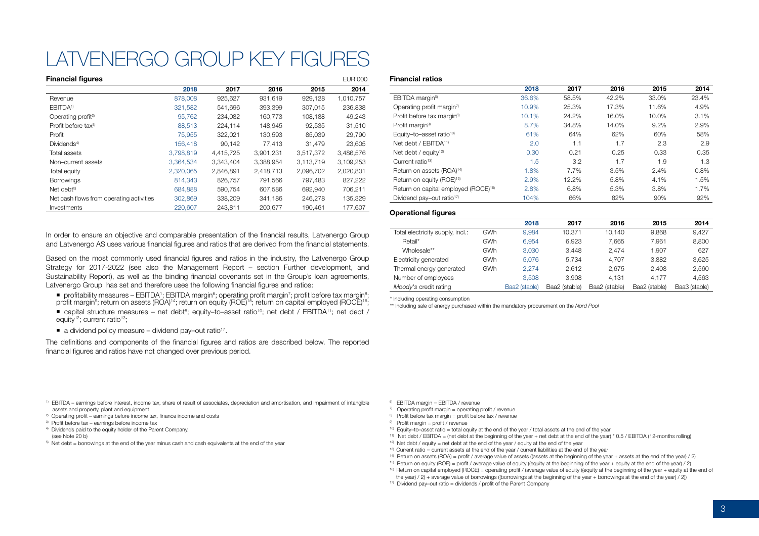# LATVENERGO GROUP KEY FIGURES

### Financial figures

EUR'000

| | 2018 | 2017 | 2016 | 2015 | 2014 |
|---|---|---|---|---|---|
| Revenue | 878,008 | 925,627 | 931,619 | 929,128 | 1,010,757 |
| EBITDA[1] | 321,582 | 541,696 | 393,399 | 307,015 | 236,838 |
| Operating profit[2] | 95,762 | 234,082 | 160,773 | 108,188 | 49,243 |
| Profit before tax[3] | 88,513 | 224,114 | 148,945 | 92,535 | 31,510 |
| Profit | 75,955 | 322,021 | 130,593 | 85,039 | 29,790 |
| Dividends[4] | 156,418 | 90,142 | 77,413 | 31,479 | 23,605 |
| Total assets | 3,798,819 | 4,415,725 | 3,901,231 | 3,517,372 | 3,486,576 |
| Non–current assets | 3,364,534 | 3,343,404 | 3,388,954 | 3,113,719 | 3,109,253 |
| Total equity | 2,320,065 | 2,846,891 | 2,418,713 | 2,096,702 | 2,020,801 |
| Borrowings | 814,343 | 826,757 | 791,566 | 797,483 | 827,222 |
| Net debt[5] | 684,888 | 590,754 | 607,586 | 692,940 | 706,211 |
| Net cash flows from operating activities | 302,869 | 338,209 | 341,186 | 246,278 | 135,329 |
| Investments | 220,607 | 243,811 | 200,677 | 190,461 | 177,607 |

In order to ensure an objective and comparable presentation of the financial results, Latvenergo Group and Latvenergo AS uses various financial figures and ratios that are derived from the financial statements.

Based on the most commonly used financial figures and ratios in the industry, the Latvenergo Group Strategy for 2017-2022 (see also the Management Report – section Further development, and Sustainability Report), as well as the binding financial covenants set in the Group's loan agreements, Latvenergo Group has set and therefore uses the following financial figures and ratios:

- profitability measures – EBITDA[1]; EBITDA margin[6]; operating profit margin[7]; profit before tax margin[8]; profit margin[9]; return on assets (ROA)[14]; return on equity (ROE)[15]; return on capital employed (ROCE)[16];
- capital structure measures – net debt[5]; equity–to–asset ratio[10]; net debt / EBITDA[11]; net debt / equity[12]; current ratio[13];
- a dividend policy measure – dividend pay–out ratio[17].

The definitions and components of the financial figures and ratios are described below. The reported financial figures and ratios have not changed over previous period.

### Financial ratios

| | 2018 | 2017 | 2016 | 2015 | 2014 |
|---|---|---|---|---|---|
| EBITDA margin[6] | 36.6% | 58.5% | 42.2% | 33.0% | 23.4% |
| Operating profit margin[7] | 10.9% | 25.3% | 17.3% | 11.6% | 4.9% |
| Profit before tax margin[8] | 10.1% | 24.2% | 16.0% | 10.0% | 3.1% |
| Profit margin[9] | 8.7% | 34.8% | 14.0% | 9.2% | 2.9% |
| Equity–to–asset ratio[10] | 61% | 64% | 62% | 60% | 58% |
| Net debt / EBITDA[11] | 2.0 | 1.1 | 1.7 | 2.3 | 2.9 |
| Net debt / equity[12] | 0.30 | 0.21 | 0.25 | 0.33 | 0.35 |
| Current ratio[13] | 1.5 | 3.2 | 1.7 | 1.9 | 1.3 |
| Return on assets (ROA)[14] | 1.8% | 7.7% | 3.5% | 2.4% | 0.8% |
| Return on equity (ROE)[15] | 2.9% | 12.2% | 5.8% | 4.1% | 1.5% |
| Return on capital employed (ROCE)[16] | 2.8% | 6.8% | 5.3% | 3.8% | 1.7% |
| Dividend pay–out ratio[17] | 104% | 66% | 82% | 90% | 92% |

### Operational figures

| | | 2018 | 2017 | 2016 | 2015 | 2014 |
|---|---|---|---|---|---|---|
| Total electricity supply, incl.: | GWh | 9,984 | 10,371 | 10,140 | 9,868 | 9,427 |
| Retail* | GWh | 6,954 | 6,923 | 7,665 | 7,961 | 8,800 |
| Wholesale** | GWh | 3,030 | 3,448 | 2,474 | 1,907 | 627 |
| Electricity generated | GWh | 5,076 | 5,734 | 4,707 | 3,882 | 3,625 |
| Thermal energy generated | GWh | 2,274 | 2,612 | 2,675 | 2,408 | 2,560 |
| Number of employees | | 3,508 | 3,908 | 4,131 | 4,177 | 4,563 |
| *Moody's* credit rating | | Baa2 (stable) | Baa2 (stable) | Baa2 (stable) | Baa2 (stable) | Baa3 (stable) |

\* Including operating consumption

\*\* Including sale of energy purchased within the mandatory procurement on the *Nord Pool*

1) EBITDA – earnings before interest, income tax, share of result of associates, depreciation and amortisation, and impairment of intangible assets and property, plant and equipment
2) Operating profit – earnings before income tax, finance income and costs
3) Profit before tax – earnings before income tax
4) Dividends paid to the equity holder of the Parent Company. (see Note 20 b)
5) Net debt = borrowings at the end of the year minus cash and cash equivalents at the end of the year

6) EBITDA margin = EBITDA / revenue
7) Operating profit margin = operating profit / revenue
8) Profit before tax margin = profit before tax / revenue
9) Profit margin = profit / revenue
10) Equity–to–asset ratio = total equity at the end of the year / total assets at the end of the year
11) Net debt / EBITDA = (net debt at the beginning of the year + net debt at the end of the year) * 0.5 / EBITDA (12-months rolling)
12) Net debt / equity = net debt at the end of the year / equity at the end of the year
13) Current ratio = current assets at the end of the year / current liabilities at the end of the year
14) Return on assets (ROA) = profit / average value of assets ((assets at the beginning of the year + assets at the end of the year) / 2)
15) Return on equity (ROE) = profit / average value of equity ((equity at the beginning of the year + equity at the end of the year) / 2)
16) Return on capital employed (ROCE) = operating profit / (average value of equity ((equity at the beginning of the year + equity at the end of the year) / 2) + average value of borrowings ((borrowings at the beginning of the year + borrowings at the end of the year) / 2))
17) Dividend pay–out ratio = dividends / profit of the Parent Company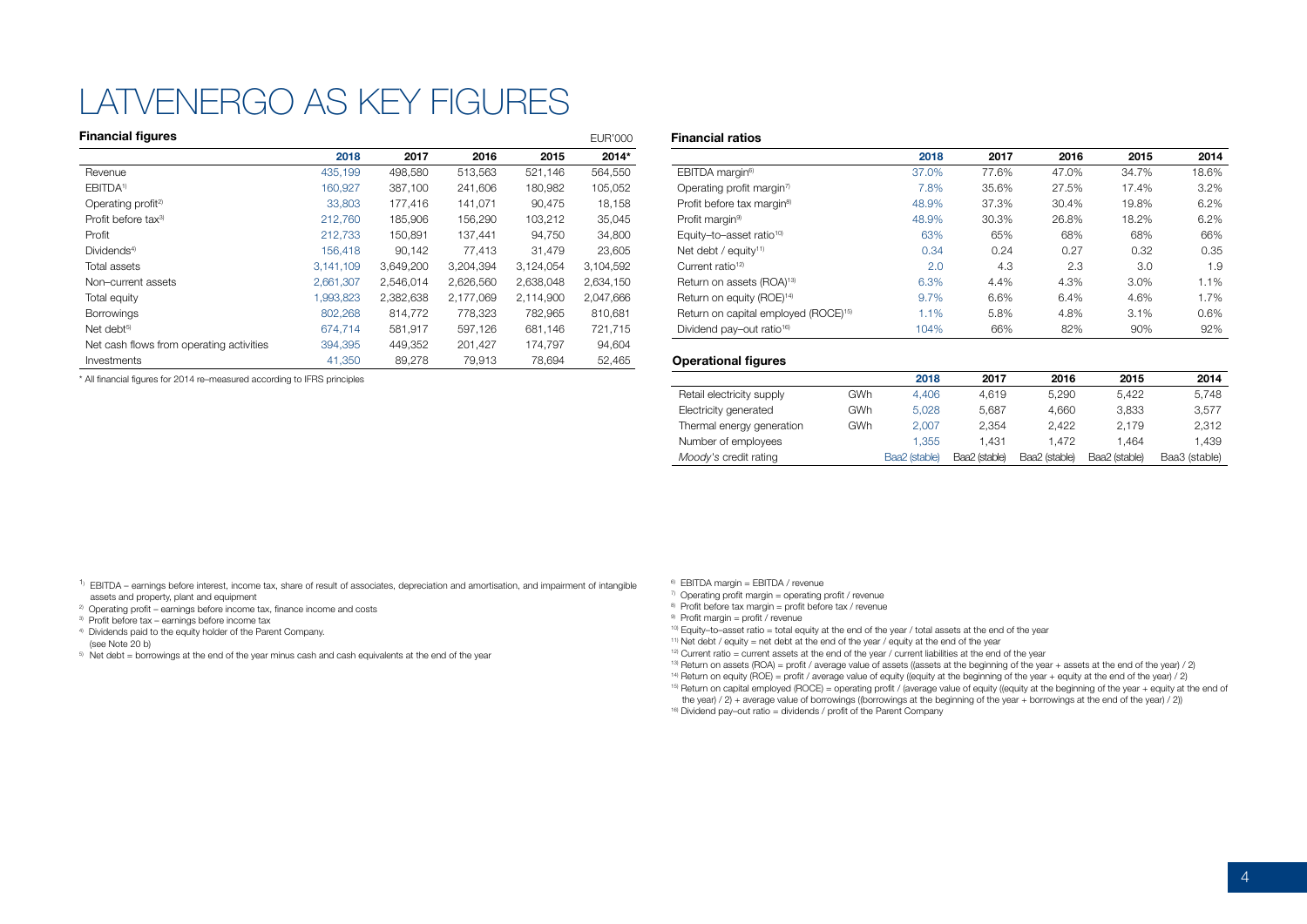# LATVENERGO AS KEY FIGURES

**Financial figures**

EUR'000

| | 2018 | 2017 | 2016 | 2015 | 2014* |
|---|---|---|---|---|---|
| Revenue | 435,199 | 498,580 | 513,563 | 521,146 | 564,550 |
| EBITDA[1] | 160,927 | 387,100 | 241,606 | 180,982 | 105,052 |
| Operating profit[2] | 33,803 | 177,416 | 141,071 | 90,475 | 18,158 |
| Profit before tax[3] | 212,760 | 185,906 | 156,290 | 103,212 | 35,045 |
| Profit | 212,733 | 150,891 | 137,441 | 94,750 | 34,800 |
| Dividends[4] | 156,418 | 90,142 | 77,413 | 31,479 | 23,605 |
| Total assets | 3,141,109 | 3,649,200 | 3,204,394 | 3,124,054 | 3,104,592 |
| Non–current assets | 2,661,307 | 2,546,014 | 2,626,560 | 2,638,048 | 2,634,150 |
| Total equity | 1,993,823 | 2,382,638 | 2,177,069 | 2,114,900 | 2,047,666 |
| Borrowings | 802,268 | 814,772 | 778,323 | 782,965 | 810,681 |
| Net debt[5] | 674,714 | 581,917 | 597,126 | 681,146 | 721,715 |
| Net cash flows from operating activities | 394,395 | 449,352 | 201,427 | 174,797 | 94,604 |
| Investments | 41,350 | 89,278 | 79,913 | 78,694 | 52,465 |

\* All financial figures for 2014 re–measured according to IFRS principles

**Financial ratios**

| | 2018 | 2017 | 2016 | 2015 | 2014 |
|---|---|---|---|---|---|
| EBITDA margin[6] | 37.0% | 77.6% | 47.0% | 34.7% | 18.6% |
| Operating profit margin[7] | 7.8% | 35.6% | 27.5% | 17.4% | 3.2% |
| Profit before tax margin[8] | 48.9% | 37.3% | 30.4% | 19.8% | 6.2% |
| Profit margin[9] | 48.9% | 30.3% | 26.8% | 18.2% | 6.2% |
| Equity–to–asset ratio[10] | 63% | 65% | 68% | 68% | 66% |
| Net debt / equity[11] | 0.34 | 0.24 | 0.27 | 0.32 | 0.35 |
| Current ratio[12] | 2.0 | 4.3 | 2.3 | 3.0 | 1.9 |
| Return on assets (ROA)[13] | 6.3% | 4.4% | 4.3% | 3.0% | 1.1% |
| Return on equity (ROE)[14] | 9.7% | 6.6% | 6.4% | 4.6% | 1.7% |
| Return on capital employed (ROCE)[15] | 1.1% | 5.8% | 4.8% | 3.1% | 0.6% |
| Dividend pay–out ratio[16] | 104% | 66% | 82% | 90% | 92% |

**Operational figures**

| | | 2018 | 2017 | 2016 | 2015 | 2014 |
|---|---|---|---|---|---|---|
| Retail electricity supply | GWh | 4,406 | 4,619 | 5,290 | 5,422 | 5,748 |
| Electricity generated | GWh | 5,028 | 5,687 | 4,660 | 3,833 | 3,577 |
| Thermal energy generation | GWh | 2,007 | 2,354 | 2,422 | 2,179 | 2,312 |
| Number of employees | | 1,355 | 1,431 | 1,472 | 1,464 | 1,439 |
| *Moody's* credit rating | | Baa2 (stable) | Baa2 (stable) | Baa2 (stable) | Baa2 (stable) | Baa3 (stable) |

[1] EBITDA – earnings before interest, income tax, share of result of associates, depreciation and amortisation, and impairment of intangible assets and property, plant and equipment

[2] Operating profit – earnings before income tax, finance income and costs

[3] Profit before tax – earnings before income tax

[4] Dividends paid to the equity holder of the Parent Company. (see Note 20 b)

[5] Net debt = borrowings at the end of the year minus cash and cash equivalents at the end of the year

[6] EBITDA margin = EBITDA / revenue

[7] Operating profit margin = operating profit / revenue

[8] Profit before tax margin = profit before tax / revenue

[9] Profit margin = profit / revenue

[10] Equity–to–asset ratio = total equity at the end of the year / total assets at the end of the year

[11] Net debt / equity = net debt at the end of the year / equity at the end of the year

[12] Current ratio = current assets at the end of the year / current liabilities at the end of the year

[13] Return on assets (ROA) = profit / average value of assets ((assets at the beginning of the year + assets at the end of the year) / 2)

[14] Return on equity (ROE) = profit / average value of equity ((equity at the beginning of the year + equity at the end of the year) / 2)

[15] Return on capital employed (ROCE) = operating profit / (average value of equity ((equity at the beginning of the year + equity at the end of the year) / 2) + average value of borrowings ((borrowings at the beginning of the year + borrowings at the end of the year) / 2))

[16] Dividend pay–out ratio = dividends / profit of the Parent Company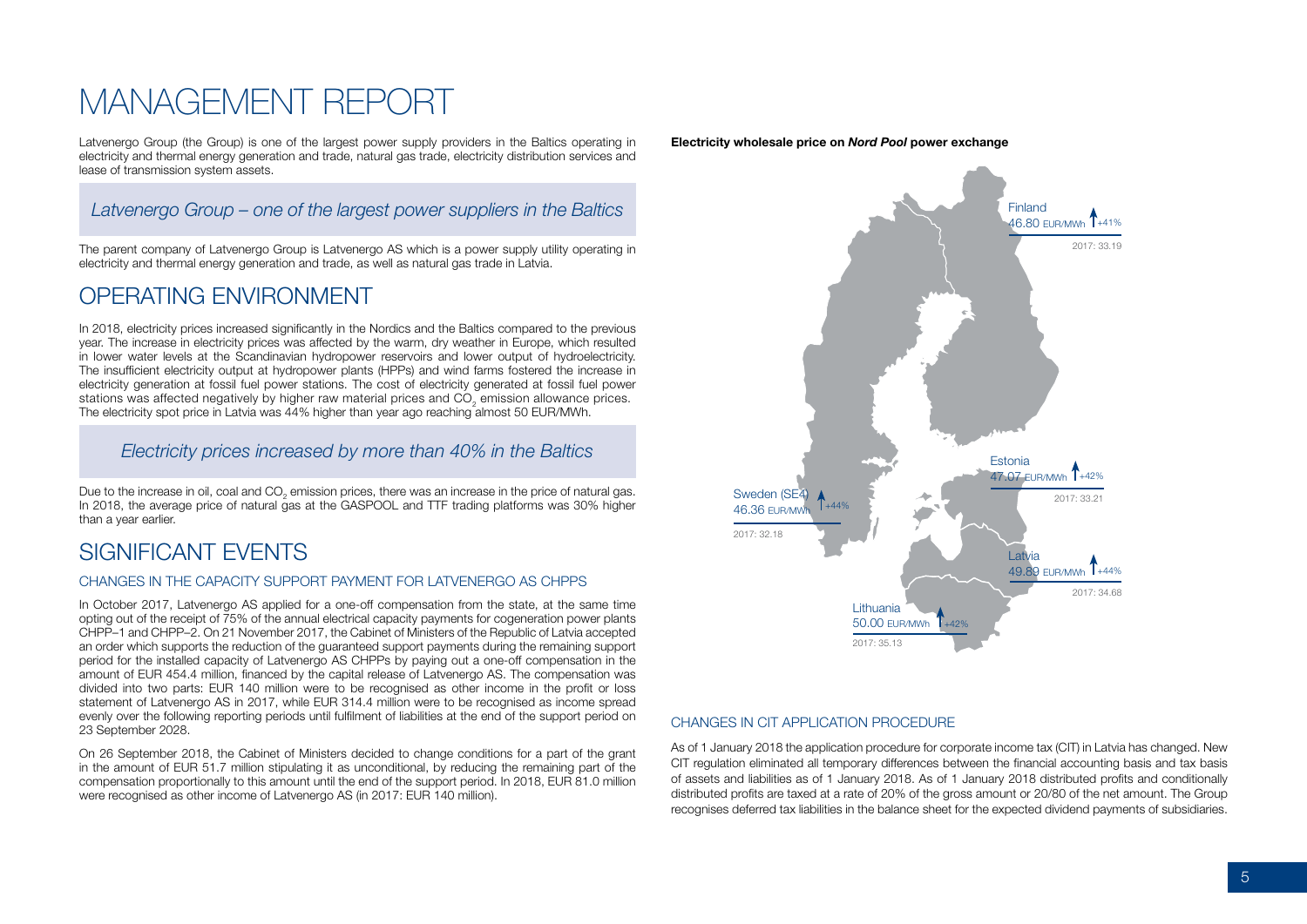# MANAGEMENT REPORT

Latvenergo Group (the Group) is one of the largest power supply providers in the Baltics operating in electricity and thermal energy generation and trade, natural gas trade, electricity distribution services and lease of transmission system assets.

*Latvenergo Group – one of the largest power suppliers in the Baltics*

The parent company of Latvenergo Group is Latvenergo AS which is a power supply utility operating in electricity and thermal energy generation and trade, as well as natural gas trade in Latvia.

## OPERATING ENVIRONMENT

In 2018, electricity prices increased significantly in the Nordics and the Baltics compared to the previous year. The increase in electricity prices was affected by the warm, dry weather in Europe, which resulted in lower water levels at the Scandinavian hydropower reservoirs and lower output of hydroelectricity. The insufficient electricity output at hydropower plants (HPPs) and wind farms fostered the increase in electricity generation at fossil fuel power stations. The cost of electricity generated at fossil fuel power stations was affected negatively by higher raw material prices and $CO_2$ emission allowance prices. The electricity spot price in Latvia was 44% higher than year ago reaching almost 50 EUR/MWh.

*Electricity prices increased by more than 40% in the Baltics*

Due to the increase in oil, coal and $CO_2$ emission prices, there was an increase in the price of natural gas. In 2018, the average price of natural gas at the GASPOOL and TTF trading platforms was 30% higher than a year earlier.

**Electricity wholesale price on *Nord Pool* power exchange**

| Area | 2018 (EUR/MWh) | Change | 2017 |
|---|---|---|---|
| Finland | 46.80 | +41% | 33.19 |
| Sweden (SE4) | 46.36 | +44% | 32.18 |
| Estonia | 47.07 | +42% | 33.21 |
| Latvia | 49.89 | +44% | 34.68 |
| Lithuania | 50.00 | +42% | 35.13 |

## SIGNIFICANT EVENTS

### CHANGES IN THE CAPACITY SUPPORT PAYMENT FOR LATVENERGO AS CHPPS

In October 2017, Latvenergo AS applied for a one-off compensation from the state, at the same time opting out of the receipt of 75% of the annual electrical capacity payments for cogeneration power plants CHPP–1 and CHPP–2. On 21 November 2017, the Cabinet of Ministers of the Republic of Latvia accepted an order which supports the reduction of the guaranteed support payments during the remaining support period for the installed capacity of Latvenergo AS CHPPs by paying out a one-off compensation in the amount of EUR 454.4 million, financed by the capital release of Latvenergo AS. The compensation was divided into two parts: EUR 140 million were to be recognised as other income in the profit or loss statement of Latvenergo AS in 2017, while EUR 314.4 million were to be recognised as income spread evenly over the following reporting periods until fulfilment of liabilities at the end of the support period on 23 September 2028.

On 26 September 2018, the Cabinet of Ministers decided to change conditions for a part of the grant in the amount of EUR 51.7 million stipulating it as unconditional, by reducing the remaining part of the compensation proportionally to this amount until the end of the support period. In 2018, EUR 81.0 million were recognised as other income of Latvenergo AS (in 2017: EUR 140 million).

### CHANGES IN CIT APPLICATION PROCEDURE

As of 1 January 2018 the application procedure for corporate income tax (CIT) in Latvia has changed. New CIT regulation eliminated all temporary differences between the financial accounting basis and tax basis of assets and liabilities as of 1 January 2018. As of 1 January 2018 distributed profits and conditionally distributed profits are taxed at a rate of 20% of the gross amount or 20/80 of the net amount. The Group recognises deferred tax liabilities in the balance sheet for the expected dividend payments of subsidiaries.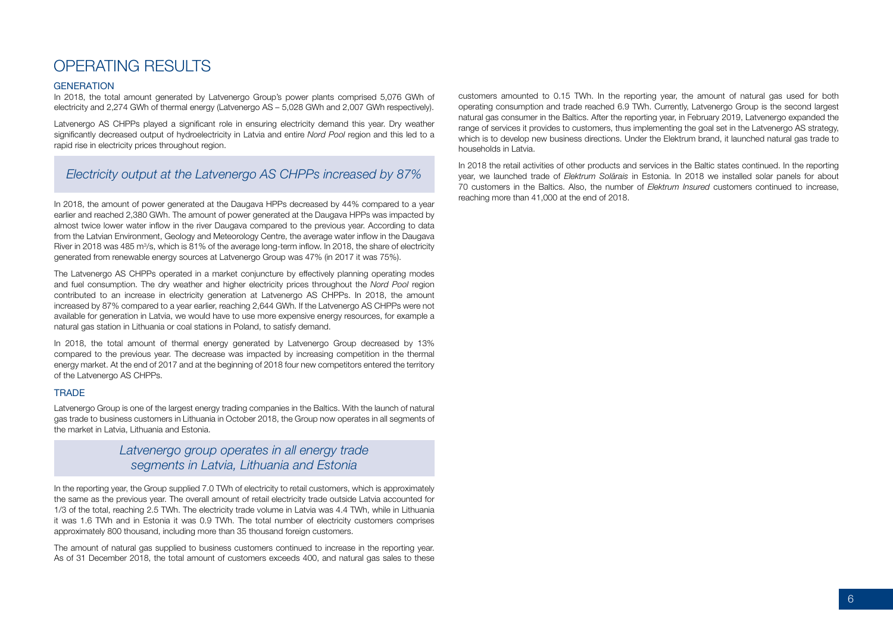# OPERATING RESULTS

## GENERATION

In 2018, the total amount generated by Latvenergo Group's power plants comprised 5,076 GWh of electricity and 2,274 GWh of thermal energy (Latvenergo AS – 5,028 GWh and 2,007 GWh respectively).

Latvenergo AS CHPPs played a significant role in ensuring electricity demand this year. Dry weather significantly decreased output of hydroelectricity in Latvia and entire *Nord Pool* region and this led to a rapid rise in electricity prices throughout region.

> *Electricity output at the Latvenergo AS CHPPs increased by 87%*

In 2018, the amount of power generated at the Daugava HPPs decreased by 44% compared to a year earlier and reached 2,380 GWh. The amount of power generated at the Daugava HPPs was impacted by almost twice lower water inflow in the river Daugava compared to the previous year. According to data from the Latvian Environment, Geology and Meteorology Centre, the average water inflow in the Daugava River in 2018 was 485 m$^3$/s, which is 81% of the average long-term inflow. In 2018, the share of electricity generated from renewable energy sources at Latvenergo Group was 47% (in 2017 it was 75%).

The Latvenergo AS CHPPs operated in a market conjuncture by effectively planning operating modes and fuel consumption. The dry weather and higher electricity prices throughout the *Nord Pool* region contributed to an increase in electricity generation at Latvenergo AS CHPPs. In 2018, the amount increased by 87% compared to a year earlier, reaching 2,644 GWh. If the Latvenergo AS CHPPs were not available for generation in Latvia, we would have to use more expensive energy resources, for example a natural gas station in Lithuania or coal stations in Poland, to satisfy demand.

In 2018, the total amount of thermal energy generated by Latvenergo Group decreased by 13% compared to the previous year. The decrease was impacted by increasing competition in the thermal energy market. At the end of 2017 and at the beginning of 2018 four new competitors entered the territory of the Latvenergo AS CHPPs.

## TRADE

Latvenergo Group is one of the largest energy trading companies in the Baltics. With the launch of natural gas trade to business customers in Lithuania in October 2018, the Group now operates in all segments of the market in Latvia, Lithuania and Estonia.

> *Latvenergo group operates in all energy trade segments in Latvia, Lithuania and Estonia*

In the reporting year, the Group supplied 7.0 TWh of electricity to retail customers, which is approximately the same as the previous year. The overall amount of retail electricity trade outside Latvia accounted for 1/3 of the total, reaching 2.5 TWh. The electricity trade volume in Latvia was 4.4 TWh, while in Lithuania it was 1.6 TWh and in Estonia it was 0.9 TWh. The total number of electricity customers comprises approximately 800 thousand, including more than 35 thousand foreign customers.

The amount of natural gas supplied to business customers continued to increase in the reporting year. As of 31 December 2018, the total amount of customers exceeds 400, and natural gas sales to these customers amounted to 0.15 TWh. In the reporting year, the amount of natural gas used for both operating consumption and trade reached 6.9 TWh. Currently, Latvenergo Group is the second largest natural gas consumer in the Baltics. After the reporting year, in February 2019, Latvenergo expanded the range of services it provides to customers, thus implementing the goal set in the Latvenergo AS strategy, which is to develop new business directions. Under the Elektrum brand, it launched natural gas trade to households in Latvia.

In 2018 the retail activities of other products and services in the Baltic states continued. In the reporting year, we launched trade of *Elektrum Solārais* in Estonia. In 2018 we installed solar panels for about 70 customers in the Baltics. Also, the number of *Elektrum Insured* customers continued to increase, reaching more than 41,000 at the end of 2018.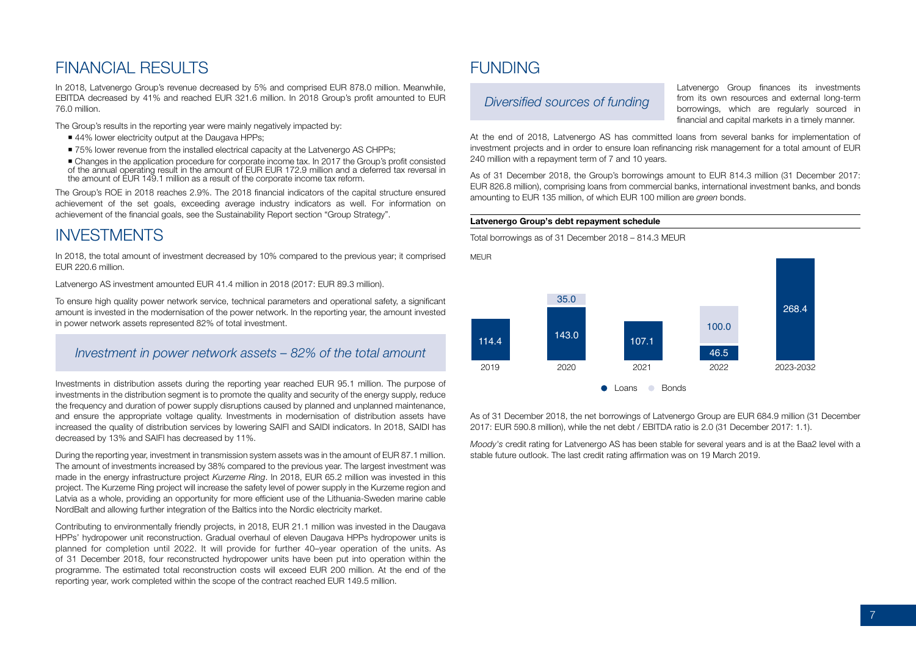# FINANCIAL RESULTS

In 2018, Latvenergo Group's revenue decreased by 5% and comprised EUR 878.0 million. Meanwhile, EBITDA decreased by 41% and reached EUR 321.6 million. In 2018 Group's profit amounted to EUR 76.0 million.

The Group's results in the reporting year were mainly negatively impacted by:

- 44% lower electricity output at the Daugava HPPs;
- 75% lower revenue from the installed electrical capacity at the Latvenergo AS CHPPs;
- Changes in the application procedure for corporate income tax. In 2017 the Group's profit consisted of the annual operating result in the amount of EUR EUR 172.9 million and a deferred tax reversal in the amount of EUR 149.1 million as a result of the corporate income tax reform.

The Group's ROE in 2018 reaches 2.9%. The 2018 financial indicators of the capital structure ensured achievement of the set goals, exceeding average industry indicators as well. For information on achievement of the financial goals, see the Sustainability Report section "Group Strategy".

# INVESTMENTS

In 2018, the total amount of investment decreased by 10% compared to the previous year; it comprised EUR 220.6 million.

Latvenergo AS investment amounted EUR 41.4 million in 2018 (2017: EUR 89.3 million).

To ensure high quality power network service, technical parameters and operational safety, a significant amount is invested in the modernisation of the power network. In the reporting year, the amount invested in power network assets represented 82% of total investment.

*Investment in power network assets – 82% of the total amount*

Investments in distribution assets during the reporting year reached EUR 95.1 million. The purpose of investments in the distribution segment is to promote the quality and security of the energy supply, reduce the frequency and duration of power supply disruptions caused by planned and unplanned maintenance, and ensure the appropriate voltage quality. Investments in modernisation of distribution assets have increased the quality of distribution services by lowering SAIFI and SAIDI indicators. In 2018, SAIDI has decreased by 13% and SAIFI has decreased by 11%.

During the reporting year, investment in transmission system assets was in the amount of EUR 87.1 million. The amount of investments increased by 38% compared to the previous year. The largest investment was made in the energy infrastructure project *Kurzeme Ring*. In 2018, EUR 65.2 million was invested in this project. The Kurzeme Ring project will increase the safety level of power supply in the Kurzeme region and Latvia as a whole, providing an opportunity for more efficient use of the Lithuania-Sweden marine cable NordBalt and allowing further integration of the Baltics into the Nordic electricity market.

Contributing to environmentally friendly projects, in 2018, EUR 21.1 million was invested in the Daugava HPPs' hydropower unit reconstruction. Gradual overhaul of eleven Daugava HPPs hydropower units is planned for completion until 2022. It will provide for further 40–year operation of the units. As of 31 December 2018, four reconstructed hydropower units have been put into operation within the programme. The estimated total reconstruction costs will exceed EUR 200 million. At the end of the reporting year, work completed within the scope of the contract reached EUR 149.5 million.

# FUNDING

*Diversified sources of funding*

Latvenergo Group finances its investments from its own resources and external long-term borrowings, which are regularly sourced in financial and capital markets in a timely manner.

At the end of 2018, Latvenergo AS has committed loans from several banks for implementation of investment projects and in order to ensure loan refinancing risk management for a total amount of EUR 240 million with a repayment term of 7 and 10 years.

As of 31 December 2018, the Group's borrowings amount to EUR 814.3 million (31 December 2017: EUR 826.8 million), comprising loans from commercial banks, international investment banks, and bonds amounting to EUR 135 million, of which EUR 100 million are *green* bonds.

**Latvenergo Group's debt repayment schedule**

Total borrowings as of 31 December 2018 – 814.3 MEUR

MEUR

| | 2019 | 2020 | 2021 | 2022 | 2023-2032 |
|---|---|---|---|---|---|
| Loans | 114.4 | 143.0 | 107.1 | 46.5 | 268.4 |
| Bonds | | 35.0 | | 100.0 | |

As of 31 December 2018, the net borrowings of Latvenergo Group are EUR 684.9 million (31 December 2017: EUR 590.8 million), while the net debt / EBITDA ratio is 2.0 (31 December 2017: 1.1).

*Moody's* credit rating for Latvenergo AS has been stable for several years and is at the Baa2 level with a stable future outlook. The last credit rating affirmation was on 19 March 2019.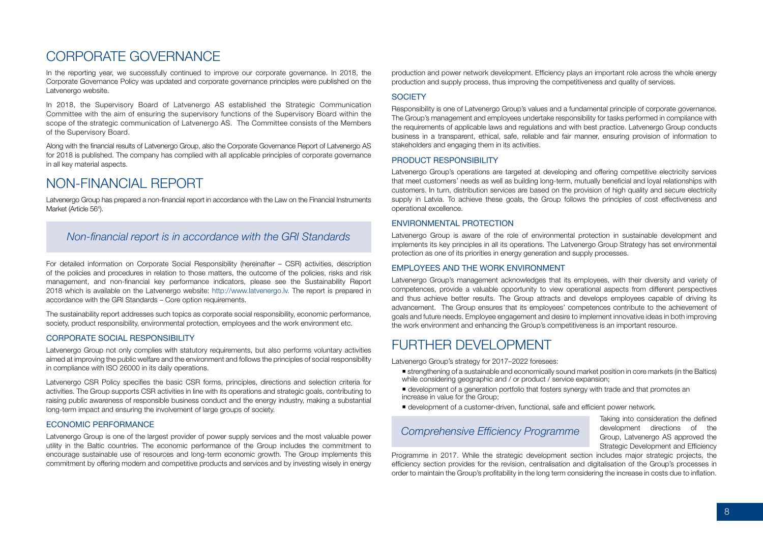# CORPORATE GOVERNANCE

In the reporting year, we successfully continued to improve our corporate governance. In 2018, the Corporate Governance Policy was updated and corporate governance principles were published on the Latvenergo website.

In 2018, the Supervisory Board of Latvenergo AS established the Strategic Communication Committee with the aim of ensuring the supervisory functions of the Supervisory Board within the scope of the strategic communication of Latvenergo AS. The Committee consists of the Members of the Supervisory Board.

Along with the financial results of Latvenergo Group, also the Corporate Governance Report of Latvenergo AS for 2018 is published. The company has complied with all applicable principles of corporate governance in all key material aspects.

# NON-FINANCIAL REPORT

Latvenergo Group has prepared a non-financial report in accordance with the Law on the Financial Instruments Market (Article 56[4]).

*Non-financial report is in accordance with the GRI Standards*

For detailed information on Corporate Social Responsibility (hereinafter – CSR) activities, description of the policies and procedures in relation to those matters, the outcome of the policies, risks and risk management, and non-financial key performance indicators, please see the Sustainability Report 2018 which is available on the Latvenergo website: http://www.latvenergo.lv. The report is prepared in accordance with the GRI Standards – Core option requirements.

The sustainability report addresses such topics as corporate social responsibility, economic performance, society, product responsibility, environmental protection, employees and the work environment etc.

### CORPORATE SOCIAL RESPONSIBILITY

Latvenergo Group not only complies with statutory requirements, but also performs voluntary activities aimed at improving the public welfare and the environment and follows the principles of social responsibility in compliance with ISO 26000 in its daily operations.

Latvenergo CSR Policy specifies the basic CSR forms, principles, directions and selection criteria for activities. The Group supports CSR activities in line with its operations and strategic goals, contributing to raising public awareness of responsible business conduct and the energy industry, making a substantial long-term impact and ensuring the involvement of large groups of society.

### ECONOMIC PERFORMANCE

Latvenergo Group is one of the largest provider of power supply services and the most valuable power utility in the Baltic countries. The economic performance of the Group includes the commitment to encourage sustainable use of resources and long-term economic growth. The Group implements this commitment by offering modern and competitive products and services and by investing wisely in energy production and power network development. Efficiency plays an important role across the whole energy production and supply process, thus improving the competitiveness and quality of services.

### SOCIETY

Responsibility is one of Latvenergo Group's values and a fundamental principle of corporate governance. The Group's management and employees undertake responsibility for tasks performed in compliance with the requirements of applicable laws and regulations and with best practice. Latvenergo Group conducts business in a transparent, ethical, safe, reliable and fair manner, ensuring provision of information to stakeholders and engaging them in its activities.

### PRODUCT RESPONSIBILITY

Latvenergo Group's operations are targeted at developing and offering competitive electricity services that meet customers' needs as well as building long-term, mutually beneficial and loyal relationships with customers. In turn, distribution services are based on the provision of high quality and secure electricity supply in Latvia. To achieve these goals, the Group follows the principles of cost effectiveness and operational excellence.

### ENVIRONMENTAL PROTECTION

Latvenergo Group is aware of the role of environmental protection in sustainable development and implements its key principles in all its operations. The Latvenergo Group Strategy has set environmental protection as one of its priorities in energy generation and supply processes.

### EMPLOYEES AND THE WORK ENVIRONMENT

Latvenergo Group's management acknowledges that its employees, with their diversity and variety of competences, provide a valuable opportunity to view operational aspects from different perspectives and thus achieve better results. The Group attracts and develops employees capable of driving its advancement. The Group ensures that its employees' competences contribute to the achievement of goals and future needs. Employee engagement and desire to implement innovative ideas in both improving the work environment and enhancing the Group's competitiveness is an important resource.

# FURTHER DEVELOPMENT

Latvenergo Group's strategy for 2017–2022 foresees:

- strengthening of a sustainable and economically sound market position in core markets (in the Baltics) while considering geographic and / or product / service expansion;
- development of a generation portfolio that fosters synergy with trade and that promotes an increase in value for the Group;
- development of a customer-driven, functional, safe and efficient power network.

*Comprehensive Efficiency Programme*

Taking into consideration the defined development directions of the Group, Latvenergo AS approved the Strategic Development and Efficiency Programme in 2017. While the strategic development section includes major strategic projects, the efficiency section provides for the revision, centralisation and digitalisation of the Group's processes in order to maintain the Group's profitability in the long term considering the increase in costs due to inflation.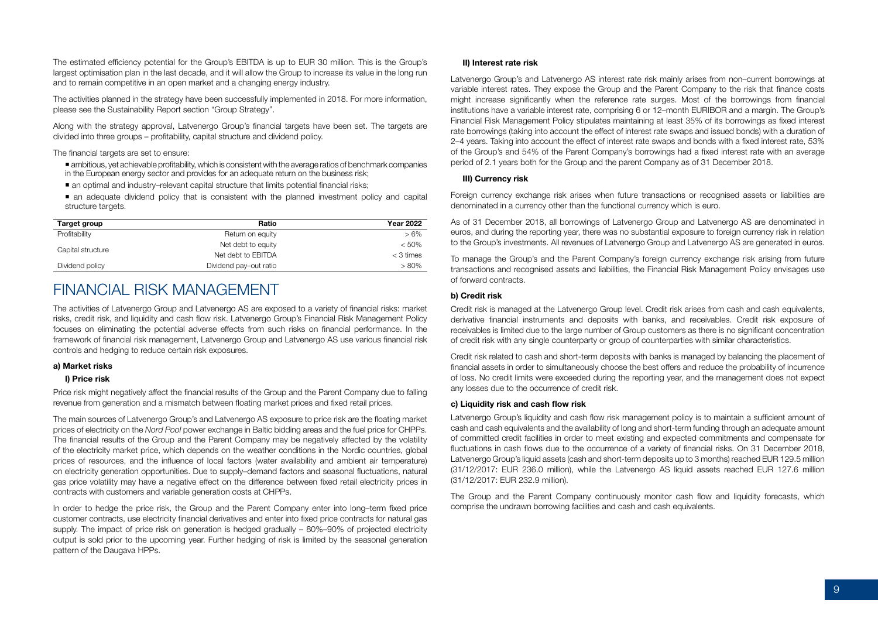The estimated efficiency potential for the Group's EBITDA is up to EUR 30 million. This is the Group's largest optimisation plan in the last decade, and it will allow the Group to increase its value in the long run and to remain competitive in an open market and a changing energy industry.

The activities planned in the strategy have been successfully implemented in 2018. For more information, please see the Sustainability Report section "Group Strategy".

Along with the strategy approval, Latvenergo Group's financial targets have been set. The targets are divided into three groups – profitability, capital structure and dividend policy.

The financial targets are set to ensure:

- ambitious, yet achievable profitability, which is consistent with the average ratios of benchmark companies in the European energy sector and provides for an adequate return on the business risk;
- an optimal and industry–relevant capital structure that limits potential financial risks;
- an adequate dividend policy that is consistent with the planned investment policy and capital structure targets.

| Target group | Ratio | Year 2022 |
|---|---|---|
| Profitability | Return on equity | > 6% |
| Capital structure | Net debt to equity | < 50% |
| | Net debt to EBITDA | < 3 times |
| Dividend policy | Dividend pay–out ratio | > 80% |

# FINANCIAL RISK MANAGEMENT

The activities of Latvenergo Group and Latvenergo AS are exposed to a variety of financial risks: market risks, credit risk, and liquidity and cash flow risk. Latvenergo Group's Financial Risk Management Policy focuses on eliminating the potential adverse effects from such risks on financial performance. In the framework of financial risk management, Latvenergo Group and Latvenergo AS use various financial risk controls and hedging to reduce certain risk exposures.

**a) Market risks**

**I) Price risk**

Price risk might negatively affect the financial results of the Group and the Parent Company due to falling revenue from generation and a mismatch between floating market prices and fixed retail prices.

The main sources of Latvenergo Group's and Latvenergo AS exposure to price risk are the floating market prices of electricity on the *Nord Pool* power exchange in Baltic bidding areas and the fuel price for CHPPs. The financial results of the Group and the Parent Company may be negatively affected by the volatility of the electricity market price, which depends on the weather conditions in the Nordic countries, global prices of resources, and the influence of local factors (water availability and ambient air temperature) on electricity generation opportunities. Due to supply–demand factors and seasonal fluctuations, natural gas price volatility may have a negative effect on the difference between fixed retail electricity prices in contracts with customers and variable generation costs at CHPPs.

In order to hedge the price risk, the Group and the Parent Company enter into long–term fixed price customer contracts, use electricity financial derivatives and enter into fixed price contracts for natural gas supply. The impact of price risk on generation is hedged gradually – 80%–90% of projected electricity output is sold prior to the upcoming year. Further hedging of risk is limited by the seasonal generation pattern of the Daugava HPPs.

**II) Interest rate risk**

Latvenergo Group's and Latvenergo AS interest rate risk mainly arises from non–current borrowings at variable interest rates. They expose the Group and the Parent Company to the risk that finance costs might increase significantly when the reference rate surges. Most of the borrowings from financial institutions have a variable interest rate, comprising 6 or 12–month EURIBOR and a margin. The Group's Financial Risk Management Policy stipulates maintaining at least 35% of its borrowings as fixed interest rate borrowings (taking into account the effect of interest rate swaps and issued bonds) with a duration of 2–4 years. Taking into account the effect of interest rate swaps and bonds with a fixed interest rate, 53% of the Group's and 54% of the Parent Company's borrowings had a fixed interest rate with an average period of 2.1 years both for the Group and the parent Company as of 31 December 2018.

**III) Currency risk**

Foreign currency exchange risk arises when future transactions or recognised assets or liabilities are denominated in a currency other than the functional currency which is euro.

As of 31 December 2018, all borrowings of Latvenergo Group and Latvenergo AS are denominated in euros, and during the reporting year, there was no substantial exposure to foreign currency risk in relation to the Group's investments. All revenues of Latvenergo Group and Latvenergo AS are generated in euros.

To manage the Group's and the Parent Company's foreign currency exchange risk arising from future transactions and recognised assets and liabilities, the Financial Risk Management Policy envisages use of forward contracts.

**b) Credit risk**

Credit risk is managed at the Latvenergo Group level. Credit risk arises from cash and cash equivalents, derivative financial instruments and deposits with banks, and receivables. Credit risk exposure of receivables is limited due to the large number of Group customers as there is no significant concentration of credit risk with any single counterparty or group of counterparties with similar characteristics.

Credit risk related to cash and short-term deposits with banks is managed by balancing the placement of financial assets in order to simultaneously choose the best offers and reduce the probability of incurrence of loss. No credit limits were exceeded during the reporting year, and the management does not expect any losses due to the occurrence of credit risk.

**c) Liquidity risk and cash flow risk**

Latvenergo Group's liquidity and cash flow risk management policy is to maintain a sufficient amount of cash and cash equivalents and the availability of long and short-term funding through an adequate amount of committed credit facilities in order to meet existing and expected commitments and compensate for fluctuations in cash flows due to the occurrence of a variety of financial risks. On 31 December 2018, Latvenergo Group's liquid assets (cash and short-term deposits up to 3 months) reached EUR 129.5 million (31/12/2017: EUR 236.0 million), while the Latvenergo AS liquid assets reached EUR 127.6 million (31/12/2017: EUR 232.9 million).

The Group and the Parent Company continuously monitor cash flow and liquidity forecasts, which comprise the undrawn borrowing facilities and cash and cash equivalents.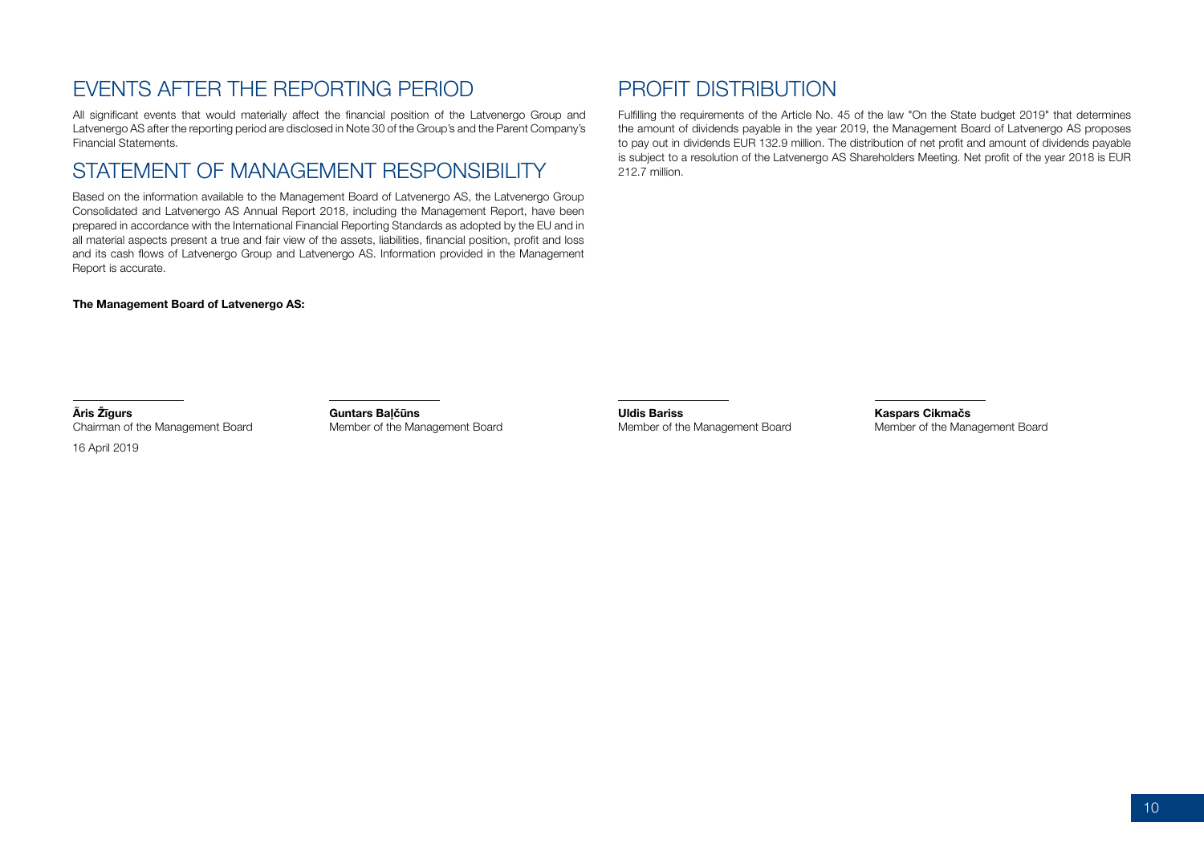## EVENTS AFTER THE REPORTING PERIOD

All significant events that would materially affect the financial position of the Latvenergo Group and Latvenergo AS after the reporting period are disclosed in Note 30 of the Group's and the Parent Company's Financial Statements.

## STATEMENT OF MANAGEMENT RESPONSIBILITY

Based on the information available to the Management Board of Latvenergo AS, the Latvenergo Group Consolidated and Latvenergo AS Annual Report 2018, including the Management Report, have been prepared in accordance with the International Financial Reporting Standards as adopted by the EU and in all material aspects present a true and fair view of the assets, liabilities, financial position, profit and loss and its cash flows of Latvenergo Group and Latvenergo AS. Information provided in the Management Report is accurate.

**The Management Board of Latvenergo AS:**

**Āris Žīgurs**
Chairman of the Management Board

16 April 2019

**Guntars Baļčūns**
Member of the Management Board

**Uldis Bariss**
Member of the Management Board

**Kaspars Cikmačs**
Member of the Management Board

## PROFIT DISTRIBUTION

Fulfilling the requirements of the Article No. 45 of the law "On the State budget 2019" that determines the amount of dividends payable in the year 2019, the Management Board of Latvenergo AS proposes to pay out in dividends EUR 132.9 million. The distribution of net profit and amount of dividends payable is subject to a resolution of the Latvenergo AS Shareholders Meeting. Net profit of the year 2018 is EUR 212.7 million.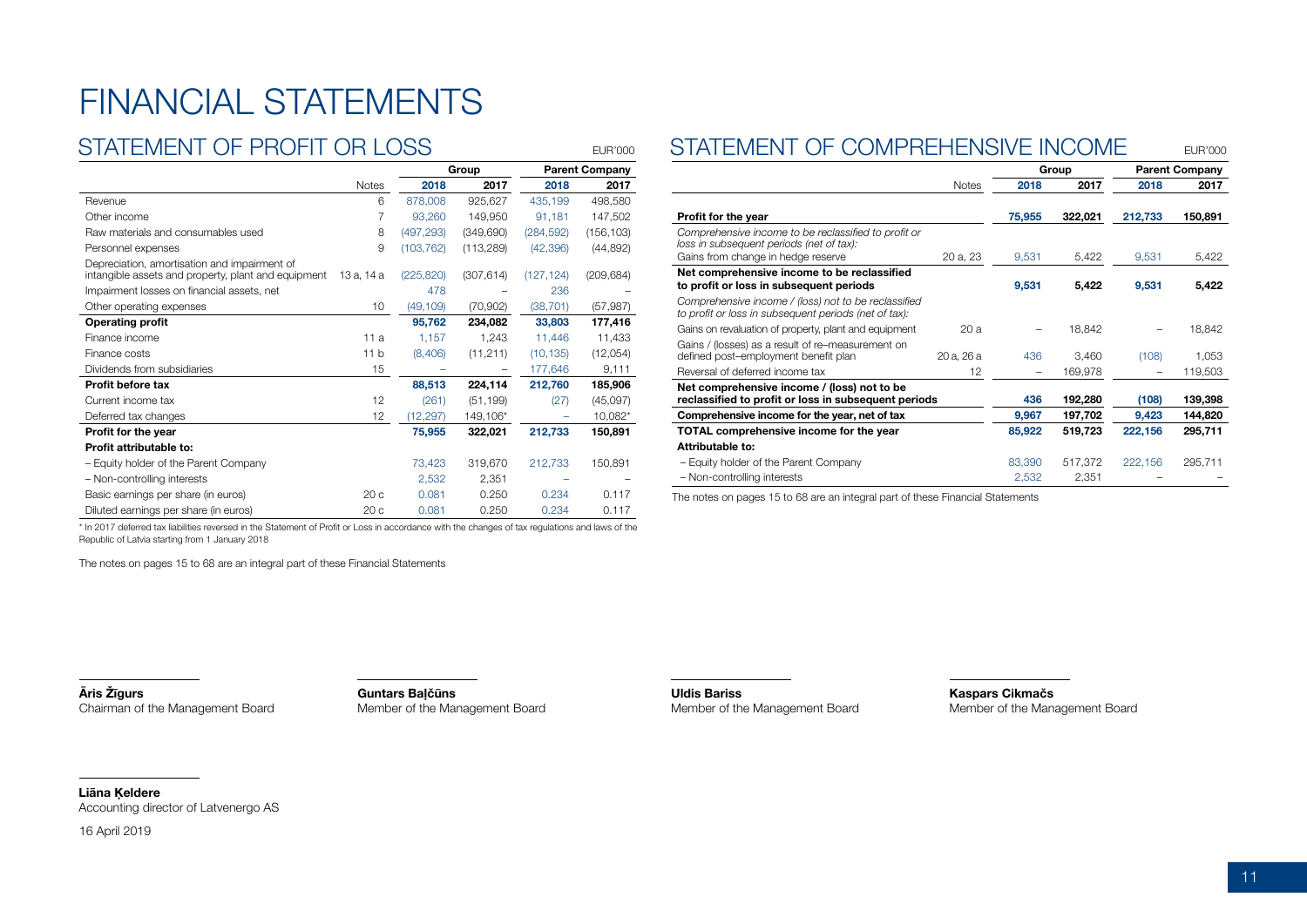# FINANCIAL STATEMENTS

## STATEMENT OF PROFIT OR LOSS

EUR'000

| | Notes | Group | | Parent Company | |
|---|---|---|---|---|---|
| | | 2018 | 2017 | 2018 | 2017 |
| Revenue | 6 | 878,008 | 925,627 | 435,199 | 498,580 |
| Other income | 7 | 93,260 | 149,950 | 91,181 | 147,502 |
| Raw materials and consumables used | 8 | (497,293) | (349,690) | (284,592) | (156,103) |
| Personnel expenses | 9 | (103,762) | (113,289) | (42,396) | (44,892) |
| Depreciation, amortisation and impairment of intangible assets and property, plant and equipment | 13 a, 14 a | (225,820) | (307,614) | (127,124) | (209,684) |
| Impairment losses on financial assets, net | | 478 | – | 236 | – |
| Other operating expenses | 10 | (49,109) | (70,902) | (38,701) | (57,987) |
| **Operating profit** | | **95,762** | **234,082** | **33,803** | **177,416** |
| Finance income | 11 a | 1,157 | 1,243 | 11,446 | 11,433 |
| Finance costs | 11 b | (8,406) | (11,211) | (10,135) | (12,054) |
| Dividends from subsidiaries | 15 | – | – | 177,646 | 9,111 |
| **Profit before tax** | | **88,513** | **224,114** | **212,760** | **185,906** |
| Current income tax | 12 | (261) | (51,199) | (27) | (45,097) |
| Deferred tax changes | 12 | (12,297) | 149,106* | – | 10,082* |
| **Profit for the year** | | **75,955** | **322,021** | **212,733** | **150,891** |
| **Profit attributable to:** | | | | | |
| – Equity holder of the Parent Company | | 73,423 | 319,670 | 212,733 | 150,891 |
| – Non-controlling interests | | 2,532 | 2,351 | – | – |
| Basic earnings per share (in euros) | 20 c | 0.081 | 0.250 | 0.234 | 0.117 |
| Diluted earnings per share (in euros) | 20 c | 0.081 | 0.250 | 0.234 | 0.117 |

\* In 2017 deferred tax liabilities reversed in the Statement of Profit or Loss in accordance with the changes of tax regulations and laws of the Republic of Latvia starting from 1 January 2018

The notes on pages 15 to 68 are an integral part of these Financial Statements

## STATEMENT OF COMPREHENSIVE INCOME

EUR'000

| | Notes | Group | | Parent Company | |
|---|---|---|---|---|---|
| | | 2018 | 2017 | 2018 | 2017 |
| **Profit for the year** | | **75,955** | **322,021** | **212,733** | **150,891** |
| *Comprehensive income to be reclassified to profit or loss in subsequent periods (net of tax):* | | | | | |
| Gains from change in hedge reserve | 20 a, 23 | 9,531 | 5,422 | 9,531 | 5,422 |
| **Net comprehensive income to be reclassified to profit or loss in subsequent periods** | | **9,531** | **5,422** | **9,531** | **5,422** |
| *Comprehensive income / (loss) not to be reclassified to profit or loss in subsequent periods (net of tax):* | | | | | |
| Gains on revaluation of property, plant and equipment | 20 a | – | 18,842 | – | 18,842 |
| Gains / (losses) as a result of re–measurement on defined post–employment benefit plan | 20 a, 26 a | 436 | 3,460 | (108) | 1,053 |
| Reversal of deferred income tax | 12 | – | 169,978 | – | 119,503 |
| **Net comprehensive income / (loss) not to be reclassified to profit or loss in subsequent periods** | | **436** | **192,280** | **(108)** | **139,398** |
| **Comprehensive income for the year, net of tax** | | **9,967** | **197,702** | **9,423** | **144,820** |
| **TOTAL comprehensive income for the year** | | **85,922** | **519,723** | **222,156** | **295,711** |
| **Attributable to:** | | | | | |
| – Equity holder of the Parent Company | | 83,390 | 517,372 | 222,156 | 295,711 |
| – Non-controlling interests | | 2,532 | 2,351 | – | – |

The notes on pages 15 to 68 are an integral part of these Financial Statements

**Āris Žīgurs**
Chairman of the Management Board

**Guntars Baļčūns**
Member of the Management Board

**Uldis Bariss**
Member of the Management Board

**Kaspars Cikmačs**
Member of the Management Board

**Liāna Ķeldere**
Accounting director of Latvenergo AS

16 April 2019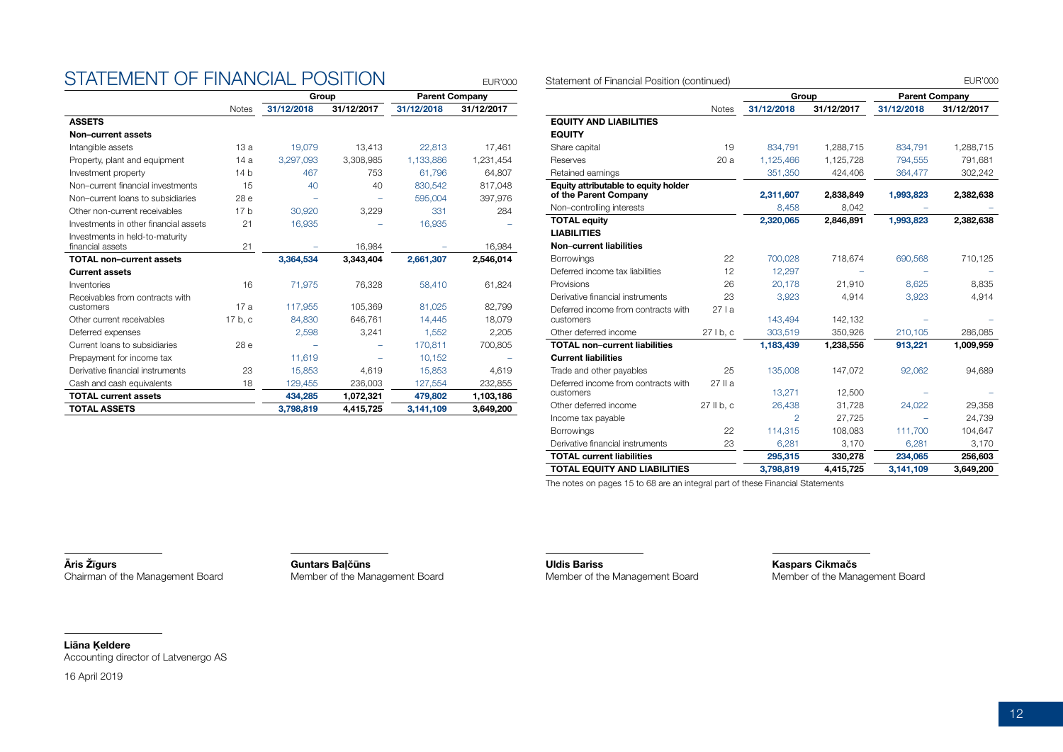# STATEMENT OF FINANCIAL POSITION

EUR'000

| | Notes | Group | | Parent Company | |
|---|---|---|---|---|---|
| | | 31/12/2018 | 31/12/2017 | 31/12/2018 | 31/12/2017 |
| **ASSETS** | | | | | |
| **Non–current assets** | | | | | |
| Intangible assets | 13 a | 19,079 | 13,413 | 22,813 | 17,461 |
| Property, plant and equipment | 14 a | 3,297,093 | 3,308,985 | 1,133,886 | 1,231,454 |
| Investment property | 14 b | 467 | 753 | 61,796 | 64,807 |
| Non–current financial investments | 15 | 40 | 40 | 830,542 | 817,048 |
| Non–current loans to subsidiaries | 28 e | – | – | 595,004 | 397,976 |
| Other non-current receivables | 17 b | 30,920 | 3,229 | 331 | 284 |
| Investments in other financial assets | 21 | 16,935 | – | 16,935 | – |
| Investments in held-to-maturity financial assets | 21 | – | 16,984 | – | 16,984 |
| **TOTAL non–current assets** | | **3,364,534** | **3,343,404** | **2,661,307** | **2,546,014** |
| **Current assets** | | | | | |
| Inventories | 16 | 71,975 | 76,328 | 58,410 | 61,824 |
| Receivables from contracts with customers | 17 a | 117,955 | 105,369 | 81,025 | 82,799 |
| Other current receivables | 17 b, c | 84,830 | 646,761 | 14,445 | 18,079 |
| Deferred expenses | | 2,598 | 3,241 | 1,552 | 2,205 |
| Current loans to subsidiaries | 28 e | – | – | 170,811 | 700,805 |
| Prepayment for income tax | | 11,619 | – | 10,152 | – |
| Derivative financial instruments | 23 | 15,853 | 4,619 | 15,853 | 4,619 |
| Cash and cash equivalents | 18 | 129,455 | 236,003 | 127,554 | 232,855 |
| **TOTAL current assets** | | **434,285** | **1,072,321** | **479,802** | **1,103,186** |
| **TOTAL ASSETS** | | **3,798,819** | **4,415,725** | **3,141,109** | **3,649,200** |

Statement of Financial Position (continued)

EUR'000

| | Notes | Group | | Parent Company | |
|---|---|---|---|---|---|
| | | 31/12/2018 | 31/12/2017 | 31/12/2018 | 31/12/2017 |
| **EQUITY AND LIABILITIES** | | | | | |
| **EQUITY** | | | | | |
| Share capital | 19 | 834,791 | 1,288,715 | 834,791 | 1,288,715 |
| Reserves | 20 a | 1,125,466 | 1,125,728 | 794,555 | 791,681 |
| Retained earnings | | 351,350 | 424,406 | 364,477 | 302,242 |
| **Equity attributable to equity holder of the Parent Company** | | **2,311,607** | **2,838,849** | **1,993,823** | **2,382,638** |
| Non–controlling interests | | 8,458 | 8,042 | – | – |
| **TOTAL equity** | | **2,320,065** | **2,846,891** | **1,993,823** | **2,382,638** |
| **LIABILITIES** | | | | | |
| **Non–current liabilities** | | | | | |
| Borrowings | 22 | 700,028 | 718,674 | 690,568 | 710,125 |
| Deferred income tax liabilities | 12 | 12,297 | – | – | – |
| Provisions | 26 | 20,178 | 21,910 | 8,625 | 8,835 |
| Derivative financial instruments | 23 | 3,923 | 4,914 | 3,923 | 4,914 |
| Deferred income from contracts with customers | 27 I a | 143,494 | 142,132 | – | – |
| Other deferred income | 27 I b, c | 303,519 | 350,926 | 210,105 | 286,085 |
| **TOTAL non–current liabilities** | | **1,183,439** | **1,238,556** | **913,221** | **1,009,959** |
| **Current liabilities** | | | | | |
| Trade and other payables | 25 | 135,008 | 147,072 | 92,062 | 94,689 |
| Deferred income from contracts with customers | 27 II a | 13,271 | 12,500 | – | – |
| Other deferred income | 27 II b, c | 26,438 | 31,728 | 24,022 | 29,358 |
| Income tax payable | | 2 | 27,725 | – | 24,739 |
| Borrowings | 22 | 114,315 | 108,083 | 111,700 | 104,647 |
| Derivative financial instruments | 23 | 6,281 | 3,170 | 6,281 | 3,170 |
| **TOTAL current liabilities** | | **295,315** | **330,278** | **234,065** | **256,603** |
| **TOTAL EQUITY AND LIABILITIES** | | **3,798,819** | **4,415,725** | **3,141,109** | **3,649,200** |

The notes on pages 15 to 68 are an integral part of these Financial Statements

**Āris Žīgurs**
Chairman of the Management Board

**Guntars Baļčūns**
Member of the Management Board

**Uldis Bariss**
Member of the Management Board

**Kaspars Cikmačs**
Member of the Management Board

**Liāna Ķeldere**
Accounting director of Latvenergo AS

16 April 2019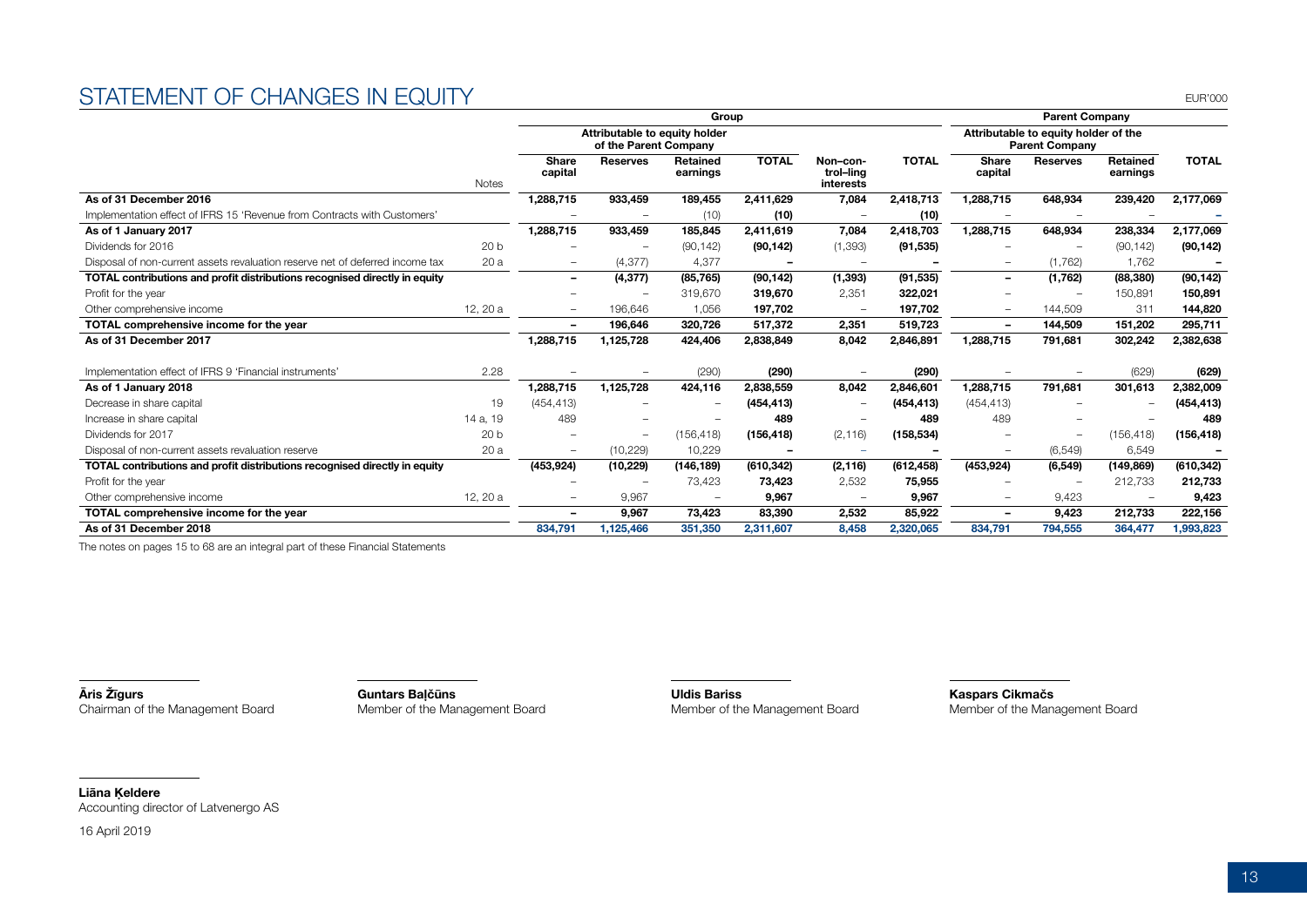# STATEMENT OF CHANGES IN EQUITY

EUR'000

| | | Group | | | | | | Parent Company | | | |
|---|---|---|---|---|---|---|---|---|---|---|---|
| | | Attributable to equity holder of the Parent Company | | | | | | Attributable to equity holder of the Parent Company | | | |
| | Notes | Share capital | Reserves | Retained earnings | TOTAL | Non–con-trol–ling interests | TOTAL | Share capital | Reserves | Retained earnings | TOTAL |
| **As of 31 December 2016** | | **1,288,715** | **933,459** | **189,455** | **2,411,629** | **7,084** | **2,418,713** | **1,288,715** | **648,934** | **239,420** | **2,177,069** |
| Implementation effect of IFRS 15 'Revenue from Contracts with Customers' | | – | – | (10) | **(10)** | – | **(10)** | – | – | – | **–** |
| **As of 1 January 2017** | | **1,288,715** | **933,459** | **185,845** | **2,411,619** | **7,084** | **2,418,703** | **1,288,715** | **648,934** | **238,334** | **2,177,069** |
| Dividends for 2016 | 20 b | – | – | (90,142) | **(90,142)** | (1,393) | **(91,535)** | – | – | (90,142) | **(90,142)** |
| Disposal of non-current assets revaluation reserve net of deferred income tax | 20 a | – | (4,377) | 4,377 | **–** | – | **–** | – | (1,762) | 1,762 | **–** |
| **TOTAL contributions and profit distributions recognised directly in equity** | | **–** | **(4,377)** | **(85,765)** | **(90,142)** | **(1,393)** | **(91,535)** | **–** | **(1,762)** | **(88,380)** | **(90,142)** |
| Profit for the year | | – | – | 319,670 | **319,670** | 2,351 | **322,021** | – | – | 150,891 | **150,891** |
| Other comprehensive income | 12, 20 a | – | 196,646 | 1,056 | **197,702** | – | **197,702** | – | 144,509 | 311 | **144,820** |
| **TOTAL comprehensive income for the year** | | **–** | **196,646** | **320,726** | **517,372** | **2,351** | **519,723** | **–** | **144,509** | **151,202** | **295,711** |
| **As of 31 December 2017** | | **1,288,715** | **1,125,728** | **424,406** | **2,838,849** | **8,042** | **2,846,891** | **1,288,715** | **791,681** | **302,242** | **2,382,638** |
| Implementation effect of IFRS 9 'Financial instruments' | 2.28 | – | – | (290) | **(290)** | – | **(290)** | – | – | (629) | **(629)** |
| **As of 1 January 2018** | | **1,288,715** | **1,125,728** | **424,116** | **2,838,559** | **8,042** | **2,846,601** | **1,288,715** | **791,681** | **301,613** | **2,382,009** |
| Decrease in share capital | 19 | (454,413) | – | – | **(454,413)** | – | **(454,413)** | (454,413) | – | – | **(454,413)** |
| Increase in share capital | 14 a, 19 | 489 | – | – | **489** | – | **489** | 489 | – | – | **489** |
| Dividends for 2017 | 20 b | – | – | (156,418) | **(156,418)** | (2,116) | **(158,534)** | – | – | (156,418) | **(156,418)** |
| Disposal of non-current assets revaluation reserve | 20 a | – | (10,229) | 10,229 | **–** | – | **–** | – | (6,549) | 6,549 | **–** |
| **TOTAL contributions and profit distributions recognised directly in equity** | | **(453,924)** | **(10,229)** | **(146,189)** | **(610,342)** | **(2,116)** | **(612,458)** | **(453,924)** | **(6,549)** | **(149,869)** | **(610,342)** |
| Profit for the year | | – | – | 73,423 | **73,423** | 2,532 | **75,955** | – | – | 212,733 | **212,733** |
| Other comprehensive income | 12, 20 a | – | 9,967 | – | **9,967** | – | **9,967** | – | 9,423 | – | **9,423** |
| **TOTAL comprehensive income for the year** | | **–** | **9,967** | **73,423** | **83,390** | **2,532** | **85,922** | **–** | **9,423** | **212,733** | **222,156** |
| **As of 31 December 2018** | | **834,791** | **1,125,466** | **351,350** | **2,311,607** | **8,458** | **2,320,065** | **834,791** | **794,555** | **364,477** | **1,993,823** |

The notes on pages 15 to 68 are an integral part of these Financial Statements

**Āris Žīgurs**
Chairman of the Management Board

**Guntars Baļčūns**
Member of the Management Board

**Uldis Bariss**
Member of the Management Board

**Kaspars Cikmačs**
Member of the Management Board

**Liāna Ķeldere**
Accounting director of Latvenergo AS

16 April 2019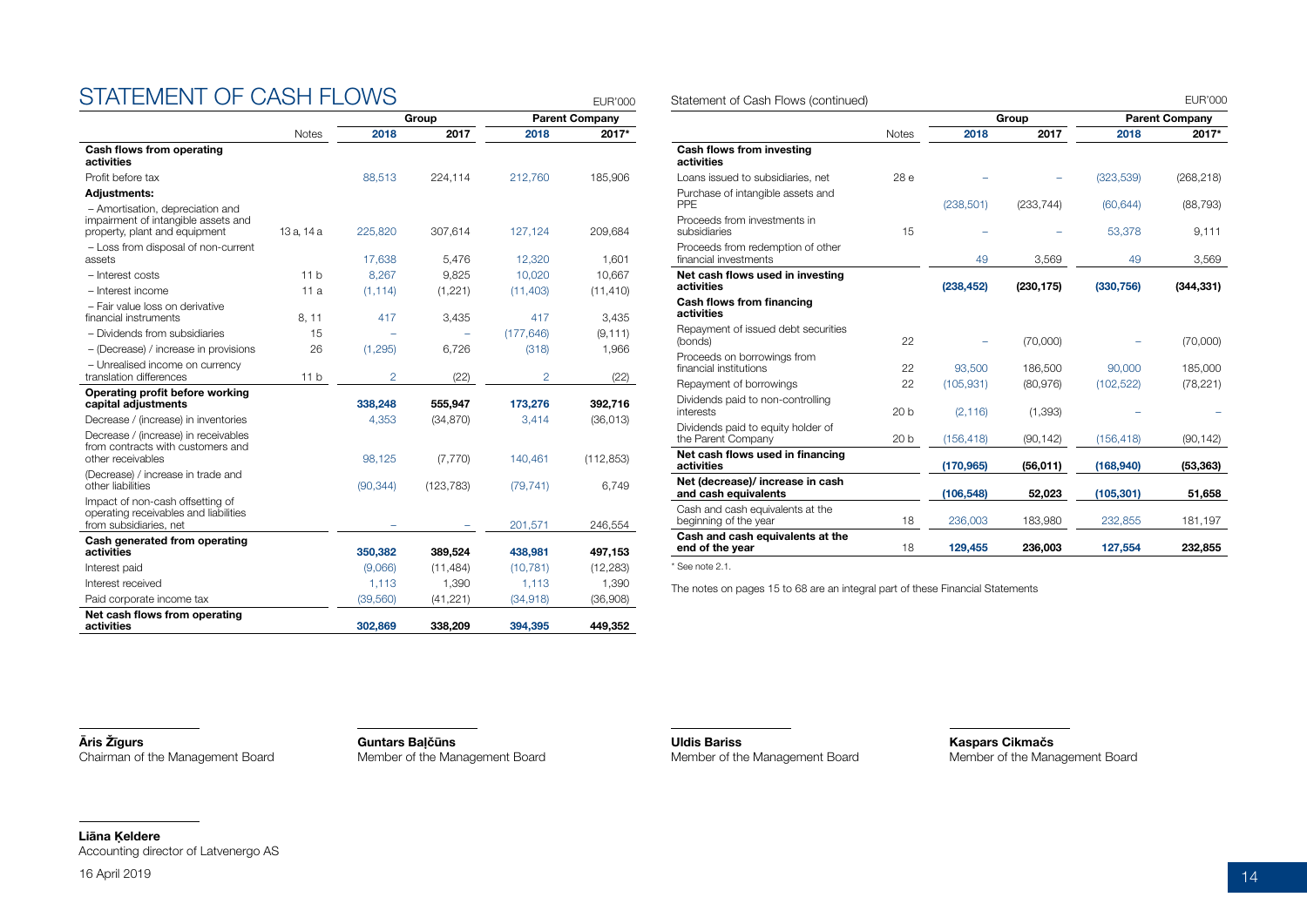# STATEMENT OF CASH FLOWS

EUR'000

| | Notes | Group 2018 | Group 2017 | Parent Company 2018 | Parent Company 2017* |
|---|---|---|---|---|---|
| **Cash flows from operating activities** | | | | | |
| Profit before tax | | 88,513 | 224,114 | 212,760 | 185,906 |
| **Adjustments:** | | | | | |
| – Amortisation, depreciation and impairment of intangible assets and property, plant and equipment | 13 a, 14 a | 225,820 | 307,614 | 127,124 | 209,684 |
| – Loss from disposal of non-current assets | | 17,638 | 5,476 | 12,320 | 1,601 |
| – Interest costs | 11 b | 8,267 | 9,825 | 10,020 | 10,667 |
| – Interest income | 11 a | (1,114) | (1,221) | (11,403) | (11,410) |
| – Fair value loss on derivative financial instruments | 8, 11 | 417 | 3,435 | 417 | 3,435 |
| – Dividends from subsidiaries | 15 | – | – | (177,646) | (9,111) |
| – (Decrease) / increase in provisions | 26 | (1,295) | 6,726 | (318) | 1,966 |
| – Unrealised income on currency translation differences | 11 b | 2 | (22) | 2 | (22) |
| **Operating profit before working capital adjustments** | | **338,248** | **555,947** | **173,276** | **392,716** |
| Decrease / (increase) in inventories | | 4,353 | (34,870) | 3,414 | (36,013) |
| Decrease / (increase) in receivables from contracts with customers and other receivables | | 98,125 | (7,770) | 140,461 | (112,853) |
| (Decrease) / increase in trade and other liabilities | | (90,344) | (123,783) | (79,741) | 6,749 |
| Impact of non-cash offsetting of operating receivables and liabilities from subsidiaries, net | | – | – | 201,571 | 246,554 |
| **Cash generated from operating activities** | | **350,382** | **389,524** | **438,981** | **497,153** |
| Interest paid | | (9,066) | (11,484) | (10,781) | (12,283) |
| Interest received | | 1,113 | 1,390 | 1,113 | 1,390 |
| Paid corporate income tax | | (39,560) | (41,221) | (34,918) | (36,908) |
| **Net cash flows from operating activities** | | **302,869** | **338,209** | **394,395** | **449,352** |

Statement of Cash Flows (continued)

EUR'000

| | Notes | Group 2018 | Group 2017 | Parent Company 2018 | Parent Company 2017* |
|---|---|---|---|---|---|
| **Cash flows from investing activities** | | | | | |
| Loans issued to subsidiaries, net | 28 e | – | – | (323,539) | (268,218) |
| Purchase of intangible assets and PPE | | (238,501) | (233,744) | (60,644) | (88,793) |
| Proceeds from investments in subsidiaries | 15 | – | – | 53,378 | 9,111 |
| Proceeds from redemption of other financial investments | | 49 | 3,569 | 49 | 3,569 |
| **Net cash flows used in investing activities** | | **(238,452)** | **(230,175)** | **(330,756)** | **(344,331)** |
| **Cash flows from financing activities** | | | | | |
| Repayment of issued debt securities (bonds) | 22 | – | (70,000) | – | (70,000) |
| Proceeds on borrowings from financial institutions | 22 | 93,500 | 186,500 | 90,000 | 185,000 |
| Repayment of borrowings | 22 | (105,931) | (80,976) | (102,522) | (78,221) |
| Dividends paid to non-controlling interests | 20 b | (2,116) | (1,393) | – | – |
| Dividends paid to equity holder of the Parent Company | 20 b | (156,418) | (90,142) | (156,418) | (90,142) |
| **Net cash flows used in financing activities** | | **(170,965)** | **(56,011)** | **(168,940)** | **(53,363)** |
| **Net (decrease)/ increase in cash and cash equivalents** | | **(106,548)** | **52,023** | **(105,301)** | **51,658** |
| Cash and cash equivalents at the beginning of the year | 18 | 236,003 | 183,980 | 232,855 | 181,197 |
| **Cash and cash equivalents at the end of the year** | 18 | **129,455** | **236,003** | **127,554** | **232,855** |

\* See note 2.1.

The notes on pages 15 to 68 are an integral part of these Financial Statements

**Āris Žīgurs**
Chairman of the Management Board

**Guntars Baļčūns**
Member of the Management Board

**Uldis Bariss**
Member of the Management Board

**Kaspars Cikmačs**
Member of the Management Board

**Liāna Ķeldere**
Accounting director of Latvenergo AS

16 April 2019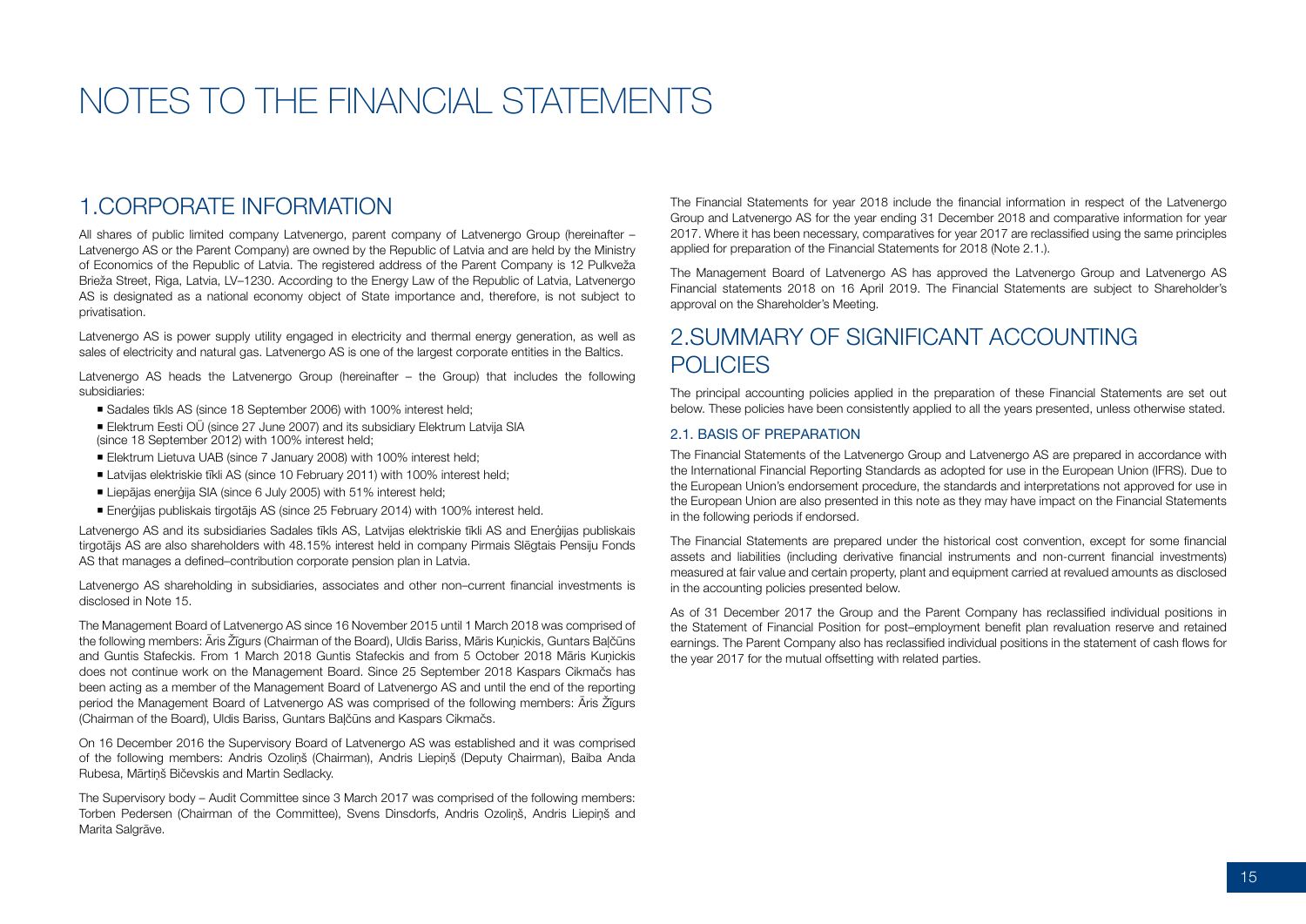# NOTES TO THE FINANCIAL STATEMENTS

## 1.CORPORATE INFORMATION

All shares of public limited company Latvenergo, parent company of Latvenergo Group (hereinafter – Latvenergo AS or the Parent Company) are owned by the Republic of Latvia and are held by the Ministry of Economics of the Republic of Latvia. The registered address of the Parent Company is 12 Pulkveža Brieža Street, Riga, Latvia, LV–1230. According to the Energy Law of the Republic of Latvia, Latvenergo AS is designated as a national economy object of State importance and, therefore, is not subject to privatisation.

Latvenergo AS is power supply utility engaged in electricity and thermal energy generation, as well as sales of electricity and natural gas. Latvenergo AS is one of the largest corporate entities in the Baltics.

Latvenergo AS heads the Latvenergo Group (hereinafter – the Group) that includes the following subsidiaries:

- Sadales tīkls AS (since 18 September 2006) with 100% interest held;
- Elektrum Eesti OÜ (since 27 June 2007) and its subsidiary Elektrum Latvija SIA (since 18 September 2012) with 100% interest held;
- Elektrum Lietuva UAB (since 7 January 2008) with 100% interest held;
- Latvijas elektriskie tīkli AS (since 10 February 2011) with 100% interest held;
- Liepājas enerģija SIA (since 6 July 2005) with 51% interest held;
- Enerģijas publiskais tirgotājs AS (since 25 February 2014) with 100% interest held.

Latvenergo AS and its subsidiaries Sadales tīkls AS, Latvijas elektriskie tīkli AS and Enerģijas publiskais tirgotājs AS are also shareholders with 48.15% interest held in company Pirmais Slēgtais Pensiju Fonds AS that manages a defined–contribution corporate pension plan in Latvia.

Latvenergo AS shareholding in subsidiaries, associates and other non–current financial investments is disclosed in Note 15.

The Management Board of Latvenergo AS since 16 November 2015 until 1 March 2018 was comprised of the following members: Āris Žīgurs (Chairman of the Board), Uldis Bariss, Māris Kuņickis, Guntars Baļčūns and Guntis Stafeckis. From 1 March 2018 Guntis Stafeckis and from 5 October 2018 Māris Kuņickis does not continue work on the Management Board. Since 25 September 2018 Kaspars Cikmačs has been acting as a member of the Management Board of Latvenergo AS and until the end of the reporting period the Management Board of Latvenergo AS was comprised of the following members: Āris Žīgurs (Chairman of the Board), Uldis Bariss, Guntars Baļčūns and Kaspars Cikmačs.

On 16 December 2016 the Supervisory Board of Latvenergo AS was established and it was comprised of the following members: Andris Ozoliņš (Chairman), Andris Liepiņš (Deputy Chairman), Baiba Anda Rubesa, Mārtiņš Bičevskis and Martin Sedlacky.

The Supervisory body – Audit Committee since 3 March 2017 was comprised of the following members: Torben Pedersen (Chairman of the Committee), Svens Dinsdorfs, Andris Ozoliņš, Andris Liepiņš and Marita Salgrāve.

The Financial Statements for year 2018 include the financial information in respect of the Latvenergo Group and Latvenergo AS for the year ending 31 December 2018 and comparative information for year 2017. Where it has been necessary, comparatives for year 2017 are reclassified using the same principles applied for preparation of the Financial Statements for 2018 (Note 2.1.).

The Management Board of Latvenergo AS has approved the Latvenergo Group and Latvenergo AS Financial statements 2018 on 16 April 2019. The Financial Statements are subject to Shareholder's approval on the Shareholder's Meeting.

## 2.SUMMARY OF SIGNIFICANT ACCOUNTING POLICIES

The principal accounting policies applied in the preparation of these Financial Statements are set out below. These policies have been consistently applied to all the years presented, unless otherwise stated.

### 2.1. BASIS OF PREPARATION

The Financial Statements of the Latvenergo Group and Latvenergo AS are prepared in accordance with the International Financial Reporting Standards as adopted for use in the European Union (IFRS). Due to the European Union's endorsement procedure, the standards and interpretations not approved for use in the European Union are also presented in this note as they may have impact on the Financial Statements in the following periods if endorsed.

The Financial Statements are prepared under the historical cost convention, except for some financial assets and liabilities (including derivative financial instruments and non-current financial investments) measured at fair value and certain property, plant and equipment carried at revalued amounts as disclosed in the accounting policies presented below.

As of 31 December 2017 the Group and the Parent Company has reclassified individual positions in the Statement of Financial Position for post–employment benefit plan revaluation reserve and retained earnings. The Parent Company also has reclassified individual positions in the statement of cash flows for the year 2017 for the mutual offsetting with related parties.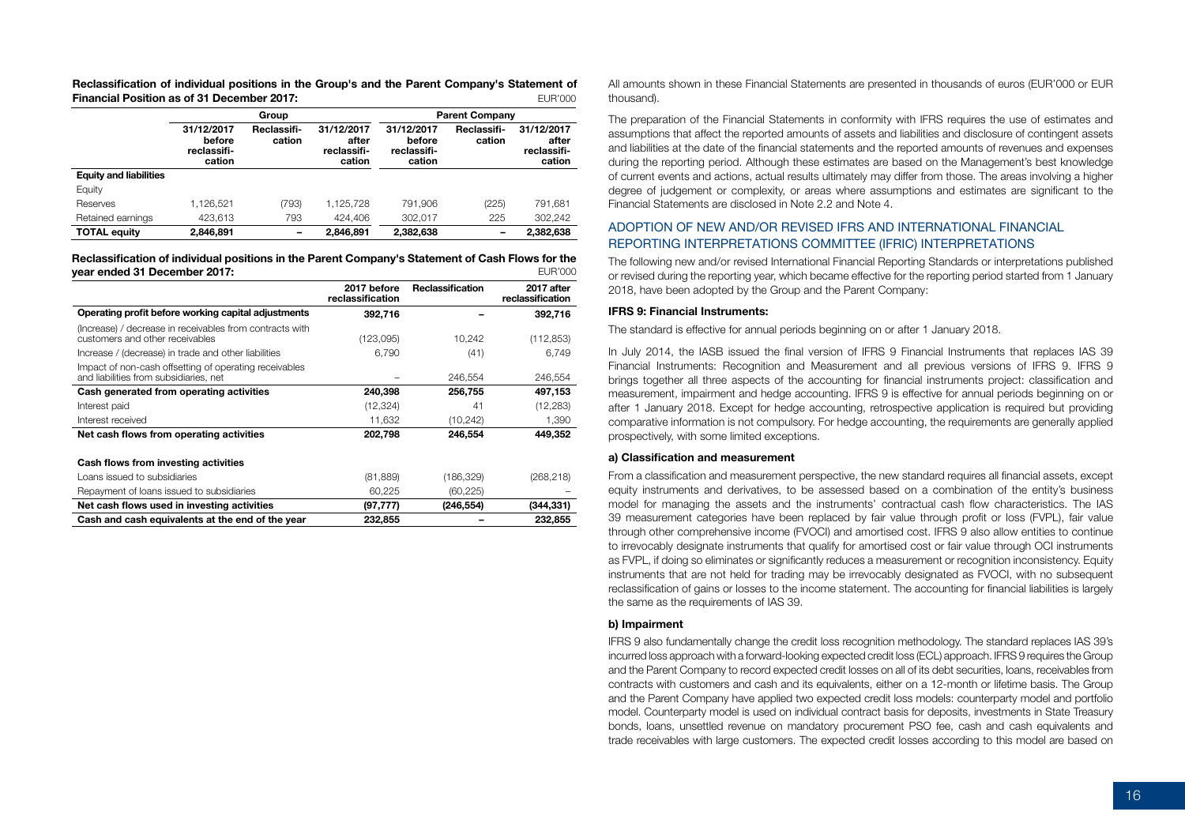**Reclassification of individual positions in the Group's and the Parent Company's Statement of Financial Position as of 31 December 2017:**

EUR'000

| | Group | | | Parent Company | | |
|---|---|---|---|---|---|---|
| | 31/12/2017 before reclassification | Reclassification | 31/12/2017 after reclassification | 31/12/2017 before reclassification | Reclassification | 31/12/2017 after reclassification |
| **Equity and liabilities** | | | | | | |
| Equity | | | | | | |
| Reserves | 1,126,521 | (793) | 1,125,728 | 791,906 | (225) | 791,681 |
| Retained earnings | 423,613 | 793 | 424,406 | 302,017 | 225 | 302,242 |
| **TOTAL equity** | **2,846,891** | **–** | **2,846,891** | **2,382,638** | **–** | **2,382,638** |

**Reclassification of individual positions in the Parent Company's Statement of Cash Flows for the year ended 31 December 2017:**

EUR'000

| | 2017 before reclassification | Reclassification | 2017 after reclassification |
|---|---|---|---|
| **Operating profit before working capital adjustments** | **392,716** | **–** | **392,716** |
| (Increase) / decrease in receivables from contracts with customers and other receivables | (123,095) | 10,242 | (112,853) |
| Increase / (decrease) in trade and other liabilities | 6,790 | (41) | 6,749 |
| Impact of non-cash offsetting of operating receivables and liabilities from subsidiaries, net | – | 246,554 | 246,554 |
| **Cash generated from operating activities** | **240,398** | **256,755** | **497,153** |
| Interest paid | (12,324) | 41 | (12,283) |
| Interest received | 11,632 | (10,242) | 1,390 |
| **Net cash flows from operating activities** | **202,798** | **246,554** | **449,352** |
| | | | |
| **Cash flows from investing activities** | | | |
| Loans issued to subsidiaries | (81,889) | (186,329) | (268,218) |
| Repayment of loans issued to subsidiaries | 60,225 | (60,225) | – |
| **Net cash flows used in investing activities** | **(97,777)** | **(246,554)** | **(344,331)** |
| **Cash and cash equivalents at the end of the year** | **232,855** | **–** | **232,855** |

All amounts shown in these Financial Statements are presented in thousands of euros (EUR'000 or EUR thousand).

The preparation of the Financial Statements in conformity with IFRS requires the use of estimates and assumptions that affect the reported amounts of assets and liabilities and disclosure of contingent assets and liabilities at the date of the financial statements and the reported amounts of revenues and expenses during the reporting period. Although these estimates are based on the Management's best knowledge of current events and actions, actual results ultimately may differ from those. The areas involving a higher degree of judgement or complexity, or areas where assumptions and estimates are significant to the Financial Statements are disclosed in Note 2.2 and Note 4.

## ADOPTION OF NEW AND/OR REVISED IFRS AND INTERNATIONAL FINANCIAL REPORTING INTERPRETATIONS COMMITTEE (IFRIC) INTERPRETATIONS

The following new and/or revised International Financial Reporting Standards or interpretations published or revised during the reporting year, which became effective for the reporting period started from 1 January 2018, have been adopted by the Group and the Parent Company:

**IFRS 9: Financial Instruments:**

The standard is effective for annual periods beginning on or after 1 January 2018.

In July 2014, the IASB issued the final version of IFRS 9 Financial Instruments that replaces IAS 39 Financial Instruments: Recognition and Measurement and all previous versions of IFRS 9. IFRS 9 brings together all three aspects of the accounting for financial instruments project: classification and measurement, impairment and hedge accounting. IFRS 9 is effective for annual periods beginning on or after 1 January 2018. Except for hedge accounting, retrospective application is required but providing comparative information is not compulsory. For hedge accounting, the requirements are generally applied prospectively, with some limited exceptions.

**a) Classification and measurement**

From a classification and measurement perspective, the new standard requires all financial assets, except equity instruments and derivatives, to be assessed based on a combination of the entity's business model for managing the assets and the instruments' contractual cash flow characteristics. The IAS 39 measurement categories have been replaced by fair value through profit or loss (FVPL), fair value through other comprehensive income (FVOCI) and amortised cost. IFRS 9 also allow entities to continue to irrevocably designate instruments that qualify for amortised cost or fair value through OCI instruments as FVPL, if doing so eliminates or significantly reduces a measurement or recognition inconsistency. Equity instruments that are not held for trading may be irrevocably designated as FVOCI, with no subsequent reclassification of gains or losses to the income statement. The accounting for financial liabilities is largely the same as the requirements of IAS 39.

**b) Impairment**

IFRS 9 also fundamentally change the credit loss recognition methodology. The standard replaces IAS 39's incurred loss approach with a forward-looking expected credit loss (ECL) approach. IFRS 9 requires the Group and the Parent Company to record expected credit losses on all of its debt securities, loans, receivables from contracts with customers and cash and its equivalents, either on a 12-month or lifetime basis. The Group and the Parent Company have applied two expected credit loss models: counterparty model and portfolio model. Counterparty model is used on individual contract basis for deposits, investments in State Treasury bonds, loans, unsettled revenue on mandatory procurement PSO fee, cash and cash equivalents and trade receivables with large customers. The expected credit losses according to this model are based on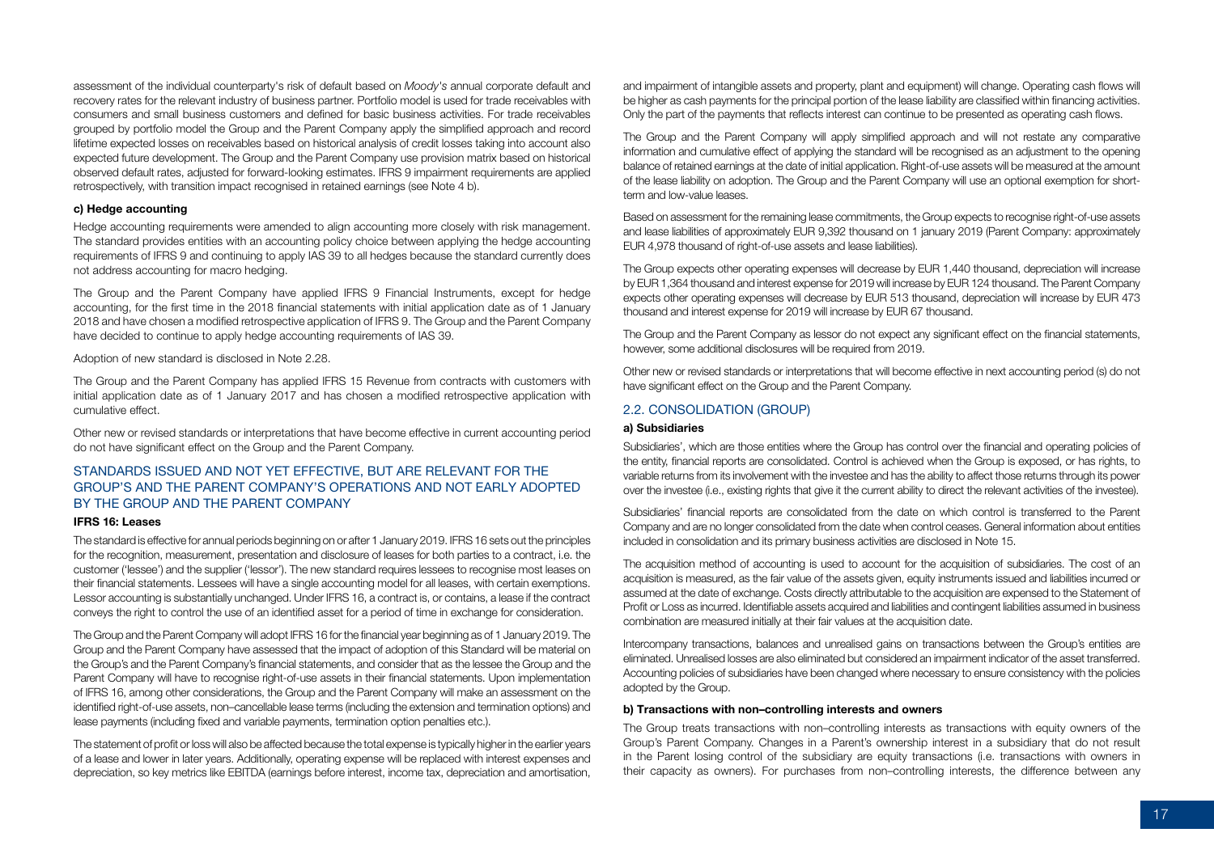assessment of the individual counterparty's risk of default based on *Moody's* annual corporate default and recovery rates for the relevant industry of business partner. Portfolio model is used for trade receivables with consumers and small business customers and defined for basic business activities. For trade receivables grouped by portfolio model the Group and the Parent Company apply the simplified approach and record lifetime expected losses on receivables based on historical analysis of credit losses taking into account also expected future development. The Group and the Parent Company use provision matrix based on historical observed default rates, adjusted for forward-looking estimates. IFRS 9 impairment requirements are applied retrospectively, with transition impact recognised in retained earnings (see Note 4 b).

**c) Hedge accounting**

Hedge accounting requirements were amended to align accounting more closely with risk management. The standard provides entities with an accounting policy choice between applying the hedge accounting requirements of IFRS 9 and continuing to apply IAS 39 to all hedges because the standard currently does not address accounting for macro hedging.

The Group and the Parent Company have applied IFRS 9 Financial Instruments, except for hedge accounting, for the first time in the 2018 financial statements with initial application date as of 1 January 2018 and have chosen a modified retrospective application of IFRS 9. The Group and the Parent Company have decided to continue to apply hedge accounting requirements of IAS 39.

Adoption of new standard is disclosed in Note 2.28.

The Group and the Parent Company has applied IFRS 15 Revenue from contracts with customers with initial application date as of 1 January 2017 and has chosen a modified retrospective application with cumulative effect.

Other new or revised standards or interpretations that have become effective in current accounting period do not have significant effect on the Group and the Parent Company.

## STANDARDS ISSUED AND NOT YET EFFECTIVE, BUT ARE RELEVANT FOR THE GROUP'S AND THE PARENT COMPANY'S OPERATIONS AND NOT EARLY ADOPTED BY THE GROUP AND THE PARENT COMPANY

**IFRS 16: Leases**

The standard is effective for annual periods beginning on or after 1 January 2019. IFRS 16 sets out the principles for the recognition, measurement, presentation and disclosure of leases for both parties to a contract, i.e. the customer ('lessee') and the supplier ('lessor'). The new standard requires lessees to recognise most leases on their financial statements. Lessees will have a single accounting model for all leases, with certain exemptions. Lessor accounting is substantially unchanged. Under IFRS 16, a contract is, or contains, a lease if the contract conveys the right to control the use of an identified asset for a period of time in exchange for consideration.

The Group and the Parent Company will adopt IFRS 16 for the financial year beginning as of 1 January 2019. The Group and the Parent Company have assessed that the impact of adoption of this Standard will be material on the Group's and the Parent Company's financial statements, and consider that as the lessee the Group and the Parent Company will have to recognise right-of-use assets in their financial statements. Upon implementation of IFRS 16, among other considerations, the Group and the Parent Company will make an assessment on the identified right-of-use assets, non–cancellable lease terms (including the extension and termination options) and lease payments (including fixed and variable payments, termination option penalties etc.).

The statement of profit or loss will also be affected because the total expense is typically higher in the earlier years of a lease and lower in later years. Additionally, operating expense will be replaced with interest expenses and depreciation, so key metrics like EBITDA (earnings before interest, income tax, depreciation and amortisation, and impairment of intangible assets and property, plant and equipment) will change. Operating cash flows will be higher as cash payments for the principal portion of the lease liability are classified within financing activities. Only the part of the payments that reflects interest can continue to be presented as operating cash flows.

The Group and the Parent Company will apply simplified approach and will not restate any comparative information and cumulative effect of applying the standard will be recognised as an adjustment to the opening balance of retained earnings at the date of initial application. Right-of-use assets will be measured at the amount of the lease liability on adoption. The Group and the Parent Company will use an optional exemption for short-term and low-value leases.

Based on assessment for the remaining lease commitments, the Group expects to recognise right-of-use assets and lease liabilities of approximately EUR 9,392 thousand on 1 january 2019 (Parent Company: approximately EUR 4,978 thousand of right-of-use assets and lease liabilities).

The Group expects other operating expenses will decrease by EUR 1,440 thousand, depreciation will increase by EUR 1,364 thousand and interest expense for 2019 will increase by EUR 124 thousand. The Parent Company expects other operating expenses will decrease by EUR 513 thousand, depreciation will increase by EUR 473 thousand and interest expense for 2019 will increase by EUR 67 thousand.

The Group and the Parent Company as lessor do not expect any significant effect on the financial statements, however, some additional disclosures will be required from 2019.

Other new or revised standards or interpretations that will become effective in next accounting period (s) do not have significant effect on the Group and the Parent Company.

## 2.2. CONSOLIDATION (GROUP)

**a) Subsidiaries**

Subsidiaries', which are those entities where the Group has control over the financial and operating policies of the entity, financial reports are consolidated. Control is achieved when the Group is exposed, or has rights, to variable returns from its involvement with the investee and has the ability to affect those returns through its power over the investee (i.e., existing rights that give it the current ability to direct the relevant activities of the investee).

Subsidiaries' financial reports are consolidated from the date on which control is transferred to the Parent Company and are no longer consolidated from the date when control ceases. General information about entities included in consolidation and its primary business activities are disclosed in Note 15.

The acquisition method of accounting is used to account for the acquisition of subsidiaries. The cost of an acquisition is measured, as the fair value of the assets given, equity instruments issued and liabilities incurred or assumed at the date of exchange. Costs directly attributable to the acquisition are expensed to the Statement of Profit or Loss as incurred. Identifiable assets acquired and liabilities and contingent liabilities assumed in business combination are measured initially at their fair values at the acquisition date.

Intercompany transactions, balances and unrealised gains on transactions between the Group's entities are eliminated. Unrealised losses are also eliminated but considered an impairment indicator of the asset transferred. Accounting policies of subsidiaries have been changed where necessary to ensure consistency with the policies adopted by the Group.

**b) Transactions with non–controlling interests and owners**

The Group treats transactions with non–controlling interests as transactions with equity owners of the Group's Parent Company. Changes in a Parent's ownership interest in a subsidiary that do not result in the Parent losing control of the subsidiary are equity transactions (i.e. transactions with owners in their capacity as owners). For purchases from non–controlling interests, the difference between any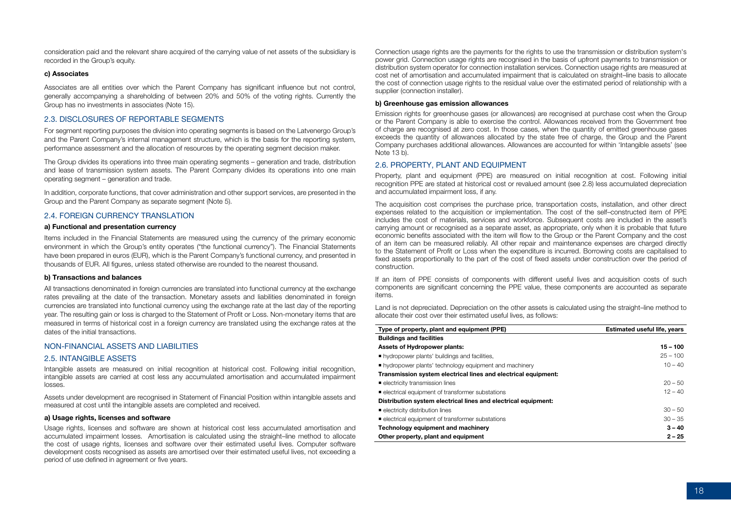consideration paid and the relevant share acquired of the carrying value of net assets of the subsidiary is recorded in the Group's equity.

#### c) Associates

Associates are all entities over which the Parent Company has significant influence but not control, generally accompanying a shareholding of between 20% and 50% of the voting rights. Currently the Group has no investments in associates (Note 15).

### 2.3. DISCLOSURES OF REPORTABLE SEGMENTS

For segment reporting purposes the division into operating segments is based on the Latvenergo Group's and the Parent Company's internal management structure, which is the basis for the reporting system, performance assessment and the allocation of resources by the operating segment decision maker.

The Group divides its operations into three main operating segments – generation and trade, distribution and lease of transmission system assets. The Parent Company divides its operations into one main operating segment – generation and trade.

In addition, corporate functions, that cover administration and other support services, are presented in the Group and the Parent Company as separate segment (Note 5).

### 2.4. FOREIGN CURRENCY TRANSLATION

#### a) Functional and presentation currency

Items included in the Financial Statements are measured using the currency of the primary economic environment in which the Group's entity operates ("the functional currency"). The Financial Statements have been prepared in euros (EUR), which is the Parent Company's functional currency, and presented in thousands of EUR. All figures, unless stated otherwise are rounded to the nearest thousand.

#### b) Transactions and balances

All transactions denominated in foreign currencies are translated into functional currency at the exchange rates prevailing at the date of the transaction. Monetary assets and liabilities denominated in foreign currencies are translated into functional currency using the exchange rate at the last day of the reporting year. The resulting gain or loss is charged to the Statement of Profit or Loss. Non-monetary items that are measured in terms of historical cost in a foreign currency are translated using the exchange rates at the dates of the initial transactions.

## NON-FINANCIAL ASSETS AND LIABILITIES

### 2.5. INTANGIBLE ASSETS

Intangible assets are measured on initial recognition at historical cost. Following initial recognition, intangible assets are carried at cost less any accumulated amortisation and accumulated impairment losses.

Assets under development are recognised in Statement of Financial Position within intangible assets and measured at cost until the intangible assets are completed and received.

#### a) Usage rights, licenses and software

Usage rights, licenses and software are shown at historical cost less accumulated amortisation and accumulated impairment losses. Amortisation is calculated using the straight–line method to allocate the cost of usage rights, licenses and software over their estimated useful lives. Computer software development costs recognised as assets are amortised over their estimated useful lives, not exceeding a period of use defined in agreement or five years.

Connection usage rights are the payments for the rights to use the transmission or distribution system's power grid. Connection usage rights are recognised in the basis of upfront payments to transmission or distribution system operator for connection installation services. Connection usage rights are measured at cost net of amortisation and accumulated impairment that is calculated on straight–line basis to allocate the cost of connection usage rights to the residual value over the estimated period of relationship with a supplier (connection installer).

#### b) Greenhouse gas emission allowances

Emission rights for greenhouse gases (or allowances) are recognised at purchase cost when the Group or the Parent Company is able to exercise the control. Allowances received from the Government free of charge are recognised at zero cost. In those cases, when the quantity of emitted greenhouse gases exceeds the quantity of allowances allocated by the state free of charge, the Group and the Parent Company purchases additional allowances. Allowances are accounted for within 'Intangible assets' (see Note 13 b).

### 2.6. PROPERTY, PLANT AND EQUIPMENT

Property, plant and equipment (PPE) are measured on initial recognition at cost. Following initial recognition PPE are stated at historical cost or revalued amount (see 2.8) less accumulated depreciation and accumulated impairment loss, if any.

The acquisition cost comprises the purchase price, transportation costs, installation, and other direct expenses related to the acquisition or implementation. The cost of the self–constructed item of PPE includes the cost of materials, services and workforce. Subsequent costs are included in the asset's carrying amount or recognised as a separate asset, as appropriate, only when it is probable that future economic benefits associated with the item will flow to the Group or the Parent Company and the cost of an item can be measured reliably. All other repair and maintenance expenses are charged directly to the Statement of Profit or Loss when the expenditure is incurred. Borrowing costs are capitalised to fixed assets proportionally to the part of the cost of fixed assets under construction over the period of construction.

If an item of PPE consists of components with different useful lives and acquisition costs of such components are significant concerning the PPE value, these components are accounted as separate items.

Land is not depreciated. Depreciation on the other assets is calculated using the straight–line method to allocate their cost over their estimated useful lives, as follows:

| Type of property, plant and equipment (PPE) | Estimated useful life, years |
|---|---|
| **Buildings and facilities** | |
| **Assets of Hydropower plants:** | **15 – 100** |
| ▪ hydropower plants' buildings and facilities, | 25 – 100 |
| ▪ hydropower plants' technology equipment and machinery | 10 – 40 |
| **Transmission system electrical lines and electrical equipment:** | |
| ▪ electricity transmission lines | 20 – 50 |
| ▪ electrical equipment of transformer substations | 12 – 40 |
| **Distribution system electrical lines and electrical equipment:** | |
| ▪ electricity distribution lines | 30 – 50 |
| ▪ electrical equipment of transformer substations | 30 – 35 |
| **Technology equipment and machinery** | **3 – 40** |
| **Other property, plant and equipment** | **2 – 25** |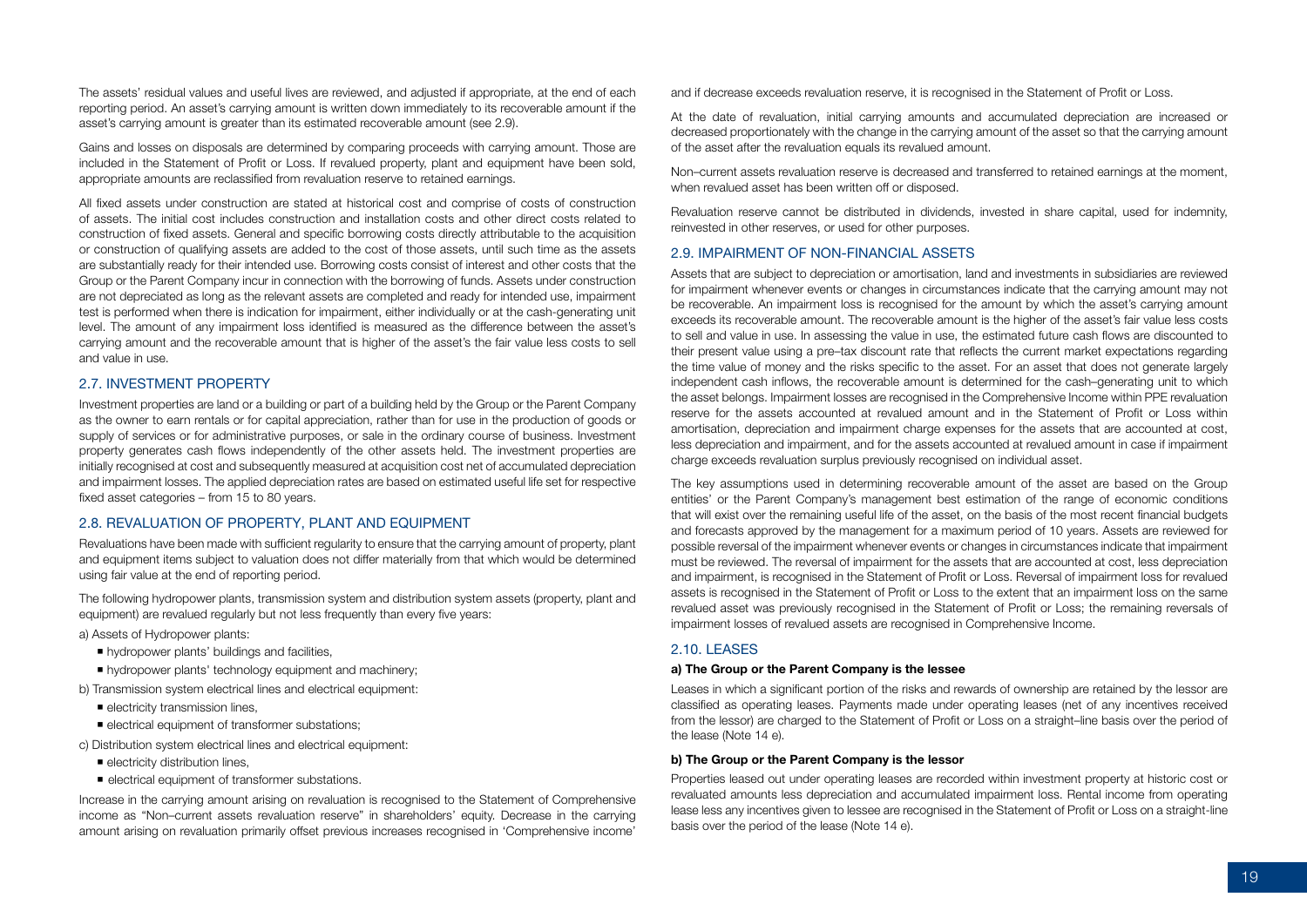The assets' residual values and useful lives are reviewed, and adjusted if appropriate, at the end of each reporting period. An asset's carrying amount is written down immediately to its recoverable amount if the asset's carrying amount is greater than its estimated recoverable amount (see 2.9).

Gains and losses on disposals are determined by comparing proceeds with carrying amount. Those are included in the Statement of Profit or Loss. If revalued property, plant and equipment have been sold, appropriate amounts are reclassified from revaluation reserve to retained earnings.

All fixed assets under construction are stated at historical cost and comprise of costs of construction of assets. The initial cost includes construction and installation costs and other direct costs related to construction of fixed assets. General and specific borrowing costs directly attributable to the acquisition or construction of qualifying assets are added to the cost of those assets, until such time as the assets are substantially ready for their intended use. Borrowing costs consist of interest and other costs that the Group or the Parent Company incur in connection with the borrowing of funds. Assets under construction are not depreciated as long as the relevant assets are completed and ready for intended use, impairment test is performed when there is indication for impairment, either individually or at the cash-generating unit level. The amount of any impairment loss identified is measured as the difference between the asset's carrying amount and the recoverable amount that is higher of the asset's the fair value less costs to sell and value in use.

## 2.7. INVESTMENT PROPERTY

Investment properties are land or a building or part of a building held by the Group or the Parent Company as the owner to earn rentals or for capital appreciation, rather than for use in the production of goods or supply of services or for administrative purposes, or sale in the ordinary course of business. Investment property generates cash flows independently of the other assets held. The investment properties are initially recognised at cost and subsequently measured at acquisition cost net of accumulated depreciation and impairment losses. The applied depreciation rates are based on estimated useful life set for respective fixed asset categories – from 15 to 80 years.

## 2.8. REVALUATION OF PROPERTY, PLANT AND EQUIPMENT

Revaluations have been made with sufficient regularity to ensure that the carrying amount of property, plant and equipment items subject to valuation does not differ materially from that which would be determined using fair value at the end of reporting period.

The following hydropower plants, transmission system and distribution system assets (property, plant and equipment) are revalued regularly but not less frequently than every five years:

a) Assets of Hydropower plants:

- hydropower plants' buildings and facilities,
- hydropower plants' technology equipment and machinery;

b) Transmission system electrical lines and electrical equipment:

- electricity transmission lines,
- electrical equipment of transformer substations;

c) Distribution system electrical lines and electrical equipment:

- electricity distribution lines,
- electrical equipment of transformer substations.

Increase in the carrying amount arising on revaluation is recognised to the Statement of Comprehensive income as "Non–current assets revaluation reserve" in shareholders' equity. Decrease in the carrying amount arising on revaluation primarily offset previous increases recognised in 'Comprehensive income' and if decrease exceeds revaluation reserve, it is recognised in the Statement of Profit or Loss.

At the date of revaluation, initial carrying amounts and accumulated depreciation are increased or decreased proportionately with the change in the carrying amount of the asset so that the carrying amount of the asset after the revaluation equals its revalued amount.

Non–current assets revaluation reserve is decreased and transferred to retained earnings at the moment, when revalued asset has been written off or disposed.

Revaluation reserve cannot be distributed in dividends, invested in share capital, used for indemnity, reinvested in other reserves, or used for other purposes.

## 2.9. IMPAIRMENT OF NON-FINANCIAL ASSETS

Assets that are subject to depreciation or amortisation, land and investments in subsidiaries are reviewed for impairment whenever events or changes in circumstances indicate that the carrying amount may not be recoverable. An impairment loss is recognised for the amount by which the asset's carrying amount exceeds its recoverable amount. The recoverable amount is the higher of the asset's fair value less costs to sell and value in use. In assessing the value in use, the estimated future cash flows are discounted to their present value using a pre–tax discount rate that reflects the current market expectations regarding the time value of money and the risks specific to the asset. For an asset that does not generate largely independent cash inflows, the recoverable amount is determined for the cash–generating unit to which the asset belongs. Impairment losses are recognised in the Comprehensive Income within PPE revaluation reserve for the assets accounted at revalued amount and in the Statement of Profit or Loss within amortisation, depreciation and impairment charge expenses for the assets that are accounted at cost, less depreciation and impairment, and for the assets accounted at revalued amount in case if impairment charge exceeds revaluation surplus previously recognised on individual asset.

The key assumptions used in determining recoverable amount of the asset are based on the Group entities' or the Parent Company's management best estimation of the range of economic conditions that will exist over the remaining useful life of the asset, on the basis of the most recent financial budgets and forecasts approved by the management for a maximum period of 10 years. Assets are reviewed for possible reversal of the impairment whenever events or changes in circumstances indicate that impairment must be reviewed. The reversal of impairment for the assets that are accounted at cost, less depreciation and impairment, is recognised in the Statement of Profit or Loss. Reversal of impairment loss for revalued assets is recognised in the Statement of Profit or Loss to the extent that an impairment loss on the same revalued asset was previously recognised in the Statement of Profit or Loss; the remaining reversals of impairment losses of revalued assets are recognised in Comprehensive Income.

## 2.10. LEASES

**a) The Group or the Parent Company is the lessee**

Leases in which a significant portion of the risks and rewards of ownership are retained by the lessor are classified as operating leases. Payments made under operating leases (net of any incentives received from the lessor) are charged to the Statement of Profit or Loss on a straight–line basis over the period of the lease (Note 14 e).

**b) The Group or the Parent Company is the lessor**

Properties leased out under operating leases are recorded within investment property at historic cost or revaluated amounts less depreciation and accumulated impairment loss. Rental income from operating lease less any incentives given to lessee are recognised in the Statement of Profit or Loss on a straight-line basis over the period of the lease (Note 14 e).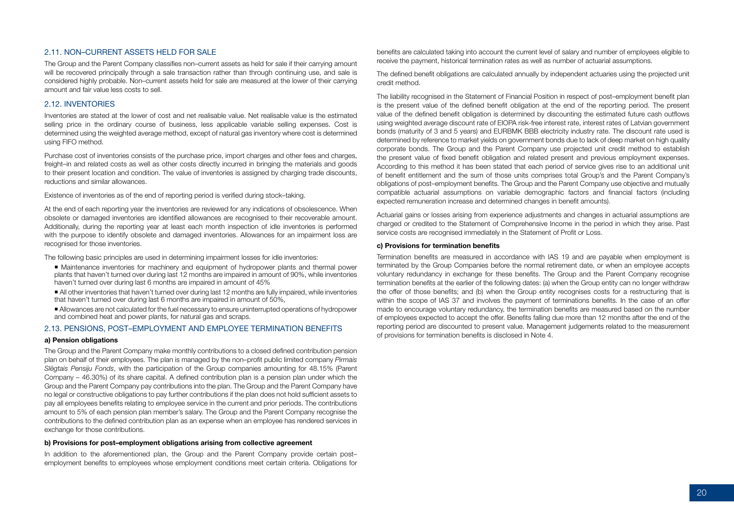## 2.11. NON–CURRENT ASSETS HELD FOR SALE

The Group and the Parent Company classifies non–current assets as held for sale if their carrying amount will be recovered principally through a sale transaction rather than through continuing use, and sale is considered highly probable. Non–current assets held for sale are measured at the lower of their carrying amount and fair value less costs to sell.

## 2.12. INVENTORIES

Inventories are stated at the lower of cost and net realisable value. Net realisable value is the estimated selling price in the ordinary course of business, less applicable variable selling expenses. Cost is determined using the weighted average method, except of natural gas inventory where cost is determined using FIFO method.

Purchase cost of inventories consists of the purchase price, import charges and other fees and charges, freight–in and related costs as well as other costs directly incurred in bringing the materials and goods to their present location and condition. The value of inventories is assigned by charging trade discounts, reductions and similar allowances.

Existence of inventories as of the end of reporting period is verified during stock–taking.

At the end of each reporting year the inventories are reviewed for any indications of obsolescence. When obsolete or damaged inventories are identified allowances are recognised to their recoverable amount. Additionally, during the reporting year at least each month inspection of idle inventories is performed with the purpose to identify obsolete and damaged inventories. Allowances for an impairment loss are recognised for those inventories.

The following basic principles are used in determining impairment losses for idle inventories:

- Maintenance inventories for machinery and equipment of hydropower plants and thermal power plants that haven't turned over during last 12 months are impaired in amount of 90%, while inventories haven't turned over during last 6 months are impaired in amount of 45%
- All other inventories that haven't turned over during last 12 months are fully impaired, while inventories that haven't turned over during last 6 months are impaired in amount of 50%,
- Allowances are not calculated for the fuel necessary to ensure uninterrupted operations of hydropower and combined heat and power plants, for natural gas and scraps.

## 2.13. PENSIONS, POST–EMPLOYMENT AND EMPLOYEE TERMINATION BENEFITS

**a) Pension obligations**

The Group and the Parent Company make monthly contributions to a closed defined contribution pension plan on behalf of their employees. The plan is managed by the non–profit public limited company *Pirmais Slēgtais Pensiju Fonds*, with the participation of the Group companies amounting for 48.15% (Parent Company – 46.30%) of its share capital. A defined contribution plan is a pension plan under which the Group and the Parent Company pay contributions into the plan. The Group and the Parent Company have no legal or constructive obligations to pay further contributions if the plan does not hold sufficient assets to pay all employees benefits relating to employee service in the current and prior periods. The contributions amount to 5% of each pension plan member's salary. The Group and the Parent Company recognise the contributions to the defined contribution plan as an expense when an employee has rendered services in exchange for those contributions.

**b) Provisions for post–employment obligations arising from collective agreement**

In addition to the aforementioned plan, the Group and the Parent Company provide certain post–employment benefits to employees whose employment conditions meet certain criteria. Obligations for benefits are calculated taking into account the current level of salary and number of employees eligible to receive the payment, historical termination rates as well as number of actuarial assumptions.

The defined benefit obligations are calculated annually by independent actuaries using the projected unit credit method.

The liability recognised in the Statement of Financial Position in respect of post–employment benefit plan is the present value of the defined benefit obligation at the end of the reporting period. The present value of the defined benefit obligation is determined by discounting the estimated future cash outflows using weighted average discount rate of EIOPA risk-free interest rate, interest rates of Latvian government bonds (maturity of 3 and 5 years) and EURBMK BBB electricity industry rate. The discount rate used is determined by reference to market yields on government bonds due to lack of deep market on high quality corporate bonds. The Group and the Parent Company use projected unit credit method to establish the present value of fixed benefit obligation and related present and previous employment expenses. According to this method it has been stated that each period of service gives rise to an additional unit of benefit entitlement and the sum of those units comprises total Group's and the Parent Company's obligations of post–employment benefits. The Group and the Parent Company use objective and mutually compatible actuarial assumptions on variable demographic factors and financial factors (including expected remuneration increase and determined changes in benefit amounts).

Actuarial gains or losses arising from experience adjustments and changes in actuarial assumptions are charged or credited to the Statement of Comprehensive Income in the period in which they arise. Past service costs are recognised immediately in the Statement of Profit or Loss.

**c) Provisions for termination benefits**

Termination benefits are measured in accordance with IAS 19 and are payable when employment is terminated by the Group Companies before the normal retirement date, or when an employee accepts voluntary redundancy in exchange for these benefits. The Group and the Parent Company recognise termination benefits at the earlier of the following dates: (a) when the Group entity can no longer withdraw the offer of those benefits; and (b) when the Group entity recognises costs for a restructuring that is within the scope of IAS 37 and involves the payment of terminations benefits. In the case of an offer made to encourage voluntary redundancy, the termination benefits are measured based on the number of employees expected to accept the offer. Benefits falling due more than 12 months after the end of the reporting period are discounted to present value. Management judgements related to the measurement of provisions for termination benefits is disclosed in Note 4.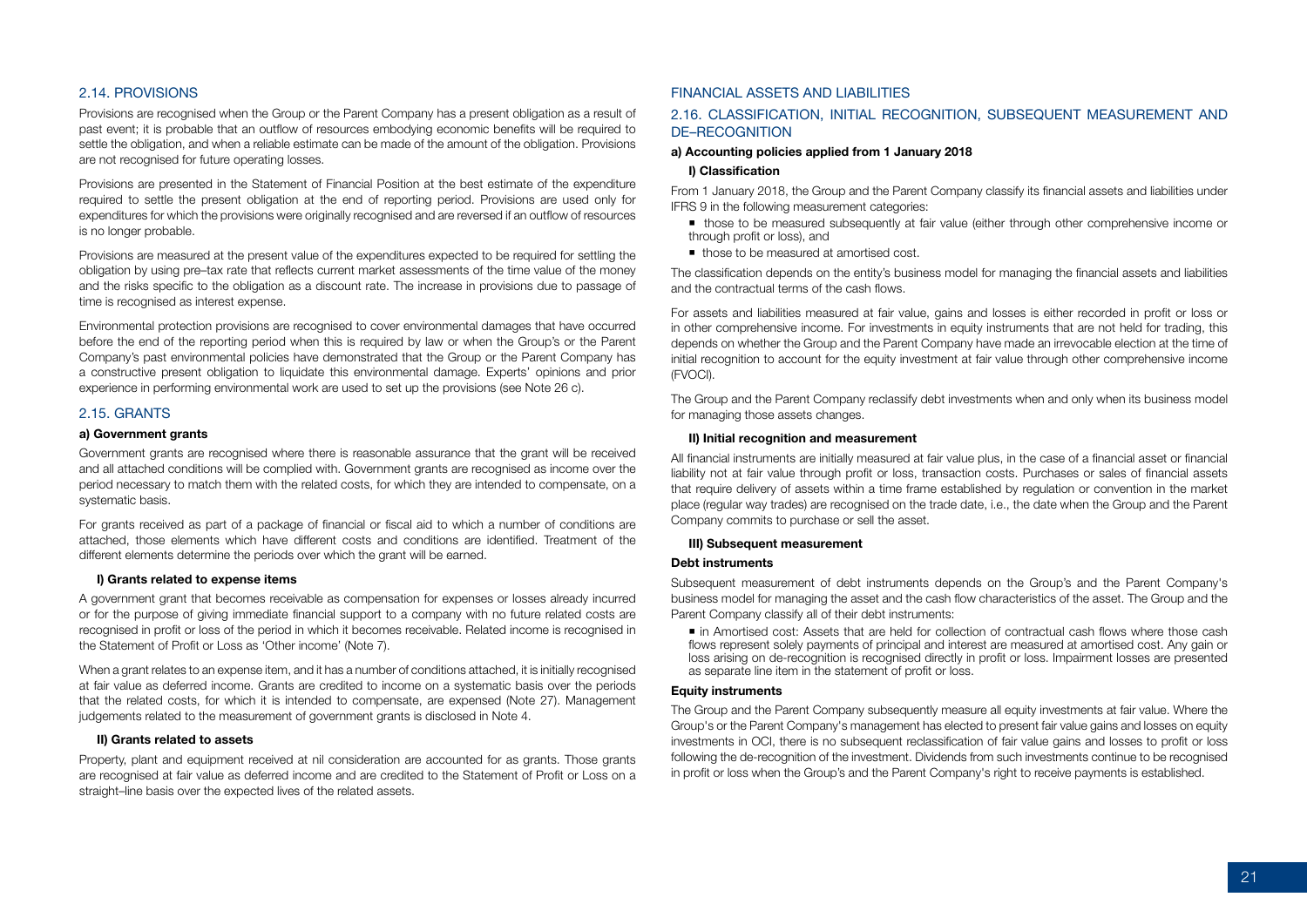## 2.14. PROVISIONS

Provisions are recognised when the Group or the Parent Company has a present obligation as a result of past event; it is probable that an outflow of resources embodying economic benefits will be required to settle the obligation, and when a reliable estimate can be made of the amount of the obligation. Provisions are not recognised for future operating losses.

Provisions are presented in the Statement of Financial Position at the best estimate of the expenditure required to settle the present obligation at the end of reporting period. Provisions are used only for expenditures for which the provisions were originally recognised and are reversed if an outflow of resources is no longer probable.

Provisions are measured at the present value of the expenditures expected to be required for settling the obligation by using pre–tax rate that reflects current market assessments of the time value of the money and the risks specific to the obligation as a discount rate. The increase in provisions due to passage of time is recognised as interest expense.

Environmental protection provisions are recognised to cover environmental damages that have occurred before the end of the reporting period when this is required by law or when the Group's or the Parent Company's past environmental policies have demonstrated that the Group or the Parent Company has a constructive present obligation to liquidate this environmental damage. Experts' opinions and prior experience in performing environmental work are used to set up the provisions (see Note 26 c).

## 2.15. GRANTS

**a) Government grants**

Government grants are recognised where there is reasonable assurance that the grant will be received and all attached conditions will be complied with. Government grants are recognised as income over the period necessary to match them with the related costs, for which they are intended to compensate, on a systematic basis.

For grants received as part of a package of financial or fiscal aid to which a number of conditions are attached, those elements which have different costs and conditions are identified. Treatment of the different elements determine the periods over which the grant will be earned.

**I) Grants related to expense items**

A government grant that becomes receivable as compensation for expenses or losses already incurred or for the purpose of giving immediate financial support to a company with no future related costs are recognised in profit or loss of the period in which it becomes receivable. Related income is recognised in the Statement of Profit or Loss as 'Other income' (Note 7).

When a grant relates to an expense item, and it has a number of conditions attached, it is initially recognised at fair value as deferred income. Grants are credited to income on a systematic basis over the periods that the related costs, for which it is intended to compensate, are expensed (Note 27). Management judgements related to the measurement of government grants is disclosed in Note 4.

**II) Grants related to assets**

Property, plant and equipment received at nil consideration are accounted for as grants. Those grants are recognised at fair value as deferred income and are credited to the Statement of Profit or Loss on a straight–line basis over the expected lives of the related assets.

## FINANCIAL ASSETS AND LIABILITIES

## 2.16. CLASSIFICATION, INITIAL RECOGNITION, SUBSEQUENT MEASUREMENT AND DE–RECOGNITION

**a) Accounting policies applied from 1 January 2018**

**I) Classification**

From 1 January 2018, the Group and the Parent Company classify its financial assets and liabilities under IFRS 9 in the following measurement categories:

- those to be measured subsequently at fair value (either through other comprehensive income or through profit or loss), and
- those to be measured at amortised cost.

The classification depends on the entity's business model for managing the financial assets and liabilities and the contractual terms of the cash flows.

For assets and liabilities measured at fair value, gains and losses is either recorded in profit or loss or in other comprehensive income. For investments in equity instruments that are not held for trading, this depends on whether the Group and the Parent Company have made an irrevocable election at the time of initial recognition to account for the equity investment at fair value through other comprehensive income (FVOCI).

The Group and the Parent Company reclassify debt investments when and only when its business model for managing those assets changes.

**II) Initial recognition and measurement**

All financial instruments are initially measured at fair value plus, in the case of a financial asset or financial liability not at fair value through profit or loss, transaction costs. Purchases or sales of financial assets that require delivery of assets within a time frame established by regulation or convention in the market place (regular way trades) are recognised on the trade date, i.e., the date when the Group and the Parent Company commits to purchase or sell the asset.

**III) Subsequent measurement**

**Debt instruments**

Subsequent measurement of debt instruments depends on the Group's and the Parent Company's business model for managing the asset and the cash flow characteristics of the asset. The Group and the Parent Company classify all of their debt instruments:

- in Amortised cost: Assets that are held for collection of contractual cash flows where those cash flows represent solely payments of principal and interest are measured at amortised cost. Any gain or loss arising on de-recognition is recognised directly in profit or loss. Impairment losses are presented as separate line item in the statement of profit or loss.

**Equity instruments**

The Group and the Parent Company subsequently measure all equity investments at fair value. Where the Group's or the Parent Company's management has elected to present fair value gains and losses on equity investments in OCI, there is no subsequent reclassification of fair value gains and losses to profit or loss following the de-recognition of the investment. Dividends from such investments continue to be recognised in profit or loss when the Group's and the Parent Company's right to receive payments is established.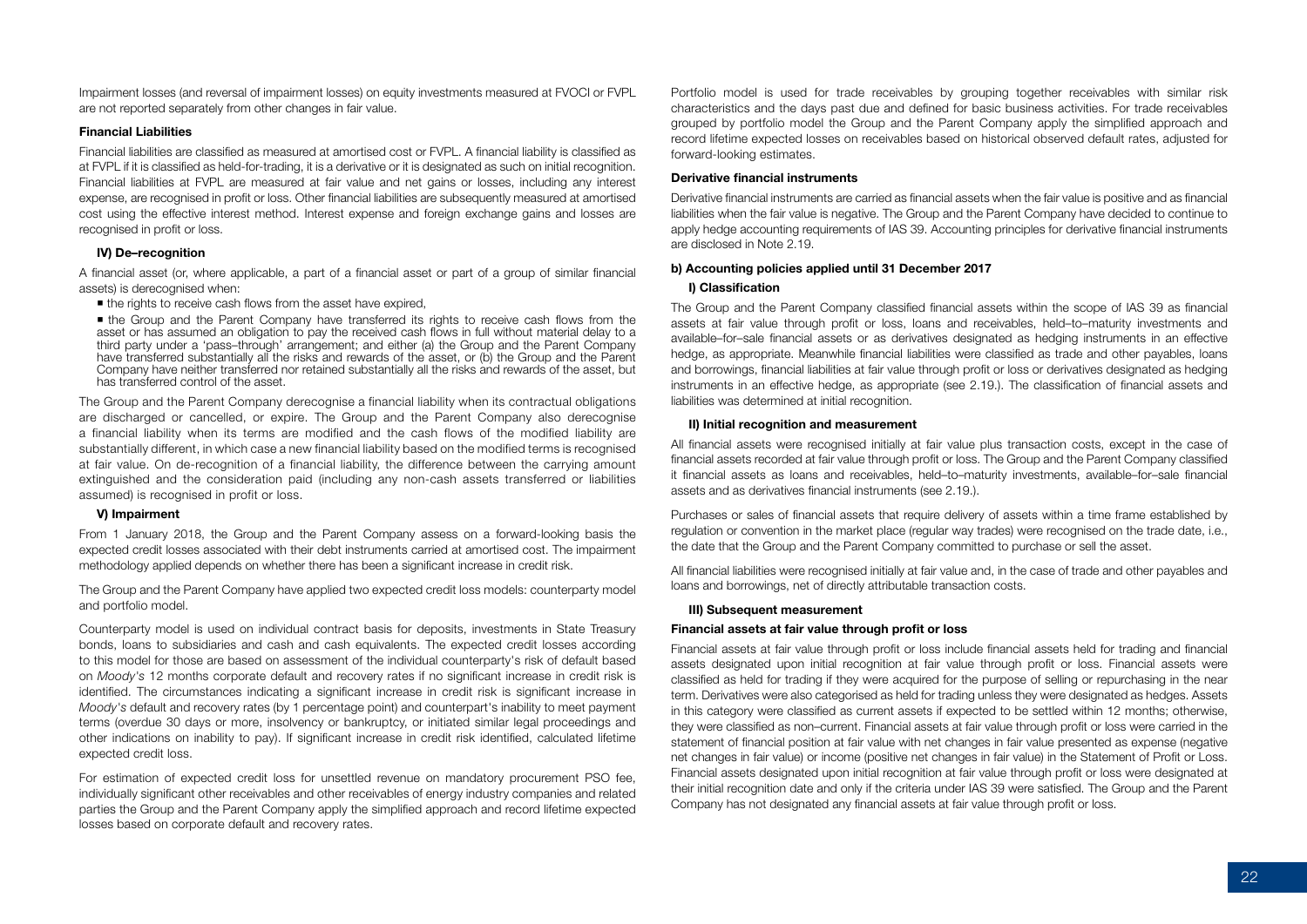Impairment losses (and reversal of impairment losses) on equity investments measured at FVOCI or FVPL are not reported separately from other changes in fair value.

**Financial Liabilities**

Financial liabilities are classified as measured at amortised cost or FVPL. A financial liability is classified as at FVPL if it is classified as held-for-trading, it is a derivative or it is designated as such on initial recognition. Financial liabilities at FVPL are measured at fair value and net gains or losses, including any interest expense, are recognised in profit or loss. Other financial liabilities are subsequently measured at amortised cost using the effective interest method. Interest expense and foreign exchange gains and losses are recognised in profit or loss.

**IV) De–recognition**

A financial asset (or, where applicable, a part of a financial asset or part of a group of similar financial assets) is derecognised when:

- the rights to receive cash flows from the asset have expired,
- the Group and the Parent Company have transferred its rights to receive cash flows from the asset or has assumed an obligation to pay the received cash flows in full without material delay to a third party under a 'pass–through' arrangement; and either (a) the Group and the Parent Company have transferred substantially all the risks and rewards of the asset, or (b) the Group and the Parent Company have neither transferred nor retained substantially all the risks and rewards of the asset, but has transferred control of the asset.

The Group and the Parent Company derecognise a financial liability when its contractual obligations are discharged or cancelled, or expire. The Group and the Parent Company also derecognise a financial liability when its terms are modified and the cash flows of the modified liability are substantially different, in which case a new financial liability based on the modified terms is recognised at fair value. On de-recognition of a financial liability, the difference between the carrying amount extinguished and the consideration paid (including any non-cash assets transferred or liabilities assumed) is recognised in profit or loss.

**V) Impairment**

From 1 January 2018, the Group and the Parent Company assess on a forward-looking basis the expected credit losses associated with their debt instruments carried at amortised cost. The impairment methodology applied depends on whether there has been a significant increase in credit risk.

The Group and the Parent Company have applied two expected credit loss models: counterparty model and portfolio model.

Counterparty model is used on individual contract basis for deposits, investments in State Treasury bonds, loans to subsidiaries and cash and cash equivalents. The expected credit losses according to this model for those are based on assessment of the individual counterparty's risk of default based on *Moody's* 12 months corporate default and recovery rates if no significant increase in credit risk is identified. The circumstances indicating a significant increase in credit risk is significant increase in *Moody's* default and recovery rates (by 1 percentage point) and counterpart's inability to meet payment terms (overdue 30 days or more, insolvency or bankruptcy, or initiated similar legal proceedings and other indications on inability to pay). If significant increase in credit risk identified, calculated lifetime expected credit loss.

For estimation of expected credit loss for unsettled revenue on mandatory procurement PSO fee, individually significant other receivables and other receivables of energy industry companies and related parties the Group and the Parent Company apply the simplified approach and record lifetime expected losses based on corporate default and recovery rates.

Portfolio model is used for trade receivables by grouping together receivables with similar risk characteristics and the days past due and defined for basic business activities. For trade receivables grouped by portfolio model the Group and the Parent Company apply the simplified approach and record lifetime expected losses on receivables based on historical observed default rates, adjusted for forward-looking estimates.

**Derivative financial instruments**

Derivative financial instruments are carried as financial assets when the fair value is positive and as financial liabilities when the fair value is negative. The Group and the Parent Company have decided to continue to apply hedge accounting requirements of IAS 39. Accounting principles for derivative financial instruments are disclosed in Note 2.19.

**b) Accounting policies applied until 31 December 2017**

**I) Classification**

The Group and the Parent Company classified financial assets within the scope of IAS 39 as financial assets at fair value through profit or loss, loans and receivables, held–to–maturity investments and available–for–sale financial assets or as derivatives designated as hedging instruments in an effective hedge, as appropriate. Meanwhile financial liabilities were classified as trade and other payables, loans and borrowings, financial liabilities at fair value through profit or loss or derivatives designated as hedging instruments in an effective hedge, as appropriate (see 2.19.). The classification of financial assets and liabilities was determined at initial recognition.

**II) Initial recognition and measurement**

All financial assets were recognised initially at fair value plus transaction costs, except in the case of financial assets recorded at fair value through profit or loss. The Group and the Parent Company classified it financial assets as loans and receivables, held–to–maturity investments, available–for–sale financial assets and as derivatives financial instruments (see 2.19.).

Purchases or sales of financial assets that require delivery of assets within a time frame established by regulation or convention in the market place (regular way trades) were recognised on the trade date, i.e., the date that the Group and the Parent Company committed to purchase or sell the asset.

All financial liabilities were recognised initially at fair value and, in the case of trade and other payables and loans and borrowings, net of directly attributable transaction costs.

**III) Subsequent measurement**

**Financial assets at fair value through profit or loss**

Financial assets at fair value through profit or loss include financial assets held for trading and financial assets designated upon initial recognition at fair value through profit or loss. Financial assets were classified as held for trading if they were acquired for the purpose of selling or repurchasing in the near term. Derivatives were also categorised as held for trading unless they were designated as hedges. Assets in this category were classified as current assets if expected to be settled within 12 months; otherwise, they were classified as non–current. Financial assets at fair value through profit or loss were carried in the statement of financial position at fair value with net changes in fair value presented as expense (negative net changes in fair value) or income (positive net changes in fair value) in the Statement of Profit or Loss. Financial assets designated upon initial recognition at fair value through profit or loss were designated at their initial recognition date and only if the criteria under IAS 39 were satisfied. The Group and the Parent Company has not designated any financial assets at fair value through profit or loss.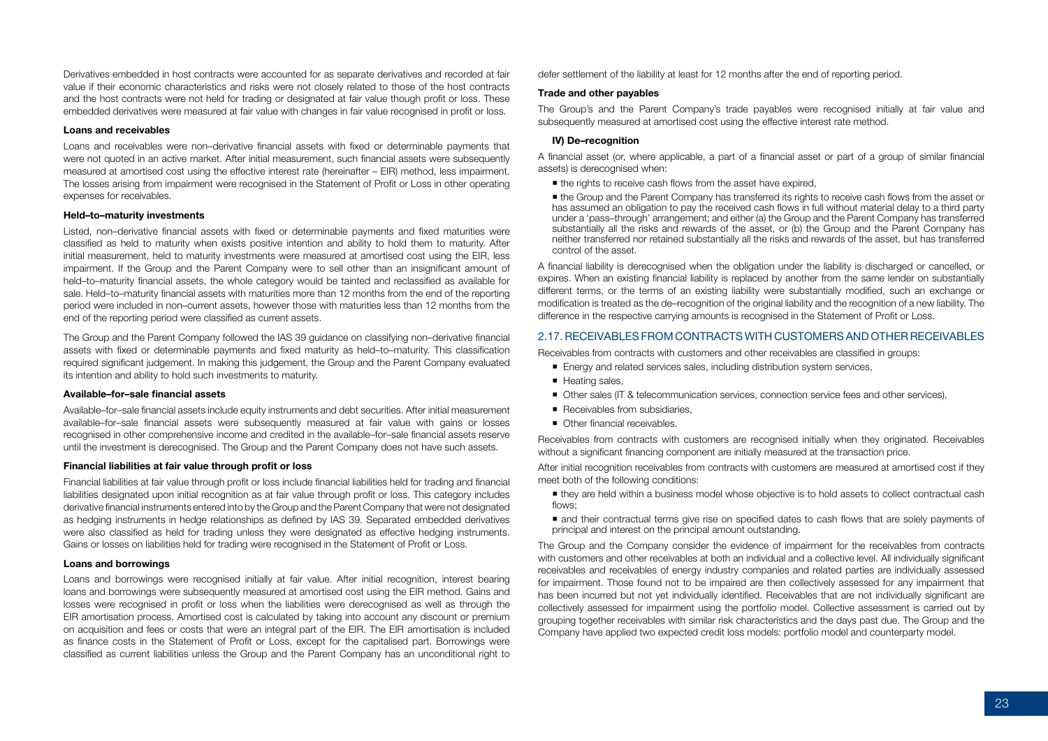Derivatives embedded in host contracts were accounted for as separate derivatives and recorded at fair value if their economic characteristics and risks were not closely related to those of the host contracts and the host contracts were not held for trading or designated at fair value though profit or loss. These embedded derivatives were measured at fair value with changes in fair value recognised in profit or loss.

**Loans and receivables**

Loans and receivables were non–derivative financial assets with fixed or determinable payments that were not quoted in an active market. After initial measurement, such financial assets were subsequently measured at amortised cost using the effective interest rate (hereinafter – EIR) method, less impairment. The losses arising from impairment were recognised in the Statement of Profit or Loss in other operating expenses for receivables.

**Held–to–maturity investments**

Listed, non–derivative financial assets with fixed or determinable payments and fixed maturities were classified as held to maturity when exists positive intention and ability to hold them to maturity. After initial measurement, held to maturity investments were measured at amortised cost using the EIR, less impairment. If the Group and the Parent Company were to sell other than an insignificant amount of held–to–maturity financial assets, the whole category would be tainted and reclassified as available for sale. Held–to–maturity financial assets with maturities more than 12 months from the end of the reporting period were included in non–current assets, however those with maturities less than 12 months from the end of the reporting period were classified as current assets.

The Group and the Parent Company followed the IAS 39 guidance on classifying non–derivative financial assets with fixed or determinable payments and fixed maturity as held–to–maturity. This classification required significant judgement. In making this judgement, the Group and the Parent Company evaluated its intention and ability to hold such investments to maturity.

**Available–for–sale financial assets**

Available–for–sale financial assets include equity instruments and debt securities. After initial measurement available–for–sale financial assets were subsequently measured at fair value with gains or losses recognised in other comprehensive income and credited in the available–for–sale financial assets reserve until the investment is derecognised. The Group and the Parent Company does not have such assets.

**Financial liabilities at fair value through profit or loss**

Financial liabilities at fair value through profit or loss include financial liabilities held for trading and financial liabilities designated upon initial recognition as at fair value through profit or loss. This category includes derivative financial instruments entered into by the Group and the Parent Company that were not designated as hedging instruments in hedge relationships as defined by IAS 39. Separated embedded derivatives were also classified as held for trading unless they were designated as effective hedging instruments. Gains or losses on liabilities held for trading were recognised in the Statement of Profit or Loss.

**Loans and borrowings**

Loans and borrowings were recognised initially at fair value. After initial recognition, interest bearing loans and borrowings were subsequently measured at amortised cost using the EIR method. Gains and losses were recognised in profit or loss when the liabilities were derecognised as well as through the EIR amortisation process. Amortised cost is calculated by taking into account any discount or premium on acquisition and fees or costs that were an integral part of the EIR. The EIR amortisation is included as finance costs in the Statement of Profit or Loss, except for the capitalised part. Borrowings were classified as current liabilities unless the Group and the Parent Company has an unconditional right to defer settlement of the liability at least for 12 months after the end of reporting period.

**Trade and other payables**

The Group's and the Parent Company's trade payables were recognised initially at fair value and subsequently measured at amortised cost using the effective interest rate method.

**IV) De–recognition**

A financial asset (or, where applicable, a part of a financial asset or part of a group of similar financial assets) is derecognised when:

- the rights to receive cash flows from the asset have expired,
- the Group and the Parent Company has transferred its rights to receive cash flows from the asset or has assumed an obligation to pay the received cash flows in full without material delay to a third party under a 'pass–through' arrangement; and either (a) the Group and the Parent Company has transferred substantially all the risks and rewards of the asset, or (b) the Group and the Parent Company has neither transferred nor retained substantially all the risks and rewards of the asset, but has transferred control of the asset.

A financial liability is derecognised when the obligation under the liability is discharged or cancelled, or expires. When an existing financial liability is replaced by another from the same lender on substantially different terms, or the terms of an existing liability were substantially modified, such an exchange or modification is treated as the de–recognition of the original liability and the recognition of a new liability. The difference in the respective carrying amounts is recognised in the Statement of Profit or Loss.

## 2.17. RECEIVABLES FROM CONTRACTS WITH CUSTOMERS AND OTHER RECEIVABLES

Receivables from contracts with customers and other receivables are classified in groups:

- Energy and related services sales, including distribution system services,
- Heating sales,
- Other sales (IT & telecommunication services, connection service fees and other services),
- Receivables from subsidiaries,
- Other financial receivables.

Receivables from contracts with customers are recognised initially when they originated. Receivables without a significant financing component are initially measured at the transaction price.

After initial recognition receivables from contracts with customers are measured at amortised cost if they meet both of the following conditions:

- they are held within a business model whose objective is to hold assets to collect contractual cash flows;
- and their contractual terms give rise on specified dates to cash flows that are solely payments of principal and interest on the principal amount outstanding.

The Group and the Company consider the evidence of impairment for the receivables from contracts with customers and other receivables at both an individual and a collective level. All individually significant receivables and receivables of energy industry companies and related parties are individually assessed for impairment. Those found not to be impaired are then collectively assessed for any impairment that has been incurred but not yet individually identified. Receivables that are not individually significant are collectively assessed for impairment using the portfolio model. Collective assessment is carried out by grouping together receivables with similar risk characteristics and the days past due. The Group and the Company have applied two expected credit loss models: portfolio model and counterparty model.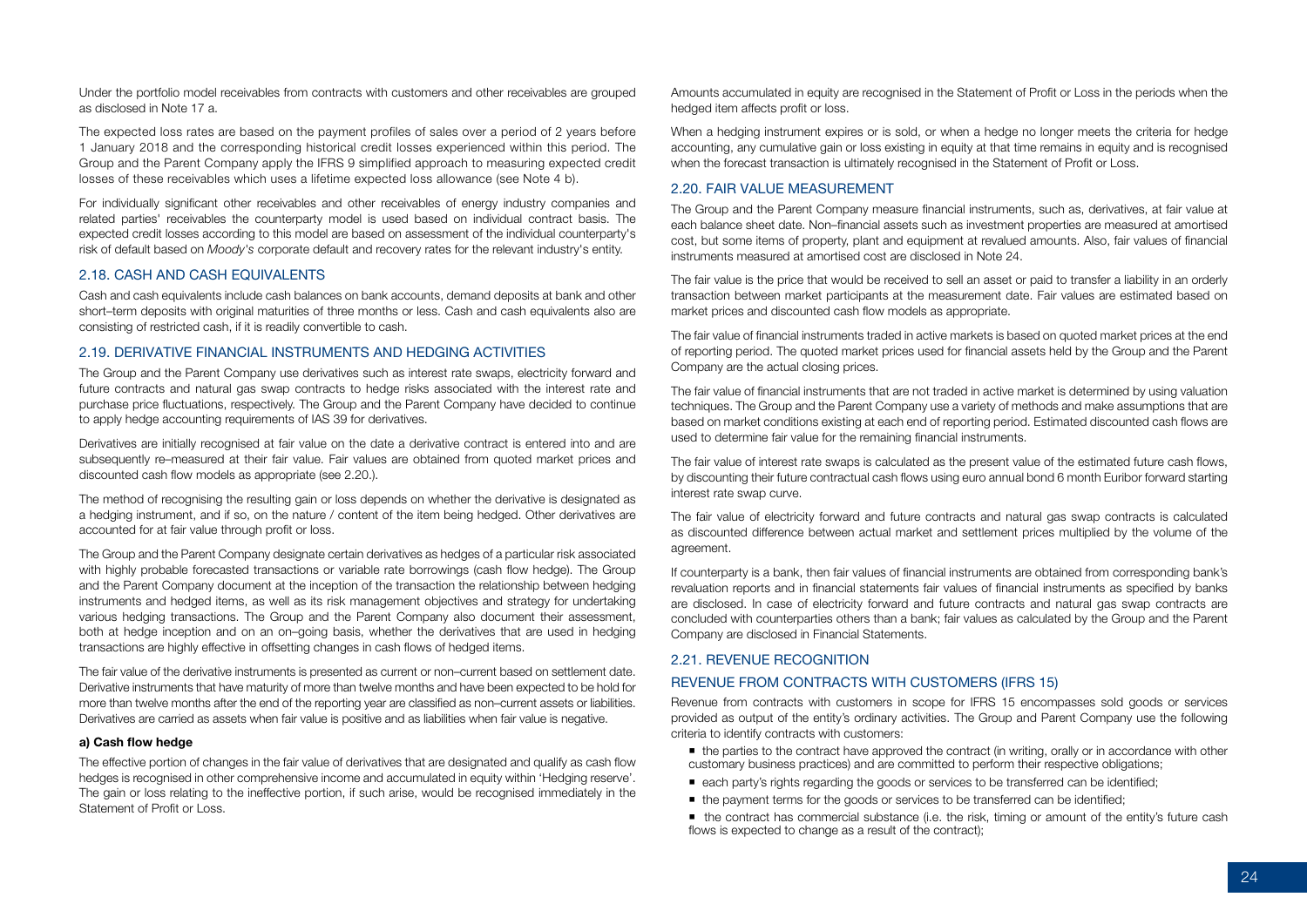Under the portfolio model receivables from contracts with customers and other receivables are grouped as disclosed in Note 17 a.

The expected loss rates are based on the payment profiles of sales over a period of 2 years before 1 January 2018 and the corresponding historical credit losses experienced within this period. The Group and the Parent Company apply the IFRS 9 simplified approach to measuring expected credit losses of these receivables which uses a lifetime expected loss allowance (see Note 4 b).

For individually significant other receivables and other receivables of energy industry companies and related parties' receivables the counterparty model is used based on individual contract basis. The expected credit losses according to this model are based on assessment of the individual counterparty's risk of default based on *Moody's* corporate default and recovery rates for the relevant industry's entity.

## 2.18. CASH AND CASH EQUIVALENTS

Cash and cash equivalents include cash balances on bank accounts, demand deposits at bank and other short–term deposits with original maturities of three months or less. Cash and cash equivalents also are consisting of restricted cash, if it is readily convertible to cash.

## 2.19. DERIVATIVE FINANCIAL INSTRUMENTS AND HEDGING ACTIVITIES

The Group and the Parent Company use derivatives such as interest rate swaps, electricity forward and future contracts and natural gas swap contracts to hedge risks associated with the interest rate and purchase price fluctuations, respectively. The Group and the Parent Company have decided to continue to apply hedge accounting requirements of IAS 39 for derivatives.

Derivatives are initially recognised at fair value on the date a derivative contract is entered into and are subsequently re–measured at their fair value. Fair values are obtained from quoted market prices and discounted cash flow models as appropriate (see 2.20.).

The method of recognising the resulting gain or loss depends on whether the derivative is designated as a hedging instrument, and if so, on the nature / content of the item being hedged. Other derivatives are accounted for at fair value through profit or loss.

The Group and the Parent Company designate certain derivatives as hedges of a particular risk associated with highly probable forecasted transactions or variable rate borrowings (cash flow hedge). The Group and the Parent Company document at the inception of the transaction the relationship between hedging instruments and hedged items, as well as its risk management objectives and strategy for undertaking various hedging transactions. The Group and the Parent Company also document their assessment, both at hedge inception and on an on–going basis, whether the derivatives that are used in hedging transactions are highly effective in offsetting changes in cash flows of hedged items.

The fair value of the derivative instruments is presented as current or non–current based on settlement date. Derivative instruments that have maturity of more than twelve months and have been expected to be hold for more than twelve months after the end of the reporting year are classified as non–current assets or liabilities. Derivatives are carried as assets when fair value is positive and as liabilities when fair value is negative.

**a) Cash flow hedge**

The effective portion of changes in the fair value of derivatives that are designated and qualify as cash flow hedges is recognised in other comprehensive income and accumulated in equity within 'Hedging reserve'. The gain or loss relating to the ineffective portion, if such arise, would be recognised immediately in the Statement of Profit or Loss.

Amounts accumulated in equity are recognised in the Statement of Profit or Loss in the periods when the hedged item affects profit or loss.

When a hedging instrument expires or is sold, or when a hedge no longer meets the criteria for hedge accounting, any cumulative gain or loss existing in equity at that time remains in equity and is recognised when the forecast transaction is ultimately recognised in the Statement of Profit or Loss.

## 2.20. FAIR VALUE MEASUREMENT

The Group and the Parent Company measure financial instruments, such as, derivatives, at fair value at each balance sheet date. Non–financial assets such as investment properties are measured at amortised cost, but some items of property, plant and equipment at revalued amounts. Also, fair values of financial instruments measured at amortised cost are disclosed in Note 24.

The fair value is the price that would be received to sell an asset or paid to transfer a liability in an orderly transaction between market participants at the measurement date. Fair values are estimated based on market prices and discounted cash flow models as appropriate.

The fair value of financial instruments traded in active markets is based on quoted market prices at the end of reporting period. The quoted market prices used for financial assets held by the Group and the Parent Company are the actual closing prices.

The fair value of financial instruments that are not traded in active market is determined by using valuation techniques. The Group and the Parent Company use a variety of methods and make assumptions that are based on market conditions existing at each end of reporting period. Estimated discounted cash flows are used to determine fair value for the remaining financial instruments.

The fair value of interest rate swaps is calculated as the present value of the estimated future cash flows, by discounting their future contractual cash flows using euro annual bond 6 month Euribor forward starting interest rate swap curve.

The fair value of electricity forward and future contracts and natural gas swap contracts is calculated as discounted difference between actual market and settlement prices multiplied by the volume of the agreement.

If counterparty is a bank, then fair values of financial instruments are obtained from corresponding bank's revaluation reports and in financial statements fair values of financial instruments as specified by banks are disclosed. In case of electricity forward and future contracts and natural gas swap contracts are concluded with counterparties others than a bank; fair values as calculated by the Group and the Parent Company are disclosed in Financial Statements.

## 2.21. REVENUE RECOGNITION

### REVENUE FROM CONTRACTS WITH CUSTOMERS (IFRS 15)

Revenue from contracts with customers in scope for IFRS 15 encompasses sold goods or services provided as output of the entity's ordinary activities. The Group and Parent Company use the following criteria to identify contracts with customers:

- the parties to the contract have approved the contract (in writing, orally or in accordance with other customary business practices) and are committed to perform their respective obligations;
- each party's rights regarding the goods or services to be transferred can be identified;
- the payment terms for the goods or services to be transferred can be identified;
- the contract has commercial substance (i.e. the risk, timing or amount of the entity's future cash flows is expected to change as a result of the contract);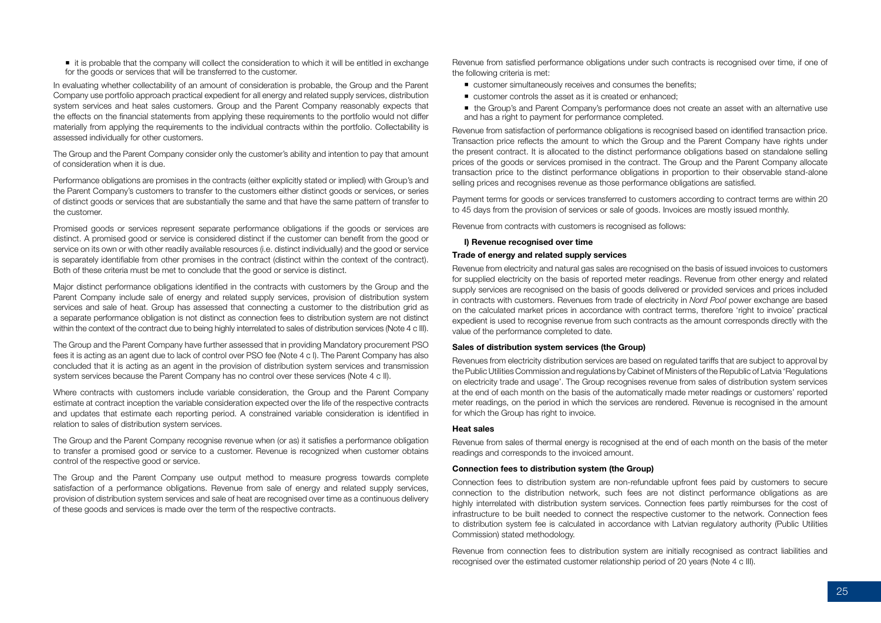- it is probable that the company will collect the consideration to which it will be entitled in exchange for the goods or services that will be transferred to the customer.

In evaluating whether collectability of an amount of consideration is probable, the Group and the Parent Company use portfolio approach practical expedient for all energy and related supply services, distribution system services and heat sales customers. Group and the Parent Company reasonably expects that the effects on the financial statements from applying these requirements to the portfolio would not differ materially from applying the requirements to the individual contracts within the portfolio. Collectability is assessed individually for other customers.

The Group and the Parent Company consider only the customer's ability and intention to pay that amount of consideration when it is due.

Performance obligations are promises in the contracts (either explicitly stated or implied) with Group's and the Parent Company's customers to transfer to the customers either distinct goods or services, or series of distinct goods or services that are substantially the same and that have the same pattern of transfer to the customer.

Promised goods or services represent separate performance obligations if the goods or services are distinct. A promised good or service is considered distinct if the customer can benefit from the good or service on its own or with other readily available resources (i.e. distinct individually) and the good or service is separately identifiable from other promises in the contract (distinct within the context of the contract). Both of these criteria must be met to conclude that the good or service is distinct.

Major distinct performance obligations identified in the contracts with customers by the Group and the Parent Company include sale of energy and related supply services, provision of distribution system services and sale of heat. Group has assessed that connecting a customer to the distribution grid as a separate performance obligation is not distinct as connection fees to distribution system are not distinct within the context of the contract due to being highly interrelated to sales of distribution services (Note 4 c III).

The Group and the Parent Company have further assessed that in providing Mandatory procurement PSO fees it is acting as an agent due to lack of control over PSO fee (Note 4 c I). The Parent Company has also concluded that it is acting as an agent in the provision of distribution system services and transmission system services because the Parent Company has no control over these services (Note 4 c II).

Where contracts with customers include variable consideration, the Group and the Parent Company estimate at contract inception the variable consideration expected over the life of the respective contracts and updates that estimate each reporting period. A constrained variable consideration is identified in relation to sales of distribution system services.

The Group and the Parent Company recognise revenue when (or as) it satisfies a performance obligation to transfer a promised good or service to a customer. Revenue is recognized when customer obtains control of the respective good or service.

The Group and the Parent Company use output method to measure progress towards complete satisfaction of a performance obligations. Revenue from sale of energy and related supply services, provision of distribution system services and sale of heat are recognised over time as a continuous delivery of these goods and services is made over the term of the respective contracts.

Revenue from satisfied performance obligations under such contracts is recognised over time, if one of the following criteria is met:

- customer simultaneously receives and consumes the benefits;
- customer controls the asset as it is created or enhanced;
- the Group's and Parent Company's performance does not create an asset with an alternative use and has a right to payment for performance completed.

Revenue from satisfaction of performance obligations is recognised based on identified transaction price. Transaction price reflects the amount to which the Group and the Parent Company have rights under the present contract. It is allocated to the distinct performance obligations based on standalone selling prices of the goods or services promised in the contract. The Group and the Parent Company allocate transaction price to the distinct performance obligations in proportion to their observable stand-alone selling prices and recognises revenue as those performance obligations are satisfied.

Payment terms for goods or services transferred to customers according to contract terms are within 20 to 45 days from the provision of services or sale of goods. Invoices are mostly issued monthly.

Revenue from contracts with customers is recognised as follows:

**I) Revenue recognised over time**

**Trade of energy and related supply services**

Revenue from electricity and natural gas sales are recognised on the basis of issued invoices to customers for supplied electricity on the basis of reported meter readings. Revenue from other energy and related supply services are recognised on the basis of goods delivered or provided services and prices included in contracts with customers. Revenues from trade of electricity in *Nord Pool* power exchange are based on the calculated market prices in accordance with contract terms, therefore 'right to invoice' practical expedient is used to recognise revenue from such contracts as the amount corresponds directly with the value of the performance completed to date.

**Sales of distribution system services (the Group)**

Revenues from electricity distribution services are based on regulated tariffs that are subject to approval by the Public Utilities Commission and regulations by Cabinet of Ministers of the Republic of Latvia 'Regulations on electricity trade and usage'. The Group recognises revenue from sales of distribution system services at the end of each month on the basis of the automatically made meter readings or customers' reported meter readings, on the period in which the services are rendered. Revenue is recognised in the amount for which the Group has right to invoice.

**Heat sales**

Revenue from sales of thermal energy is recognised at the end of each month on the basis of the meter readings and corresponds to the invoiced amount.

**Connection fees to distribution system (the Group)**

Connection fees to distribution system are non-refundable upfront fees paid by customers to secure connection to the distribution network, such fees are not distinct performance obligations as are highly interrelated with distribution system services. Connection fees partly reimburses for the cost of infrastructure to be built needed to connect the respective customer to the network. Connection fees to distribution system fee is calculated in accordance with Latvian regulatory authority (Public Utilities Commission) stated methodology.

Revenue from connection fees to distribution system are initially recognised as contract liabilities and recognised over the estimated customer relationship period of 20 years (Note 4 c III).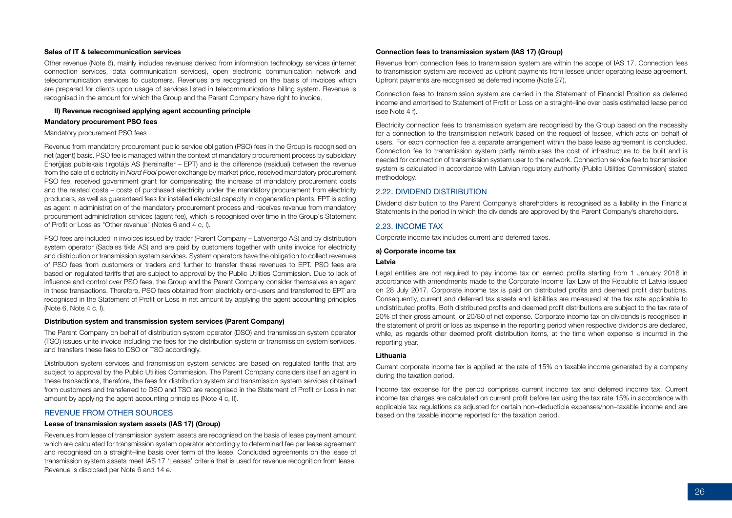**Sales of IT & telecommunication services**

Other revenue (Note 6), mainly includes revenues derived from information technology services (internet connection services, data communication services), open electronic communication network and telecommunication services to customers. Revenues are recognised on the basis of invoices which are prepared for clients upon usage of services listed in telecommunications billing system. Revenue is recognised in the amount for which the Group and the Parent Company have right to invoice.

**II) Revenue recognised applying agent accounting principle**

**Mandatory procurement PSO fees**

Mandatory procurement PSO fees

Revenue from mandatory procurement public service obligation (PSO) fees in the Group is recognised on net (agent) basis. PSO fee is managed within the context of mandatory procurement process by subsidiary Enerģijas publiskais tirgotājs AS (hereinafter – EPT) and is the difference (residual) between the revenue from the sale of electricity in *Nord Pool* power exchange by market price, received mandatory procurement PSO fee, received government grant for compensating the increase of mandatory procurement costs and the related costs – costs of purchased electricity under the mandatory procurement from electricity producers, as well as guaranteed fees for installed electrical capacity in cogeneration plants. EPT is acting as agent in administration of the mandatory procurement process and receives revenue from mandatory procurement administration services (agent fee), which is recognised over time in the Group's Statement of Profit or Loss as "Other revenue" (Notes 6 and 4 c, I).

PSO fees are included in invoices issued by trader (Parent Company – Latvenergo AS) and by distribution system operator (Sadales tīkls AS) and are paid by customers together with unite invoice for electricity and distribution or transmission system services. System operators have the obligation to collect revenues of PSO fees from customers or traders and further to transfer these revenues to EPT. PSO fees are based on regulated tariffs that are subject to approval by the Public Utilities Commission. Due to lack of influence and control over PSO fees, the Group and the Parent Company consider themselves an agent in these transactions. Therefore, PSO fees obtained from electricity end-users and transferred to EPT are recognised in the Statement of Profit or Loss in net amount by applying the agent accounting principles (Note 6, Note 4 c, I).

**Distribution system and transmission system services (Parent Company)**

The Parent Company on behalf of distribution system operator (DSO) and transmission system operator (TSO) issues unite invoice including the fees for the distribution system or transmission system services, and transfers these fees to DSO or TSO accordingly.

Distribution system services and transmission system services are based on regulated tariffs that are subject to approval by the Public Utilities Commission. The Parent Company considers itself an agent in these transactions, therefore, the fees for distribution system and transmission system services obtained from customers and transferred to DSO and TSO are recognised in the Statement of Profit or Loss in net amount by applying the agent accounting principles (Note 4 c, II).

## REVENUE FROM OTHER SOURCES

**Lease of transmission system assets (IAS 17) (Group)**

Revenues from lease of transmission system assets are recognised on the basis of lease payment amount which are calculated for transmission system operator accordingly to determined fee per lease agreement and recognised on a straight–line basis over term of the lease. Concluded agreements on the lease of transmission system assets meet IAS 17 'Leases' criteria that is used for revenue recognition from lease. Revenue is disclosed per Note 6 and 14 e.

**Connection fees to transmission system (IAS 17) (Group)**

Revenue from connection fees to transmission system are within the scope of IAS 17. Connection fees to transmission system are received as upfront payments from lessee under operating lease agreement. Upfront payments are recognised as deferred income (Note 27).

Connection fees to transmission system are carried in the Statement of Financial Position as deferred income and amortised to Statement of Profit or Loss on a straight–line over basis estimated lease period (see Note 4 f).

Electricity connection fees to transmission system are recognised by the Group based on the necessity for a connection to the transmission network based on the request of lessee, which acts on behalf of users. For each connection fee a separate arrangement within the base lease agreement is concluded. Connection fee to transmission system partly reimburses the cost of infrastructure to be built and is needed for connection of transmission system user to the network. Connection service fee to transmission system is calculated in accordance with Latvian regulatory authority (Public Utilities Commission) stated methodology.

## 2.22. DIVIDEND DISTRIBUTION

Dividend distribution to the Parent Company's shareholders is recognised as a liability in the Financial Statements in the period in which the dividends are approved by the Parent Company's shareholders.

## 2.23. INCOME TAX

Corporate income tax includes current and deferred taxes.

**a) Corporate income tax**

**Latvia**

Legal entities are not required to pay income tax on earned profits starting from 1 January 2018 in accordance with amendments made to the Corporate Income Tax Law of the Republic of Latvia issued on 28 July 2017. Corporate income tax is paid on distributed profits and deemed profit distributions. Consequently, current and deferred tax assets and liabilities are measured at the tax rate applicable to undistributed profits. Both distributed profits and deemed profit distributions are subject to the tax rate of 20% of their gross amount, or 20/80 of net expense. Corporate income tax on dividends is recognised in the statement of profit or loss as expense in the reporting period when respective dividends are declared, while, as regards other deemed profit distribution items, at the time when expense is incurred in the reporting year.

**Lithuania**

Current corporate income tax is applied at the rate of 15% on taxable income generated by a company during the taxation period.

Income tax expense for the period comprises current income tax and deferred income tax. Current income tax charges are calculated on current profit before tax using the tax rate 15% in accordance with applicable tax regulations as adjusted for certain non–deductible expenses/non–taxable income and are based on the taxable income reported for the taxation period.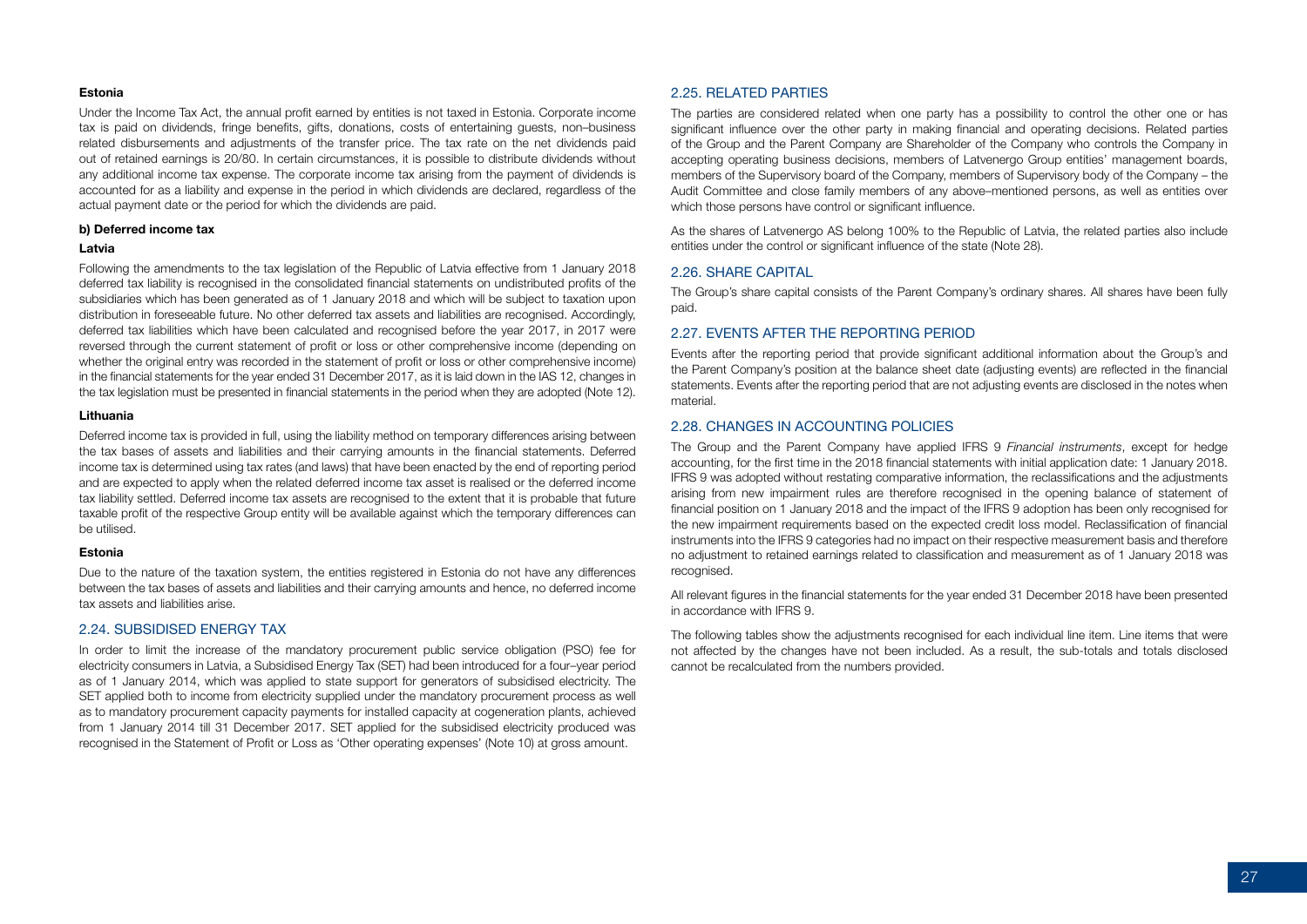#### Estonia

Under the Income Tax Act, the annual profit earned by entities is not taxed in Estonia. Corporate income tax is paid on dividends, fringe benefits, gifts, donations, costs of entertaining guests, non–business related disbursements and adjustments of the transfer price. The tax rate on the net dividends paid out of retained earnings is 20/80. In certain circumstances, it is possible to distribute dividends without any additional income tax expense. The corporate income tax arising from the payment of dividends is accounted for as a liability and expense in the period in which dividends are declared, regardless of the actual payment date or the period for which the dividends are paid.

#### b) Deferred income tax

#### Latvia

Following the amendments to the tax legislation of the Republic of Latvia effective from 1 January 2018 deferred tax liability is recognised in the consolidated financial statements on undistributed profits of the subsidiaries which has been generated as of 1 January 2018 and which will be subject to taxation upon distribution in foreseeable future. No other deferred tax assets and liabilities are recognised. Accordingly, deferred tax liabilities which have been calculated and recognised before the year 2017, in 2017 were reversed through the current statement of profit or loss or other comprehensive income (depending on whether the original entry was recorded in the statement of profit or loss or other comprehensive income) in the financial statements for the year ended 31 December 2017, as it is laid down in the IAS 12, changes in the tax legislation must be presented in financial statements in the period when they are adopted (Note 12).

#### Lithuania

Deferred income tax is provided in full, using the liability method on temporary differences arising between the tax bases of assets and liabilities and their carrying amounts in the financial statements. Deferred income tax is determined using tax rates (and laws) that have been enacted by the end of reporting period and are expected to apply when the related deferred income tax asset is realised or the deferred income tax liability settled. Deferred income tax assets are recognised to the extent that it is probable that future taxable profit of the respective Group entity will be available against which the temporary differences can be utilised.

#### Estonia

Due to the nature of the taxation system, the entities registered in Estonia do not have any differences between the tax bases of assets and liabilities and their carrying amounts and hence, no deferred income tax assets and liabilities arise.

## 2.24. SUBSIDISED ENERGY TAX

In order to limit the increase of the mandatory procurement public service obligation (PSO) fee for electricity consumers in Latvia, a Subsidised Energy Tax (SET) had been introduced for a four–year period as of 1 January 2014, which was applied to state support for generators of subsidised electricity. The SET applied both to income from electricity supplied under the mandatory procurement process as well as to mandatory procurement capacity payments for installed capacity at cogeneration plants, achieved from 1 January 2014 till 31 December 2017. SET applied for the subsidised electricity produced was recognised in the Statement of Profit or Loss as 'Other operating expenses' (Note 10) at gross amount.

## 2.25. RELATED PARTIES

The parties are considered related when one party has a possibility to control the other one or has significant influence over the other party in making financial and operating decisions. Related parties of the Group and the Parent Company are Shareholder of the Company who controls the Company in accepting operating business decisions, members of Latvenergo Group entities' management boards, members of the Supervisory board of the Company, members of Supervisory body of the Company – the Audit Committee and close family members of any above–mentioned persons, as well as entities over which those persons have control or significant influence.

As the shares of Latvenergo AS belong 100% to the Republic of Latvia, the related parties also include entities under the control or significant influence of the state (Note 28).

## 2.26. SHARE CAPITAL

The Group's share capital consists of the Parent Company's ordinary shares. All shares have been fully paid.

## 2.27. EVENTS AFTER THE REPORTING PERIOD

Events after the reporting period that provide significant additional information about the Group's and the Parent Company's position at the balance sheet date (adjusting events) are reflected in the financial statements. Events after the reporting period that are not adjusting events are disclosed in the notes when material.

## 2.28. CHANGES IN ACCOUNTING POLICIES

The Group and the Parent Company have applied IFRS 9 *Financial instruments*, except for hedge accounting, for the first time in the 2018 financial statements with initial application date: 1 January 2018. IFRS 9 was adopted without restating comparative information, the reclassifications and the adjustments arising from new impairment rules are therefore recognised in the opening balance of statement of financial position on 1 January 2018 and the impact of the IFRS 9 adoption has been only recognised for the new impairment requirements based on the expected credit loss model. Reclassification of financial instruments into the IFRS 9 categories had no impact on their respective measurement basis and therefore no adjustment to retained earnings related to classification and measurement as of 1 January 2018 was recognised.

All relevant figures in the financial statements for the year ended 31 December 2018 have been presented in accordance with IFRS 9.

The following tables show the adjustments recognised for each individual line item. Line items that were not affected by the changes have not been included. As a result, the sub-totals and totals disclosed cannot be recalculated from the numbers provided.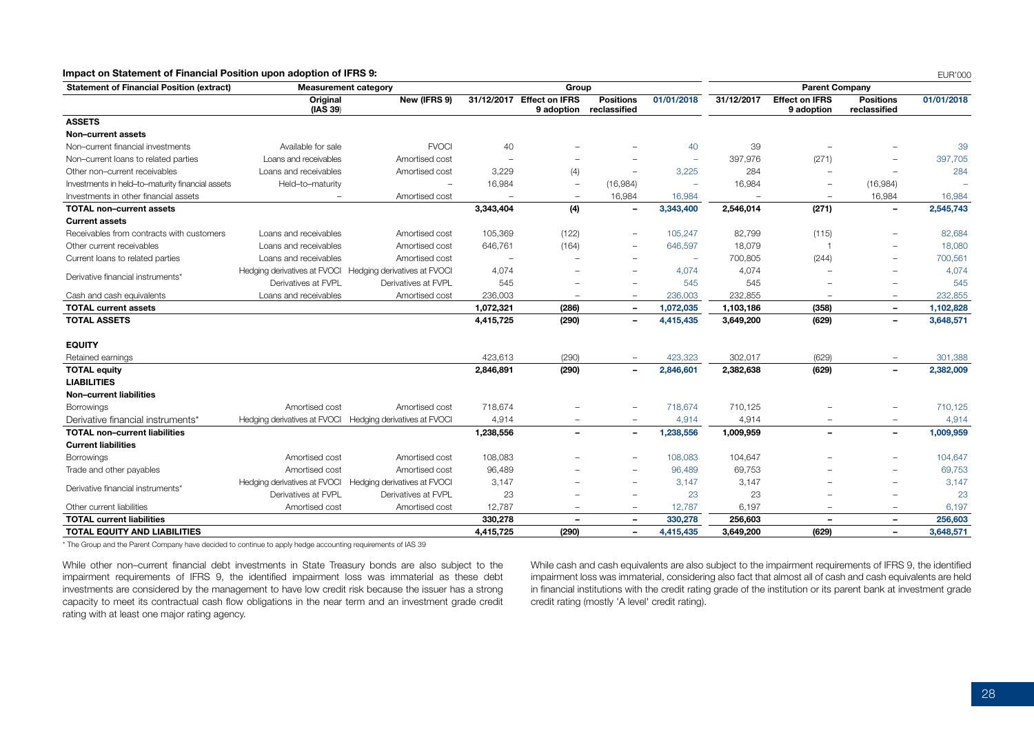**Impact on Statement of Financial Position upon adoption of IFRS 9:**

EUR'000

| Statement of Financial Position (extract) | Measurement category | | Group | | | | Parent Company | | | |
|---|---|---|---|---|---|---|---|---|---|---|
| | Original (IAS 39) | New (IFRS 9) | 31/12/2017 | Effect on IFRS 9 adoption | Positions reclassified | 01/01/2018 | 31/12/2017 | Effect on IFRS 9 adoption | Positions reclassified | 01/01/2018 |
| **ASSETS** | | | | | | | | | | |
| **Non–current assets** | | | | | | | | | | |
| Non–current financial investments | Available for sale | FVOCI | 40 | – | – | 40 | 39 | – | – | 39 |
| Non–current loans to related parties | Loans and receivables | Amortised cost | – | – | – | – | 397,976 | (271) | – | 397,705 |
| Other non–current receivables | Loans and receivables | Amortised cost | 3,229 | (4) | – | 3,225 | 284 | – | – | 284 |
| Investments in held–to–maturity financial assets | Held–to–maturity | – | 16,984 | – | (16,984) | – | 16,984 | – | (16,984) | – |
| Investments in other financial assets | – | Amortised cost | – | – | 16,984 | 16,984 | – | – | 16,984 | 16,984 |
| **TOTAL non–current assets** | | | **3,343,404** | **(4)** | **–** | **3,343,400** | **2,546,014** | **(271)** | **–** | **2,545,743** |
| **Current assets** | | | | | | | | | | |
| Receivables from contracts with customers | Loans and receivables | Amortised cost | 105,369 | (122) | – | 105,247 | 82,799 | (115) | – | 82,684 |
| Other current receivables | Loans and receivables | Amortised cost | 646,761 | (164) | – | 646,597 | 18,079 | 1 | – | 18,080 |
| Current loans to related parties | Loans and receivables | Amortised cost | – | – | – | – | 700,805 | (244) | – | 700,561 |
| Derivative financial instruments* | Hedging derivatives at FVOCI | Hedging derivatives at FVOCI | 4,074 | – | – | 4,074 | 4,074 | – | – | 4,074 |
| | Derivatives at FVPL | Derivatives at FVPL | 545 | – | – | 545 | 545 | – | – | 545 |
| Cash and cash equivalents | Loans and receivables | Amortised cost | 236,003 | – | – | 236,003 | 232,855 | – | – | 232,855 |
| **TOTAL current assets** | | | **1,072,321** | **(286)** | **–** | **1,072,035** | **1,103,186** | **(358)** | **–** | **1,102,828** |
| **TOTAL ASSETS** | | | **4,415,725** | **(290)** | **–** | **4,415,435** | **3,649,200** | **(629)** | **–** | **3,648,571** |
| **EQUITY** | | | | | | | | | | |
| Retained earnings | | | 423,613 | (290) | – | 423,323 | 302,017 | (629) | – | 301,388 |
| **TOTAL equity** | | | **2,846,891** | **(290)** | **–** | **2,846,601** | **2,382,638** | **(629)** | **–** | **2,382,009** |
| **LIABILITIES** | | | | | | | | | | |
| **Non–current liabilities** | | | | | | | | | | |
| Borrowings | Amortised cost | Amortised cost | 718,674 | – | – | 718,674 | 710,125 | – | – | 710,125 |
| Derivative financial instruments* | Hedging derivatives at FVOCI | Hedging derivatives at FVOCI | 4,914 | – | – | 4,914 | 4,914 | – | – | 4,914 |
| **TOTAL non–current liabilities** | | | **1,238,556** | **–** | **–** | **1,238,556** | **1,009,959** | **–** | **–** | **1,009,959** |
| **Current liabilities** | | | | | | | | | | |
| Borrowings | Amortised cost | Amortised cost | 108,083 | – | – | 108,083 | 104,647 | – | – | 104,647 |
| Trade and other payables | Amortised cost | Amortised cost | 96,489 | – | – | 96,489 | 69,753 | – | – | 69,753 |
| Derivative financial instruments* | Hedging derivatives at FVOCI | Hedging derivatives at FVOCI | 3,147 | – | – | 3,147 | 3,147 | – | – | 3,147 |
| | Derivatives at FVPL | Derivatives at FVPL | 23 | – | – | 23 | 23 | – | – | 23 |
| Other current liabilities | Amortised cost | Amortised cost | 12,787 | – | – | 12,787 | 6,197 | – | – | 6,197 |
| **TOTAL current liabilities** | | | **330,278** | **–** | **–** | **330,278** | **256,603** | **–** | **–** | **256,603** |
| **TOTAL EQUITY AND LIABILITIES** | | | **4,415,725** | **(290)** | **–** | **4,415,435** | **3,649,200** | **(629)** | **–** | **3,648,571** |

\* The Group and the Parent Company have decided to continue to apply hedge accounting requirements of IAS 39

While other non–current financial debt investments in State Treasury bonds are also subject to the impairment requirements of IFRS 9, the identified impairment loss was immaterial as these debt investments are considered by the management to have low credit risk because the issuer has a strong capacity to meet its contractual cash flow obligations in the near term and an investment grade credit rating with at least one major rating agency.

While cash and cash equivalents are also subject to the impairment requirements of IFRS 9, the identified impairment loss was immaterial, considering also fact that almost all of cash and cash equivalents are held in financial institutions with the credit rating grade of the institution or its parent bank at investment grade credit rating (mostly 'A level' credit rating).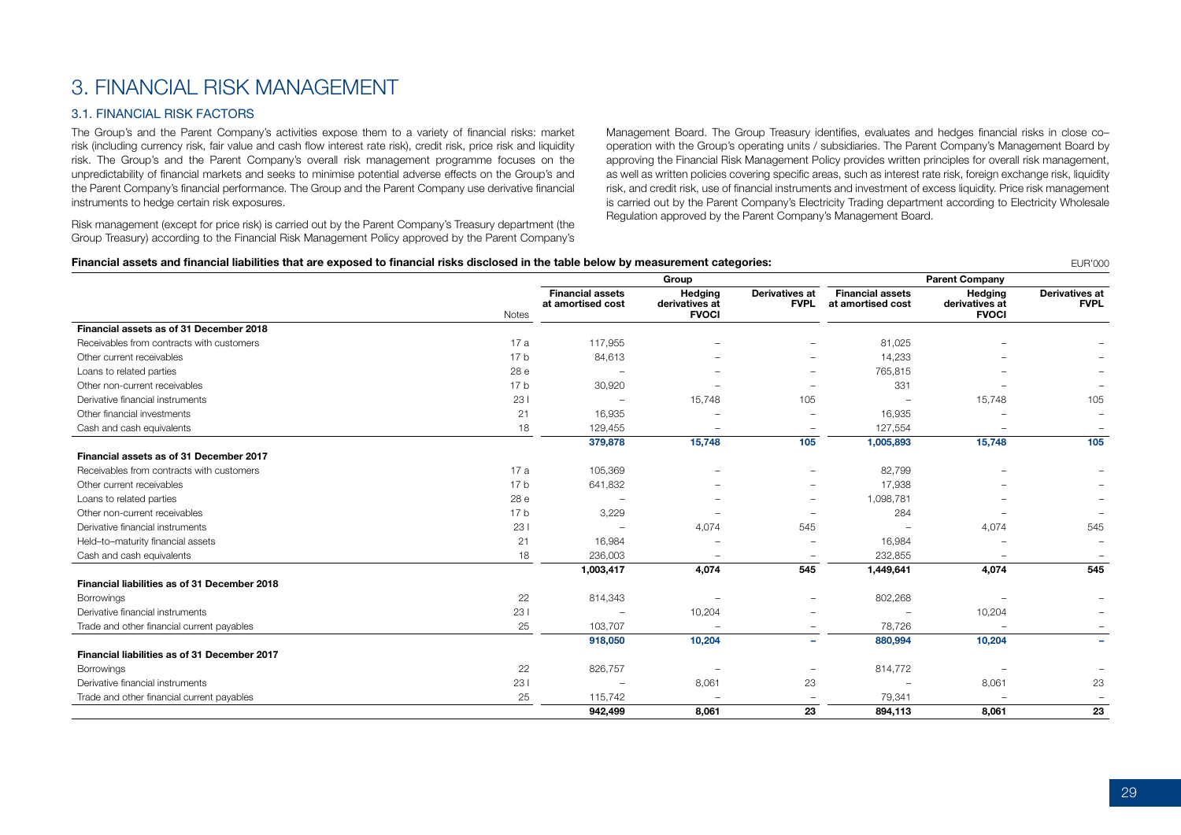# 3. FINANCIAL RISK MANAGEMENT

## 3.1. FINANCIAL RISK FACTORS

The Group's and the Parent Company's activities expose them to a variety of financial risks: market risk (including currency risk, fair value and cash flow interest rate risk), credit risk, price risk and liquidity risk. The Group's and the Parent Company's overall risk management programme focuses on the unpredictability of financial markets and seeks to minimise potential adverse effects on the Group's and the Parent Company's financial performance. The Group and the Parent Company use derivative financial instruments to hedge certain risk exposures.

Risk management (except for price risk) is carried out by the Parent Company's Treasury department (the Group Treasury) according to the Financial Risk Management Policy approved by the Parent Company's Management Board. The Group Treasury identifies, evaluates and hedges financial risks in close co–operation with the Group's operating units / subsidiaries. The Parent Company's Management Board by approving the Financial Risk Management Policy provides written principles for overall risk management, as well as written policies covering specific areas, such as interest rate risk, foreign exchange risk, liquidity risk, and credit risk, use of financial instruments and investment of excess liquidity. Price risk management is carried out by the Parent Company's Electricity Trading department according to Electricity Wholesale Regulation approved by the Parent Company's Management Board.

**Financial assets and financial liabilities that are exposed to financial risks disclosed in the table below by measurement categories:**

EUR'000

| | | Group | | | Parent Company | | |
|---|---|---|---|---|---|---|---|
| | Notes | **Financial assets at amortised cost** | **Hedging derivatives at FVOCI** | **Derivatives at FVPL** | **Financial assets at amortised cost** | **Hedging derivatives at FVOCI** | **Derivatives at FVPL** |
| **Financial assets as of 31 December 2018** | | | | | | | |
| Receivables from contracts with customers | 17 a | 117,955 | – | – | 81,025 | – | – |
| Other current receivables | 17 b | 84,613 | – | – | 14,233 | – | – |
| Loans to related parties | 28 e | – | – | – | 765,815 | – | – |
| Other non-current receivables | 17 b | 30,920 | – | – | 331 | – | – |
| Derivative financial instruments | 23 l | – | 15,748 | 105 | – | 15,748 | 105 |
| Other financial investments | 21 | 16,935 | – | – | 16,935 | – | – |
| Cash and cash equivalents | 18 | 129,455 | – | – | 127,554 | – | – |
| | | **379,878** | **15,748** | **105** | **1,005,893** | **15,748** | **105** |
| **Financial assets as of 31 December 2017** | | | | | | | |
| Receivables from contracts with customers | 17 a | 105,369 | – | – | 82,799 | – | – |
| Other current receivables | 17 b | 641,832 | – | – | 17,938 | – | – |
| Loans to related parties | 28 e | – | – | – | 1,098,781 | – | – |
| Other non-current receivables | 17 b | 3,229 | – | – | 284 | – | – |
| Derivative financial instruments | 23 l | – | 4,074 | 545 | – | 4,074 | 545 |
| Held–to–maturity financial assets | 21 | 16,984 | – | – | 16,984 | – | – |
| Cash and cash equivalents | 18 | 236,003 | – | – | 232,855 | – | – |
| | | **1,003,417** | **4,074** | **545** | **1,449,641** | **4,074** | **545** |
| **Financial liabilities as of 31 December 2018** | | | | | | | |
| Borrowings | 22 | 814,343 | – | – | 802,268 | – | – |
| Derivative financial instruments | 23 l | – | 10,204 | – | – | 10,204 | – |
| Trade and other financial current payables | 25 | 103,707 | – | – | 78,726 | – | – |
| | | **918,050** | **10,204** | **–** | **880,994** | **10,204** | **–** |
| **Financial liabilities as of 31 December 2017** | | | | | | | |
| Borrowings | 22 | 826,757 | – | – | 814,772 | – | – |
| Derivative financial instruments | 23 l | – | 8,061 | 23 | – | 8,061 | 23 |
| Trade and other financial current payables | 25 | 115,742 | – | – | 79,341 | – | – |
| | | **942,499** | **8,061** | **23** | **894,113** | **8,061** | **23** |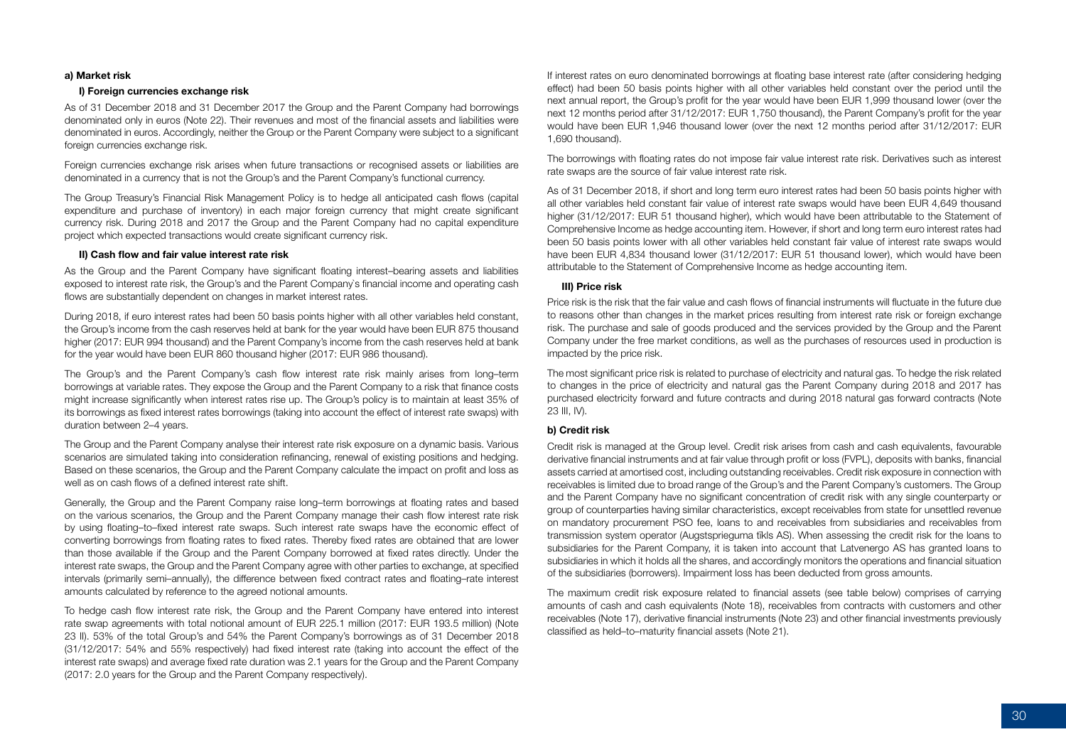#### a) Market risk

##### I) Foreign currencies exchange risk

As of 31 December 2018 and 31 December 2017 the Group and the Parent Company had borrowings denominated only in euros (Note 22). Their revenues and most of the financial assets and liabilities were denominated in euros. Accordingly, neither the Group or the Parent Company were subject to a significant foreign currencies exchange risk.

Foreign currencies exchange risk arises when future transactions or recognised assets or liabilities are denominated in a currency that is not the Group's and the Parent Company's functional currency.

The Group Treasury's Financial Risk Management Policy is to hedge all anticipated cash flows (capital expenditure and purchase of inventory) in each major foreign currency that might create significant currency risk. During 2018 and 2017 the Group and the Parent Company had no capital expenditure project which expected transactions would create significant currency risk.

##### II) Cash flow and fair value interest rate risk

As the Group and the Parent Company have significant floating interest–bearing assets and liabilities exposed to interest rate risk, the Group's and the Parent Company`s financial income and operating cash flows are substantially dependent on changes in market interest rates.

During 2018, if euro interest rates had been 50 basis points higher with all other variables held constant, the Group's income from the cash reserves held at bank for the year would have been EUR 875 thousand higher (2017: EUR 994 thousand) and the Parent Company's income from the cash reserves held at bank for the year would have been EUR 860 thousand higher (2017: EUR 986 thousand).

The Group's and the Parent Company's cash flow interest rate risk mainly arises from long–term borrowings at variable rates. They expose the Group and the Parent Company to a risk that finance costs might increase significantly when interest rates rise up. The Group's policy is to maintain at least 35% of its borrowings as fixed interest rates borrowings (taking into account the effect of interest rate swaps) with duration between 2–4 years.

The Group and the Parent Company analyse their interest rate risk exposure on a dynamic basis. Various scenarios are simulated taking into consideration refinancing, renewal of existing positions and hedging. Based on these scenarios, the Group and the Parent Company calculate the impact on profit and loss as well as on cash flows of a defined interest rate shift.

Generally, the Group and the Parent Company raise long–term borrowings at floating rates and based on the various scenarios, the Group and the Parent Company manage their cash flow interest rate risk by using floating–to–fixed interest rate swaps. Such interest rate swaps have the economic effect of converting borrowings from floating rates to fixed rates. Thereby fixed rates are obtained that are lower than those available if the Group and the Parent Company borrowed at fixed rates directly. Under the interest rate swaps, the Group and the Parent Company agree with other parties to exchange, at specified intervals (primarily semi–annually), the difference between fixed contract rates and floating–rate interest amounts calculated by reference to the agreed notional amounts.

To hedge cash flow interest rate risk, the Group and the Parent Company have entered into interest rate swap agreements with total notional amount of EUR 225.1 million (2017: EUR 193.5 million) (Note 23 II). 53% of the total Group's and 54% the Parent Company's borrowings as of 31 December 2018 (31/12/2017: 54% and 55% respectively) had fixed interest rate (taking into account the effect of the interest rate swaps) and average fixed rate duration was 2.1 years for the Group and the Parent Company (2017: 2.0 years for the Group and the Parent Company respectively).

If interest rates on euro denominated borrowings at floating base interest rate (after considering hedging effect) had been 50 basis points higher with all other variables held constant over the period until the next annual report, the Group's profit for the year would have been EUR 1,999 thousand lower (over the next 12 months period after 31/12/2017: EUR 1,750 thousand), the Parent Company's profit for the year would have been EUR 1,946 thousand lower (over the next 12 months period after 31/12/2017: EUR 1,690 thousand).

The borrowings with floating rates do not impose fair value interest rate risk. Derivatives such as interest rate swaps are the source of fair value interest rate risk.

As of 31 December 2018, if short and long term euro interest rates had been 50 basis points higher with all other variables held constant fair value of interest rate swaps would have been EUR 4,649 thousand higher (31/12/2017: EUR 51 thousand higher), which would have been attributable to the Statement of Comprehensive Income as hedge accounting item. However, if short and long term euro interest rates had been 50 basis points lower with all other variables held constant fair value of interest rate swaps would have been EUR 4,834 thousand lower (31/12/2017: EUR 51 thousand lower), which would have been attributable to the Statement of Comprehensive Income as hedge accounting item.

##### III) Price risk

Price risk is the risk that the fair value and cash flows of financial instruments will fluctuate in the future due to reasons other than changes in the market prices resulting from interest rate risk or foreign exchange risk. The purchase and sale of goods produced and the services provided by the Group and the Parent Company under the free market conditions, as well as the purchases of resources used in production is impacted by the price risk.

The most significant price risk is related to purchase of electricity and natural gas. To hedge the risk related to changes in the price of electricity and natural gas the Parent Company during 2018 and 2017 has purchased electricity forward and future contracts and during 2018 natural gas forward contracts (Note 23 III, IV).

#### b) Credit risk

Credit risk is managed at the Group level. Credit risk arises from cash and cash equivalents, favourable derivative financial instruments and at fair value through profit or loss (FVPL), deposits with banks, financial assets carried at amortised cost, including outstanding receivables. Credit risk exposure in connection with receivables is limited due to broad range of the Group's and the Parent Company's customers. The Group and the Parent Company have no significant concentration of credit risk with any single counterparty or group of counterparties having similar characteristics, except receivables from state for unsettled revenue on mandatory procurement PSO fee, loans to and receivables from subsidiaries and receivables from transmission system operator (Augstsprieguma tīkls AS). When assessing the credit risk for the loans to subsidiaries for the Parent Company, it is taken into account that Latvenergo AS has granted loans to subsidiaries in which it holds all the shares, and accordingly monitors the operations and financial situation of the subsidiaries (borrowers). Impairment loss has been deducted from gross amounts.

The maximum credit risk exposure related to financial assets (see table below) comprises of carrying amounts of cash and cash equivalents (Note 18), receivables from contracts with customers and other receivables (Note 17), derivative financial instruments (Note 23) and other financial investments previously classified as held–to–maturity financial assets (Note 21).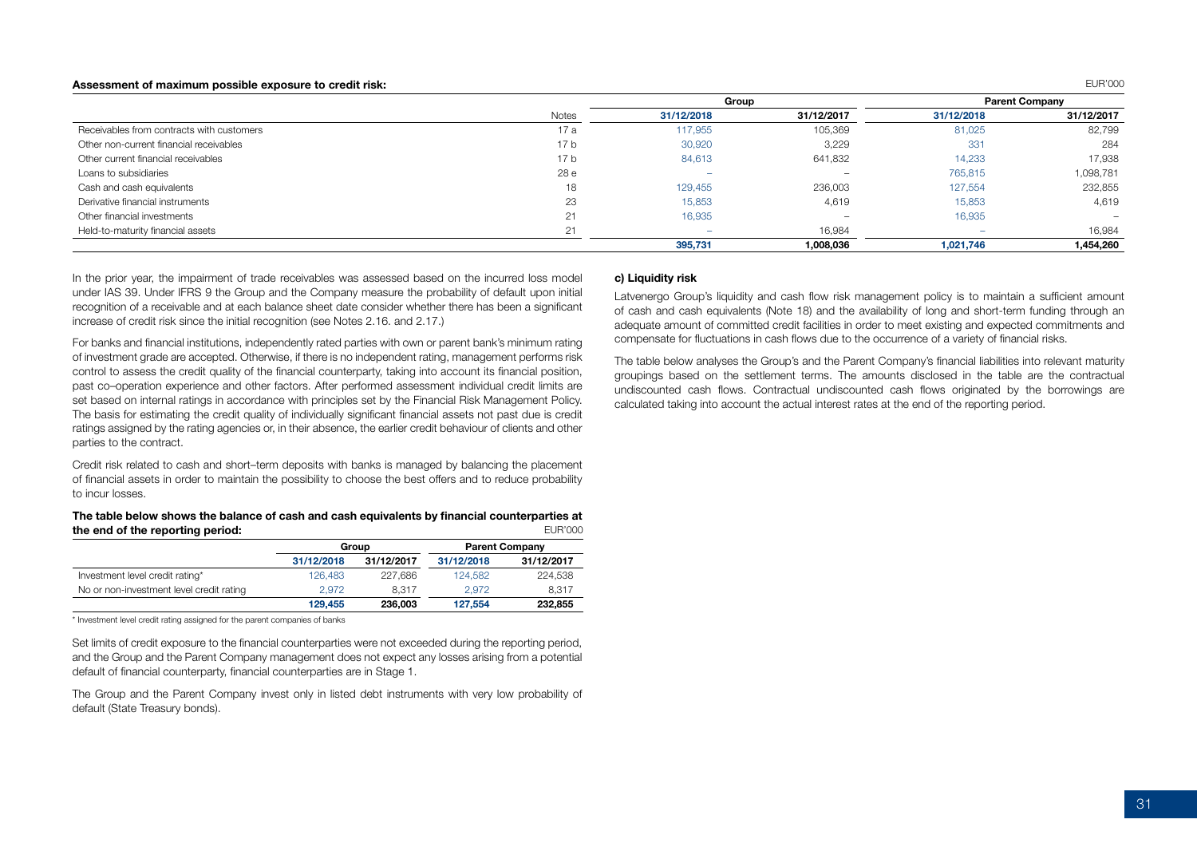**Assessment of maximum possible exposure to credit risk:**

EUR'000

| | Notes | Group | | Parent Company | |
|---|---|---|---|---|---|
| | | 31/12/2018 | 31/12/2017 | 31/12/2018 | 31/12/2017 |
| Receivables from contracts with customers | 17 a | 117,955 | 105,369 | 81,025 | 82,799 |
| Other non-current financial receivables | 17 b | 30,920 | 3,229 | 331 | 284 |
| Other current financial receivables | 17 b | 84,613 | 641,832 | 14,233 | 17,938 |
| Loans to subsidiaries | 28 e | – | – | 765,815 | 1,098,781 |
| Cash and cash equivalents | 18 | 129,455 | 236,003 | 127,554 | 232,855 |
| Derivative financial instruments | 23 | 15,853 | 4,619 | 15,853 | 4,619 |
| Other financial investments | 21 | 16,935 | – | 16,935 | – |
| Held-to-maturity financial assets | 21 | – | 16,984 | – | 16,984 |
| | | **395,731** | **1,008,036** | **1,021,746** | **1,454,260** |

In the prior year, the impairment of trade receivables was assessed based on the incurred loss model under IAS 39. Under IFRS 9 the Group and the Company measure the probability of default upon initial recognition of a receivable and at each balance sheet date consider whether there has been a significant increase of credit risk since the initial recognition (see Notes 2.16. and 2.17.)

For banks and financial institutions, independently rated parties with own or parent bank's minimum rating of investment grade are accepted. Otherwise, if there is no independent rating, management performs risk control to assess the credit quality of the financial counterparty, taking into account its financial position, past co–operation experience and other factors. After performed assessment individual credit limits are set based on internal ratings in accordance with principles set by the Financial Risk Management Policy. The basis for estimating the credit quality of individually significant financial assets not past due is credit ratings assigned by the rating agencies or, in their absence, the earlier credit behaviour of clients and other parties to the contract.

Credit risk related to cash and short–term deposits with banks is managed by balancing the placement of financial assets in order to maintain the possibility to choose the best offers and to reduce probability to incur losses.

**The table below shows the balance of cash and cash equivalents by financial counterparties at the end of the reporting period:**

EUR'000

| | Group | | Parent Company | |
|---|---|---|---|---|
| | 31/12/2018 | 31/12/2017 | 31/12/2018 | 31/12/2017 |
| Investment level credit rating* | 126,483 | 227,686 | 124,582 | 224,538 |
| No or non-investment level credit rating | 2,972 | 8,317 | 2,972 | 8,317 |
| | **129,455** | **236,003** | **127,554** | **232,855** |

\* Investment level credit rating assigned for the parent companies of banks

Set limits of credit exposure to the financial counterparties were not exceeded during the reporting period, and the Group and the Parent Company management does not expect any losses arising from a potential default of financial counterparty, financial counterparties are in Stage 1.

The Group and the Parent Company invest only in listed debt instruments with very low probability of default (State Treasury bonds).

**c) Liquidity risk**

Latvenergo Group's liquidity and cash flow risk management policy is to maintain a sufficient amount of cash and cash equivalents (Note 18) and the availability of long and short-term funding through an adequate amount of committed credit facilities in order to meet existing and expected commitments and compensate for fluctuations in cash flows due to the occurrence of a variety of financial risks.

The table below analyses the Group's and the Parent Company's financial liabilities into relevant maturity groupings based on the settlement terms. The amounts disclosed in the table are the contractual undiscounted cash flows. Contractual undiscounted cash flows originated by the borrowings are calculated taking into account the actual interest rates at the end of the reporting period.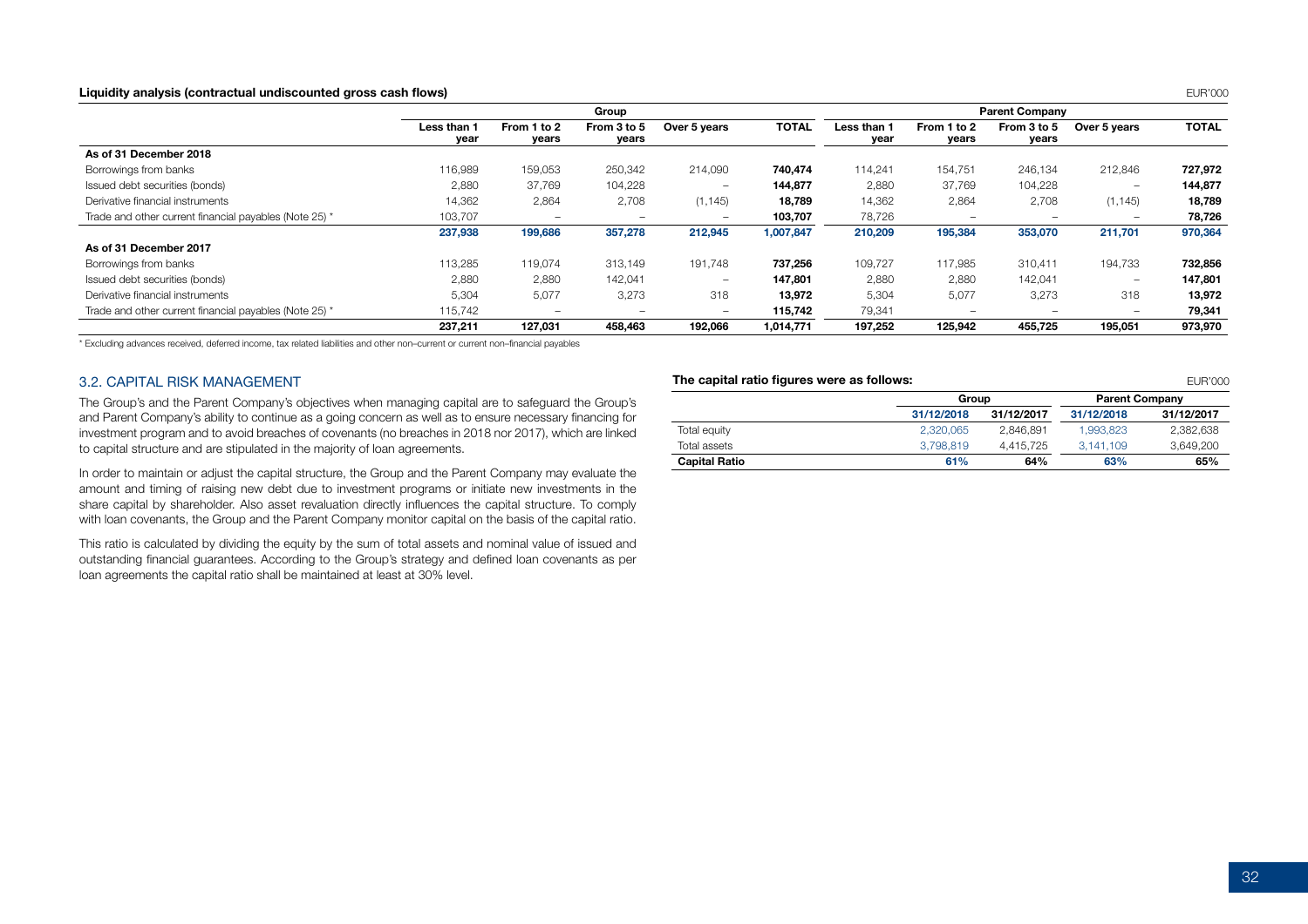**Liquidity analysis (contractual undiscounted gross cash flows)** EUR'000

| | Group | | | | | Parent Company | | | | |
|---|---|---|---|---|---|---|---|---|---|---|
| | Less than 1 year | From 1 to 2 years | From 3 to 5 years | Over 5 years | TOTAL | Less than 1 year | From 1 to 2 years | From 3 to 5 years | Over 5 years | TOTAL |
| **As of 31 December 2018** | | | | | | | | | | |
| Borrowings from banks | 116,989 | 159,053 | 250,342 | 214,090 | **740,474** | 114,241 | 154,751 | 246,134 | 212,846 | **727,972** |
| Issued debt securities (bonds) | 2,880 | 37,769 | 104,228 | – | **144,877** | 2,880 | 37,769 | 104,228 | – | **144,877** |
| Derivative financial instruments | 14,362 | 2,864 | 2,708 | (1,145) | **18,789** | 14,362 | 2,864 | 2,708 | (1,145) | **18,789** |
| Trade and other current financial payables (Note 25) * | 103,707 | – | – | – | **103,707** | 78,726 | – | – | – | **78,726** |
| | **237,938** | **199,686** | **357,278** | **212,945** | **1,007,847** | **210,209** | **195,384** | **353,070** | **211,701** | **970,364** |
| **As of 31 December 2017** | | | | | | | | | | |
| Borrowings from banks | 113,285 | 119,074 | 313,149 | 191,748 | **737,256** | 109,727 | 117,985 | 310,411 | 194,733 | **732,856** |
| Issued debt securities (bonds) | 2,880 | 2,880 | 142,041 | – | **147,801** | 2,880 | 2,880 | 142,041 | – | **147,801** |
| Derivative financial instruments | 5,304 | 5,077 | 3,273 | 318 | **13,972** | 5,304 | 5,077 | 3,273 | 318 | **13,972** |
| Trade and other current financial payables (Note 25) * | 115,742 | – | – | – | **115,742** | 79,341 | – | – | – | **79,341** |
| | **237,211** | **127,031** | **458,463** | **192,066** | **1,014,771** | **197,252** | **125,942** | **455,725** | **195,051** | **973,970** |

\* Excluding advances received, deferred income, tax related liabilities and other non–current or current non–financial payables

## 3.2. CAPITAL RISK MANAGEMENT

The Group's and the Parent Company's objectives when managing capital are to safeguard the Group's and Parent Company's ability to continue as a going concern as well as to ensure necessary financing for investment program and to avoid breaches of covenants (no breaches in 2018 nor 2017), which are linked to capital structure and are stipulated in the majority of loan agreements.

In order to maintain or adjust the capital structure, the Group and the Parent Company may evaluate the amount and timing of raising new debt due to investment programs or initiate new investments in the share capital by shareholder. Also asset revaluation directly influences the capital structure. To comply with loan covenants, the Group and the Parent Company monitor capital on the basis of the capital ratio.

This ratio is calculated by dividing the equity by the sum of total assets and nominal value of issued and outstanding financial guarantees. According to the Group's strategy and defined loan covenants as per loan agreements the capital ratio shall be maintained at least at 30% level.

**The capital ratio figures were as follows:** EUR'000

| | Group | | Parent Company | |
|---|---|---|---|---|
| | 31/12/2018 | 31/12/2017 | 31/12/2018 | 31/12/2017 |
| Total equity | 2,320,065 | 2,846,891 | 1,993,823 | 2,382,638 |
| Total assets | 3,798,819 | 4,415,725 | 3,141,109 | 3,649,200 |
| **Capital Ratio** | **61%** | **64%** | **63%** | **65%** |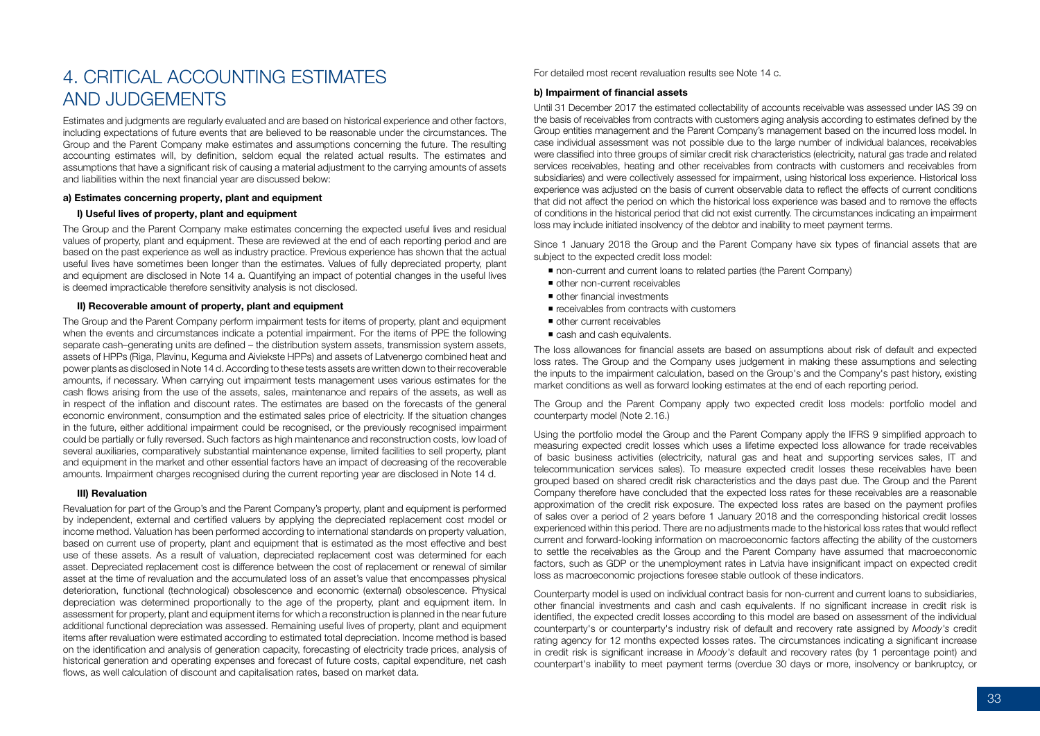# 4. CRITICAL ACCOUNTING ESTIMATES AND JUDGEMENTS

Estimates and judgments are regularly evaluated and are based on historical experience and other factors, including expectations of future events that are believed to be reasonable under the circumstances. The Group and the Parent Company make estimates and assumptions concerning the future. The resulting accounting estimates will, by definition, seldom equal the related actual results. The estimates and assumptions that have a significant risk of causing a material adjustment to the carrying amounts of assets and liabilities within the next financial year are discussed below:

**a) Estimates concerning property, plant and equipment**

**I) Useful lives of property, plant and equipment**

The Group and the Parent Company make estimates concerning the expected useful lives and residual values of property, plant and equipment. These are reviewed at the end of each reporting period and are based on the past experience as well as industry practice. Previous experience has shown that the actual useful lives have sometimes been longer than the estimates. Values of fully depreciated property, plant and equipment are disclosed in Note 14 a. Quantifying an impact of potential changes in the useful lives is deemed impracticable therefore sensitivity analysis is not disclosed.

**II) Recoverable amount of property, plant and equipment**

The Group and the Parent Company perform impairment tests for items of property, plant and equipment when the events and circumstances indicate a potential impairment. For the items of PPE the following separate cash–generating units are defined – the distribution system assets, transmission system assets, assets of HPPs (Riga, Plavinu, Keguma and Aiviekste HPPs) and assets of Latvenergo combined heat and power plants as disclosed in Note 14 d. According to these tests assets are written down to their recoverable amounts, if necessary. When carrying out impairment tests management uses various estimates for the cash flows arising from the use of the assets, sales, maintenance and repairs of the assets, as well as in respect of the inflation and discount rates. The estimates are based on the forecasts of the general economic environment, consumption and the estimated sales price of electricity. If the situation changes in the future, either additional impairment could be recognised, or the previously recognised impairment could be partially or fully reversed. Such factors as high maintenance and reconstruction costs, low load of several auxiliaries, comparatively substantial maintenance expense, limited facilities to sell property, plant and equipment in the market and other essential factors have an impact of decreasing of the recoverable amounts. Impairment charges recognised during the current reporting year are disclosed in Note 14 d.

**III) Revaluation**

Revaluation for part of the Group's and the Parent Company's property, plant and equipment is performed by independent, external and certified valuers by applying the depreciated replacement cost model or income method. Valuation has been performed according to international standards on property valuation, based on current use of property, plant and equipment that is estimated as the most effective and best use of these assets. As a result of valuation, depreciated replacement cost was determined for each asset. Depreciated replacement cost is difference between the cost of replacement or renewal of similar asset at the time of revaluation and the accumulated loss of an asset's value that encompasses physical deterioration, functional (technological) obsolescence and economic (external) obsolescence. Physical depreciation was determined proportionally to the age of the property, plant and equipment item. In assessment for property, plant and equipment items for which a reconstruction is planned in the near future additional functional depreciation was assessed. Remaining useful lives of property, plant and equipment items after revaluation were estimated according to estimated total depreciation. Income method is based on the identification and analysis of generation capacity, forecasting of electricity trade prices, analysis of historical generation and operating expenses and forecast of future costs, capital expenditure, net cash flows, as well calculation of discount and capitalisation rates, based on market data.

For detailed most recent revaluation results see Note 14 c.

**b) Impairment of financial assets**

Until 31 December 2017 the estimated collectability of accounts receivable was assessed under IAS 39 on the basis of receivables from contracts with customers aging analysis according to estimates defined by the Group entities management and the Parent Company's management based on the incurred loss model. In case individual assessment was not possible due to the large number of individual balances, receivables were classified into three groups of similar credit risk characteristics (electricity, natural gas trade and related services receivables, heating and other receivables from contracts with customers and receivables from subsidiaries) and were collectively assessed for impairment, using historical loss experience. Historical loss experience was adjusted on the basis of current observable data to reflect the effects of current conditions that did not affect the period on which the historical loss experience was based and to remove the effects of conditions in the historical period that did not exist currently. The circumstances indicating an impairment loss may include initiated insolvency of the debtor and inability to meet payment terms.

Since 1 January 2018 the Group and the Parent Company have six types of financial assets that are subject to the expected credit loss model:

- non-current and current loans to related parties (the Parent Company)
- other non-current receivables
- other financial investments
- receivables from contracts with customers
- other current receivables
- cash and cash equivalents.

The loss allowances for financial assets are based on assumptions about risk of default and expected loss rates. The Group and the Company uses judgement in making these assumptions and selecting the inputs to the impairment calculation, based on the Group's and the Company's past history, existing market conditions as well as forward looking estimates at the end of each reporting period.

The Group and the Parent Company apply two expected credit loss models: portfolio model and counterparty model (Note 2.16.)

Using the portfolio model the Group and the Parent Company apply the IFRS 9 simplified approach to measuring expected credit losses which uses a lifetime expected loss allowance for trade receivables of basic business activities (electricity, natural gas and heat and supporting services sales, IT and telecommunication services sales). To measure expected credit losses these receivables have been grouped based on shared credit risk characteristics and the days past due. The Group and the Parent Company therefore have concluded that the expected loss rates for these receivables are a reasonable approximation of the credit risk exposure. The expected loss rates are based on the payment profiles of sales over a period of 2 years before 1 January 2018 and the corresponding historical credit losses experienced within this period. There are no adjustments made to the historical loss rates that would reflect current and forward-looking information on macroeconomic factors affecting the ability of the customers to settle the receivables as the Group and the Parent Company have assumed that macroeconomic factors, such as GDP or the unemployment rates in Latvia have insignificant impact on expected credit loss as macroeconomic projections foresee stable outlook of these indicators.

Counterparty model is used on individual contract basis for non-current and current loans to subsidiaries, other financial investments and cash and cash equivalents. If no significant increase in credit risk is identified, the expected credit losses according to this model are based on assessment of the individual counterparty's or counterparty's industry risk of default and recovery rate assigned by *Moody's* credit rating agency for 12 months expected losses rates. The circumstances indicating a significant increase in credit risk is significant increase in *Moody's* default and recovery rates (by 1 percentage point) and counterpart's inability to meet payment terms (overdue 30 days or more, insolvency or bankruptcy, or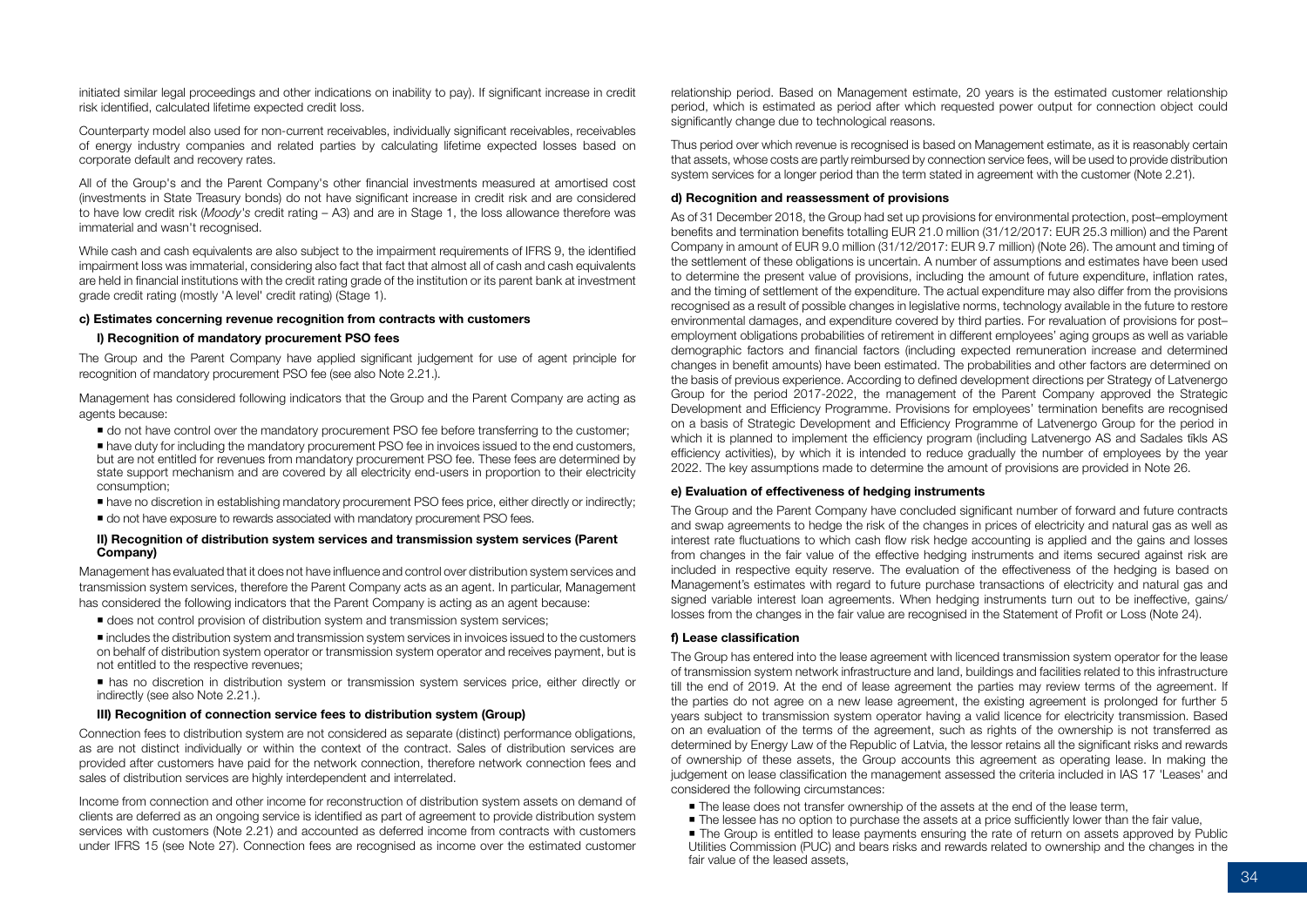initiated similar legal proceedings and other indications on inability to pay). If significant increase in credit risk identified, calculated lifetime expected credit loss.

Counterparty model also used for non-current receivables, individually significant receivables, receivables of energy industry companies and related parties by calculating lifetime expected losses based on corporate default and recovery rates.

All of the Group's and the Parent Company's other financial investments measured at amortised cost (investments in State Treasury bonds) do not have significant increase in credit risk and are considered to have low credit risk (*Moody's* credit rating – A3) and are in Stage 1, the loss allowance therefore was immaterial and wasn't recognised.

While cash and cash equivalents are also subject to the impairment requirements of IFRS 9, the identified impairment loss was immaterial, considering also fact that fact that almost all of cash and cash equivalents are held in financial institutions with the credit rating grade of the institution or its parent bank at investment grade credit rating (mostly 'A level' credit rating) (Stage 1).

#### c) Estimates concerning revenue recognition from contracts with customers

##### I) Recognition of mandatory procurement PSO fees

The Group and the Parent Company have applied significant judgement for use of agent principle for recognition of mandatory procurement PSO fee (see also Note 2.21.).

Management has considered following indicators that the Group and the Parent Company are acting as agents because:

- do not have control over the mandatory procurement PSO fee before transferring to the customer;
- have duty for including the mandatory procurement PSO fee in invoices issued to the end customers, but are not entitled for revenues from mandatory procurement PSO fee. These fees are determined by state support mechanism and are covered by all electricity end-users in proportion to their electricity consumption;
- have no discretion in establishing mandatory procurement PSO fees price, either directly or indirectly;
- do not have exposure to rewards associated with mandatory procurement PSO fees.

##### II) Recognition of distribution system services and transmission system services (Parent Company)

Management has evaluated that it does not have influence and control over distribution system services and transmission system services, therefore the Parent Company acts as an agent. In particular, Management has considered the following indicators that the Parent Company is acting as an agent because:

- does not control provision of distribution system and transmission system services;
- includes the distribution system and transmission system services in invoices issued to the customers on behalf of distribution system operator or transmission system operator and receives payment, but is not entitled to the respective revenues;
- has no discretion in distribution system or transmission system services price, either directly or indirectly (see also Note 2.21.).

##### III) Recognition of connection service fees to distribution system (Group)

Connection fees to distribution system are not considered as separate (distinct) performance obligations, as are not distinct individually or within the context of the contract. Sales of distribution services are provided after customers have paid for the network connection, therefore network connection fees and sales of distribution services are highly interdependent and interrelated.

Income from connection and other income for reconstruction of distribution system assets on demand of clients are deferred as an ongoing service is identified as part of agreement to provide distribution system services with customers (Note 2.21) and accounted as deferred income from contracts with customers under IFRS 15 (see Note 27). Connection fees are recognised as income over the estimated customer relationship period. Based on Management estimate, 20 years is the estimated customer relationship period, which is estimated as period after which requested power output for connection object could significantly change due to technological reasons.

Thus period over which revenue is recognised is based on Management estimate, as it is reasonably certain that assets, whose costs are partly reimbursed by connection service fees, will be used to provide distribution system services for a longer period than the term stated in agreement with the customer (Note 2.21).

#### d) Recognition and reassessment of provisions

As of 31 December 2018, the Group had set up provisions for environmental protection, post–employment benefits and termination benefits totalling EUR 21.0 million (31/12/2017: EUR 25.3 million) and the Parent Company in amount of EUR 9.0 million (31/12/2017: EUR 9.7 million) (Note 26). The amount and timing of the settlement of these obligations is uncertain. A number of assumptions and estimates have been used to determine the present value of provisions, including the amount of future expenditure, inflation rates, and the timing of settlement of the expenditure. The actual expenditure may also differ from the provisions recognised as a result of possible changes in legislative norms, technology available in the future to restore environmental damages, and expenditure covered by third parties. For revaluation of provisions for post–employment obligations probabilities of retirement in different employees' aging groups as well as variable demographic factors and financial factors (including expected remuneration increase and determined changes in benefit amounts) have been estimated. The probabilities and other factors are determined on the basis of previous experience. According to defined development directions per Strategy of Latvenergo Group for the period 2017-2022, the management of the Parent Company approved the Strategic Development and Efficiency Programme. Provisions for employees' termination benefits are recognised on a basis of Strategic Development and Efficiency Programme of Latvenergo Group for the period in which it is planned to implement the efficiency program (including Latvenergo AS and Sadales tīkls AS efficiency activities), by which it is intended to reduce gradually the number of employees by the year 2022. The key assumptions made to determine the amount of provisions are provided in Note 26.

#### e) Evaluation of effectiveness of hedging instruments

The Group and the Parent Company have concluded significant number of forward and future contracts and swap agreements to hedge the risk of the changes in prices of electricity and natural gas as well as interest rate fluctuations to which cash flow risk hedge accounting is applied and the gains and losses from changes in the fair value of the effective hedging instruments and items secured against risk are included in respective equity reserve. The evaluation of the effectiveness of the hedging is based on Management's estimates with regard to future purchase transactions of electricity and natural gas and signed variable interest loan agreements. When hedging instruments turn out to be ineffective, gains/losses from the changes in the fair value are recognised in the Statement of Profit or Loss (Note 24).

#### f) Lease classification

The Group has entered into the lease agreement with licenced transmission system operator for the lease of transmission system network infrastructure and land, buildings and facilities related to this infrastructure till the end of 2019. At the end of lease agreement the parties may review terms of the agreement. If the parties do not agree on a new lease agreement, the existing agreement is prolonged for further 5 years subject to transmission system operator having a valid licence for electricity transmission. Based on an evaluation of the terms of the agreement, such as rights of the ownership is not transferred as determined by Energy Law of the Republic of Latvia, the lessor retains all the significant risks and rewards of ownership of these assets, the Group accounts this agreement as operating lease. In making the judgement on lease classification the management assessed the criteria included in IAS 17 'Leases' and considered the following circumstances:

- The lease does not transfer ownership of the assets at the end of the lease term,
- The lessee has no option to purchase the assets at a price sufficiently lower than the fair value,
- The Group is entitled to lease payments ensuring the rate of return on assets approved by Public Utilities Commission (PUC) and bears risks and rewards related to ownership and the changes in the fair value of the leased assets,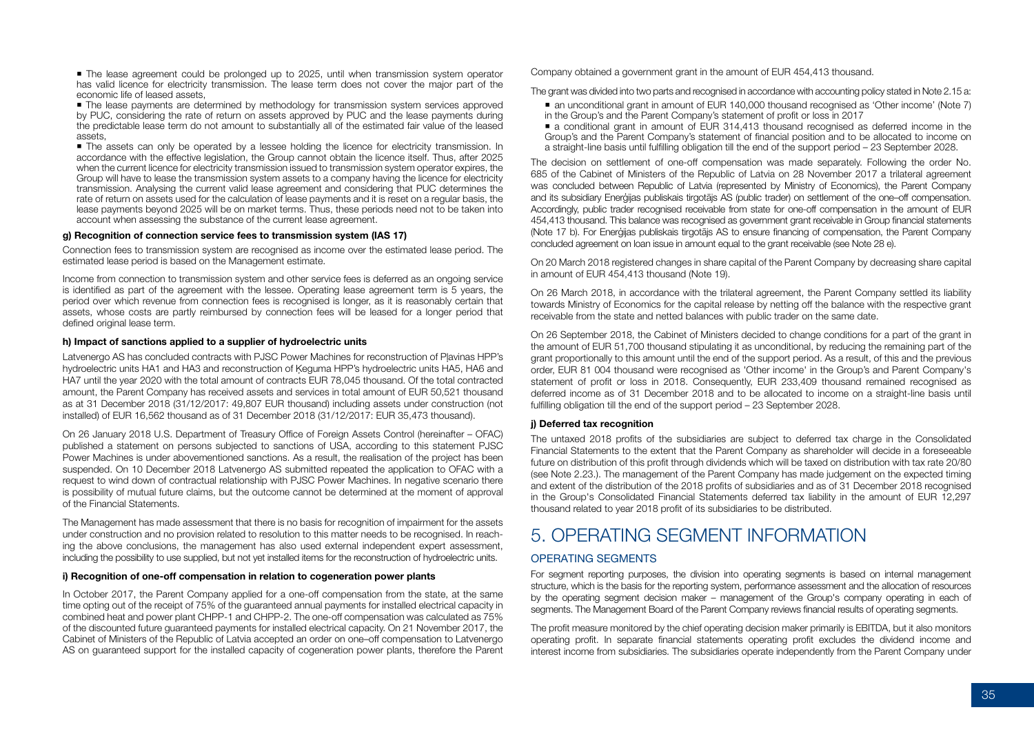- The lease agreement could be prolonged up to 2025, until when transmission system operator has valid licence for electricity transmission. The lease term does not cover the major part of the economic life of leased assets,
- The lease payments are determined by methodology for transmission system services approved by PUC, considering the rate of return on assets approved by PUC and the lease payments during the predictable lease term do not amount to substantially all of the estimated fair value of the leased assets,
- The assets can only be operated by a lessee holding the licence for electricity transmission. In accordance with the effective legislation, the Group cannot obtain the licence itself. Thus, after 2025 when the current licence for electricity transmission issued to transmission system operator expires, the Group will have to lease the transmission system assets to a company having the licence for electricity transmission. Analysing the current valid lease agreement and considering that PUC determines the rate of return on assets used for the calculation of lease payments and it is reset on a regular basis, the lease payments beyond 2025 will be on market terms. Thus, these periods need not to be taken into account when assessing the substance of the current lease agreement.

#### g) Recognition of connection service fees to transmission system (IAS 17)

Connection fees to transmission system are recognised as income over the estimated lease period. The estimated lease period is based on the Management estimate.

Income from connection to transmission system and other service fees is deferred as an ongoing service is identified as part of the agreement with the lessee. Operating lease agreement term is 5 years, the period over which revenue from connection fees is recognised is longer, as it is reasonably certain that assets, whose costs are partly reimbursed by connection fees will be leased for a longer period that defined original lease term.

#### h) Impact of sanctions applied to a supplier of hydroelectric units

Latvenergo AS has concluded contracts with PJSC Power Machines for reconstruction of Pļavinas HPP's hydroelectric units HA1 and HA3 and reconstruction of Ķeguma HPP's hydroelectric units HA5, HA6 and HA7 until the year 2020 with the total amount of contracts EUR 78,045 thousand. Of the total contracted amount, the Parent Company has received assets and services in total amount of EUR 50,521 thousand as at 31 December 2018 (31/12/2017: 49,807 EUR thousand) including assets under construction (not installed) of EUR 16,562 thousand as of 31 December 2018 (31/12/2017: EUR 35,473 thousand).

On 26 January 2018 U.S. Department of Treasury Office of Foreign Assets Control (hereinafter – OFAC) published a statement on persons subjected to sanctions of USA, according to this statement PJSC Power Machines is under abovementioned sanctions. As a result, the realisation of the project has been suspended. On 10 December 2018 Latvenergo AS submitted repeated the application to OFAC with a request to wind down of contractual relationship with PJSC Power Machines. In negative scenario there is possibility of mutual future claims, but the outcome cannot be determined at the moment of approval of the Financial Statements.

The Management has made assessment that there is no basis for recognition of impairment for the assets under construction and no provision related to resolution to this matter needs to be recognised. In reaching the above conclusions, the management has also used external independent expert assessment, including the possibility to use supplied, but not yet installed items for the reconstruction of hydroelectric units.

#### i) Recognition of one-off compensation in relation to cogeneration power plants

In October 2017, the Parent Company applied for a one-off compensation from the state, at the same time opting out of the receipt of 75% of the guaranteed annual payments for installed electrical capacity in combined heat and power plant CHPP-1 and CHPP-2. The one-off compensation was calculated as 75% of the discounted future guaranteed payments for installed electrical capacity. On 21 November 2017, the Cabinet of Ministers of the Republic of Latvia accepted an order on one–off compensation to Latvenergo AS on guaranteed support for the installed capacity of cogeneration power plants, therefore the Parent Company obtained a government grant in the amount of EUR 454,413 thousand.

The grant was divided into two parts and recognised in accordance with accounting policy stated in Note 2.15 a:

- an unconditional grant in amount of EUR 140,000 thousand recognised as 'Other income' (Note 7) in the Group's and the Parent Company's statement of profit or loss in 2017
- a conditional grant in amount of EUR 314,413 thousand recognised as deferred income in the Group's and the Parent Company's statement of financial position and to be allocated to income on a straight-line basis until fulfilling obligation till the end of the support period – 23 September 2028.

The decision on settlement of one-off compensation was made separately. Following the order No. 685 of the Cabinet of Ministers of the Republic of Latvia on 28 November 2017 a trilateral agreement was concluded between Republic of Latvia (represented by Ministry of Economics), the Parent Company and its subsidiary Enerģijas publiskais tirgotājs AS (public trader) on settlement of the one–off compensation. Accordingly, public trader recognised receivable from state for one-off compensation in the amount of EUR 454,413 thousand. This balance was recognised as government grant receivable in Group financial statements (Note 17 b). For Enerģijas publiskais tirgotājs AS to ensure financing of compensation, the Parent Company concluded agreement on loan issue in amount equal to the grant receivable (see Note 28 e).

On 20 March 2018 registered changes in share capital of the Parent Company by decreasing share capital in amount of EUR 454,413 thousand (Note 19).

On 26 March 2018, in accordance with the trilateral agreement, the Parent Company settled its liability towards Ministry of Economics for the capital release by netting off the balance with the respective grant receivable from the state and netted balances with public trader on the same date.

On 26 September 2018, the Cabinet of Ministers decided to change conditions for a part of the grant in the amount of EUR 51,700 thousand stipulating it as unconditional, by reducing the remaining part of the grant proportionally to this amount until the end of the support period. As a result, of this and the previous order, EUR 81 004 thousand were recognised as 'Other income' in the Group's and Parent Company's statement of profit or loss in 2018. Consequently, EUR 233,409 thousand remained recognised as deferred income as of 31 December 2018 and to be allocated to income on a straight-line basis until fulfilling obligation till the end of the support period – 23 September 2028.

#### j) Deferred tax recognition

The untaxed 2018 profits of the subsidiaries are subject to deferred tax charge in the Consolidated Financial Statements to the extent that the Parent Company as shareholder will decide in a foreseeable future on distribution of this profit through dividends which will be taxed on distribution with tax rate 20/80 (see Note 2.23.). The management of the Parent Company has made judgement on the expected timing and extent of the distribution of the 2018 profits of subsidiaries and as of 31 December 2018 recognised in the Group's Consolidated Financial Statements deferred tax liability in the amount of EUR 12,297 thousand related to year 2018 profit of its subsidiaries to be distributed.

# 5. OPERATING SEGMENT INFORMATION

## OPERATING SEGMENTS

For segment reporting purposes, the division into operating segments is based on internal management structure, which is the basis for the reporting system, performance assessment and the allocation of resources by the operating segment decision maker – management of the Group's company operating in each of segments. The Management Board of the Parent Company reviews financial results of operating segments.

The profit measure monitored by the chief operating decision maker primarily is EBITDA, but it also monitors operating profit. In separate financial statements operating profit excludes the dividend income and interest income from subsidiaries. The subsidiaries operate independently from the Parent Company under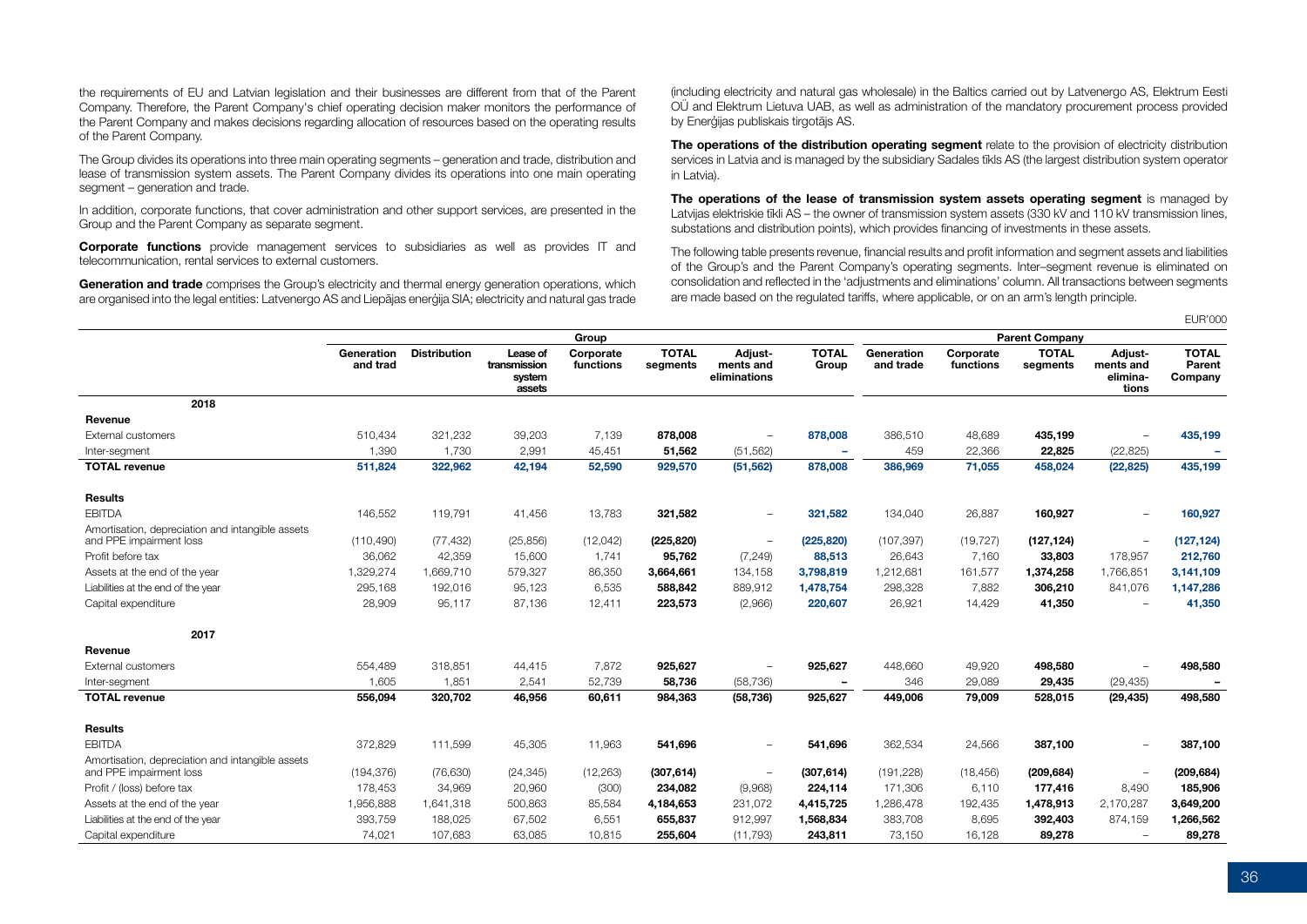the requirements of EU and Latvian legislation and their businesses are different from that of the Parent Company. Therefore, the Parent Company's chief operating decision maker monitors the performance of the Parent Company and makes decisions regarding allocation of resources based on the operating results of the Parent Company.

The Group divides its operations into three main operating segments – generation and trade, distribution and lease of transmission system assets. The Parent Company divides its operations into one main operating segment – generation and trade.

In addition, corporate functions, that cover administration and other support services, are presented in the Group and the Parent Company as separate segment.

**Corporate functions** provide management services to subsidiaries as well as provides IT and telecommunication, rental services to external customers.

**Generation and trade** comprises the Group's electricity and thermal energy generation operations, which are organised into the legal entities: Latvenergo AS and Liepājas enerģija SIA; electricity and natural gas trade (including electricity and natural gas wholesale) in the Baltics carried out by Latvenergo AS, Elektrum Eesti OÜ and Elektrum Lietuva UAB, as well as administration of the mandatory procurement process provided by Enerģijas publiskais tirgotājs AS.

**The operations of the distribution operating segment** relate to the provision of electricity distribution services in Latvia and is managed by the subsidiary Sadales tīkls AS (the largest distribution system operator in Latvia).

**The operations of the lease of transmission system assets operating segment** is managed by Latvijas elektriskie tīkli AS – the owner of transmission system assets (330 kV and 110 kV transmission lines, substations and distribution points), which provides financing of investments in these assets.

The following table presents revenue, financial results and profit information and segment assets and liabilities of the Group's and the Parent Company's operating segments. Inter–segment revenue is eliminated on consolidation and reflected in the 'adjustments and eliminations' column. All transactions between segments are made based on the regulated tariffs, where applicable, or on an arm's length principle.

EUR'000

| | Group | | | | | | | Parent Company | | | | |
|---|---|---|---|---|---|---|---|---|---|---|---|---|
| | Generation and trad | Distribution | Lease of transmission system assets | Corporate functions | TOTAL segments | Adjust-ments and eliminations | TOTAL Group | Generation and trade | Corporate functions | TOTAL segments | Adjust-ments and elimina-tions | TOTAL Parent Company |
| **2018** | | | | | | | | | | | | |
| **Revenue** | | | | | | | | | | | | |
| External customers | 510,434 | 321,232 | 39,203 | 7,139 | **878,008** | – | **878,008** | 386,510 | 48,689 | **435,199** | – | **435,199** |
| Inter-segment | 1,390 | 1,730 | 2,991 | 45,451 | **51,562** | (51,562) | – | 459 | 22,366 | **22,825** | (22,825) | – |
| **TOTAL revenue** | **511,824** | **322,962** | **42,194** | **52,590** | **929,570** | **(51,562)** | **878,008** | **386,969** | **71,055** | **458,024** | **(22,825)** | **435,199** |
| **Results** | | | | | | | | | | | | |
| EBITDA | 146,552 | 119,791 | 41,456 | 13,783 | **321,582** | – | **321,582** | 134,040 | 26,887 | **160,927** | – | **160,927** |
| Amortisation, depreciation and intangible assets and PPE impairment loss | (110,490) | (77,432) | (25,856) | (12,042) | **(225,820)** | – | **(225,820)** | (107,397) | (19,727) | **(127,124)** | – | **(127,124)** |
| Profit before tax | 36,062 | 42,359 | 15,600 | 1,741 | **95,762** | (7,249) | **88,513** | 26,643 | 7,160 | **33,803** | 178,957 | **212,760** |
| Assets at the end of the year | 1,329,274 | 1,669,710 | 579,327 | 86,350 | **3,664,661** | 134,158 | **3,798,819** | 1,212,681 | 161,577 | **1,374,258** | 1,766,851 | **3,141,109** |
| Liabilities at the end of the year | 295,168 | 192,016 | 95,123 | 6,535 | **588,842** | 889,912 | **1,478,754** | 298,328 | 7,882 | **306,210** | 841,076 | **1,147,286** |
| Capital expenditure | 28,909 | 95,117 | 87,136 | 12,411 | **223,573** | (2,966) | **220,607** | 26,921 | 14,429 | **41,350** | – | **41,350** |
| **2017** | | | | | | | | | | | | |
| **Revenue** | | | | | | | | | | | | |
| External customers | 554,489 | 318,851 | 44,415 | 7,872 | **925,627** | – | **925,627** | 448,660 | 49,920 | **498,580** | – | **498,580** |
| Inter-segment | 1,605 | 1,851 | 2,541 | 52,739 | **58,736** | (58,736) | – | 346 | 29,089 | **29,435** | (29,435) | – |
| **TOTAL revenue** | **556,094** | **320,702** | **46,956** | **60,611** | **984,363** | **(58,736)** | **925,627** | **449,006** | **79,009** | **528,015** | **(29,435)** | **498,580** |
| **Results** | | | | | | | | | | | | |
| EBITDA | 372,829 | 111,599 | 45,305 | 11,963 | **541,696** | – | **541,696** | 362,534 | 24,566 | **387,100** | – | **387,100** |
| Amortisation, depreciation and intangible assets and PPE impairment loss | (194,376) | (76,630) | (24,345) | (12,263) | **(307,614)** | – | **(307,614)** | (191,228) | (18,456) | **(209,684)** | – | **(209,684)** |
| Profit / (loss) before tax | 178,453 | 34,969 | 20,960 | (300) | **234,082** | (9,968) | **224,114** | 171,306 | 6,110 | **177,416** | 8,490 | **185,906** |
| Assets at the end of the year | 1,956,888 | 1,641,318 | 500,863 | 85,584 | **4,184,653** | 231,072 | **4,415,725** | 1,286,478 | 192,435 | **1,478,913** | 2,170,287 | **3,649,200** |
| Liabilities at the end of the year | 393,759 | 188,025 | 67,502 | 6,551 | **655,837** | 912,997 | **1,568,834** | 383,708 | 8,695 | **392,403** | 874,159 | **1,266,562** |
| Capital expenditure | 74,021 | 107,683 | 63,085 | 10,815 | **255,604** | (11,793) | **243,811** | 73,150 | 16,128 | **89,278** | – | **89,278** |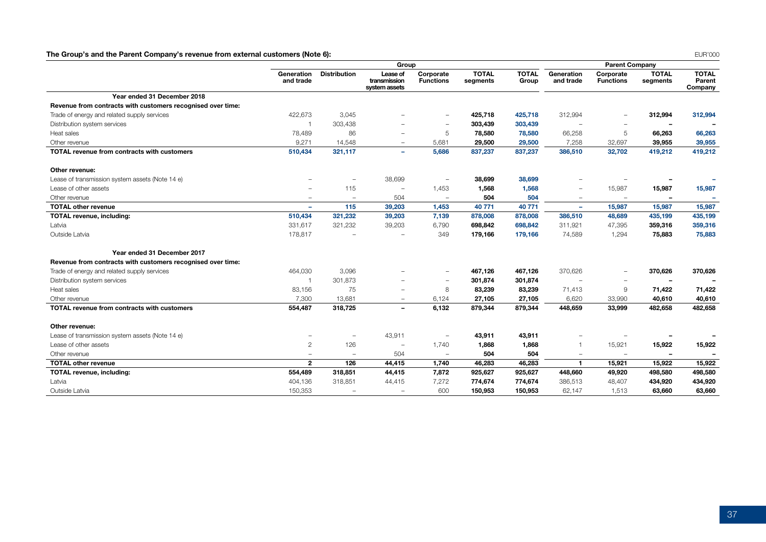**The Group's and the Parent Company's revenue from external customers (Note 6):**

EUR'000

| | Group | | | | | | Parent Company | | | |
|---|---|---|---|---|---|---|---|---|---|---|
| | Generation and trade | Distribution | Lease of transmission system assets | Corporate Functions | TOTAL segments | TOTAL Group | Generation and trade | Corporate Functions | TOTAL segments | TOTAL Parent Company |
| **Year ended 31 December 2018** | | | | | | | | | | |
| **Revenue from contracts with customers recognised over time:** | | | | | | | | | | |
| Trade of energy and related supply services | 422,673 | 3,045 | – | – | **425,718** | **425,718** | 312,994 | – | **312,994** | **312,994** |
| Distribution system services | 1 | 303,438 | – | – | **303,439** | **303,439** | – | – | **–** | **–** |
| Heat sales | 78,489 | 86 | – | 5 | **78,580** | **78,580** | 66,258 | 5 | **66,263** | **66,263** |
| Other revenue | 9,271 | 14,548 | – | 5,681 | **29,500** | **29,500** | 7,258 | 32,697 | **39,955** | **39,955** |
| **TOTAL revenue from contracts with customers** | **510,434** | **321,117** | **–** | **5,686** | **837,237** | **837,237** | **386,510** | **32,702** | **419,212** | **419,212** |
| **Other revenue:** | | | | | | | | | | |
| Lease of transmission system assets (Note 14 e) | – | – | 38,699 | – | **38,699** | **38,699** | – | – | **–** | **–** |
| Lease of other assets | – | 115 | – | 1,453 | **1,568** | **1,568** | – | 15,987 | **15,987** | **15,987** |
| Other revenue | – | – | 504 | – | **504** | **504** | – | – | **–** | **–** |
| **TOTAL other revenue** | **–** | **115** | **39,203** | **1,453** | **40 771** | **40 771** | **–** | **15,987** | **15,987** | **15,987** |
| **TOTAL revenue, including:** | **510,434** | **321,232** | **39,203** | **7,139** | **878,008** | **878,008** | **386,510** | **48,689** | **435,199** | **435,199** |
| Latvia | 331,617 | 321,232 | 39,203 | 6,790 | **698,842** | **698,842** | 311,921 | 47,395 | **359,316** | **359,316** |
| Outside Latvia | 178,817 | – | – | 349 | **179,166** | **179,166** | 74,589 | 1,294 | **75,883** | **75,883** |
| **Year ended 31 December 2017** | | | | | | | | | | |
| **Revenue from contracts with customers recognised over time:** | | | | | | | | | | |
| Trade of energy and related supply services | 464,030 | 3,096 | – | – | **467,126** | **467,126** | 370,626 | – | **370,626** | **370,626** |
| Distribution system services | 1 | 301,873 | – | – | **301,874** | **301,874** | – | – | **–** | **–** |
| Heat sales | 83,156 | 75 | – | 8 | **83,239** | **83,239** | 71,413 | 9 | **71,422** | **71,422** |
| Other revenue | 7,300 | 13,681 | – | 6,124 | **27,105** | **27,105** | 6,620 | 33,990 | **40,610** | **40,610** |
| **TOTAL revenue from contracts with customers** | **554,487** | **318,725** | **–** | **6,132** | **879,344** | **879,344** | **448,659** | **33,999** | **482,658** | **482,658** |
| **Other revenue:** | | | | | | | | | | |
| Lease of transmission system assets (Note 14 e) | – | – | 43,911 | – | **43,911** | **43,911** | – | – | **–** | **–** |
| Lease of other assets | 2 | 126 | – | 1,740 | **1,868** | **1,868** | 1 | 15,921 | **15,922** | **15,922** |
| Other revenue | – | – | 504 | – | **504** | **504** | – | – | **–** | **–** |
| **TOTAL other revenue** | **2** | **126** | **44,415** | **1,740** | **46,283** | **46,283** | **1** | **15,921** | **15,922** | **15,922** |
| **TOTAL revenue, including:** | **554,489** | **318,851** | **44,415** | **7,872** | **925,627** | **925,627** | **448,660** | **49,920** | **498,580** | **498,580** |
| Latvia | 404,136 | 318,851 | 44,415 | 7,272 | **774,674** | **774,674** | 386,513 | 48,407 | **434,920** | **434,920** |
| Outside Latvia | 150,353 | – | – | 600 | **150,953** | **150,953** | 62,147 | 1,513 | **63,660** | **63,660** |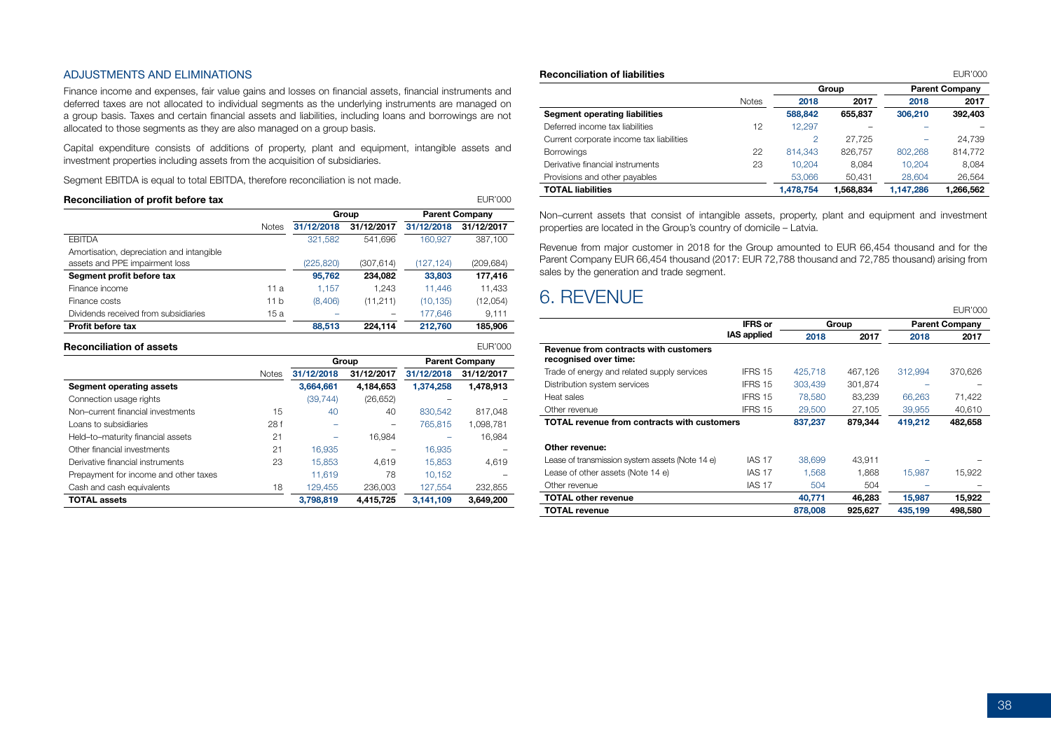### ADJUSTMENTS AND ELIMINATIONS

Finance income and expenses, fair value gains and losses on financial assets, financial instruments and deferred taxes are not allocated to individual segments as the underlying instruments are managed on a group basis. Taxes and certain financial assets and liabilities, including loans and borrowings are not allocated to those segments as they are also managed on a group basis.

Capital expenditure consists of additions of property, plant and equipment, intangible assets and investment properties including assets from the acquisition of subsidiaries.

Segment EBITDA is equal to total EBITDA, therefore reconciliation is not made.

**Reconciliation of profit before tax**

EUR'000

| | Notes | Group | | Parent Company | |
|---|---|---|---|---|---|
| | | 31/12/2018 | 31/12/2017 | 31/12/2018 | 31/12/2017 |
| EBITDA | | 321,582 | 541,696 | 160,927 | 387,100 |
| Amortisation, depreciation and intangible assets and PPE impairment loss | | (225,820) | (307,614) | (127,124) | (209,684) |
| **Segment profit before tax** | | **95,762** | **234,082** | **33,803** | **177,416** |
| Finance income | 11 a | 1,157 | 1,243 | 11,446 | 11,433 |
| Finance costs | 11 b | (8,406) | (11,211) | (10,135) | (12,054) |
| Dividends received from subsidiaries | 15 a | – | – | 177,646 | 9,111 |
| **Profit before tax** | | **88,513** | **224,114** | **212,760** | **185,906** |

**Reconciliation of assets**

EUR'000

| | Notes | Group | | Parent Company | |
|---|---|---|---|---|---|
| | | 31/12/2018 | 31/12/2017 | 31/12/2018 | 31/12/2017 |
| **Segment operating assets** | | **3,664,661** | **4,184,653** | **1,374,258** | **1,478,913** |
| Connection usage rights | | (39,744) | (26,652) | – | – |
| Non–current financial investments | 15 | 40 | 40 | 830,542 | 817,048 |
| Loans to subsidiaries | 28 f | – | – | 765,815 | 1,098,781 |
| Held–to–maturity financial assets | 21 | – | 16,984 | – | 16,984 |
| Other financial investments | 21 | 16,935 | – | 16,935 | – |
| Derivative financial instruments | 23 | 15,853 | 4,619 | 15,853 | 4,619 |
| Prepayment for income and other taxes | | 11,619 | 78 | 10,152 | – |
| Cash and cash equivalents | 18 | 129,455 | 236,003 | 127,554 | 232,855 |
| **TOTAL assets** | | **3,798,819** | **4,415,725** | **3,141,109** | **3,649,200** |

**Reconciliation of liabilities**

EUR'000

| | Notes | Group | | Parent Company | |
|---|---|---|---|---|---|
| | | 2018 | 2017 | 2018 | 2017 |
| **Segment operating liabilities** | | **588,842** | **655,837** | **306,210** | **392,403** |
| Deferred income tax liabilities | 12 | 12,297 | – | – | – |
| Current corporate income tax liabilities | | 2 | 27,725 | – | 24,739 |
| Borrowings | 22 | 814,343 | 826,757 | 802,268 | 814,772 |
| Derivative financial instruments | 23 | 10,204 | 8,084 | 10,204 | 8,084 |
| Provisions and other payables | | 53,066 | 50,431 | 28,604 | 26,564 |
| **TOTAL liabilities** | | **1,478,754** | **1,568,834** | **1,147,286** | **1,266,562** |

Non–current assets that consist of intangible assets, property, plant and equipment and investment properties are located in the Group's country of domicile – Latvia.

Revenue from major customer in 2018 for the Group amounted to EUR 66,454 thousand and for the Parent Company EUR 66,454 thousand (2017: EUR 72,788 thousand and 72,785 thousand) arising from sales by the generation and trade segment.

# 6. REVENUE

EUR'000

| | IFRS or IAS applied | Group | | Parent Company | |
|---|---|---|---|---|---|
| | | 2018 | 2017 | 2018 | 2017 |
| **Revenue from contracts with customers recognised over time:** | | | | | |
| Trade of energy and related supply services | IFRS 15 | 425,718 | 467,126 | 312,994 | 370,626 |
| Distribution system services | IFRS 15 | 303,439 | 301,874 | – | – |
| Heat sales | IFRS 15 | 78,580 | 83,239 | 66,263 | 71,422 |
| Other revenue | IFRS 15 | 29,500 | 27,105 | 39,955 | 40,610 |
| **TOTAL revenue from contracts with customers** | | **837,237** | **879,344** | **419,212** | **482,658** |
| | | | | | |
| **Other revenue:** | | | | | |
| Lease of transmission system assets (Note 14 e) | IAS 17 | 38,699 | 43,911 | – | – |
| Lease of other assets (Note 14 e) | IAS 17 | 1,568 | 1,868 | 15,987 | 15,922 |
| Other revenue | IAS 17 | 504 | 504 | – | – |
| **TOTAL other revenue** | | **40,771** | **46,283** | **15,987** | **15,922** |
| **TOTAL revenue** | | **878,008** | **925,627** | **435,199** | **498,580** |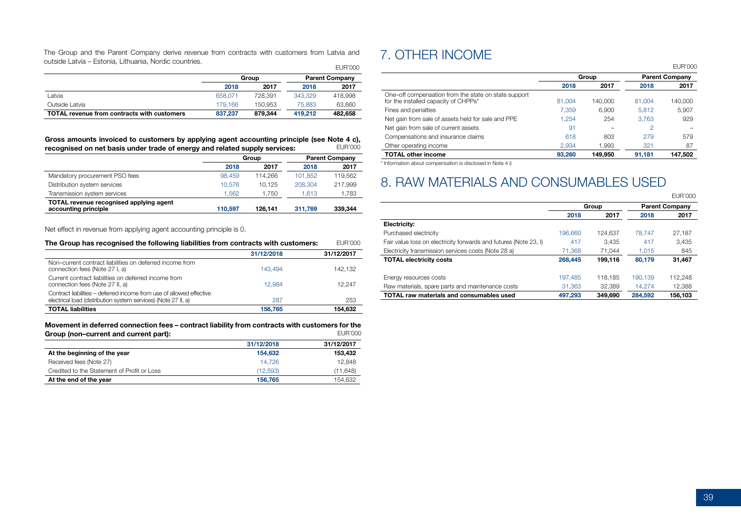The Group and the Parent Company derive revenue from contracts with customers from Latvia and outside Latvia – Estonia, Lithuania, Nordic countries.

EUR'000

| | Group | | Parent Company | |
|---|---|---|---|---|
| | 2018 | 2017 | 2018 | 2017 |
| Latvia | 658,071 | 728,391 | 343,329 | 418,998 |
| Outside Latvia | 179,166 | 150,953 | 75,883 | 63,660 |
| **TOTAL revenue from contracts with customers** | **837,237** | **879,344** | **419,212** | **482,658** |

**Gross amounts invoiced to customers by applying agent accounting principle (see Note 4 c), recognised on net basis under trade of energy and related supply services:**

EUR'000

| | Group | | Parent Company | |
|---|---|---|---|---|
| | 2018 | 2017 | 2018 | 2017 |
| Mandatory procurement PSO fees | 98,459 | 114,266 | 101,852 | 119,562 |
| Distribution system services | 10,576 | 10,125 | 208,304 | 217,999 |
| Transmission system services | 1,562 | 1,750 | 1,613 | 1,783 |
| **TOTAL revenue recognised applying agent accounting principle** | **110,597** | **126,141** | **311,769** | **339,344** |

Net effect in revenue from applying agent accounting principle is 0.

**The Group has recognised the following liabilities from contracts with customers:**

EUR'000

| | 31/12/2018 | 31/12/2017 |
|---|---|---|
| Non–current contract liabilities on deferred income from connection fees (Note 27 I, a) | 143,494 | 142,132 |
| Current contract liabilities on deferred income from connection fees (Note 27 II, a) | 12,984 | 12,247 |
| Contract liabilities – deferred income from use of allowed effective electrical load (distribution system services) (Note 27 II, a) | 287 | 253 |
| **TOTAL liabilities** | **156,765** | **154,632** |

**Movement in deferred connection fees – contract liability from contracts with customers for the Group (non–current and current part):**

EUR'000

| | 31/12/2018 | 31/12/2017 |
|---|---|---|
| **At the beginning of the year** | **154,632** | **153,432** |
| Received fees (Note 27) | 14,726 | 12,848 |
| Credited to the Statement of Profit or Loss | (12,593) | (11,648) |
| **At the end of the year** | **156,765** | 154,632 |

# 7. OTHER INCOME

EUR'000

| | Group | | Parent Company | |
|---|---|---|---|---|
| | 2018 | 2017 | 2018 | 2017 |
| One–off compensation from the state on state support for the installed capacity of CHPPs* | 81,004 | 140,000 | 81,004 | 140,000 |
| Fines and penalties | 7,359 | 6,900 | 5,812 | 5,907 |
| Net gain from sale of assets held for sale and PPE | 1,254 | 254 | 3,763 | 929 |
| Net gain from sale of current assets | 91 | – | 2 | – |
| Compensations and insurance claims | 618 | 803 | 279 | 579 |
| Other operating income | 2,934 | 1,993 | 321 | 87 |
| **TOTAL other income** | **93,260** | **149,950** | **91,181** | **147,502** |

\* Information about compensation is disclosed in Note 4 i)

# 8. RAW MATERIALS AND CONSUMABLES USED

EUR'000

| | Group | | Parent Company | |
|---|---|---|---|---|
| | 2018 | 2017 | 2018 | 2017 |
| **Electricity:** | | | | |
| Purchased electricity | 196,660 | 124,637 | 78,747 | 27,187 |
| Fair value loss on electricity forwards and futures (Note 23, I) | 417 | 3,435 | 417 | 3,435 |
| Electricity transmission services costs (Note 28 a) | 71,368 | 71,044 | 1,015 | 845 |
| **TOTAL electricity costs** | **268,445** | **199,116** | **80,179** | **31,467** |
| Energy resources costs | 197,485 | 118,185 | 190,139 | 112,248 |
| Raw materials, spare parts and maintenance costs | 31,363 | 32,389 | 14,274 | 12,388 |
| **TOTAL raw materials and consumables used** | **497,293** | **349,690** | **284,592** | **156,103** |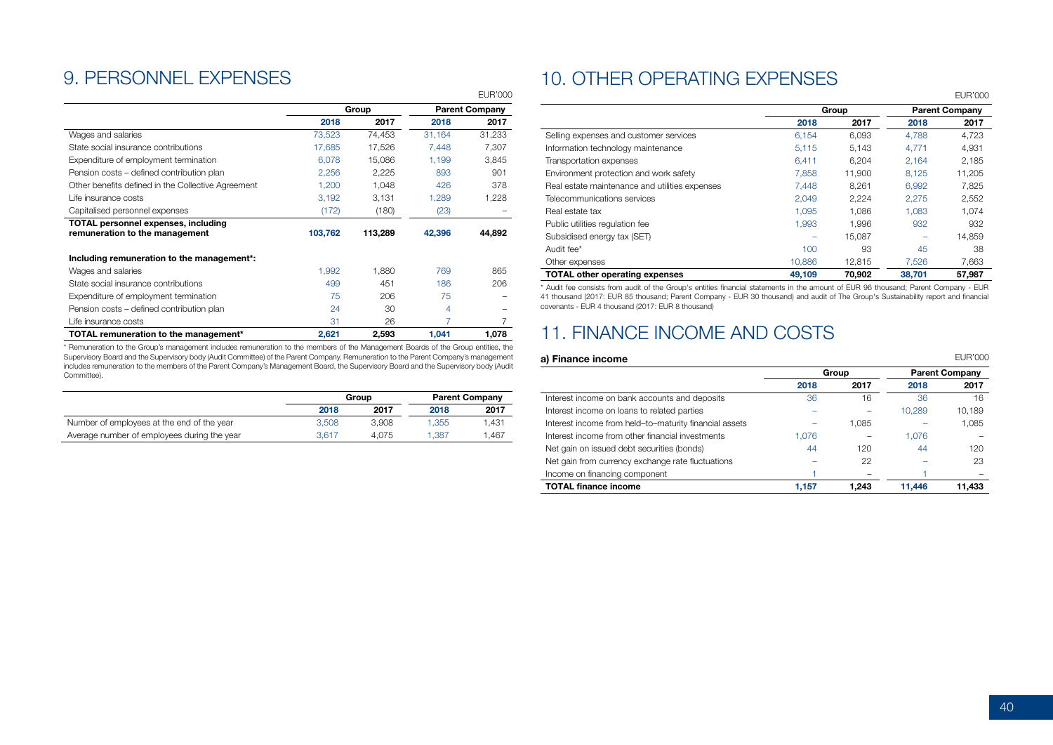# 9. PERSONNEL EXPENSES

EUR'000

| | Group | | Parent Company | |
|---|---|---|---|---|
| | **2018** | **2017** | **2018** | **2017** |
| Wages and salaries | 73,523 | 74,453 | 31,164 | 31,233 |
| State social insurance contributions | 17,685 | 17,526 | 7,448 | 7,307 |
| Expenditure of employment termination | 6,078 | 15,086 | 1,199 | 3,845 |
| Pension costs – defined contribution plan | 2,256 | 2,225 | 893 | 901 |
| Other benefits defined in the Collective Agreement | 1,200 | 1,048 | 426 | 378 |
| Life insurance costs | 3,192 | 3,131 | 1,289 | 1,228 |
| Capitalised personnel expenses | (172) | (180) | (23) | – |
| **TOTAL personnel expenses, including remuneration to the management** | **103,762** | **113,289** | **42,396** | **44,892** |
| **Including remuneration to the management*:** | | | | |
| Wages and salaries | 1,992 | 1,880 | 769 | 865 |
| State social insurance contributions | 499 | 451 | 186 | 206 |
| Expenditure of employment termination | 75 | 206 | 75 | – |
| Pension costs – defined contribution plan | 24 | 30 | 4 | – |
| Life insurance costs | 31 | 26 | 7 | 7 |
| **TOTAL remuneration to the management*** | **2,621** | **2,593** | **1,041** | **1,078** |

* Remuneration to the Group's management includes remuneration to the members of the Management Boards of the Group entities, the Supervisory Board and the Supervisory body (Audit Committee) of the Parent Company. Remuneration to the Parent Company's management includes remuneration to the members of the Parent Company's Management Board, the Supervisory Board and the Supervisory body (Audit Committee).

| | Group | | Parent Company | |
|---|---|---|---|---|
| | **2018** | **2017** | **2018** | **2017** |
| Number of employees at the end of the year | 3,508 | 3,908 | 1,355 | 1,431 |
| Average number of employees during the year | 3,617 | 4,075 | 1,387 | 1,467 |

# 10. OTHER OPERATING EXPENSES

EUR'000

| | Group | | Parent Company | |
|---|---|---|---|---|
| | **2018** | **2017** | **2018** | **2017** |
| Selling expenses and customer services | 6,154 | 6,093 | 4,788 | 4,723 |
| Information technology maintenance | 5,115 | 5,143 | 4,771 | 4,931 |
| Transportation expenses | 6,411 | 6,204 | 2,164 | 2,185 |
| Environment protection and work safety | 7,858 | 11,900 | 8,125 | 11,205 |
| Real estate maintenance and utilities expenses | 7,448 | 8,261 | 6,992 | 7,825 |
| Telecommunications services | 2,049 | 2,224 | 2,275 | 2,552 |
| Real estate tax | 1,095 | 1,086 | 1,083 | 1,074 |
| Public utilities regulation fee | 1,993 | 1,996 | 932 | 932 |
| Subsidised energy tax (SET) | – | 15,087 | – | 14,859 |
| Audit fee* | 100 | 93 | 45 | 38 |
| Other expenses | 10,886 | 12,815 | 7,526 | 7,663 |
| **TOTAL other operating expenses** | **49,109** | **70,902** | **38,701** | **57,987** |

* Audit fee consists from audit of the Group's entities financial statements in the amount of EUR 96 thousand; Parent Company - EUR 41 thousand (2017: EUR 85 thousand; Parent Company - EUR 30 thousand) and audit of The Group's Sustainability report and financial covenants - EUR 4 thousand (2017: EUR 8 thousand)

# 11. FINANCE INCOME AND COSTS

**a) Finance income**

EUR'000

| | Group | | Parent Company | |
|---|---|---|---|---|
| | **2018** | **2017** | **2018** | **2017** |
| Interest income on bank accounts and deposits | 36 | 16 | 36 | 16 |
| Interest income on loans to related parties | – | – | 10,289 | 10,189 |
| Interest income from held–to–maturity financial assets | – | 1,085 | – | 1,085 |
| Interest income from other financial investments | 1,076 | – | 1,076 | – |
| Net gain on issued debt securities (bonds) | 44 | 120 | 44 | 120 |
| Net gain from currency exchange rate fluctuations | – | 22 | – | 23 |
| Income on financing component | 1 | – | 1 | – |
| **TOTAL finance income** | **1,157** | **1,243** | **11,446** | **11,433** |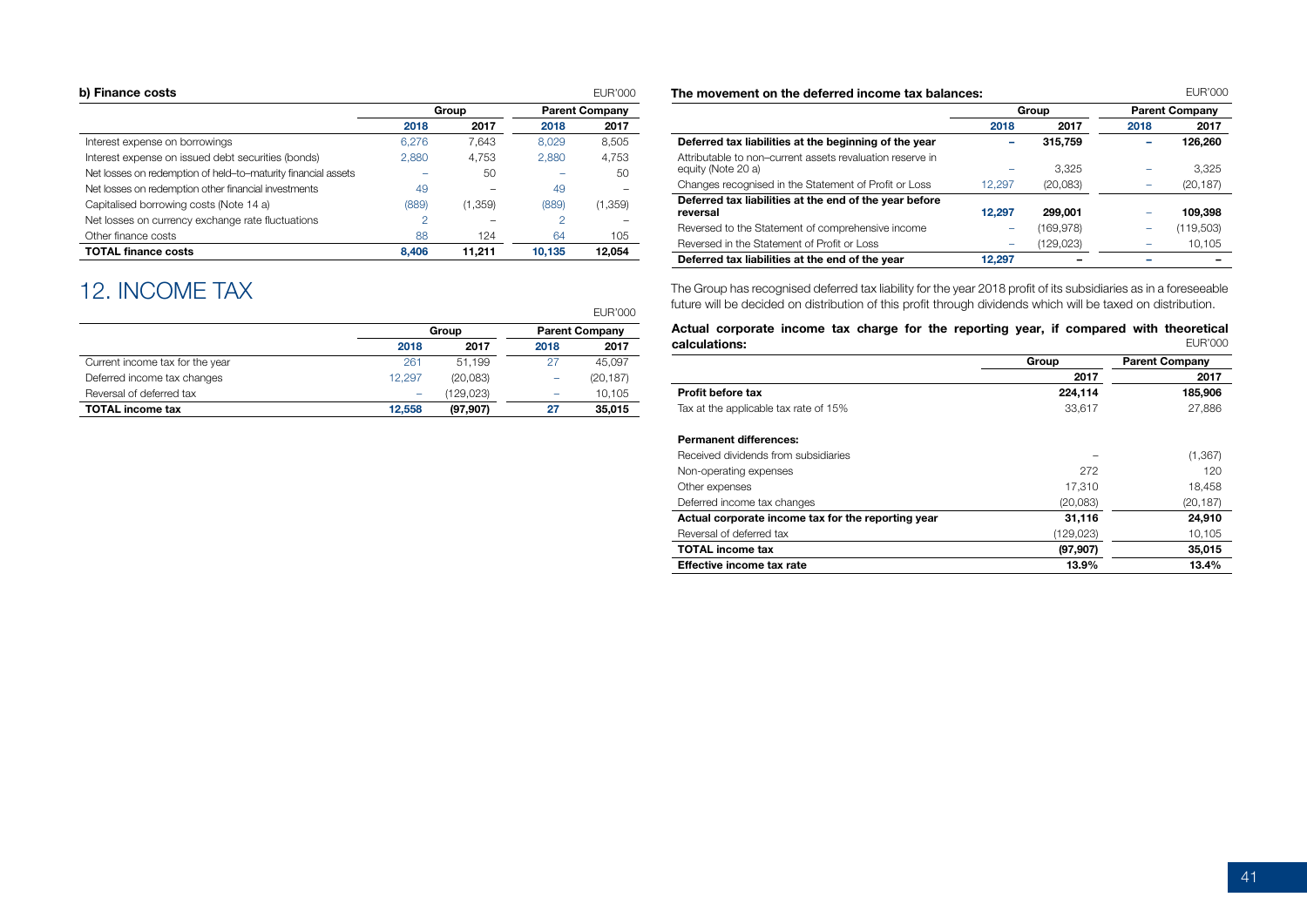### b) Finance costs

EUR'000

| | Group | | Parent Company | |
|---|---|---|---|---|
| | 2018 | 2017 | 2018 | 2017 |
| Interest expense on borrowings | 6,276 | 7,643 | 8,029 | 8,505 |
| Interest expense on issued debt securities (bonds) | 2,880 | 4,753 | 2,880 | 4,753 |
| Net losses on redemption of held–to–maturity financial assets | – | 50 | – | 50 |
| Net losses on redemption other financial investments | 49 | – | 49 | – |
| Capitalised borrowing costs (Note 14 a) | (889) | (1,359) | (889) | (1,359) |
| Net losses on currency exchange rate fluctuations | 2 | – | 2 | – |
| Other finance costs | 88 | 124 | 64 | 105 |
| **TOTAL finance costs** | **8,406** | **11,211** | **10,135** | **12,054** |

# 12. INCOME TAX

EUR'000

| | Group | | Parent Company | |
|---|---|---|---|---|
| | 2018 | 2017 | 2018 | 2017 |
| Current income tax for the year | 261 | 51,199 | 27 | 45,097 |
| Deferred income tax changes | 12,297 | (20,083) | – | (20,187) |
| Reversal of deferred tax | – | (129,023) | – | 10,105 |
| **TOTAL income tax** | **12,558** | **(97,907)** | **27** | **35,015** |

**The movement on the deferred income tax balances:**

EUR'000

| | Group | | Parent Company | |
|---|---|---|---|---|
| | 2018 | 2017 | 2018 | 2017 |
| **Deferred tax liabilities at the beginning of the year** | **–** | **315,759** | **–** | **126,260** |
| Attributable to non–current assets revaluation reserve in equity (Note 20 a) | – | 3,325 | – | 3,325 |
| Changes recognised in the Statement of Profit or Loss | 12,297 | (20,083) | – | (20,187) |
| **Deferred tax liabilities at the end of the year before reversal** | **12,297** | **299,001** | – | **109,398** |
| Reversed to the Statement of comprehensive income | – | (169,978) | – | (119,503) |
| Reversed in the Statement of Profit or Loss | – | (129,023) | – | 10,105 |
| **Deferred tax liabilities at the end of the year** | **12,297** | **–** | **–** | **–** |

The Group has recognised deferred tax liability for the year 2018 profit of its subsidiaries as in a foreseeable future will be decided on distribution of this profit through dividends which will be taxed on distribution.

**Actual corporate income tax charge for the reporting year, if compared with theoretical calculations:**

EUR'000

| | Group | Parent Company |
|---|---|---|
| | 2017 | 2017 |
| **Profit before tax** | **224,114** | **185,906** |
| Tax at the applicable tax rate of 15% | 33,617 | 27,886 |
| | | |
| **Permanent differences:** | | |
| Received dividends from subsidiaries | – | (1,367) |
| Non-operating expenses | 272 | 120 |
| Other expenses | 17,310 | 18,458 |
| Deferred income tax changes | (20,083) | (20,187) |
| **Actual corporate income tax for the reporting year** | **31,116** | **24,910** |
| Reversal of deferred tax | (129,023) | 10,105 |
| **TOTAL income tax** | **(97,907)** | **35,015** |
| **Effective income tax rate** | **13.9%** | **13.4%** |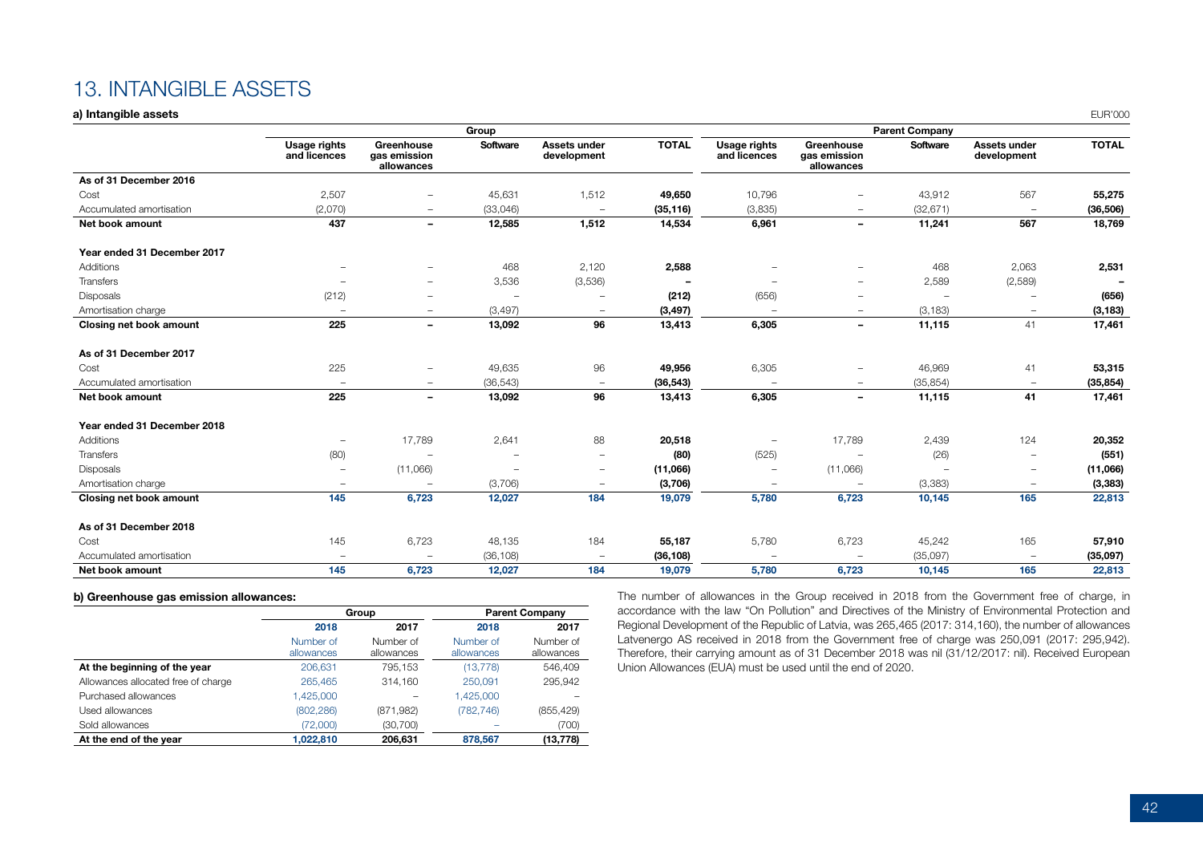# 13. INTANGIBLE ASSETS

**a) Intangible assets**

EUR'000

| | Group | | | | | Parent Company | | | | |
|---|---|---|---|---|---|---|---|---|---|---|
| | Usage rights and licences | Greenhouse gas emission allowances | Software | Assets under development | TOTAL | Usage rights and licences | Greenhouse gas emission allowances | Software | Assets under development | TOTAL |
| **As of 31 December 2016** | | | | | | | | | | |
| Cost | 2,507 | – | 45,631 | 1,512 | **49,650** | 10,796 | – | 43,912 | 567 | **55,275** |
| Accumulated amortisation | (2,070) | – | (33,046) | – | **(35,116)** | (3,835) | – | (32,671) | – | **(36,506)** |
| **Net book amount** | **437** | **–** | **12,585** | **1,512** | **14,534** | **6,961** | **–** | **11,241** | **567** | **18,769** |
| **Year ended 31 December 2017** | | | | | | | | | | |
| Additions | – | – | 468 | 2,120 | **2,588** | – | – | 468 | 2,063 | **2,531** |
| Transfers | – | – | 3,536 | (3,536) | **–** | – | – | 2,589 | (2,589) | **–** |
| Disposals | (212) | – | – | – | **(212)** | (656) | – | – | – | **(656)** |
| Amortisation charge | – | – | (3,497) | – | **(3,497)** | – | – | (3,183) | – | **(3,183)** |
| **Closing net book amount** | **225** | **–** | **13,092** | **96** | **13,413** | **6,305** | **–** | **11,115** | 41 | **17,461** |
| **As of 31 December 2017** | | | | | | | | | | |
| Cost | 225 | – | 49,635 | 96 | **49,956** | 6,305 | – | 46,969 | 41 | **53,315** |
| Accumulated amortisation | – | – | (36,543) | – | **(36,543)** | – | – | (35,854) | – | **(35,854)** |
| **Net book amount** | **225** | **–** | **13,092** | **96** | **13,413** | **6,305** | **–** | **11,115** | **41** | **17,461** |
| **Year ended 31 December 2018** | | | | | | | | | | |
| Additions | – | 17,789 | 2,641 | 88 | **20,518** | – | 17,789 | 2,439 | 124 | **20,352** |
| Transfers | (80) | – | – | – | **(80)** | (525) | – | (26) | – | **(551)** |
| Disposals | – | (11,066) | – | – | **(11,066)** | – | (11,066) | – | – | **(11,066)** |
| Amortisation charge | – | – | (3,706) | – | **(3,706)** | – | – | (3,383) | – | **(3,383)** |
| **Closing net book amount** | **145** | **6,723** | **12,027** | **184** | **19,079** | **5,780** | **6,723** | **10,145** | **165** | **22,813** |
| **As of 31 December 2018** | | | | | | | | | | |
| Cost | 145 | 6,723 | 48,135 | 184 | **55,187** | 5,780 | 6,723 | 45,242 | 165 | **57,910** |
| Accumulated amortisation | – | – | (36,108) | – | **(36,108)** | – | – | (35,097) | – | **(35,097)** |
| **Net book amount** | **145** | **6,723** | **12,027** | **184** | **19,079** | **5,780** | **6,723** | **10,145** | **165** | **22,813** |

**b) Greenhouse gas emission allowances:**

| | Group | | Parent Company | |
|---|---|---|---|---|
| | **2018** | **2017** | **2018** | **2017** |
| | Number of allowances | Number of allowances | Number of allowances | Number of allowances |
| **At the beginning of the year** | 206,631 | 795,153 | (13,778) | 546,409 |
| Allowances allocated free of charge | 265,465 | 314,160 | 250,091 | 295,942 |
| Purchased allowances | 1,425,000 | – | 1,425,000 | – |
| Used allowances | (802,286) | (871,982) | (782,746) | (855,429) |
| Sold allowances | (72,000) | (30,700) | – | (700) |
| **At the end of the year** | **1,022,810** | **206,631** | **878,567** | **(13,778)** |

The number of allowances in the Group received in 2018 from the Government free of charge, in accordance with the law "On Pollution" and Directives of the Ministry of Environmental Protection and Regional Development of the Republic of Latvia, was 265,465 (2017: 314,160), the number of allowances Latvenergo AS received in 2018 from the Government free of charge was 250,091 (2017: 295,942). Therefore, their carrying amount as of 31 December 2018 was nil (31/12/2017: nil). Received European Union Allowances (EUA) must be used until the end of 2020.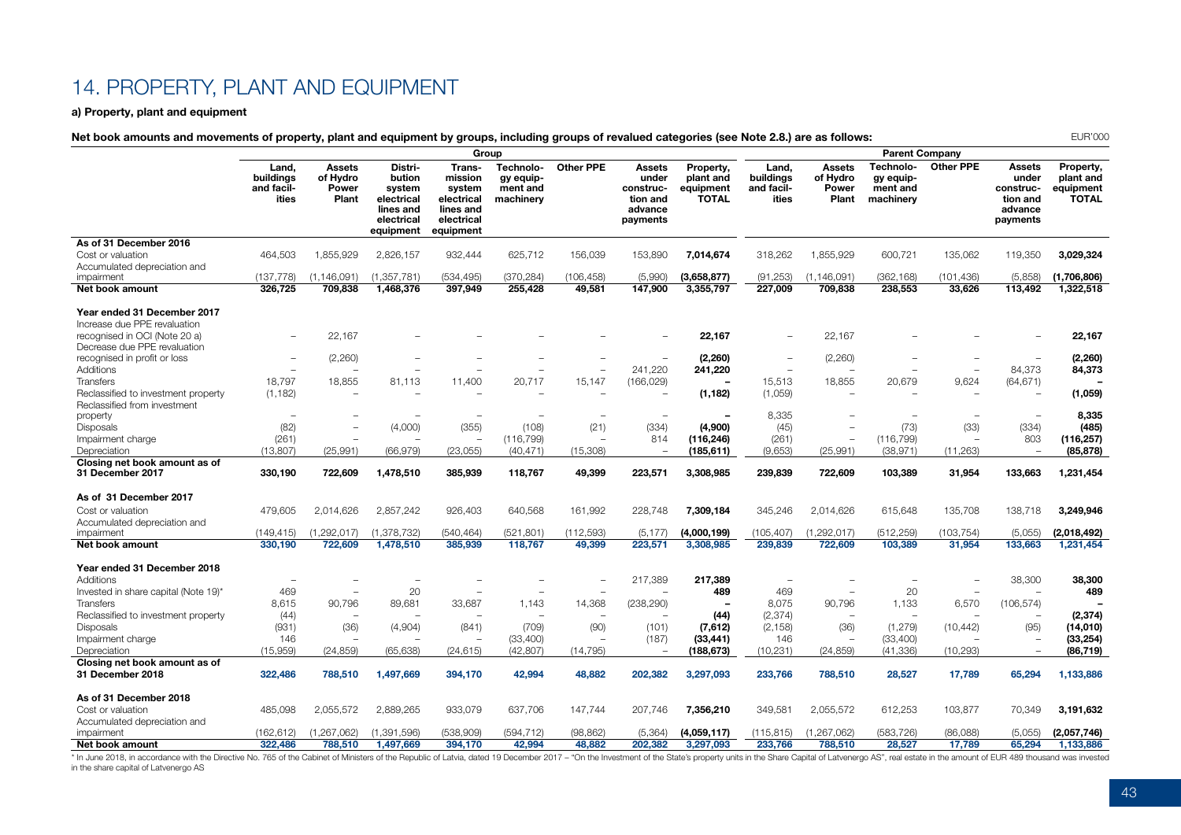# 14. PROPERTY, PLANT AND EQUIPMENT

**a) Property, plant and equipment**

**Net book amounts and movements of property, plant and equipment by groups, including groups of revalued categories (see Note 2.8.) are as follows:**

EUR'000

| | Group | | | | | | | | Parent Company | | | | | |
|---|---|---|---|---|---|---|---|---|---|---|---|---|---|---|
| | **Land, buildings and facil­ities** | **Assets of Hydro Power Plant** | **Distri­bution system electrical lines and electrical equipment** | **Trans­mission system electrical lines and electrical equipment** | **Technolo­gy equip­ment and machinery** | **Other PPE** | **Assets under construc­tion and advance payments** | **Property, plant and equipment TOTAL** | **Land, buildings and facil­ities** | **Assets of Hydro Power Plant** | **Technolo­gy equip­ment and machinery** | **Other PPE** | **Assets under construc­tion and advance payments** | **Property, plant and equipment TOTAL** |
| **As of 31 December 2016** | | | | | | | | | | | | | | |
| Cost or valuation | 464,503 | 1,855,929 | 2,826,157 | 932,444 | 625,712 | 156,039 | 153,890 | **7,014,674** | 318,262 | 1,855,929 | 600,721 | 135,062 | 119,350 | **3,029,324** |
| Accumulated depreciation and impairment | (137,778) | (1,146,091) | (1,357,781) | (534,495) | (370,284) | (106,458) | (5,990) | **(3,658,877)** | (91,253) | (1,146,091) | (362,168) | (101,436) | (5,858) | **(1,706,806)** |
| **Net book amount** | **326,725** | **709,838** | **1,468,376** | **397,949** | **255,428** | **49,581** | **147,900** | **3,355,797** | **227,009** | **709,838** | **238,553** | **33,626** | **113,492** | **1,322,518** |
| **Year ended 31 December 2017** | | | | | | | | | | | | | | |
| Increase due PPE revaluation recognised in OCI (Note 20 a) | – | 22,167 | – | – | – | – | – | **22,167** | – | 22,167 | – | – | – | **22,167** |
| Decrease due PPE revaluation recognised in profit or loss | – | (2,260) | – | – | – | – | – | **(2,260)** | – | (2,260) | – | – | – | **(2,260)** |
| Additions | – | – | – | – | – | – | 241,220 | **241,220** | – | – | – | – | 84,373 | **84,373** |
| Transfers | 18,797 | 18,855 | 81,113 | 11,400 | 20,717 | 15,147 | (166,029) | **–** | 15,513 | 18,855 | 20,679 | 9,624 | (64,671) | **–** |
| Reclassified to investment property | (1,182) | – | – | – | – | – | – | **(1,182)** | (1,059) | – | – | – | – | **(1,059)** |
| Reclassified from investment property | – | – | – | – | – | – | – | **–** | 8,335 | – | – | – | – | **8,335** |
| Disposals | (82) | – | (4,000) | (355) | (108) | (21) | (334) | **(4,900)** | (45) | – | (73) | (33) | (334) | **(485)** |
| Impairment charge | (261) | – | – | – | (116,799) | – | 814 | **(116,246)** | (261) | – | (116,799) | – | 803 | **(116,257)** |
| Depreciation | (13,807) | (25,991) | (66,979) | (23,055) | (40,471) | (15,308) | – | **(185,611)** | (9,653) | (25,991) | (38,971) | (11,263) | – | **(85,878)** |
| **Closing net book amount as of 31 December 2017** | **330,190** | **722,609** | **1,478,510** | **385,939** | **118,767** | **49,399** | **223,571** | **3,308,985** | **239,839** | **722,609** | **103,389** | **31,954** | **133,663** | **1,231,454** |
| **As of 31 December 2017** | | | | | | | | | | | | | | |
| Cost or valuation | 479,605 | 2,014,626 | 2,857,242 | 926,403 | 640,568 | 161,992 | 228,748 | **7,309,184** | 345,246 | 2,014,626 | 615,648 | 135,708 | 138,718 | **3,249,946** |
| Accumulated depreciation and impairment | (149,415) | (1,292,017) | (1,378,732) | (540,464) | (521,801) | (112,593) | (5,177) | **(4,000,199)** | (105,407) | (1,292,017) | (512,259) | (103,754) | (5,055) | **(2,018,492)** |
| **Net book amount** | **330,190** | **722,609** | **1,478,510** | **385,939** | **118,767** | **49,399** | **223,571** | **3,308,985** | **239,839** | **722,609** | **103,389** | **31,954** | **133,663** | **1,231,454** |
| **Year ended 31 December 2018** | | | | | | | | | | | | | | |
| Additions | – | – | – | – | – | – | 217,389 | **217,389** | – | – | – | – | 38,300 | **38,300** |
| Invested in share capital (Note 19)* | 469 | – | 20 | – | – | – | – | **489** | 469 | – | 20 | – | – | **489** |
| Transfers | 8,615 | 90,796 | 89,681 | 33,687 | 1,143 | 14,368 | (238,290) | **–** | 8,075 | 90,796 | 1,133 | 6,570 | (106,574) | **–** |
| Reclassified to investment property | (44) | – | – | – | – | – | – | **(44)** | (2,374) | – | – | – | – | **(2,374)** |
| Disposals | (931) | (36) | (4,904) | (841) | (709) | (90) | (101) | **(7,612)** | (2,158) | (36) | (1,279) | (10,442) | (95) | **(14,010)** |
| Impairment charge | 146 | – | – | – | (33,400) | – | (187) | **(33,441)** | 146 | – | (33,400) | – | – | **(33,254)** |
| Depreciation | (15,959) | (24,859) | (65,638) | (24,615) | (42,807) | (14,795) | – | **(188,673)** | (10,231) | (24,859) | (41,336) | (10,293) | – | **(86,719)** |
| **Closing net book amount as of 31 December 2018** | **322,486** | **788,510** | **1,497,669** | **394,170** | **42,994** | **48,882** | **202,382** | **3,297,093** | **233,766** | **788,510** | **28,527** | **17,789** | **65,294** | **1,133,886** |
| **As of 31 December 2018** | | | | | | | | | | | | | | |
| Cost or valuation | 485,098 | 2,055,572 | 2,889,265 | 933,079 | 637,706 | 147,744 | 207,746 | **7,356,210** | 349,581 | 2,055,572 | 612,253 | 103,877 | 70,349 | **3,191,632** |
| Accumulated depreciation and impairment | (162,612) | (1,267,062) | (1,391,596) | (538,909) | (594,712) | (98,862) | (5,364) | **(4,059,117)** | (115,815) | (1,267,062) | (583,726) | (86,088) | (5,055) | **(2,057,746)** |
| **Net book amount** | **322,486** | **788,510** | **1,497,669** | **394,170** | **42,994** | **48,882** | **202,382** | **3,297,093** | **233,766** | **788,510** | **28,527** | **17,789** | **65,294** | **1,133,886** |

\* In June 2018, in accordance with the Directive No. 765 of the Cabinet of Ministers of the Republic of Latvia, dated 19 December 2017 – "On the Investment of the State's property units in the Share Capital of Latvenergo AS", real estate in the amount of EUR 489 thousand was invested in the share capital of Latvenergo AS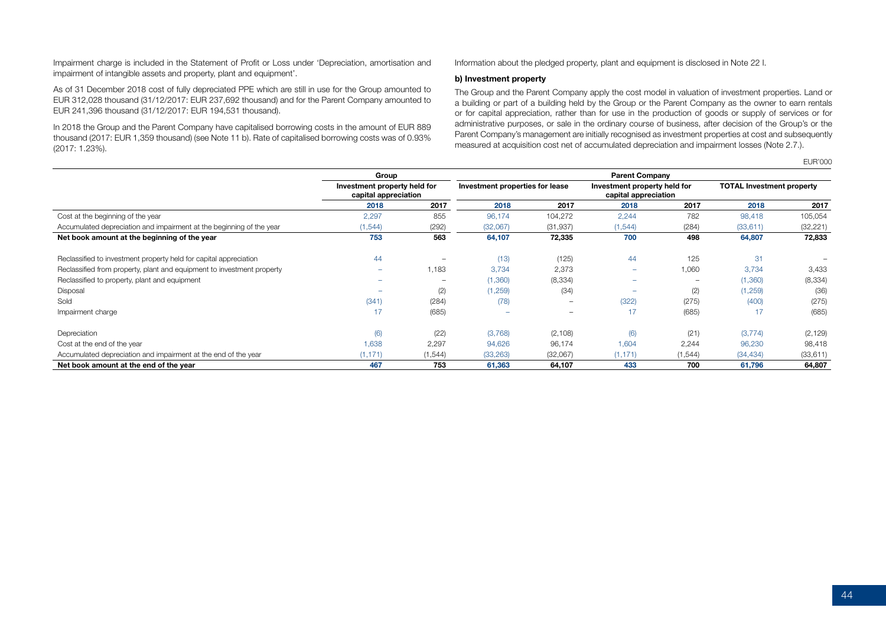Impairment charge is included in the Statement of Profit or Loss under 'Depreciation, amortisation and impairment of intangible assets and property, plant and equipment'.

As of 31 December 2018 cost of fully depreciated PPE which are still in use for the Group amounted to EUR 312,028 thousand (31/12/2017: EUR 237,692 thousand) and for the Parent Company amounted to EUR 241,396 thousand (31/12/2017: EUR 194,531 thousand).

In 2018 the Group and the Parent Company have capitalised borrowing costs in the amount of EUR 889 thousand (2017: EUR 1,359 thousand) (see Note 11 b). Rate of capitalised borrowing costs was of 0.93% (2017: 1.23%).

Information about the pledged property, plant and equipment is disclosed in Note 22 I.

**b) Investment property**

The Group and the Parent Company apply the cost model in valuation of investment properties. Land or a building or part of a building held by the Group or the Parent Company as the owner to earn rentals or for capital appreciation, rather than for use in the production of goods or supply of services or for administrative purposes, or sale in the ordinary course of business, after decision of the Group's or the Parent Company's management are initially recognised as investment properties at cost and subsequently measured at acquisition cost net of accumulated depreciation and impairment losses (Note 2.7.).

EUR'000

| | Group | | Parent Company | | | | | |
|---|---|---|---|---|---|---|---|---|
| | Investment property held for capital appreciation | | Investment properties for lease | | Investment property held for capital appreciation | | TOTAL Investment property | |
| | 2018 | 2017 | 2018 | 2017 | 2018 | 2017 | 2018 | 2017 |
| Cost at the beginning of the year | 2,297 | 855 | 96,174 | 104,272 | 2,244 | 782 | 98,418 | 105,054 |
| Accumulated depreciation and impairment at the beginning of the year | (1,544) | (292) | (32,067) | (31,937) | (1,544) | (284) | (33,611) | (32,221) |
| **Net book amount at the beginning of the year** | **753** | **563** | **64,107** | **72,335** | **700** | **498** | **64,807** | **72,833** |
| Reclassified to investment property held for capital appreciation | 44 | – | (13) | (125) | 44 | 125 | 31 | – |
| Reclassified from property, plant and equipment to investment property | – | 1,183 | 3,734 | 2,373 | – | 1,060 | 3,734 | 3,433 |
| Reclassified to property, plant and equipment | – | – | (1,360) | (8,334) | – | – | (1,360) | (8,334) |
| Disposal | – | (2) | (1,259) | (34) | – | (2) | (1,259) | (36) |
| Sold | (341) | (284) | (78) | – | (322) | (275) | (400) | (275) |
| Impairment charge | 17 | (685) | – | – | 17 | (685) | 17 | (685) |
| Depreciation | (6) | (22) | (3,768) | (2,108) | (6) | (21) | (3,774) | (2,129) |
| Cost at the end of the year | 1,638 | 2,297 | 94,626 | 96,174 | 1,604 | 2,244 | 96,230 | 98,418 |
| Accumulated depreciation and impairment at the end of the year | (1,171) | (1,544) | (33,263) | (32,067) | (1,171) | (1,544) | (34,434) | (33,611) |
| **Net book amount at the end of the year** | **467** | **753** | **61,363** | **64,107** | **433** | **700** | **61,796** | **64,807** |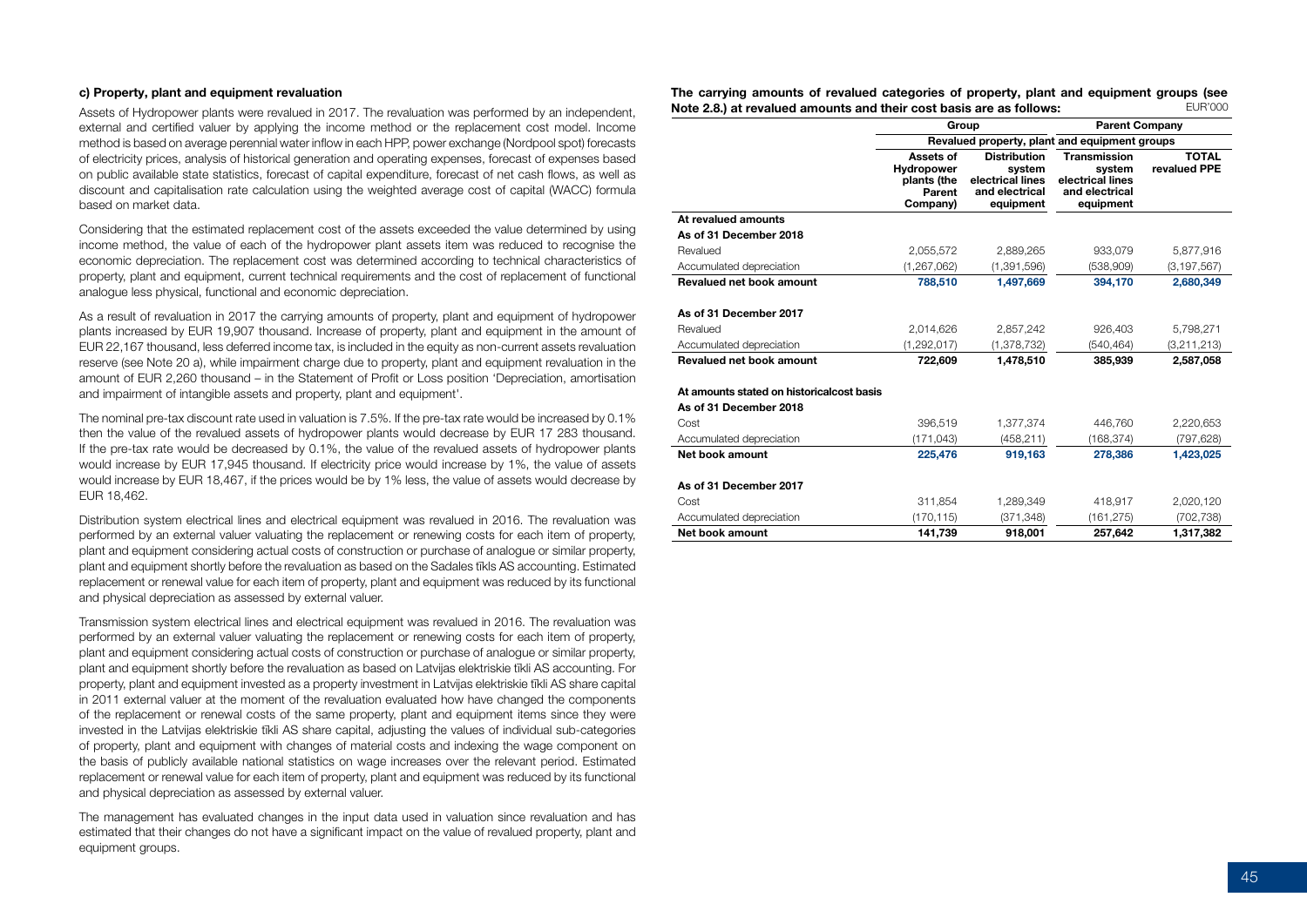#### c) Property, plant and equipment revaluation

Assets of Hydropower plants were revalued in 2017. The revaluation was performed by an independent, external and certified valuer by applying the income method or the replacement cost model. Income method is based on average perennial water inflow in each HPP, power exchange (Nordpool spot) forecasts of electricity prices, analysis of historical generation and operating expenses, forecast of expenses based on public available state statistics, forecast of capital expenditure, forecast of net cash flows, as well as discount and capitalisation rate calculation using the weighted average cost of capital (WACC) formula based on market data.

Considering that the estimated replacement cost of the assets exceeded the value determined by using income method, the value of each of the hydropower plant assets item was reduced to recognise the economic depreciation. The replacement cost was determined according to technical characteristics of property, plant and equipment, current technical requirements and the cost of replacement of functional analogue less physical, functional and economic depreciation.

As a result of revaluation in 2017 the carrying amounts of property, plant and equipment of hydropower plants increased by EUR 19,907 thousand. Increase of property, plant and equipment in the amount of EUR 22,167 thousand, less deferred income tax, is included in the equity as non-current assets revaluation reserve (see Note 20 a), while impairment charge due to property, plant and equipment revaluation in the amount of EUR 2,260 thousand – in the Statement of Profit or Loss position 'Depreciation, amortisation and impairment of intangible assets and property, plant and equipment'.

The nominal pre-tax discount rate used in valuation is 7.5%. If the pre-tax rate would be increased by 0.1% then the value of the revalued assets of hydropower plants would decrease by EUR 17 283 thousand. If the pre-tax rate would be decreased by 0.1%, the value of the revalued assets of hydropower plants would increase by EUR 17,945 thousand. If electricity price would increase by 1%, the value of assets would increase by EUR 18,467, if the prices would be by 1% less, the value of assets would decrease by EUR 18,462.

Distribution system electrical lines and electrical equipment was revalued in 2016. The revaluation was performed by an external valuer valuating the replacement or renewing costs for each item of property, plant and equipment considering actual costs of construction or purchase of analogue or similar property, plant and equipment shortly before the revaluation as based on the Sadales tīkls AS accounting. Estimated replacement or renewal value for each item of property, plant and equipment was reduced by its functional and physical depreciation as assessed by external valuer.

Transmission system electrical lines and electrical equipment was revalued in 2016. The revaluation was performed by an external valuer valuating the replacement or renewing costs for each item of property, plant and equipment considering actual costs of construction or purchase of analogue or similar property, plant and equipment shortly before the revaluation as based on Latvijas elektriskie tīkli AS accounting. For property, plant and equipment invested as a property investment in Latvijas elektriskie tīkli AS share capital in 2011 external valuer at the moment of the revaluation evaluated how have changed the components of the replacement or renewal costs of the same property, plant and equipment items since they were invested in the Latvijas elektriskie tīkli AS share capital, adjusting the values of individual sub-categories of property, plant and equipment with changes of material costs and indexing the wage component on the basis of publicly available national statistics on wage increases over the relevant period. Estimated replacement or renewal value for each item of property, plant and equipment was reduced by its functional and physical depreciation as assessed by external valuer.

The management has evaluated changes in the input data used in valuation since revaluation and has estimated that their changes do not have a significant impact on the value of revalued property, plant and equipment groups.

**The carrying amounts of revalued categories of property, plant and equipment groups (see Note 2.8.) at revalued amounts and their cost basis are as follows:** EUR'000

| | Group | | Parent Company | |
|---|---|---|---|---|
| | Revalued property, plant and equipment groups | | | |
| | **Assets of Hydropower plants (the Parent Company)** | **Distribution system electrical lines and electrical equipment** | **Transmission system electrical lines and electrical equipment** | **TOTAL revalued PPE** |
| **At revalued amounts** | | | | |
| **As of 31 December 2018** | | | | |
| Revalued | 2,055,572 | 2,889,265 | 933,079 | 5,877,916 |
| Accumulated depreciation | (1,267,062) | (1,391,596) | (538,909) | (3,197,567) |
| **Revalued net book amount** | **788,510** | **1,497,669** | **394,170** | **2,680,349** |
| **As of 31 December 2017** | | | | |
| Revalued | 2,014,626 | 2,857,242 | 926,403 | 5,798,271 |
| Accumulated depreciation | (1,292,017) | (1,378,732) | (540,464) | (3,211,213) |
| **Revalued net book amount** | **722,609** | **1,478,510** | **385,939** | **2,587,058** |
| **At amounts stated on historicalcost basis** | | | | |
| **As of 31 December 2018** | | | | |
| Cost | 396,519 | 1,377,374 | 446,760 | 2,220,653 |
| Accumulated depreciation | (171,043) | (458,211) | (168,374) | (797,628) |
| **Net book amount** | **225,476** | **919,163** | **278,386** | **1,423,025** |
| **As of 31 December 2017** | | | | |
| Cost | 311,854 | 1,289,349 | 418,917 | 2,020,120 |
| Accumulated depreciation | (170,115) | (371,348) | (161,275) | (702,738) |
| **Net book amount** | **141,739** | **918,001** | **257,642** | **1,317,382** |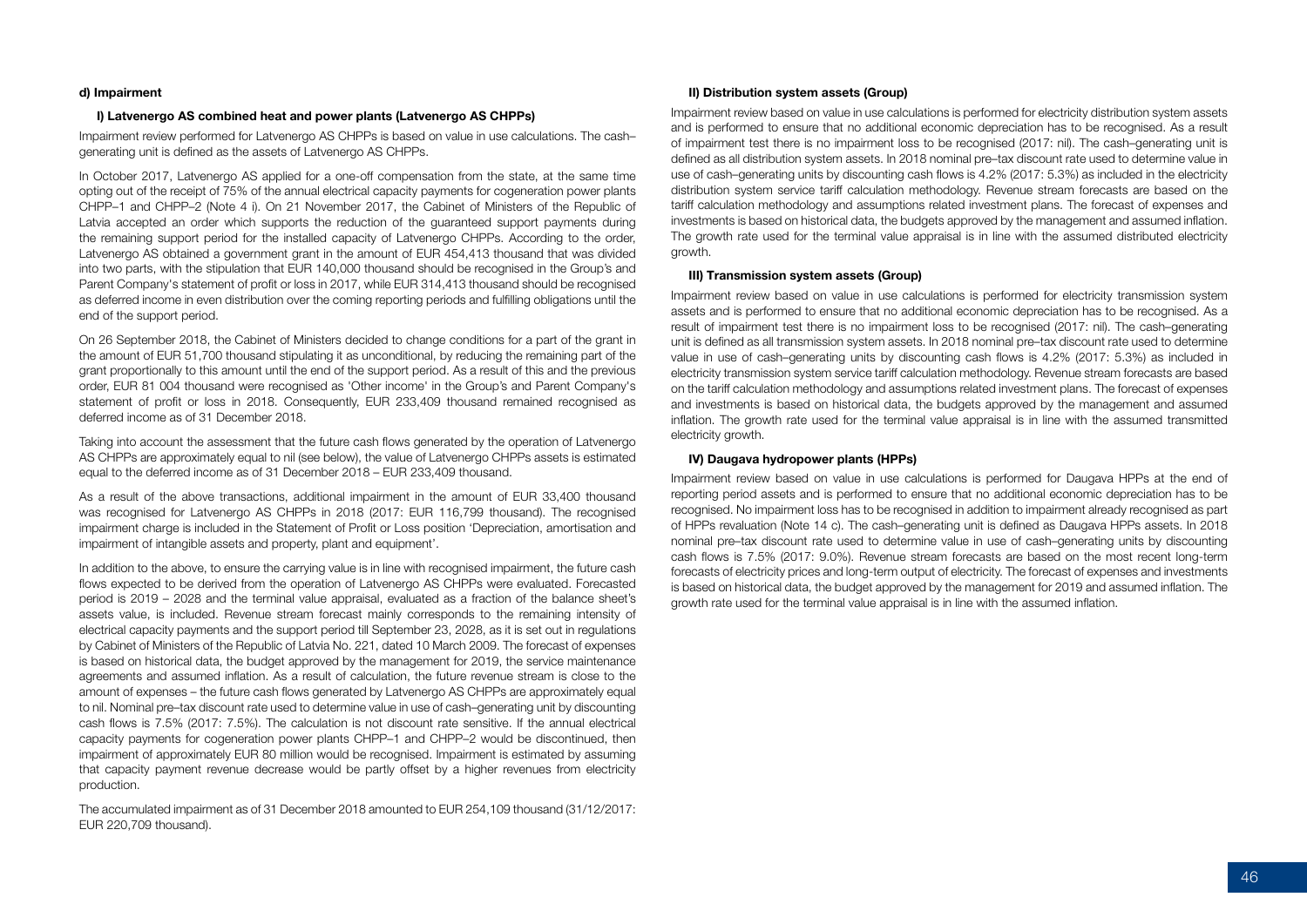#### d) Impairment

##### I) Latvenergo AS combined heat and power plants (Latvenergo AS CHPPs)

Impairment review performed for Latvenergo AS CHPPs is based on value in use calculations. The cash–generating unit is defined as the assets of Latvenergo AS CHPPs.

In October 2017, Latvenergo AS applied for a one-off compensation from the state, at the same time opting out of the receipt of 75% of the annual electrical capacity payments for cogeneration power plants CHPP–1 and CHPP–2 (Note 4 i). On 21 November 2017, the Cabinet of Ministers of the Republic of Latvia accepted an order which supports the reduction of the guaranteed support payments during the remaining support period for the installed capacity of Latvenergo CHPPs. According to the order, Latvenergo AS obtained a government grant in the amount of EUR 454,413 thousand that was divided into two parts, with the stipulation that EUR 140,000 thousand should be recognised in the Group's and Parent Company's statement of profit or loss in 2017, while EUR 314,413 thousand should be recognised as deferred income in even distribution over the coming reporting periods and fulfilling obligations until the end of the support period.

On 26 September 2018, the Cabinet of Ministers decided to change conditions for a part of the grant in the amount of EUR 51,700 thousand stipulating it as unconditional, by reducing the remaining part of the grant proportionally to this amount until the end of the support period. As a result of this and the previous order, EUR 81 004 thousand were recognised as 'Other income' in the Group's and Parent Company's statement of profit or loss in 2018. Consequently, EUR 233,409 thousand remained recognised as deferred income as of 31 December 2018.

Taking into account the assessment that the future cash flows generated by the operation of Latvenergo AS CHPPs are approximately equal to nil (see below), the value of Latvenergo CHPPs assets is estimated equal to the deferred income as of 31 December 2018 – EUR 233,409 thousand.

As a result of the above transactions, additional impairment in the amount of EUR 33,400 thousand was recognised for Latvenergo AS CHPPs in 2018 (2017: EUR 116,799 thousand). The recognised impairment charge is included in the Statement of Profit or Loss position 'Depreciation, amortisation and impairment of intangible assets and property, plant and equipment'.

In addition to the above, to ensure the carrying value is in line with recognised impairment, the future cash flows expected to be derived from the operation of Latvenergo AS CHPPs were evaluated. Forecasted period is 2019 – 2028 and the terminal value appraisal, evaluated as a fraction of the balance sheet's assets value, is included. Revenue stream forecast mainly corresponds to the remaining intensity of electrical capacity payments and the support period till September 23, 2028, as it is set out in regulations by Cabinet of Ministers of the Republic of Latvia No. 221, dated 10 March 2009. The forecast of expenses is based on historical data, the budget approved by the management for 2019, the service maintenance agreements and assumed inflation. As a result of calculation, the future revenue stream is close to the amount of expenses – the future cash flows generated by Latvenergo AS CHPPs are approximately equal to nil. Nominal pre–tax discount rate used to determine value in use of cash–generating unit by discounting cash flows is 7.5% (2017: 7.5%). The calculation is not discount rate sensitive. If the annual electrical capacity payments for cogeneration power plants CHPP–1 and CHPP–2 would be discontinued, then impairment of approximately EUR 80 million would be recognised. Impairment is estimated by assuming that capacity payment revenue decrease would be partly offset by a higher revenues from electricity production.

The accumulated impairment as of 31 December 2018 amounted to EUR 254,109 thousand (31/12/2017: EUR 220,709 thousand).

##### II) Distribution system assets (Group)

Impairment review based on value in use calculations is performed for electricity distribution system assets and is performed to ensure that no additional economic depreciation has to be recognised. As a result of impairment test there is no impairment loss to be recognised (2017: nil). The cash–generating unit is defined as all distribution system assets. In 2018 nominal pre–tax discount rate used to determine value in use of cash–generating units by discounting cash flows is 4.2% (2017: 5.3%) as included in the electricity distribution system service tariff calculation methodology. Revenue stream forecasts are based on the tariff calculation methodology and assumptions related investment plans. The forecast of expenses and investments is based on historical data, the budgets approved by the management and assumed inflation. The growth rate used for the terminal value appraisal is in line with the assumed distributed electricity growth.

##### III) Transmission system assets (Group)

Impairment review based on value in use calculations is performed for electricity transmission system assets and is performed to ensure that no additional economic depreciation has to be recognised. As a result of impairment test there is no impairment loss to be recognised (2017: nil). The cash–generating unit is defined as all transmission system assets. In 2018 nominal pre–tax discount rate used to determine value in use of cash–generating units by discounting cash flows is 4.2% (2017: 5.3%) as included in electricity transmission system service tariff calculation methodology. Revenue stream forecasts are based on the tariff calculation methodology and assumptions related investment plans. The forecast of expenses and investments is based on historical data, the budgets approved by the management and assumed inflation. The growth rate used for the terminal value appraisal is in line with the assumed transmitted electricity growth.

##### IV) Daugava hydropower plants (HPPs)

Impairment review based on value in use calculations is performed for Daugava HPPs at the end of reporting period assets and is performed to ensure that no additional economic depreciation has to be recognised. No impairment loss has to be recognised in addition to impairment already recognised as part of HPPs revaluation (Note 14 c). The cash–generating unit is defined as Daugava HPPs assets. In 2018 nominal pre–tax discount rate used to determine value in use of cash–generating units by discounting cash flows is 7.5% (2017: 9.0%). Revenue stream forecasts are based on the most recent long-term forecasts of electricity prices and long-term output of electricity. The forecast of expenses and investments is based on historical data, the budget approved by the management for 2019 and assumed inflation. The growth rate used for the terminal value appraisal is in line with the assumed inflation.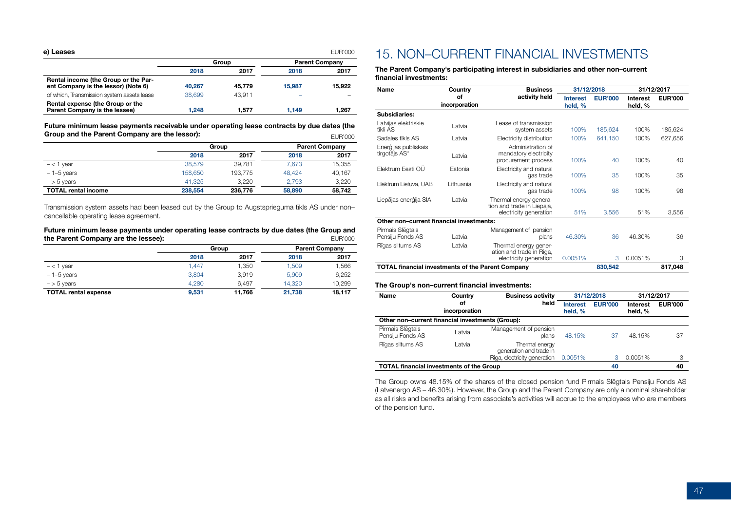#### e) Leases

EUR'000

| | Group | | Parent Company | |
|---|---|---|---|---|
| | 2018 | 2017 | 2018 | 2017 |
| **Rental income (the Group or the Parent Company is the lessor) (Note 6)** | **40,267** | **45,779** | **15,987** | **15,922** |
| of which, Transmission system assets lease | 38,699 | 43,911 | – | – |
| **Rental expense (the Group or the Parent Company is the lessee)** | **1,248** | **1,577** | **1,149** | **1,267** |

**Future minimum lease payments receivable under operating lease contracts by due dates (the Group and the Parent Company are the lessor):**

EUR'000

| | Group | | Parent Company | |
|---|---|---|---|---|
| | 2018 | 2017 | 2018 | 2017 |
| – < 1 year | 38,579 | 39,781 | 7,673 | 15,355 |
| – 1–5 years | 158,650 | 193,775 | 48,424 | 40,167 |
| – > 5 years | 41,325 | 3,220 | 2,793 | 3,220 |
| **TOTAL rental income** | **238,554** | **236,776** | **58,890** | **58,742** |

Transmission system assets had been leased out by the Group to Augstsprieguma tīkls AS under non–cancellable operating lease agreement.

**Future minimum lease payments under operating lease contracts by due dates (the Group and the Parent Company are the lessee):**

EUR'000

| | Group | | Parent Company | |
|---|---|---|---|---|
| | 2018 | 2017 | 2018 | 2017 |
| – < 1 year | 1,447 | 1,350 | 1,509 | 1,566 |
| – 1–5 years | 3,804 | 3,919 | 5,909 | 6,252 |
| – > 5 years | 4,280 | 6,497 | 14,320 | 10,299 |
| **TOTAL rental expense** | **9,531** | **11,766** | **21,738** | **18,117** |

# 15. NON–CURRENT FINANCIAL INVESTMENTS

**The Parent Company's participating interest in subsidiaries and other non–current financial investments:**

| Name | Country of incorporation | Business activity held | 31/12/2018 | | 31/12/2017 | |
|---|---|---|---|---|---|---|
| | | | Interest held, % | EUR'000 | Interest held, % | EUR'000 |
| **Subsidiaries:** | | | | | | |
| Latvijas elektriskie tīkli AS | Latvia | Lease of transmission system assets | 100% | 185,624 | 100% | 185,624 |
| Sadales tīkls AS | Latvia | Electricity distribution | 100% | 641,150 | 100% | 627,656 |
| Enerģijas publiskais tirgotājs AS* | Latvia | Administration of mandatory electricity procurement process | 100% | 40 | 100% | 40 |
| Elektrum Eesti OÜ | Estonia | Electricity and natural gas trade | 100% | 35 | 100% | 35 |
| Elektrum Lietuva, UAB | Lithuania | Electricity and natural gas trade | 100% | 98 | 100% | 98 |
| Liepājas enerģija SIA | Latvia | Thermal energy generation and trade in Liepaja, electricity generation | 51% | 3,556 | 51% | 3,556 |
| **Other non–current financial investments:** | | | | | | |
| Pirmais Slēgtais Pensiju Fonds AS | Latvia | Management of pension plans | 46.30% | 36 | 46.30% | 36 |
| Rīgas siltums AS | Latvia | Thermal energy generation and trade in Riga, electricity generation | 0.0051% | 3 | 0.0051% | 3 |
| **TOTAL financial investments of the Parent Company** | | | | **830,542** | | **817,048** |

**The Group's non–current financial investments:**

| Name | Country of incorporation | Business activity held | 31/12/2018 | | 31/12/2017 | |
|---|---|---|---|---|---|---|
| | | | Interest held, % | EUR'000 | Interest held, % | EUR'000 |
| **Other non–current financial investments (Group):** | | | | | | |
| Pirmais Slēgtais Pensiju Fonds AS | Latvia | Management of pension plans | 48.15% | 37 | 48.15% | 37 |
| Rīgas siltums AS | Latvia | Thermal energy generation and trade in Riga, electricity generation | 0.0051% | 3 | 0.0051% | 3 |
| **TOTAL financial investments of the Group** | | | | **40** | | **40** |

The Group owns 48.15% of the shares of the closed pension fund Pirmais Slēgtais Pensiju Fonds AS (Latvenergo AS – 46.30%). However, the Group and the Parent Company are only a nominal shareholder as all risks and benefits arising from associate's activities will accrue to the employees who are members of the pension fund.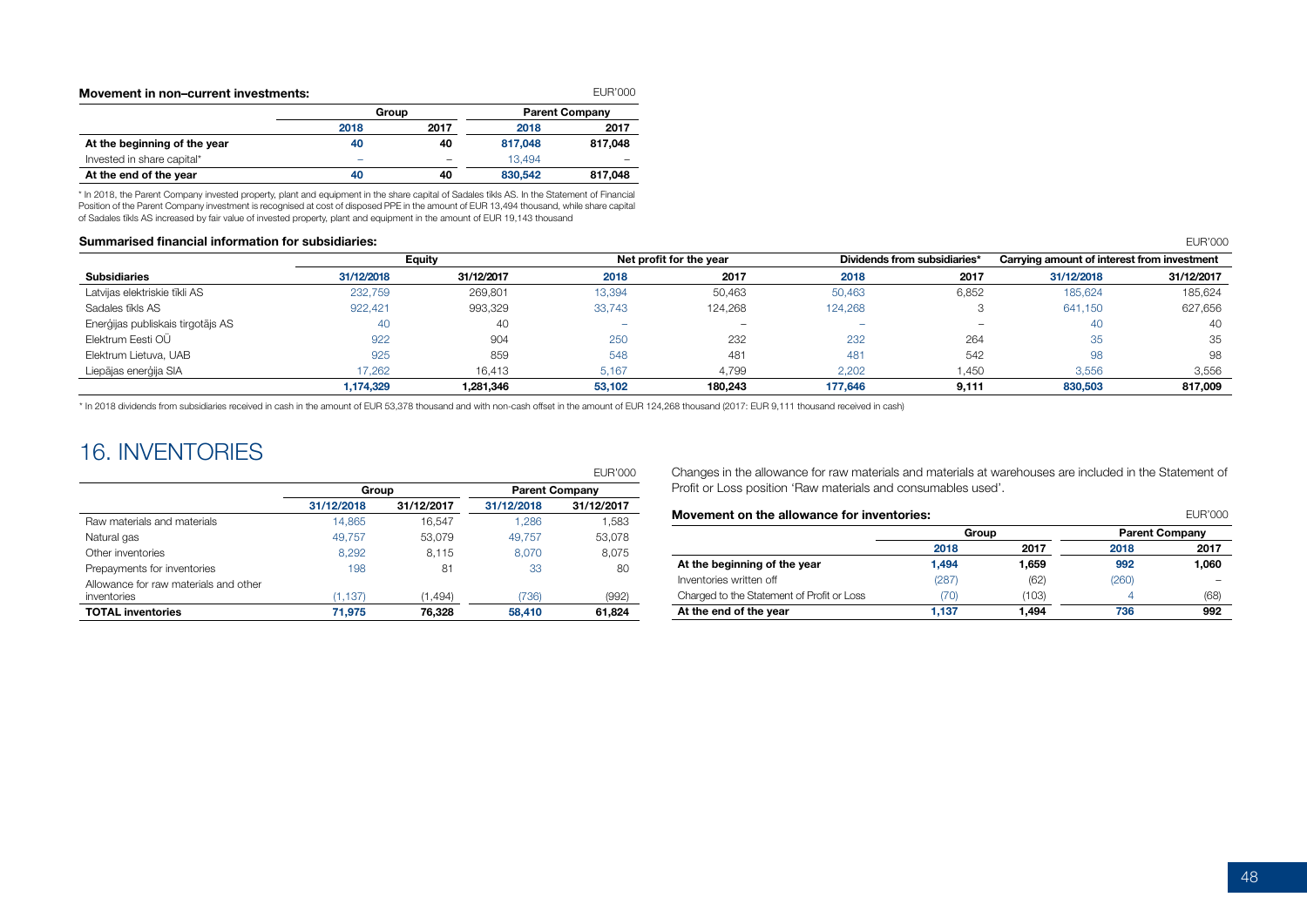**Movement in non–current investments:**

EUR'000

| | Group | | Parent Company | |
|---|---|---|---|---|
| | 2018 | 2017 | 2018 | 2017 |
| **At the beginning of the year** | **40** | **40** | **817,048** | **817,048** |
| Invested in share capital* | – | – | 13,494 | – |
| **At the end of the year** | **40** | **40** | **830,542** | **817,048** |

* In 2018, the Parent Company invested property, plant and equipment in the share capital of Sadales tīkls AS. In the Statement of Financial Position of the Parent Company investment is recognised at cost of disposed PPE in the amount of EUR 13,494 thousand, while share capital of Sadales tīkls AS increased by fair value of invested property, plant and equipment in the amount of EUR 19,143 thousand

**Summarised financial information for subsidiaries:**

EUR'000

| | Equity | | Net profit for the year | | Dividends from subsidiaries* | | Carrying amount of interest from investment | |
|---|---|---|---|---|---|---|---|---|
| **Subsidiaries** | 31/12/2018 | 31/12/2017 | 2018 | 2017 | 2018 | 2017 | 31/12/2018 | 31/12/2017 |
| Latvijas elektriskie tīkli AS | 232,759 | 269,801 | 13,394 | 50,463 | 50,463 | 6,852 | 185,624 | 185,624 |
| Sadales tīkls AS | 922,421 | 993,329 | 33,743 | 124,268 | 124,268 | 3 | 641,150 | 627,656 |
| Enerģijas publiskais tirgotājs AS | 40 | 40 | – | – | – | – | 40 | 40 |
| Elektrum Eesti OÜ | 922 | 904 | 250 | 232 | 232 | 264 | 35 | 35 |
| Elektrum Lietuva, UAB | 925 | 859 | 548 | 481 | 481 | 542 | 98 | 98 |
| Liepājas enerģija SIA | 17,262 | 16,413 | 5,167 | 4,799 | 2,202 | 1,450 | 3,556 | 3,556 |
| | **1,174,329** | **1,281,346** | **53,102** | **180,243** | **177,646** | **9,111** | **830,503** | **817,009** |

* In 2018 dividends from subsidiaries received in cash in the amount of EUR 53,378 thousand and with non-cash offset in the amount of EUR 124,268 thousand (2017: EUR 9,111 thousand received in cash)

# 16. INVENTORIES

EUR'000

| | Group | | Parent Company | |
|---|---|---|---|---|
| | 31/12/2018 | 31/12/2017 | 31/12/2018 | 31/12/2017 |
| Raw materials and materials | 14,865 | 16,547 | 1,286 | 1,583 |
| Natural gas | 49,757 | 53,079 | 49,757 | 53,078 |
| Other inventories | 8,292 | 8,115 | 8,070 | 8,075 |
| Prepayments for inventories | 198 | 81 | 33 | 80 |
| Allowance for raw materials and other inventories | (1,137) | (1,494) | (736) | (992) |
| **TOTAL inventories** | **71,975** | **76,328** | **58,410** | **61,824** |

Changes in the allowance for raw materials and materials at warehouses are included in the Statement of Profit or Loss position 'Raw materials and consumables used'.

**Movement on the allowance for inventories:**

EUR'000

| | Group | | Parent Company | |
|---|---|---|---|---|
| | 2018 | 2017 | 2018 | 2017 |
| **At the beginning of the year** | **1,494** | **1,659** | **992** | **1,060** |
| Inventories written off | (287) | (62) | (260) | – |
| Charged to the Statement of Profit or Loss | (70) | (103) | 4 | (68) |
| **At the end of the year** | **1,137** | **1,494** | **736** | **992** |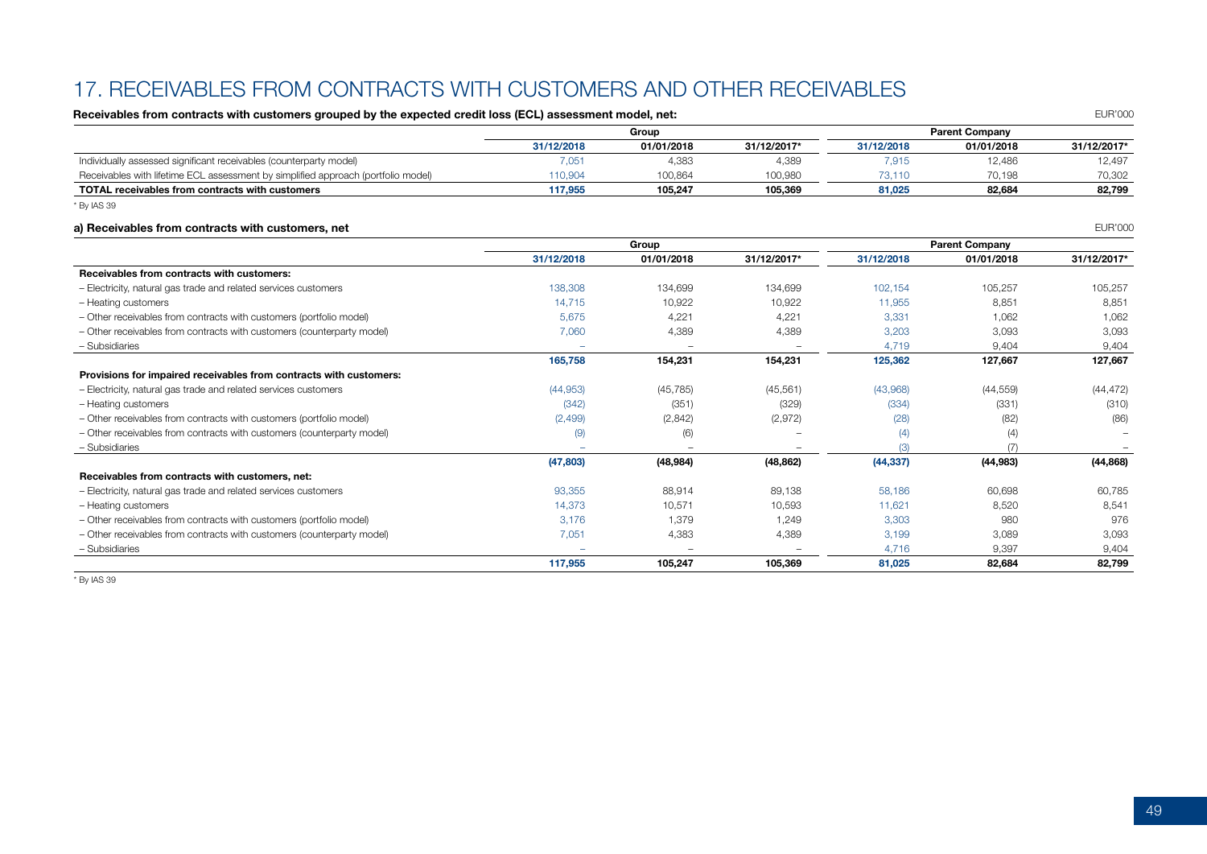# 17. RECEIVABLES FROM CONTRACTS WITH CUSTOMERS AND OTHER RECEIVABLES

**Receivables from contracts with customers grouped by the expected credit loss (ECL) assessment model, net:**

EUR'000

| | Group | | | Parent Company | | |
|---|---|---|---|---|---|---|
| | 31/12/2018 | 01/01/2018 | 31/12/2017* | 31/12/2018 | 01/01/2018 | 31/12/2017* |
| Individually assessed significant receivables (counterparty model) | 7,051 | 4,383 | 4,389 | 7,915 | 12,486 | 12,497 |
| Receivables with lifetime ECL assessment by simplified approach (portfolio model) | 110,904 | 100,864 | 100,980 | 73,110 | 70,198 | 70,302 |
| **TOTAL receivables from contracts with customers** | **117,955** | **105,247** | **105,369** | **81,025** | **82,684** | **82,799** |

\* By IAS 39

**a) Receivables from contracts with customers, net**

EUR'000

| | Group | | | Parent Company | | |
|---|---|---|---|---|---|---|
| | 31/12/2018 | 01/01/2018 | 31/12/2017* | 31/12/2018 | 01/01/2018 | 31/12/2017* |
| **Receivables from contracts with customers:** | | | | | | |
| – Electricity, natural gas trade and related services customers | 138,308 | 134,699 | 134,699 | 102,154 | 105,257 | 105,257 |
| – Heating customers | 14,715 | 10,922 | 10,922 | 11,955 | 8,851 | 8,851 |
| – Other receivables from contracts with customers (portfolio model) | 5,675 | 4,221 | 4,221 | 3,331 | 1,062 | 1,062 |
| – Other receivables from contracts with customers (counterparty model) | 7,060 | 4,389 | 4,389 | 3,203 | 3,093 | 3,093 |
| – Subsidiaries | – | – | – | 4,719 | 9,404 | 9,404 |
| | **165,758** | **154,231** | **154,231** | **125,362** | **127,667** | **127,667** |
| **Provisions for impaired receivables from contracts with customers:** | | | | | | |
| – Electricity, natural gas trade and related services customers | (44,953) | (45,785) | (45,561) | (43,968) | (44,559) | (44,472) |
| – Heating customers | (342) | (351) | (329) | (334) | (331) | (310) |
| – Other receivables from contracts with customers (portfolio model) | (2,499) | (2,842) | (2,972) | (28) | (82) | (86) |
| – Other receivables from contracts with customers (counterparty model) | (9) | (6) | – | (4) | (4) | – |
| – Subsidiaries | – | – | – | (3) | (7) | – |
| | **(47,803)** | **(48,984)** | **(48,862)** | **(44,337)** | **(44,983)** | **(44,868)** |
| **Receivables from contracts with customers, net:** | | | | | | |
| – Electricity, natural gas trade and related services customers | 93,355 | 88,914 | 89,138 | 58,186 | 60,698 | 60,785 |
| – Heating customers | 14,373 | 10,571 | 10,593 | 11,621 | 8,520 | 8,541 |
| – Other receivables from contracts with customers (portfolio model) | 3,176 | 1,379 | 1,249 | 3,303 | 980 | 976 |
| – Other receivables from contracts with customers (counterparty model) | 7,051 | 4,383 | 4,389 | 3,199 | 3,089 | 3,093 |
| – Subsidiaries | – | – | – | 4,716 | 9,397 | 9,404 |
| | **117,955** | **105,247** | **105,369** | **81,025** | **82,684** | **82,799** |

\* By IAS 39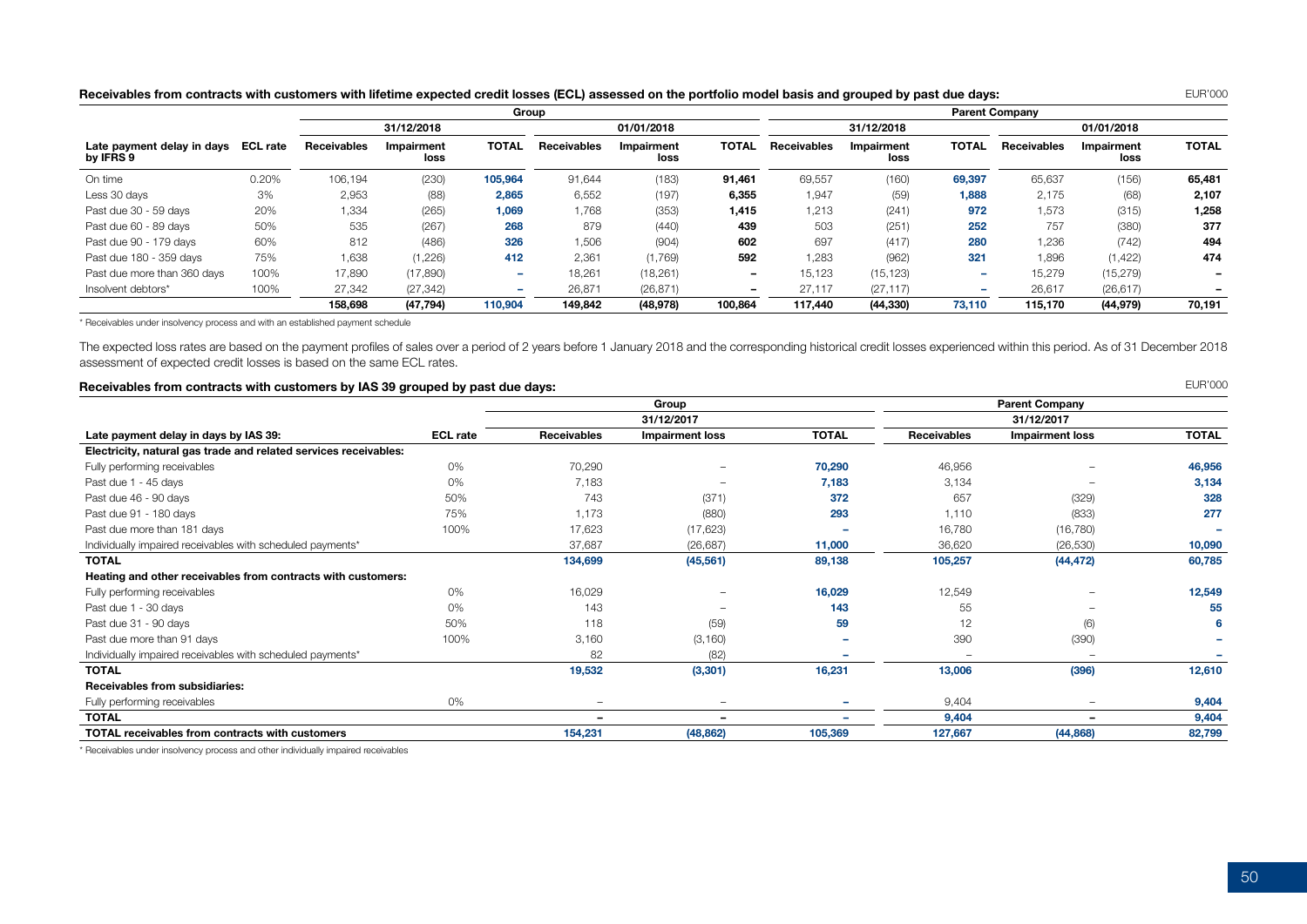**Receivables from contracts with customers with lifetime expected credit losses (ECL) assessed on the portfolio model basis and grouped by past due days:**

EUR'000

| | | Group | | | | | | Parent Company | | | | | |
|---|---|---|---|---|---|---|---|---|---|---|---|---|---|
| | | 31/12/2018 | | | 01/01/2018 | | | 31/12/2018 | | | 01/01/2018 | | |
| Late payment delay in days by IFRS 9 | ECL rate | Receivables | Impairment loss | TOTAL | Receivables | Impairment loss | TOTAL | Receivables | Impairment loss | TOTAL | Receivables | Impairment loss | TOTAL |
| On time | 0.20% | 106,194 | (230) | 105,964 | 91,644 | (183) | 91,461 | 69,557 | (160) | 69,397 | 65,637 | (156) | 65,481 |
| Less 30 days | 3% | 2,953 | (88) | 2,865 | 6,552 | (197) | 6,355 | 1,947 | (59) | 1,888 | 2,175 | (68) | 2,107 |
| Past due 30 - 59 days | 20% | 1,334 | (265) | 1,069 | 1,768 | (353) | 1,415 | 1,213 | (241) | 972 | 1,573 | (315) | 1,258 |
| Past due 60 - 89 days | 50% | 535 | (267) | 268 | 879 | (440) | 439 | 503 | (251) | 252 | 757 | (380) | 377 |
| Past due 90 - 179 days | 60% | 812 | (486) | 326 | 1,506 | (904) | 602 | 697 | (417) | 280 | 1,236 | (742) | 494 |
| Past due 180 - 359 days | 75% | 1,638 | (1,226) | 412 | 2,361 | (1,769) | 592 | 1,283 | (962) | 321 | 1,896 | (1,422) | 474 |
| Past due more than 360 days | 100% | 17,890 | (17,890) | – | 18,261 | (18,261) | – | 15,123 | (15,123) | – | 15,279 | (15,279) | – |
| Insolvent debtors* | 100% | 27,342 | (27,342) | – | 26,871 | (26,871) | – | 27,117 | (27,117) | – | 26,617 | (26,617) | – |
| | | 158,698 | (47,794) | 110,904 | 149,842 | (48,978) | 100,864 | 117,440 | (44,330) | 73,110 | 115,170 | (44,979) | 70,191 |

* Receivables under insolvency process and with an established payment schedule

The expected loss rates are based on the payment profiles of sales over a period of 2 years before 1 January 2018 and the corresponding historical credit losses experienced within this period. As of 31 December 2018 assessment of expected credit losses is based on the same ECL rates.

**Receivables from contracts with customers by IAS 39 grouped by past due days:**

EUR'000

| | | Group | | | Parent Company | | |
|---|---|---|---|---|---|---|---|
| | | 31/12/2017 | | | 31/12/2017 | | |
| Late payment delay in days by IAS 39: | ECL rate | Receivables | Impairment loss | TOTAL | Receivables | Impairment loss | TOTAL |
| **Electricity, natural gas trade and related services receivables:** | | | | | | | |
| Fully performing receivables | 0% | 70,290 | – | 70,290 | 46,956 | – | 46,956 |
| Past due 1 - 45 days | 0% | 7,183 | – | 7,183 | 3,134 | – | 3,134 |
| Past due 46 - 90 days | 50% | 743 | (371) | 372 | 657 | (329) | 328 |
| Past due 91 - 180 days | 75% | 1,173 | (880) | 293 | 1,110 | (833) | 277 |
| Past due more than 181 days | 100% | 17,623 | (17,623) | – | 16,780 | (16,780) | – |
| Individually impaired receivables with scheduled payments* | | 37,687 | (26,687) | 11,000 | 36,620 | (26,530) | 10,090 |
| **TOTAL** | | **134,699** | **(45,561)** | **89,138** | **105,257** | **(44,472)** | **60,785** |
| **Heating and other receivables from contracts with customers:** | | | | | | | |
| Fully performing receivables | 0% | 16,029 | – | 16,029 | 12,549 | – | 12,549 |
| Past due 1 - 30 days | 0% | 143 | – | 143 | 55 | – | 55 |
| Past due 31 - 90 days | 50% | 118 | (59) | 59 | 12 | (6) | 6 |
| Past due more than 91 days | 100% | 3,160 | (3,160) | – | 390 | (390) | – |
| Individually impaired receivables with scheduled payments* | | 82 | (82) | – | – | – | – |
| **TOTAL** | | **19,532** | **(3,301)** | **16,231** | **13,006** | **(396)** | **12,610** |
| **Receivables from subsidiaries:** | | | | | | | |
| Fully performing receivables | 0% | – | – | – | 9,404 | – | 9,404 |
| **TOTAL** | | **–** | **–** | **–** | **9,404** | **–** | **9,404** |
| **TOTAL receivables from contracts with customers** | | **154,231** | **(48,862)** | **105,369** | **127,667** | **(44,868)** | **82,799** |

* Receivables under insolvency process and other individually impaired receivables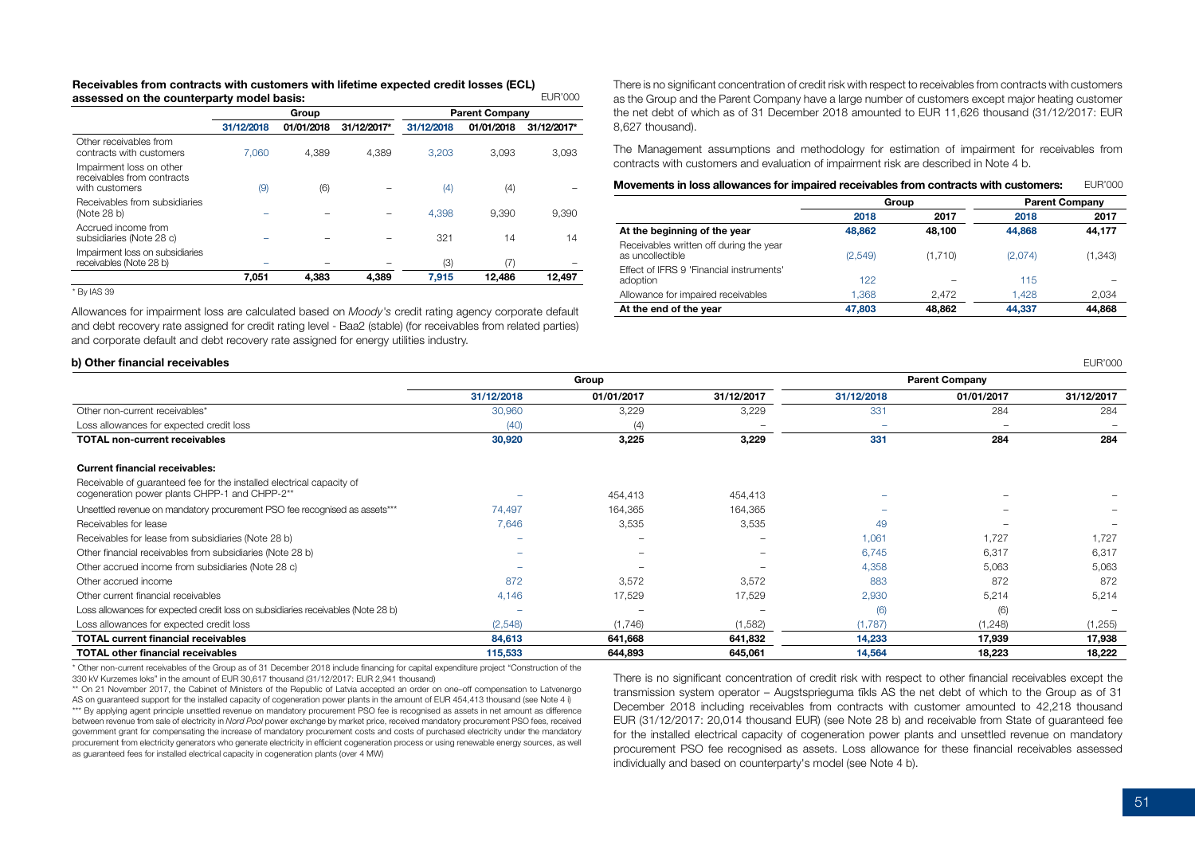**Receivables from contracts with customers with lifetime expected credit losses (ECL) assessed on the counterparty model basis:**

EUR'000

| | Group | | | Parent Company | | |
|---|---|---|---|---|---|---|
| | 31/12/2018 | 01/01/2018 | 31/12/2017* | 31/12/2018 | 01/01/2018 | 31/12/2017* |
| Other receivables from contracts with customers | 7,060 | 4,389 | 4,389 | 3,203 | 3,093 | 3,093 |
| Impairment loss on other receivables from contracts with customers | (9) | (6) | – | (4) | (4) | – |
| Receivables from subsidiaries (Note 28 b) | – | – | – | 4,398 | 9,390 | 9,390 |
| Accrued income from subsidiaries (Note 28 c) | – | – | – | 321 | 14 | 14 |
| Impairment loss on subsidiaries receivables (Note 28 b) | – | – | – | (3) | (7) | – |
| | **7,051** | **4,383** | **4,389** | **7,915** | **12,486** | **12,497** |

* By IAS 39

Allowances for impairment loss are calculated based on *Moody's* credit rating agency corporate default and debt recovery rate assigned for credit rating level - Baa2 (stable) (for receivables from related parties) and corporate default and debt recovery rate assigned for energy utilities industry.

There is no significant concentration of credit risk with respect to receivables from contracts with customers as the Group and the Parent Company have a large number of customers except major heating customer the net debt of which as of 31 December 2018 amounted to EUR 11,626 thousand (31/12/2017: EUR 8,627 thousand).

The Management assumptions and methodology for estimation of impairment for receivables from contracts with customers and evaluation of impairment risk are described in Note 4 b.

**Movements in loss allowances for impaired receivables from contracts with customers:**

EUR'000

| | Group | | Parent Company | |
|---|---|---|---|---|
| | 2018 | 2017 | 2018 | 2017 |
| **At the beginning of the year** | **48,862** | **48,100** | **44,868** | **44,177** |
| Receivables written off during the year as uncollectible | (2,549) | (1,710) | (2,074) | (1,343) |
| Effect of IFRS 9 'Financial instruments' adoption | 122 | – | 115 | – |
| Allowance for impaired receivables | 1,368 | 2,472 | 1,428 | 2,034 |
| **At the end of the year** | **47,803** | **48,862** | **44,337** | **44,868** |

**b) Other financial receivables**

EUR'000

| | Group | | | Parent Company | | |
|---|---|---|---|---|---|---|
| | 31/12/2018 | 01/01/2017 | 31/12/2017 | 31/12/2018 | 01/01/2017 | 31/12/2017 |
| Other non-current receivables* | 30,960 | 3,229 | 3,229 | 331 | 284 | 284 |
| Loss allowances for expected credit loss | (40) | (4) | – | – | – | – |
| **TOTAL non-current receivables** | **30,920** | **3,225** | **3,229** | **331** | **284** | **284** |
| | | | | | | |
| **Current financial receivables:** | | | | | | |
| Receivable of guaranteed fee for the installed electrical capacity of cogeneration power plants CHPP-1 and CHPP-2** | – | 454,413 | 454,413 | – | – | – |
| Unsettled revenue on mandatory procurement PSO fee recognised as assets*** | 74,497 | 164,365 | 164,365 | – | – | – |
| Receivables for lease | 7,646 | 3,535 | 3,535 | 49 | – | – |
| Receivables for lease from subsidiaries (Note 28 b) | – | – | – | 1,061 | 1,727 | 1,727 |
| Other financial receivables from subsidiaries (Note 28 b) | – | – | – | 6,745 | 6,317 | 6,317 |
| Other accrued income from subsidiaries (Note 28 c) | – | – | – | 4,358 | 5,063 | 5,063 |
| Other accrued income | 872 | 3,572 | 3,572 | 883 | 872 | 872 |
| Other current financial receivables | 4,146 | 17,529 | 17,529 | 2,930 | 5,214 | 5,214 |
| Loss allowances for expected credit loss on subsidiaries receivables (Note 28 b) | – | – | – | (6) | (6) | – |
| Loss allowances for expected credit loss | (2,548) | (1,746) | (1,582) | (1,787) | (1,248) | (1,255) |
| **TOTAL current financial receivables** | **84,613** | **641,668** | **641,832** | **14,233** | **17,939** | **17,938** |
| **TOTAL other financial receivables** | **115,533** | **644,893** | **645,061** | **14,564** | **18,223** | **18,222** |

\* Other non-current receivables of the Group as of 31 December 2018 include financing for capital expenditure project "Construction of the 330 kV Kurzemes loks" in the amount of EUR 30,617 thousand (31/12/2017: EUR 2,941 thousand)

\*\* On 21 November 2017, the Cabinet of Ministers of the Republic of Latvia accepted an order on one–off compensation to Latvenergo AS on guaranteed support for the installed capacity of cogeneration power plants in the amount of EUR 454,413 thousand (see Note 4 i)

\*\*\* By applying agent principle unsettled revenue on mandatory procurement PSO fee is recognised as assets in net amount as difference between revenue from sale of electricity in *Nord Pool* power exchange by market price, received mandatory procurement PSO fees, received government grant for compensating the increase of mandatory procurement costs and costs of purchased electricity under the mandatory procurement from electricity generators who generate electricity in efficient cogeneration process or using renewable energy sources, as well as guaranteed fees for installed electrical capacity in cogeneration plants (over 4 MW)

There is no significant concentration of credit risk with respect to other financial receivables except the transmission system operator – Augstsprieguma tīkls AS the net debt of which to the Group as of 31 December 2018 including receivables from contracts with customer amounted to 42,218 thousand EUR (31/12/2017: 20,014 thousand EUR) (see Note 28 b) and receivable from State of guaranteed fee for the installed electrical capacity of cogeneration power plants and unsettled revenue on mandatory procurement PSO fee recognised as assets. Loss allowance for these financial receivables assessed individually and based on counterparty's model (see Note 4 b).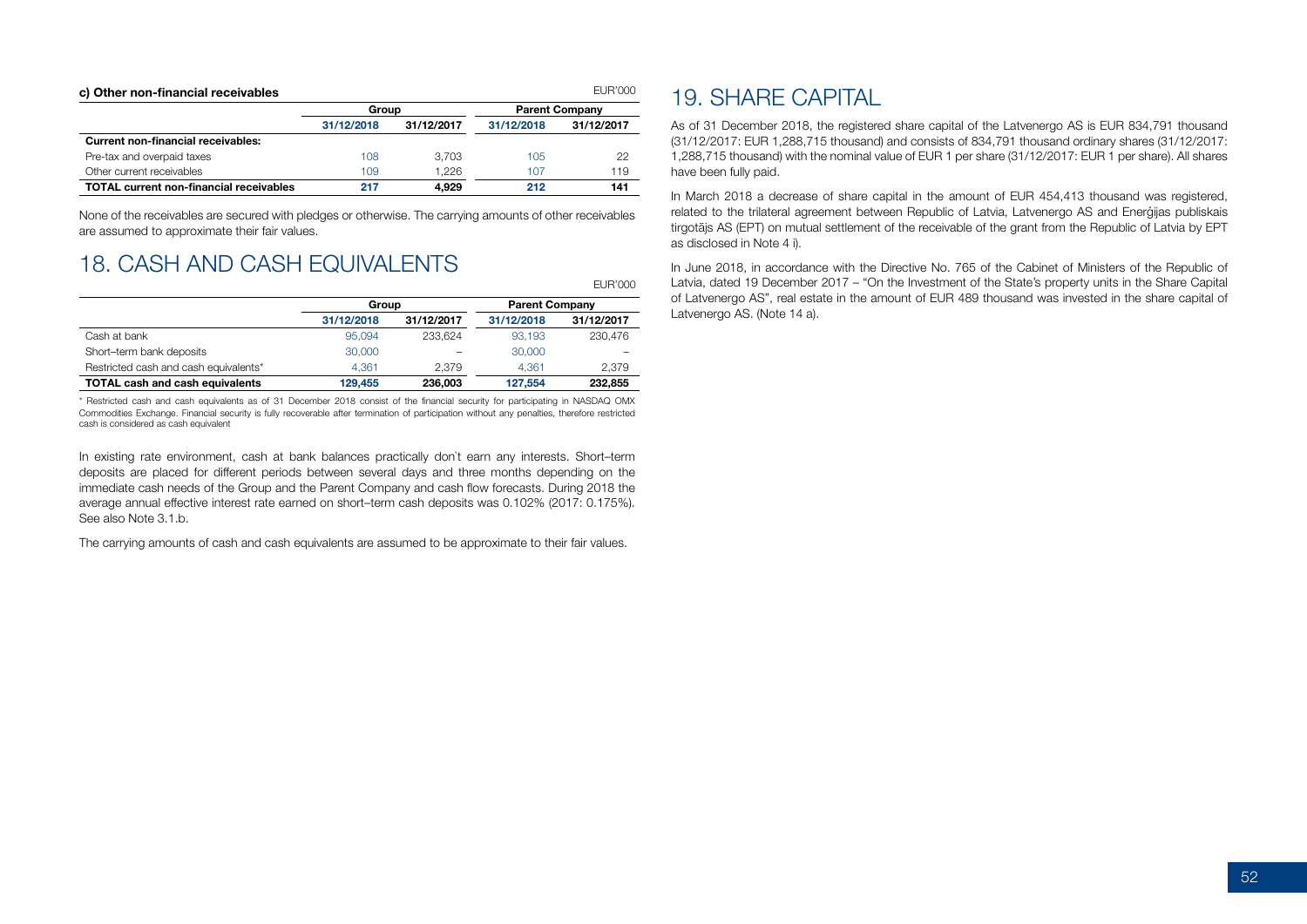### c) Other non-financial receivables

EUR'000

| | Group | | Parent Company | |
|---|---|---|---|---|
| | 31/12/2018 | 31/12/2017 | 31/12/2018 | 31/12/2017 |
| **Current non-financial receivables:** | | | | |
| Pre-tax and overpaid taxes | 108 | 3,703 | 105 | 22 |
| Other current receivables | 109 | 1,226 | 107 | 119 |
| **TOTAL current non-financial receivables** | **217** | **4,929** | **212** | **141** |

None of the receivables are secured with pledges or otherwise. The carrying amounts of other receivables are assumed to approximate their fair values.

# 18. CASH AND CASH EQUIVALENTS

EUR'000

| | Group | | Parent Company | |
|---|---|---|---|---|
| | 31/12/2018 | 31/12/2017 | 31/12/2018 | 31/12/2017 |
| Cash at bank | 95,094 | 233,624 | 93,193 | 230,476 |
| Short–term bank deposits | 30,000 | – | 30,000 | – |
| Restricted cash and cash equivalents* | 4,361 | 2,379 | 4,361 | 2,379 |
| **TOTAL cash and cash equivalents** | **129,455** | **236,003** | **127,554** | **232,855** |

* Restricted cash and cash equivalents as of 31 December 2018 consist of the financial security for participating in NASDAQ OMX Commodities Exchange. Financial security is fully recoverable after termination of participation without any penalties, therefore restricted cash is considered as cash equivalent

In existing rate environment, cash at bank balances practically don`t earn any interests. Short–term deposits are placed for different periods between several days and three months depending on the immediate cash needs of the Group and the Parent Company and cash flow forecasts. During 2018 the average annual effective interest rate earned on short–term cash deposits was 0.102% (2017: 0.175%). See also Note 3.1.b.

The carrying amounts of cash and cash equivalents are assumed to be approximate to their fair values.

# 19. SHARE CAPITAL

As of 31 December 2018, the registered share capital of the Latvenergo AS is EUR 834,791 thousand (31/12/2017: EUR 1,288,715 thousand) and consists of 834,791 thousand ordinary shares (31/12/2017: 1,288,715 thousand) with the nominal value of EUR 1 per share (31/12/2017: EUR 1 per share). All shares have been fully paid.

In March 2018 a decrease of share capital in the amount of EUR 454,413 thousand was registered, related to the trilateral agreement between Republic of Latvia, Latvenergo AS and Enerģijas publiskais tirgotājs AS (EPT) on mutual settlement of the receivable of the grant from the Republic of Latvia by EPT as disclosed in Note 4 i).

In June 2018, in accordance with the Directive No. 765 of the Cabinet of Ministers of the Republic of Latvia, dated 19 December 2017 – "On the Investment of the State's property units in the Share Capital of Latvenergo AS", real estate in the amount of EUR 489 thousand was invested in the share capital of Latvenergo AS. (Note 14 a).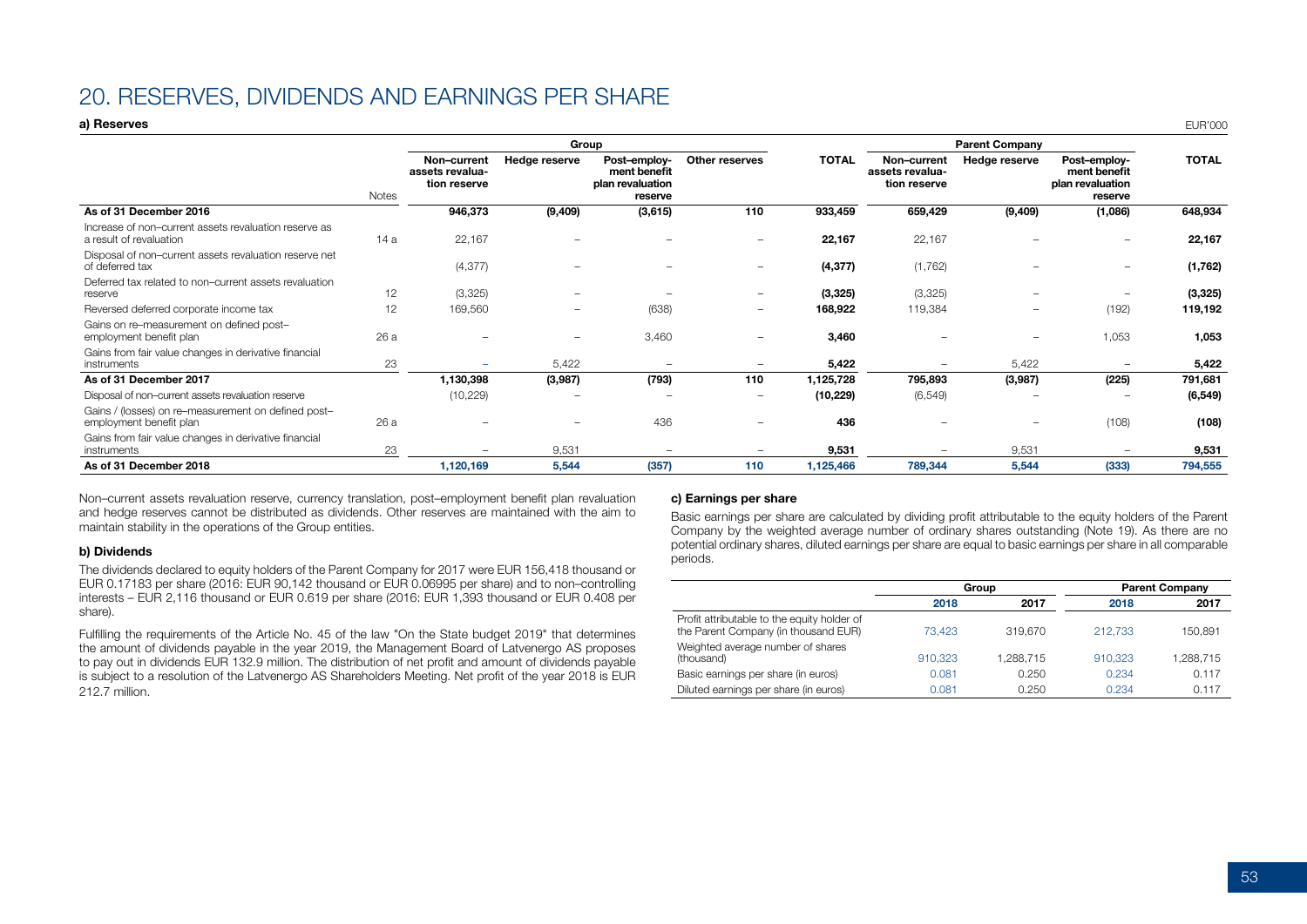# 20. RESERVES, DIVIDENDS AND EARNINGS PER SHARE

## a) Reserves

EUR'000

| | Notes | Group | | | | | Parent Company | | | |
|---|---|---|---|---|---|---|---|---|---|---|
| | | Non–current assets revaluation reserve | Hedge reserve | Post–employment benefit plan revaluation reserve | Other reserves | TOTAL | Non–current assets revaluation reserve | Hedge reserve | Post–employment benefit plan revaluation reserve | TOTAL |
| **As of 31 December 2016** | | **946,373** | **(9,409)** | **(3,615)** | **110** | **933,459** | **659,429** | **(9,409)** | **(1,086)** | **648,934** |
| Increase of non–current assets revaluation reserve as a result of revaluation | 14 a | 22,167 | – | – | – | **22,167** | 22,167 | – | – | **22,167** |
| Disposal of non–current assets revaluation reserve net of deferred tax | | (4,377) | – | – | – | **(4,377)** | (1,762) | – | – | **(1,762)** |
| Deferred tax related to non–current assets revaluation reserve | 12 | (3,325) | – | – | – | **(3,325)** | (3,325) | – | – | **(3,325)** |
| Reversed deferred corporate income tax | 12 | 169,560 | – | (638) | – | **168,922** | 119,384 | – | (192) | **119,192** |
| Gains on re–measurement on defined post–employment benefit plan | 26 a | – | – | 3,460 | – | **3,460** | – | – | 1,053 | **1,053** |
| Gains from fair value changes in derivative financial instruments | 23 | – | 5,422 | – | – | **5,422** | – | 5,422 | – | **5,422** |
| **As of 31 December 2017** | | **1,130,398** | **(3,987)** | **(793)** | **110** | **1,125,728** | **795,893** | **(3,987)** | **(225)** | **791,681** |
| Disposal of non–current assets revaluation reserve | | (10,229) | – | – | – | **(10,229)** | (6,549) | – | – | **(6,549)** |
| Gains / (losses) on re–measurement on defined post–employment benefit plan | 26 a | – | – | 436 | – | **436** | – | – | (108) | **(108)** |
| Gains from fair value changes in derivative financial instruments | 23 | – | 9,531 | – | – | **9,531** | – | 9,531 | – | **9,531** |
| **As of 31 December 2018** | | **1,120,169** | **5,544** | **(357)** | **110** | **1,125,466** | **789,344** | **5,544** | **(333)** | **794,555** |

Non–current assets revaluation reserve, currency translation, post–employment benefit plan revaluation and hedge reserves cannot be distributed as dividends. Other reserves are maintained with the aim to maintain stability in the operations of the Group entities.

## b) Dividends

The dividends declared to equity holders of the Parent Company for 2017 were EUR 156,418 thousand or EUR 0.17183 per share (2016: EUR 90,142 thousand or EUR 0.06995 per share) and to non–controlling interests – EUR 2,116 thousand or EUR 0.619 per share (2016: EUR 1,393 thousand or EUR 0.408 per share).

Fulfilling the requirements of the Article No. 45 of the law "On the State budget 2019" that determines the amount of dividends payable in the year 2019, the Management Board of Latvenergo AS proposes to pay out in dividends EUR 132.9 million. The distribution of net profit and amount of dividends payable is subject to a resolution of the Latvenergo AS Shareholders Meeting. Net profit of the year 2018 is EUR 212.7 million.

## c) Earnings per share

Basic earnings per share are calculated by dividing profit attributable to the equity holders of the Parent Company by the weighted average number of ordinary shares outstanding (Note 19). As there are no potential ordinary shares, diluted earnings per share are equal to basic earnings per share in all comparable periods.

| | Group | | Parent Company | |
|---|---|---|---|---|
| | 2018 | 2017 | 2018 | 2017 |
| Profit attributable to the equity holder of the Parent Company (in thousand EUR) | 73,423 | 319,670 | 212,733 | 150,891 |
| Weighted average number of shares (thousand) | 910,323 | 1,288,715 | 910,323 | 1,288,715 |
| Basic earnings per share (in euros) | 0.081 | 0.250 | 0.234 | 0.117 |
| Diluted earnings per share (in euros) | 0.081 | 0.250 | 0.234 | 0.117 |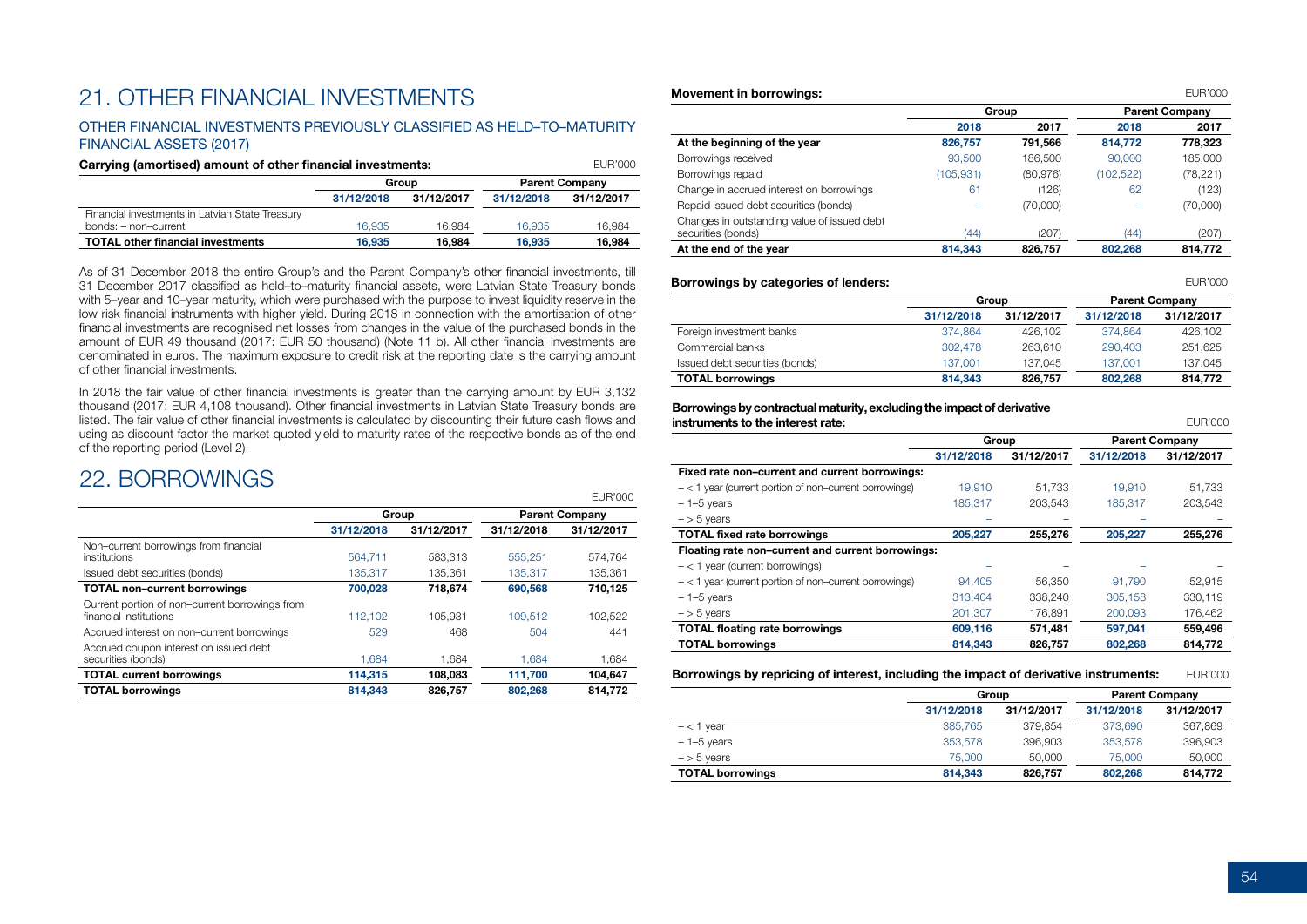# 21. OTHER FINANCIAL INVESTMENTS

## OTHER FINANCIAL INVESTMENTS PREVIOUSLY CLASSIFIED AS HELD–TO–MATURITY FINANCIAL ASSETS (2017)

**Carrying (amortised) amount of other financial investments:** EUR'000

| | Group | | Parent Company | |
|---|---|---|---|---|
| | 31/12/2018 | 31/12/2017 | 31/12/2018 | 31/12/2017 |
| Financial investments in Latvian State Treasury bonds: – non–current | 16,935 | 16,984 | 16,935 | 16,984 |
| **TOTAL other financial investments** | **16,935** | **16,984** | **16,935** | **16,984** |

As of 31 December 2018 the entire Group's and the Parent Company's other financial investments, till 31 December 2017 classified as held–to–maturity financial assets, were Latvian State Treasury bonds with 5–year and 10–year maturity, which were purchased with the purpose to invest liquidity reserve in the low risk financial instruments with higher yield. During 2018 in connection with the amortisation of other financial investments are recognised net losses from changes in the value of the purchased bonds in the amount of EUR 49 thousand (2017: EUR 50 thousand) (Note 11 b). All other financial investments are denominated in euros. The maximum exposure to credit risk at the reporting date is the carrying amount of other financial investments.

In 2018 the fair value of other financial investments is greater than the carrying amount by EUR 3,132 thousand (2017: EUR 4,108 thousand). Other financial investments in Latvian State Treasury bonds are listed. The fair value of other financial investments is calculated by discounting their future cash flows and using as discount factor the market quoted yield to maturity rates of the respective bonds as of the end of the reporting period (Level 2).

# 22. BORROWINGS

EUR'000

| | Group | | Parent Company | |
|---|---|---|---|---|
| | 31/12/2018 | 31/12/2017 | 31/12/2018 | 31/12/2017 |
| Non–current borrowings from financial institutions | 564,711 | 583,313 | 555,251 | 574,764 |
| Issued debt securities (bonds) | 135,317 | 135,361 | 135,317 | 135,361 |
| **TOTAL non–current borrowings** | **700,028** | **718,674** | **690,568** | **710,125** |
| Current portion of non–current borrowings from financial institutions | 112,102 | 105,931 | 109,512 | 102,522 |
| Accrued interest on non–current borrowings | 529 | 468 | 504 | 441 |
| Accrued coupon interest on issued debt securities (bonds) | 1,684 | 1,684 | 1,684 | 1,684 |
| **TOTAL current borrowings** | **114,315** | **108,083** | **111,700** | **104,647** |
| **TOTAL borrowings** | **814,343** | **826,757** | **802,268** | **814,772** |

**Movement in borrowings:** EUR'000

| | Group | | Parent Company | |
|---|---|---|---|---|
| | 2018 | 2017 | 2018 | 2017 |
| **At the beginning of the year** | **826,757** | **791,566** | **814,772** | **778,323** |
| Borrowings received | 93,500 | 186,500 | 90,000 | 185,000 |
| Borrowings repaid | (105,931) | (80,976) | (102,522) | (78,221) |
| Change in accrued interest on borrowings | 61 | (126) | 62 | (123) |
| Repaid issued debt securities (bonds) | – | (70,000) | – | (70,000) |
| Changes in outstanding value of issued debt securities (bonds) | (44) | (207) | (44) | (207) |
| **At the end of the year** | **814,343** | **826,757** | **802,268** | **814,772** |

**Borrowings by categories of lenders:** EUR'000

| | Group | | Parent Company | |
|---|---|---|---|---|
| | 31/12/2018 | 31/12/2017 | 31/12/2018 | 31/12/2017 |
| Foreign investment banks | 374,864 | 426,102 | 374,864 | 426,102 |
| Commercial banks | 302,478 | 263,610 | 290,403 | 251,625 |
| Issued debt securities (bonds) | 137,001 | 137,045 | 137,001 | 137,045 |
| **TOTAL borrowings** | **814,343** | **826,757** | **802,268** | **814,772** |

**Borrowings by contractual maturity, excluding the impact of derivative instruments to the interest rate:** EUR'000

| | Group | | Parent Company | |
|---|---|---|---|---|
| | 31/12/2018 | 31/12/2017 | 31/12/2018 | 31/12/2017 |
| **Fixed rate non–current and current borrowings:** | | | | |
| – < 1 year (current portion of non–current borrowings) | 19,910 | 51,733 | 19,910 | 51,733 |
| – 1–5 years | 185,317 | 203,543 | 185,317 | 203,543 |
| – > 5 years | – | – | – | – |
| **TOTAL fixed rate borrowings** | **205,227** | **255,276** | **205,227** | **255,276** |
| **Floating rate non–current and current borrowings:** | | | | |
| – < 1 year (current borrowings) | – | – | – | – |
| – < 1 year (current portion of non–current borrowings) | 94,405 | 56,350 | 91,790 | 52,915 |
| – 1–5 years | 313,404 | 338,240 | 305,158 | 330,119 |
| – > 5 years | 201,307 | 176,891 | 200,093 | 176,462 |
| **TOTAL floating rate borrowings** | **609,116** | **571,481** | **597,041** | **559,496** |
| **TOTAL borrowings** | **814,343** | **826,757** | **802,268** | **814,772** |

**Borrowings by repricing of interest, including the impact of derivative instruments:** EUR'000

| | Group | | Parent Company | |
|---|---|---|---|---|
| | 31/12/2018 | 31/12/2017 | 31/12/2018 | 31/12/2017 |
| – < 1 year | 385,765 | 379,854 | 373,690 | 367,869 |
| – 1–5 years | 353,578 | 396,903 | 353,578 | 396,903 |
| – > 5 years | 75,000 | 50,000 | 75,000 | 50,000 |
| **TOTAL borrowings** | **814,343** | **826,757** | **802,268** | **814,772** |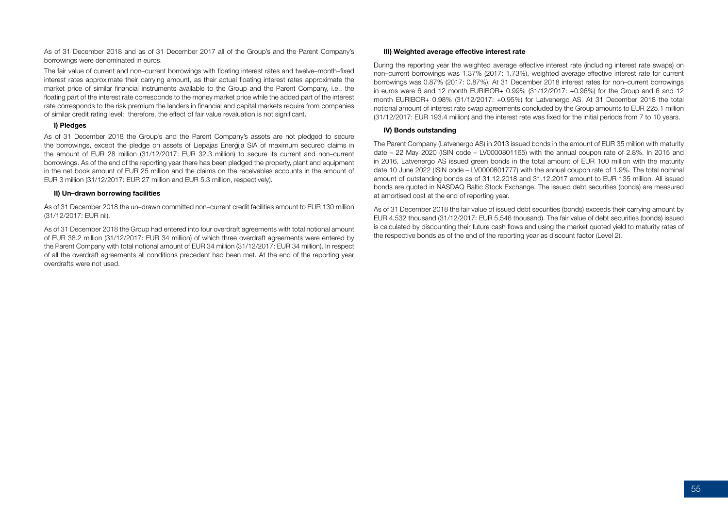As of 31 December 2018 and as of 31 December 2017 all of the Group's and the Parent Company's borrowings were denominated in euros.

The fair value of current and non–current borrowings with floating interest rates and twelve–month–fixed interest rates approximate their carrying amount, as their actual floating interest rates approximate the market price of similar financial instruments available to the Group and the Parent Company, i.e., the floating part of the interest rate corresponds to the money market price while the added part of the interest rate corresponds to the risk premium the lenders in financial and capital markets require from companies of similar credit rating level; therefore, the effect of fair value revaluation is not significant.

#### I) Pledges

As of 31 December 2018 the Group's and the Parent Company's assets are not pledged to secure the borrowings, except the pledge on assets of Liepājas Enerģija SIA of maximum secured claims in the amount of EUR 28 million (31/12/2017: EUR 32.3 million) to secure its current and non–current borrowings. As of the end of the reporting year there has been pledged the property, plant and equipment in the net book amount of EUR 25 million and the claims on the receivables accounts in the amount of EUR 3 million (31/12/2017: EUR 27 million and EUR 5.3 million, respectively).

#### II) Un–drawn borrowing facilities

As of 31 December 2018 the un–drawn committed non–current credit facilities amount to EUR 130 million (31/12/2017: EUR nil).

As of 31 December 2018 the Group had entered into four overdraft agreements with total notional amount of EUR 38.2 million (31/12/2017: EUR 34 million) of which three overdraft agreements were entered by the Parent Company with total notional amount of EUR 34 million (31/12/2017: EUR 34 million). In respect of all the overdraft agreements all conditions precedent had been met. At the end of the reporting year overdrafts were not used.

#### III) Weighted average effective interest rate

During the reporting year the weighted average effective interest rate (including interest rate swaps) on non–current borrowings was 1.37% (2017: 1.73%), weighted average effective interest rate for current borrowings was 0.87% (2017: 0.87%). At 31 December 2018 interest rates for non–current borrowings in euros were 6 and 12 month EURIBOR+ 0.99% (31/12/2017: +0.96%) for the Group and 6 and 12 month EURIBOR+ 0.98% (31/12/2017: +0.95%) for Latvenergo AS. At 31 December 2018 the total notional amount of interest rate swap agreements concluded by the Group amounts to EUR 225.1 million (31/12/2017: EUR 193.4 million) and the interest rate was fixed for the initial periods from 7 to 10 years.

#### IV) Bonds outstanding

The Parent Company (Latvenergo AS) in 2013 issued bonds in the amount of EUR 35 million with maturity date – 22 May 2020 (ISIN code – LV0000801165) with the annual coupon rate of 2.8%. In 2015 and in 2016, Latvenergo AS issued green bonds in the total amount of EUR 100 million with the maturity date 10 June 2022 (ISIN code – LV0000801777) with the annual coupon rate of 1.9%. The total nominal amount of outstanding bonds as of 31.12.2018 and 31.12.2017 amount to EUR 135 million. All issued bonds are quoted in NASDAQ Baltic Stock Exchange. The issued debt securities (bonds) are measured at amortised cost at the end of reporting year.

As of 31 December 2018 the fair value of issued debt securities (bonds) exceeds their carrying amount by EUR 4,532 thousand (31/12/2017: EUR 5,546 thousand). The fair value of debt securities (bonds) issued is calculated by discounting their future cash flows and using the market quoted yield to maturity rates of the respective bonds as of the end of the reporting year as discount factor (Level 2).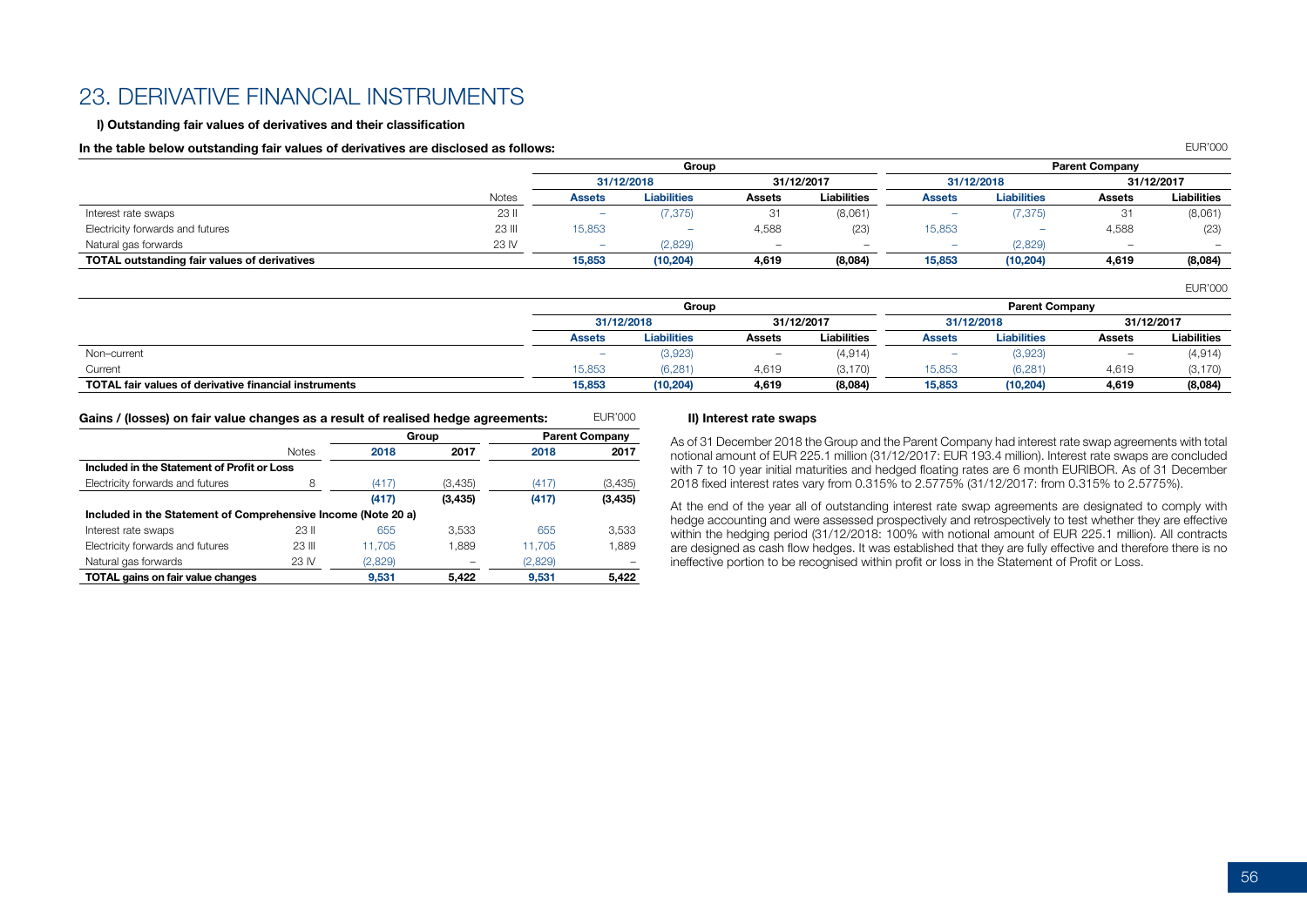# 23. DERIVATIVE FINANCIAL INSTRUMENTS

**I) Outstanding fair values of derivatives and their classification**

**In the table below outstanding fair values of derivatives are disclosed as follows:**

EUR'000

| | Notes | Group | | | | Parent Company | | | |
|---|---|---|---|---|---|---|---|---|---|
| | | 31/12/2018 | | 31/12/2017 | | 31/12/2018 | | 31/12/2017 | |
| | | **Assets** | **Liabilities** | **Assets** | **Liabilities** | **Assets** | **Liabilities** | **Assets** | **Liabilities** |
| Interest rate swaps | 23 II | – | (7,375) | 31 | (8,061) | – | (7,375) | 31 | (8,061) |
| Electricity forwards and futures | 23 III | 15,853 | – | 4,588 | (23) | 15,853 | – | 4,588 | (23) |
| Natural gas forwards | 23 IV | – | (2,829) | – | – | – | (2,829) | – | – |
| **TOTAL outstanding fair values of derivatives** | | **15,853** | **(10,204)** | **4,619** | **(8,084)** | **15,853** | **(10,204)** | **4,619** | **(8,084)** |

EUR'000

| | Group | | | | Parent Company | | | |
|---|---|---|---|---|---|---|---|---|
| | 31/12/2018 | | 31/12/2017 | | 31/12/2018 | | 31/12/2017 | |
| | **Assets** | **Liabilities** | **Assets** | **Liabilities** | **Assets** | **Liabilities** | **Assets** | **Liabilities** |
| Non–current | – | (3,923) | – | (4,914) | – | (3,923) | – | (4,914) |
| Current | 15,853 | (6,281) | 4,619 | (3,170) | 15,853 | (6,281) | 4,619 | (3,170) |
| **TOTAL fair values of derivative financial instruments** | **15,853** | **(10,204)** | **4,619** | **(8,084)** | **15,853** | **(10,204)** | **4,619** | **(8,084)** |

**Gains / (losses) on fair value changes as a result of realised hedge agreements:**

EUR'000

| | Notes | Group | | Parent Company | |
|---|---|---|---|---|---|
| | | **2018** | **2017** | **2018** | **2017** |
| **Included in the Statement of Profit or Loss** | | | | | |
| Electricity forwards and futures | 8 | (417) | (3,435) | (417) | (3,435) |
| | | **(417)** | **(3,435)** | **(417)** | **(3,435)** |
| **Included in the Statement of Comprehensive Income (Note 20 a)** | | | | | |
| Interest rate swaps | 23 II | 655 | 3,533 | 655 | 3,533 |
| Electricity forwards and futures | 23 III | 11,705 | 1,889 | 11,705 | 1,889 |
| Natural gas forwards | 23 IV | (2,829) | – | (2,829) | – |
| **TOTAL gains on fair value changes** | | **9,531** | **5,422** | **9,531** | **5,422** |

**II) Interest rate swaps**

As of 31 December 2018 the Group and the Parent Company had interest rate swap agreements with total notional amount of EUR 225.1 million (31/12/2017: EUR 193.4 million). Interest rate swaps are concluded with 7 to 10 year initial maturities and hedged floating rates are 6 month EURIBOR. As of 31 December 2018 fixed interest rates vary from 0.315% to 2.5775% (31/12/2017: from 0.315% to 2.5775%).

At the end of the year all of outstanding interest rate swap agreements are designated to comply with hedge accounting and were assessed prospectively and retrospectively to test whether they are effective within the hedging period (31/12/2018: 100% with notional amount of EUR 225.1 million). All contracts are designed as cash flow hedges. It was established that they are fully effective and therefore there is no ineffective portion to be recognised within profit or loss in the Statement of Profit or Loss.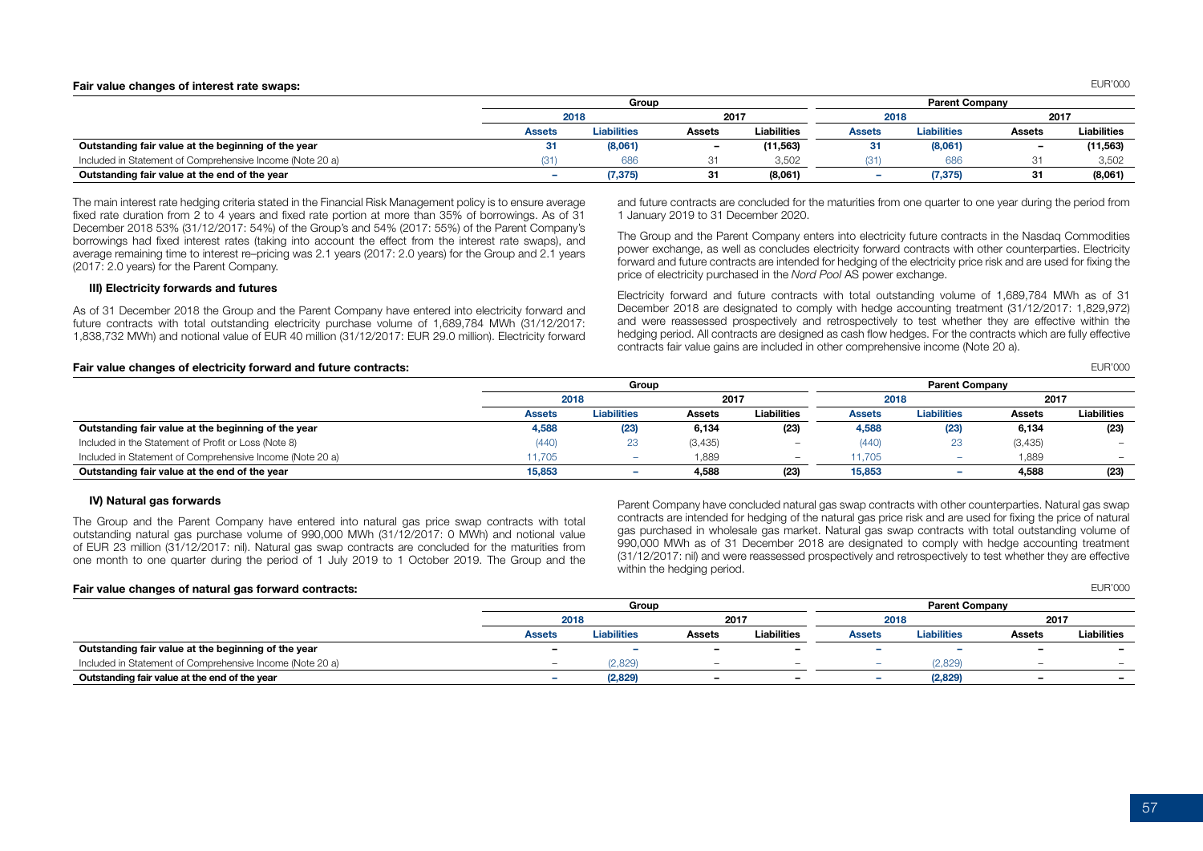**Fair value changes of interest rate swaps:**

EUR'000

| | Group | | | | Parent Company | | | |
|---|---|---|---|---|---|---|---|---|
| | 2018 | | 2017 | | 2018 | | 2017 | |
| | Assets | Liabilities | Assets | Liabilities | Assets | Liabilities | Assets | Liabilities |
| **Outstanding fair value at the beginning of the year** | **31** | **(8,061)** | **–** | **(11,563)** | **31** | **(8,061)** | **–** | **(11,563)** |
| Included in Statement of Comprehensive Income (Note 20 a) | (31) | 686 | 31 | 3,502 | (31) | 686 | 31 | 3,502 |
| **Outstanding fair value at the end of the year** | **–** | **(7,375)** | **31** | **(8,061)** | **–** | **(7,375)** | **31** | **(8,061)** |

The main interest rate hedging criteria stated in the Financial Risk Management policy is to ensure average fixed rate duration from 2 to 4 years and fixed rate portion at more than 35% of borrowings. As of 31 December 2018 53% (31/12/2017: 54%) of the Group's and 54% (2017: 55%) of the Parent Company's borrowings had fixed interest rates (taking into account the effect from the interest rate swaps), and average remaining time to interest re–pricing was 2.1 years (2017: 2.0 years) for the Group and 2.1 years (2017: 2.0 years) for the Parent Company.

#### III) Electricity forwards and futures

As of 31 December 2018 the Group and the Parent Company have entered into electricity forward and future contracts with total outstanding electricity purchase volume of 1,689,784 MWh (31/12/2017: 1,838,732 MWh) and notional value of EUR 40 million (31/12/2017: EUR 29.0 million). Electricity forward and future contracts are concluded for the maturities from one quarter to one year during the period from 1 January 2019 to 31 December 2020.

The Group and the Parent Company enters into electricity future contracts in the Nasdaq Commodities power exchange, as well as concludes electricity forward contracts with other counterparties. Electricity forward and future contracts are intended for hedging of the electricity price risk and are used for fixing the price of electricity purchased in the *Nord Pool* AS power exchange.

Electricity forward and future contracts with total outstanding volume of 1,689,784 MWh as of 31 December 2018 are designated to comply with hedge accounting treatment (31/12/2017: 1,829,972) and were reassessed prospectively and retrospectively to test whether they are effective within the hedging period. All contracts are designed as cash flow hedges. For the contracts which are fully effective contracts fair value gains are included in other comprehensive income (Note 20 a).

**Fair value changes of electricity forward and future contracts:**

EUR'000

| | Group | | | | Parent Company | | | |
|---|---|---|---|---|---|---|---|---|
| | 2018 | | 2017 | | 2018 | | 2017 | |
| | Assets | Liabilities | Assets | Liabilities | Assets | Liabilities | Assets | Liabilities |
| **Outstanding fair value at the beginning of the year** | **4,588** | **(23)** | **6,134** | **(23)** | **4,588** | **(23)** | **6,134** | **(23)** |
| Included in the Statement of Profit or Loss (Note 8) | (440) | 23 | (3,435) | – | (440) | 23 | (3,435) | – |
| Included in Statement of Comprehensive Income (Note 20 a) | 11,705 | – | 1,889 | – | 11,705 | – | 1,889 | – |
| **Outstanding fair value at the end of the year** | **15,853** | **–** | **4,588** | **(23)** | **15,853** | **–** | **4,588** | **(23)** |

#### IV) Natural gas forwards

The Group and the Parent Company have entered into natural gas price swap contracts with total outstanding natural gas purchase volume of 990,000 MWh (31/12/2017: 0 MWh) and notional value of EUR 23 million (31/12/2017: nil). Natural gas swap contracts are concluded for the maturities from one month to one quarter during the period of 1 July 2019 to 1 October 2019. The Group and the Parent Company have concluded natural gas swap contracts with other counterparties. Natural gas swap contracts are intended for hedging of the natural gas price risk and are used for fixing the price of natural gas purchased in wholesale gas market. Natural gas swap contracts with total outstanding volume of 990,000 MWh as of 31 December 2018 are designated to comply with hedge accounting treatment (31/12/2017: nil) and were reassessed prospectively and retrospectively to test whether they are effective within the hedging period.

**Fair value changes of natural gas forward contracts:**

EUR'000

| | Group | | | | Parent Company | | | |
|---|---|---|---|---|---|---|---|---|
| | 2018 | | 2017 | | 2018 | | 2017 | |
| | Assets | Liabilities | Assets | Liabilities | Assets | Liabilities | Assets | Liabilities |
| **Outstanding fair value at the beginning of the year** | **–** | **–** | **–** | **–** | **–** | **–** | **–** | **–** |
| Included in Statement of Comprehensive Income (Note 20 a) | – | (2,829) | – | – | – | (2,829) | – | – |
| **Outstanding fair value at the end of the year** | **–** | **(2,829)** | **–** | **–** | **–** | **(2,829)** | **–** | **–** |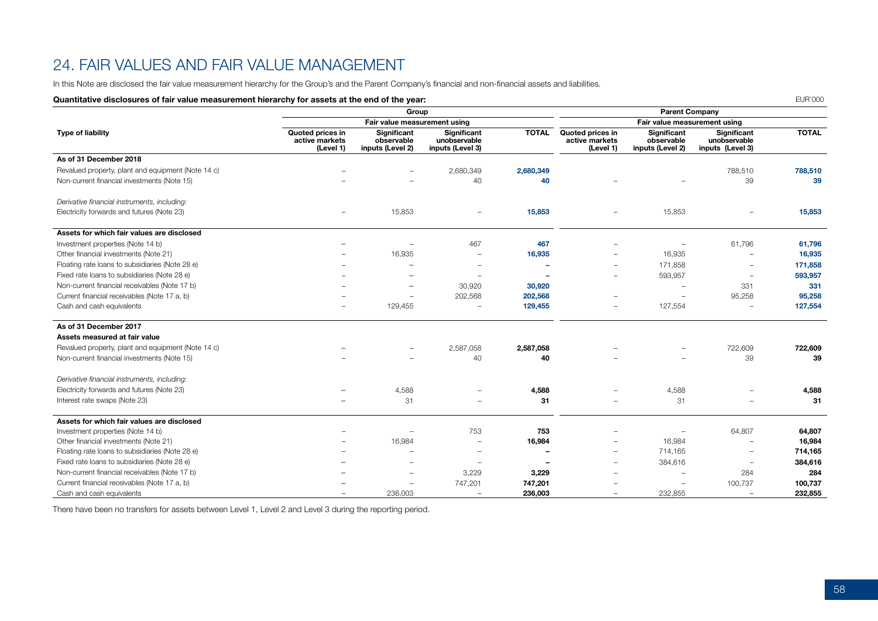# 24. FAIR VALUES AND FAIR VALUE MANAGEMENT

In this Note are disclosed the fair value measurement hierarchy for the Group's and the Parent Company's financial and non-financial assets and liabilities.

**Quantitative disclosures of fair value measurement hierarchy for assets at the end of the year:**

EUR'000

| Type of liability | Group | | | | Parent Company | | | |
|---|---|---|---|---|---|---|---|---|
| | Fair value measurement using | | | | Fair value measurement using | | | |
| | Quoted prices in active markets (Level 1) | Significant observable inputs (Level 2) | Significant unobservable inputs (Level 3) | TOTAL | Quoted prices in active markets (Level 1) | Significant observable inputs (Level 2) | Significant unobservable inputs (Level 3) | TOTAL |
| **As of 31 December 2018** | | | | | | | | |
| Revalued property, plant and equipment (Note 14 c) | – | – | 2,680,349 | **2,680,349** | | | 788,510 | **788,510** |
| Non-current financial investments (Note 15) | – | – | 40 | **40** | – | – | 39 | **39** |
| *Derivative financial instruments, including:* | | | | | | | | |
| Electricity forwards and futures (Note 23) | – | 15,853 | – | **15,853** | – | 15,853 | – | **15,853** |
| **Assets for which fair values are disclosed** | | | | | | | | |
| Investment properties (Note 14 b) | – | – | 467 | **467** | – | – | 61,796 | **61,796** |
| Other financial investments (Note 21) | – | 16,935 | – | **16,935** | – | 16,935 | – | **16,935** |
| Floating rate loans to subsidiaries (Note 28 e) | – | – | – | **–** | – | 171,858 | – | **171,858** |
| Fixed rate loans to subsidiaries (Note 28 e) | – | – | – | **–** | – | 593,957 | – | **593,957** |
| Non-current financial receivables (Note 17 b) | – | – | 30,920 | **30,920** | | – | 331 | **331** |
| Current financial receivables (Note 17 a, b) | – | – | 202,568 | **202,568** | – | – | 95,258 | **95,258** |
| Cash and cash equivalents | – | 129,455 | – | **129,455** | – | 127,554 | – | **127,554** |
| **As of 31 December 2017** | | | | | | | | |
| **Assets measured at fair value** | | | | | | | | |
| Revalued property, plant and equipment (Note 14 c) | – | – | 2,587,058 | **2,587,058** | – | – | 722,609 | **722,609** |
| Non-current financial investments (Note 15) | – | – | 40 | **40** | – | – | 39 | **39** |
| *Derivative financial instruments, including:* | | | | | | | | |
| Electricity forwards and futures (Note 23) | – | 4,588 | – | **4,588** | – | 4,588 | – | **4,588** |
| Interest rate swaps (Note 23) | – | 31 | – | **31** | – | 31 | – | **31** |
| **Assets for which fair values are disclosed** | | | | | | | | |
| Investment properties (Note 14 b) | – | – | 753 | **753** | – | – | 64,807 | **64,807** |
| Other financial investments (Note 21) | – | 16,984 | – | **16,984** | – | 16,984 | – | **16,984** |
| Floating rate loans to subsidiaries (Note 28 e) | – | – | – | **–** | – | 714,165 | – | **714,165** |
| Fixed rate loans to subsidiaries (Note 28 e) | – | – | – | **–** | – | 384,616 | – | **384,616** |
| Non-current financial receivables (Note 17 b) | – | – | 3,229 | **3,229** | – | – | 284 | **284** |
| Current financial receivables (Note 17 a, b) | – | – | 747,201 | **747,201** | – | – | 100,737 | **100,737** |
| Cash and cash equivalents | – | 236,003 | – | **236,003** | – | 232,855 | – | **232,855** |

There have been no transfers for assets between Level 1, Level 2 and Level 3 during the reporting period.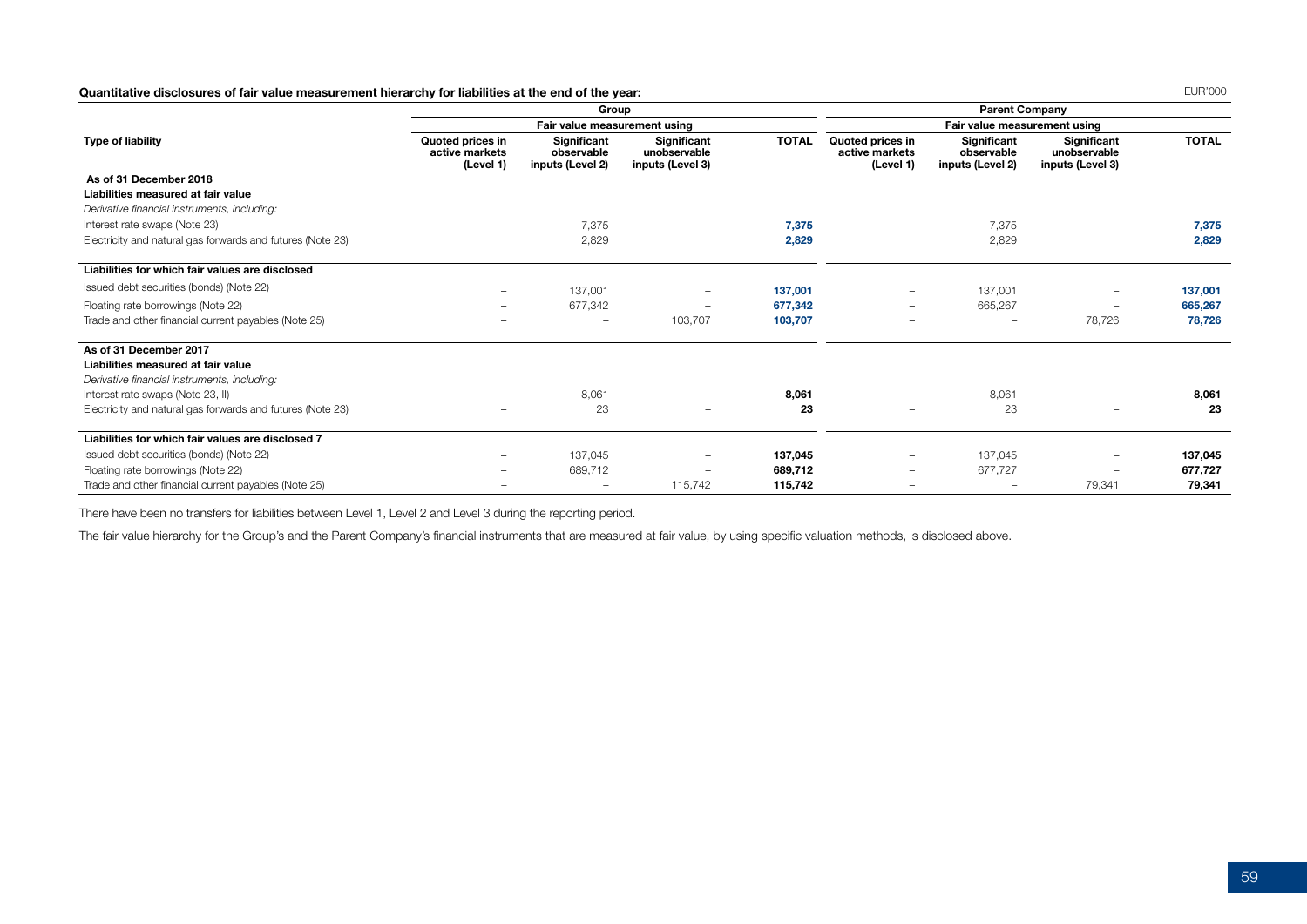**Quantitative disclosures of fair value measurement hierarchy for liabilities at the end of the year:**

EUR'000

| Type of liability | Group | | | | Parent Company | | | |
|---|---|---|---|---|---|---|---|---|
| | Fair value measurement using | | | | Fair value measurement using | | | |
| | Quoted prices in active markets (Level 1) | Significant observable inputs (Level 2) | Significant unobservable inputs (Level 3) | TOTAL | Quoted prices in active markets (Level 1) | Significant observable inputs (Level 2) | Significant unobservable inputs (Level 3) | TOTAL |
| **As of 31 December 2018** | | | | | | | | |
| **Liabilities measured at fair value** | | | | | | | | |
| *Derivative financial instruments, including:* | | | | | | | | |
| Interest rate swaps (Note 23) | – | 7,375 | – | **7,375** | – | 7,375 | – | **7,375** |
| Electricity and natural gas forwards and futures (Note 23) | | 2,829 | | **2,829** | | 2,829 | | **2,829** |
| **Liabilities for which fair values are disclosed** | | | | | | | | |
| Issued debt securities (bonds) (Note 22) | – | 137,001 | – | **137,001** | – | 137,001 | – | **137,001** |
| Floating rate borrowings (Note 22) | – | 677,342 | – | **677,342** | – | 665,267 | – | **665,267** |
| Trade and other financial current payables (Note 25) | – | – | 103,707 | **103,707** | – | – | 78,726 | **78,726** |
| **As of 31 December 2017** | | | | | | | | |
| **Liabilities measured at fair value** | | | | | | | | |
| *Derivative financial instruments, including:* | | | | | | | | |
| Interest rate swaps (Note 23, II) | – | 8,061 | – | **8,061** | – | 8,061 | – | **8,061** |
| Electricity and natural gas forwards and futures (Note 23) | – | 23 | – | **23** | – | 23 | – | **23** |
| **Liabilities for which fair values are disclosed 7** | | | | | | | | |
| Issued debt securities (bonds) (Note 22) | – | 137,045 | – | **137,045** | – | 137,045 | – | **137,045** |
| Floating rate borrowings (Note 22) | – | 689,712 | – | **689,712** | – | 677,727 | – | **677,727** |
| Trade and other financial current payables (Note 25) | – | – | 115,742 | **115,742** | – | – | 79,341 | **79,341** |

There have been no transfers for liabilities between Level 1, Level 2 and Level 3 during the reporting period.

The fair value hierarchy for the Group's and the Parent Company's financial instruments that are measured at fair value, by using specific valuation methods, is disclosed above.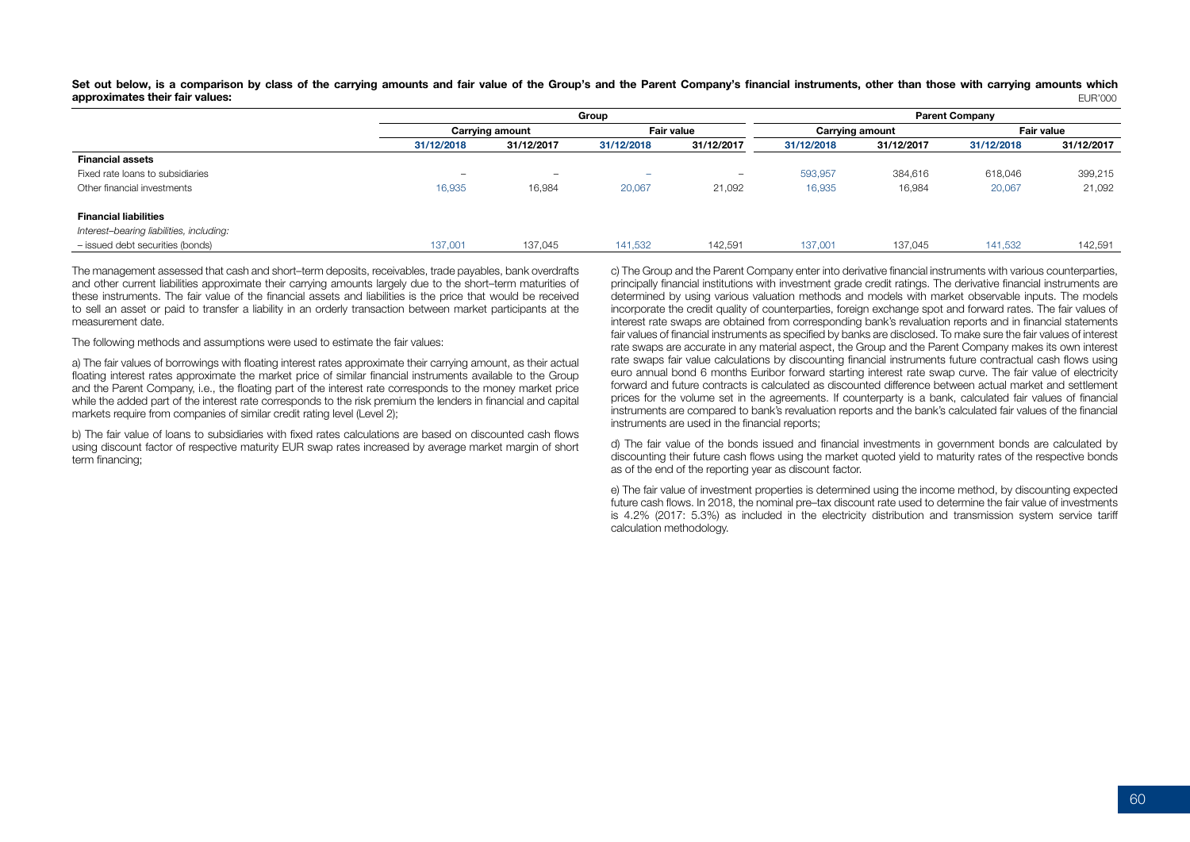**Set out below, is a comparison by class of the carrying amounts and fair value of the Group's and the Parent Company's financial instruments, other than those with carrying amounts which approximates their fair values:**

EUR'000

| | Group | | | | Parent Company | | | |
|---|---|---|---|---|---|---|---|---|
| | Carrying amount | | Fair value | | Carrying amount | | Fair value | |
| | 31/12/2018 | 31/12/2017 | 31/12/2018 | 31/12/2017 | 31/12/2018 | 31/12/2017 | 31/12/2018 | 31/12/2017 |
| **Financial assets** | | | | | | | | |
| Fixed rate loans to subsidiaries | – | – | – | – | 593,957 | 384,616 | 618,046 | 399,215 |
| Other financial investments | 16,935 | 16,984 | 20,067 | 21,092 | 16,935 | 16,984 | 20,067 | 21,092 |
| **Financial liabilities** | | | | | | | | |
| *Interest–bearing liabilities, including:* | | | | | | | | |
| – issued debt securities (bonds) | 137,001 | 137,045 | 141,532 | 142,591 | 137,001 | 137,045 | 141,532 | 142,591 |

The management assessed that cash and short–term deposits, receivables, trade payables, bank overdrafts and other current liabilities approximate their carrying amounts largely due to the short–term maturities of these instruments. The fair value of the financial assets and liabilities is the price that would be received to sell an asset or paid to transfer a liability in an orderly transaction between market participants at the measurement date.

The following methods and assumptions were used to estimate the fair values:

a) The fair values of borrowings with floating interest rates approximate their carrying amount, as their actual floating interest rates approximate the market price of similar financial instruments available to the Group and the Parent Company, i.e., the floating part of the interest rate corresponds to the money market price while the added part of the interest rate corresponds to the risk premium the lenders in financial and capital markets require from companies of similar credit rating level (Level 2);

b) The fair value of loans to subsidiaries with fixed rates calculations are based on discounted cash flows using discount factor of respective maturity EUR swap rates increased by average market margin of short term financing;

c) The Group and the Parent Company enter into derivative financial instruments with various counterparties, principally financial institutions with investment grade credit ratings. The derivative financial instruments are determined by using various valuation methods and models with market observable inputs. The models incorporate the credit quality of counterparties, foreign exchange spot and forward rates. The fair values of interest rate swaps are obtained from corresponding bank's revaluation reports and in financial statements fair values of financial instruments as specified by banks are disclosed. To make sure the fair values of interest rate swaps are accurate in any material aspect, the Group and the Parent Company makes its own interest rate swaps fair value calculations by discounting financial instruments future contractual cash flows using euro annual bond 6 months Euribor forward starting interest rate swap curve. The fair value of electricity forward and future contracts is calculated as discounted difference between actual market and settlement prices for the volume set in the agreements. If counterparty is a bank, calculated fair values of financial instruments are compared to bank's revaluation reports and the bank's calculated fair values of the financial instruments are used in the financial reports;

d) The fair value of the bonds issued and financial investments in government bonds are calculated by discounting their future cash flows using the market quoted yield to maturity rates of the respective bonds as of the end of the reporting year as discount factor.

e) The fair value of investment properties is determined using the income method, by discounting expected future cash flows. In 2018, the nominal pre–tax discount rate used to determine the fair value of investments is 4.2% (2017: 5.3%) as included in the electricity distribution and transmission system service tariff calculation methodology.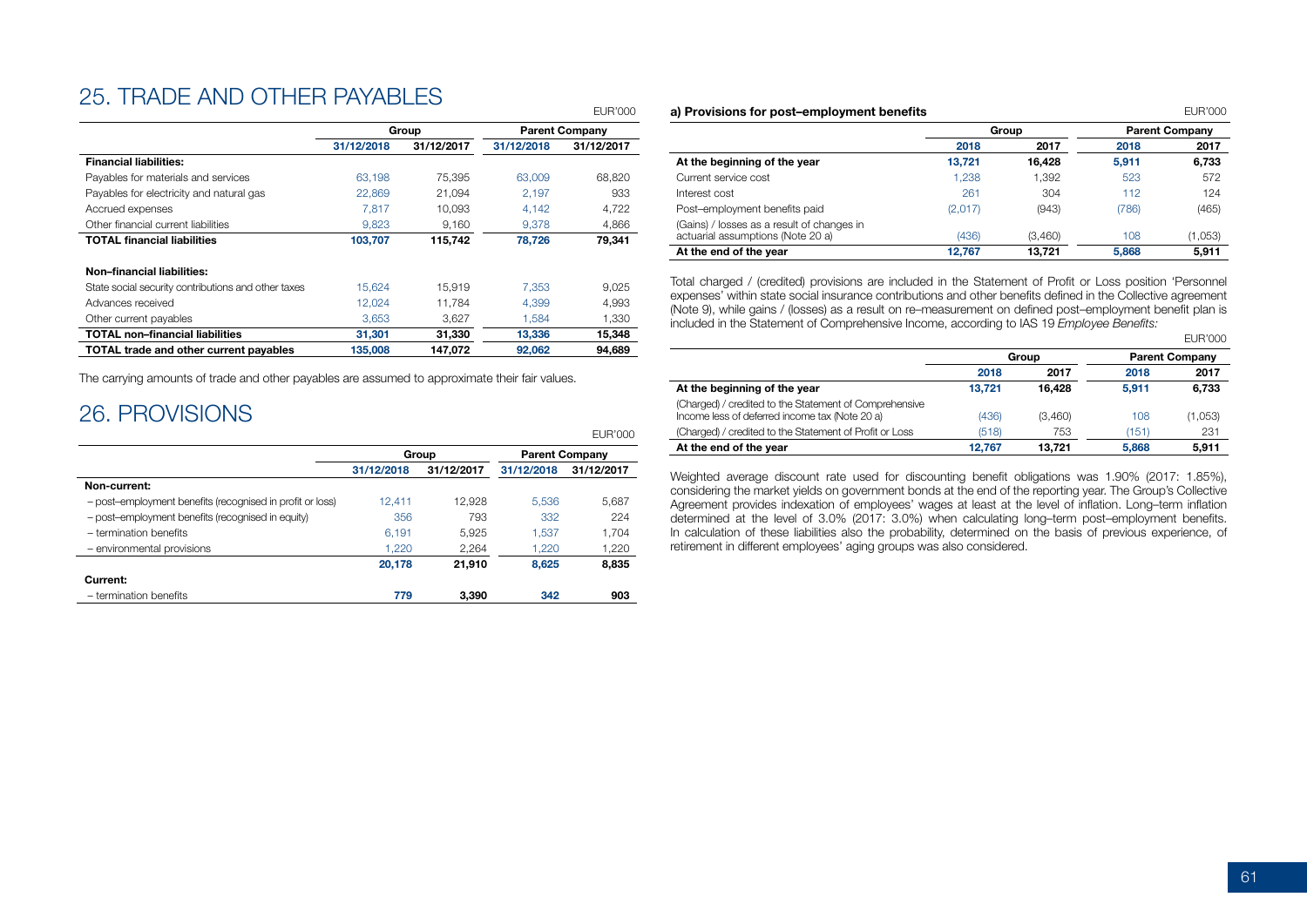# 25. TRADE AND OTHER PAYABLES

EUR'000

| | Group | | Parent Company | |
|---|---|---|---|---|
| | 31/12/2018 | 31/12/2017 | 31/12/2018 | 31/12/2017 |
| **Financial liabilities:** | | | | |
| Payables for materials and services | 63,198 | 75,395 | 63,009 | 68,820 |
| Payables for electricity and natural gas | 22,869 | 21,094 | 2,197 | 933 |
| Accrued expenses | 7,817 | 10,093 | 4,142 | 4,722 |
| Other financial current liabilities | 9,823 | 9,160 | 9,378 | 4,866 |
| **TOTAL financial liabilities** | **103,707** | **115,742** | **78,726** | **79,341** |
| | | | | |
| **Non–financial liabilities:** | | | | |
| State social security contributions and other taxes | 15,624 | 15,919 | 7,353 | 9,025 |
| Advances received | 12,024 | 11,784 | 4,399 | 4,993 |
| Other current payables | 3,653 | 3,627 | 1,584 | 1,330 |
| **TOTAL non–financial liabilities** | **31,301** | **31,330** | **13,336** | **15,348** |
| **TOTAL trade and other current payables** | **135,008** | **147,072** | **92,062** | **94,689** |

The carrying amounts of trade and other payables are assumed to approximate their fair values.

# 26. PROVISIONS

EUR'000

| | Group | | Parent Company | |
|---|---|---|---|---|
| | 31/12/2018 | 31/12/2017 | 31/12/2018 | 31/12/2017 |
| **Non-current:** | | | | |
| – post–employment benefits (recognised in profit or loss) | 12,411 | 12,928 | 5,536 | 5,687 |
| – post–employment benefits (recognised in equity) | 356 | 793 | 332 | 224 |
| – termination benefits | 6,191 | 5,925 | 1,537 | 1,704 |
| – environmental provisions | 1,220 | 2,264 | 1,220 | 1,220 |
| | **20,178** | **21,910** | **8,625** | **8,835** |
| **Current:** | | | | |
| – termination benefits | **779** | **3,390** | **342** | **903** |

### a) Provisions for post–employment benefits

EUR'000

| | Group | | Parent Company | |
|---|---|---|---|---|
| | 2018 | 2017 | 2018 | 2017 |
| **At the beginning of the year** | **13,721** | **16,428** | **5,911** | **6,733** |
| Current service cost | 1,238 | 1,392 | 523 | 572 |
| Interest cost | 261 | 304 | 112 | 124 |
| Post–employment benefits paid | (2,017) | (943) | (786) | (465) |
| (Gains) / losses as a result of changes in actuarial assumptions (Note 20 a) | (436) | (3,460) | 108 | (1,053) |
| **At the end of the year** | **12,767** | **13,721** | **5,868** | **5,911** |

Total charged / (credited) provisions are included in the Statement of Profit or Loss position 'Personnel expenses' within state social insurance contributions and other benefits defined in the Collective agreement (Note 9), while gains / (losses) as a result on re–measurement on defined post–employment benefit plan is included in the Statement of Comprehensive Income, according to IAS 19 *Employee Benefits:*

EUR'000

| | Group | | Parent Company | |
|---|---|---|---|---|
| | 2018 | 2017 | 2018 | 2017 |
| **At the beginning of the year** | **13,721** | **16,428** | **5,911** | **6,733** |
| (Charged) / credited to the Statement of Comprehensive Income less of deferred income tax (Note 20 a) | (436) | (3,460) | 108 | (1,053) |
| (Charged) / credited to the Statement of Profit or Loss | (518) | 753 | (151) | 231 |
| **At the end of the year** | **12,767** | **13,721** | **5,868** | **5,911** |

Weighted average discount rate used for discounting benefit obligations was 1.90% (2017: 1.85%), considering the market yields on government bonds at the end of the reporting year. The Group's Collective Agreement provides indexation of employees' wages at least at the level of inflation. Long–term inflation determined at the level of 3.0% (2017: 3.0%) when calculating long–term post–employment benefits. In calculation of these liabilities also the probability, determined on the basis of previous experience, of retirement in different employees' aging groups was also considered.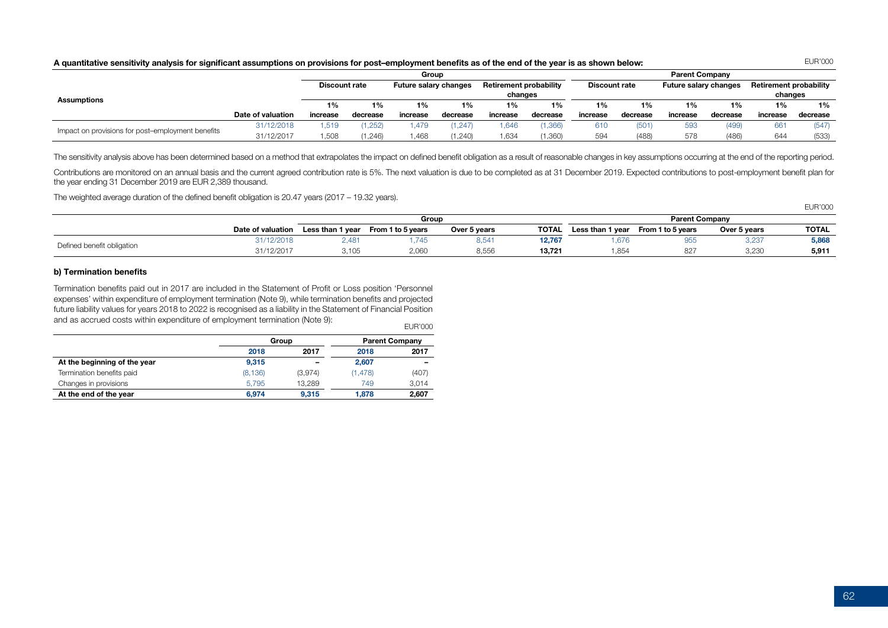**A quantitative sensitivity analysis for significant assumptions on provisions for post–employment benefits as of the end of the year is as shown below:**

EUR'000

| Assumptions | | Group | | | | | | Parent Company | | | | | |
|---|---|---|---|---|---|---|---|---|---|---|---|---|---|
| | | Discount rate | | Future salary changes | | Retirement probability changes | | Discount rate | | Future salary changes | | Retirement probability changes | |
| | Date of valuation | 1% increase | 1% decrease | 1% increase | 1% decrease | 1% increase | 1% decrease | 1% increase | 1% decrease | 1% increase | 1% decrease | 1% increase | 1% decrease |
| Impact on provisions for post–employment benefits | 31/12/2018 | 1,519 | (1,252) | 1,479 | (1,247) | 1,646 | (1,366) | 610 | (501) | 593 | (499) | 661 | (547) |
| | 31/12/2017 | 1,508 | (1,246) | 1,468 | (1,240) | 1,634 | (1,360) | 594 | (488) | 578 | (486) | 644 | (533) |

The sensitivity analysis above has been determined based on a method that extrapolates the impact on defined benefit obligation as a result of reasonable changes in key assumptions occurring at the end of the reporting period.

Contributions are monitored on an annual basis and the current agreed contribution rate is 5%. The next valuation is due to be completed as at 31 December 2019. Expected contributions to post-employment benefit plan for the year ending 31 December 2019 are EUR 2,389 thousand.

The weighted average duration of the defined benefit obligation is 20.47 years (2017 – 19.32 years).

EUR'000

| | | Group | | | | Parent Company | | | |
|---|---|---|---|---|---|---|---|---|---|
| | Date of valuation | Less than 1 year | From 1 to 5 years | Over 5 years | TOTAL | Less than 1 year | From 1 to 5 years | Over 5 years | TOTAL |
| Defined benefit obligation | 31/12/2018 | 2,481 | 1,745 | 8,541 | **12,767** | 1,676 | 955 | 3,237 | **5,868** |
| | 31/12/2017 | 3,105 | 2,060 | 8,556 | **13,721** | 1,854 | 827 | 3,230 | **5,911** |

### b) Termination benefits

Termination benefits paid out in 2017 are included in the Statement of Profit or Loss position 'Personnel expenses' within expenditure of employment termination (Note 9), while termination benefits and projected future liability values for years 2018 to 2022 is recognised as a liability in the Statement of Financial Position and as accrued costs within expenditure of employment termination (Note 9):

EUR'000

| | Group | | Parent Company | |
|---|---|---|---|---|
| | 2018 | 2017 | 2018 | 2017 |
| **At the beginning of the year** | **9,315** | **–** | **2,607** | **–** |
| Termination benefits paid | (8,136) | (3,974) | (1,478) | (407) |
| Changes in provisions | 5,795 | 13,289 | 749 | 3,014 |
| **At the end of the year** | **6,974** | **9,315** | **1,878** | **2,607** |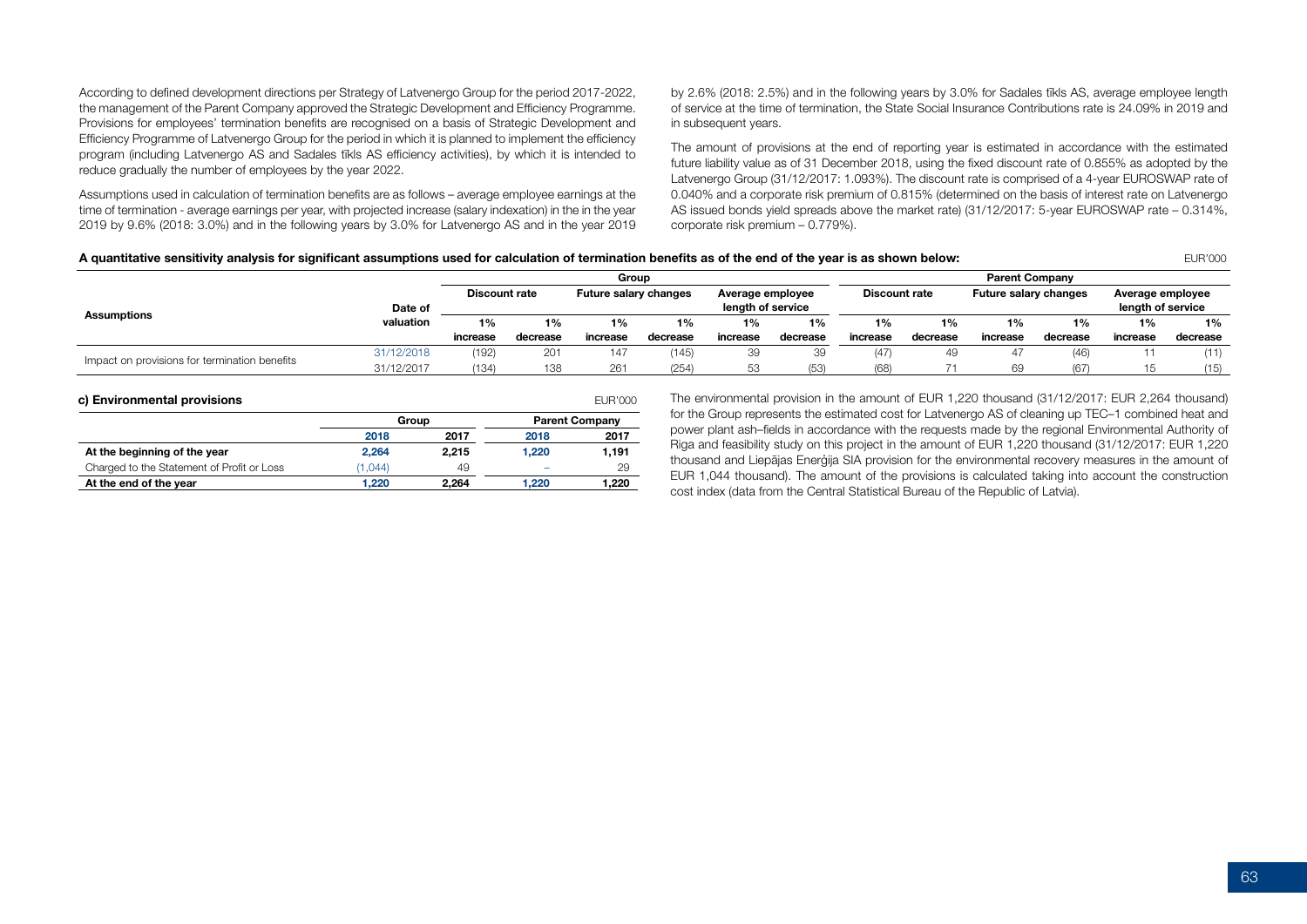According to defined development directions per Strategy of Latvenergo Group for the period 2017-2022, the management of the Parent Company approved the Strategic Development and Efficiency Programme. Provisions for employees' termination benefits are recognised on a basis of Strategic Development and Efficiency Programme of Latvenergo Group for the period in which it is planned to implement the efficiency program (including Latvenergo AS and Sadales tīkls AS efficiency activities), by which it is intended to reduce gradually the number of employees by the year 2022.

Assumptions used in calculation of termination benefits are as follows – average employee earnings at the time of termination - average earnings per year, with projected increase (salary indexation) in the in the year 2019 by 9.6% (2018: 3.0%) and in the following years by 3.0% for Latvenergo AS and in the year 2019 by 2.6% (2018: 2.5%) and in the following years by 3.0% for Sadales tīkls AS, average employee length of service at the time of termination, the State Social Insurance Contributions rate is 24.09% in 2019 and in subsequent years.

The amount of provisions at the end of reporting year is estimated in accordance with the estimated future liability value as of 31 December 2018, using the fixed discount rate of 0.855% as adopted by the Latvenergo Group (31/12/2017: 1.093%). The discount rate is comprised of a 4-year EUROSWAP rate of 0.040% and a corporate risk premium of 0.815% (determined on the basis of interest rate on Latvenergo AS issued bonds yield spreads above the market rate) (31/12/2017: 5-year EUROSWAP rate – 0.314%, corporate risk premium – 0.779%).

**A quantitative sensitivity analysis for significant assumptions used for calculation of termination benefits as of the end of the year is as shown below:**

EUR'000

| Assumptions | Date of valuation | Group | | | | | | Parent Company | | | | | |
|---|---|---|---|---|---|---|---|---|---|---|---|---|---|
| | | Discount rate | | Future salary changes | | Average employee length of service | | Discount rate | | Future salary changes | | Average employee length of service | |
| | | 1% increase | 1% decrease | 1% increase | 1% decrease | 1% increase | 1% decrease | 1% increase | 1% decrease | 1% increase | 1% decrease | 1% increase | 1% decrease |
| Impact on provisions for termination benefits | 31/12/2018 | (192) | 201 | 147 | (145) | 39 | 39 | (47) | 49 | 47 | (46) | 11 | (11) |
| | 31/12/2017 | (134) | 138 | 261 | (254) | 53 | (53) | (68) | 71 | 69 | (67) | 15 | (15) |

**c) Environmental provisions**

EUR'000

| | Group | | Parent Company | |
|---|---|---|---|---|
| | 2018 | 2017 | 2018 | 2017 |
| **At the beginning of the year** | **2,264** | **2,215** | **1,220** | **1,191** |
| Charged to the Statement of Profit or Loss | (1,044) | 49 | – | 29 |
| **At the end of the year** | **1,220** | **2,264** | **1,220** | **1,220** |

The environmental provision in the amount of EUR 1,220 thousand (31/12/2017: EUR 2,264 thousand) for the Group represents the estimated cost for Latvenergo AS of cleaning up TEC–1 combined heat and power plant ash–fields in accordance with the requests made by the regional Environmental Authority of Riga and feasibility study on this project in the amount of EUR 1,220 thousand (31/12/2017: EUR 1,220 thousand and Liepājas Enerģija SIA provision for the environmental recovery measures in the amount of EUR 1,044 thousand). The amount of the provisions is calculated taking into account the construction cost index (data from the Central Statistical Bureau of the Republic of Latvia).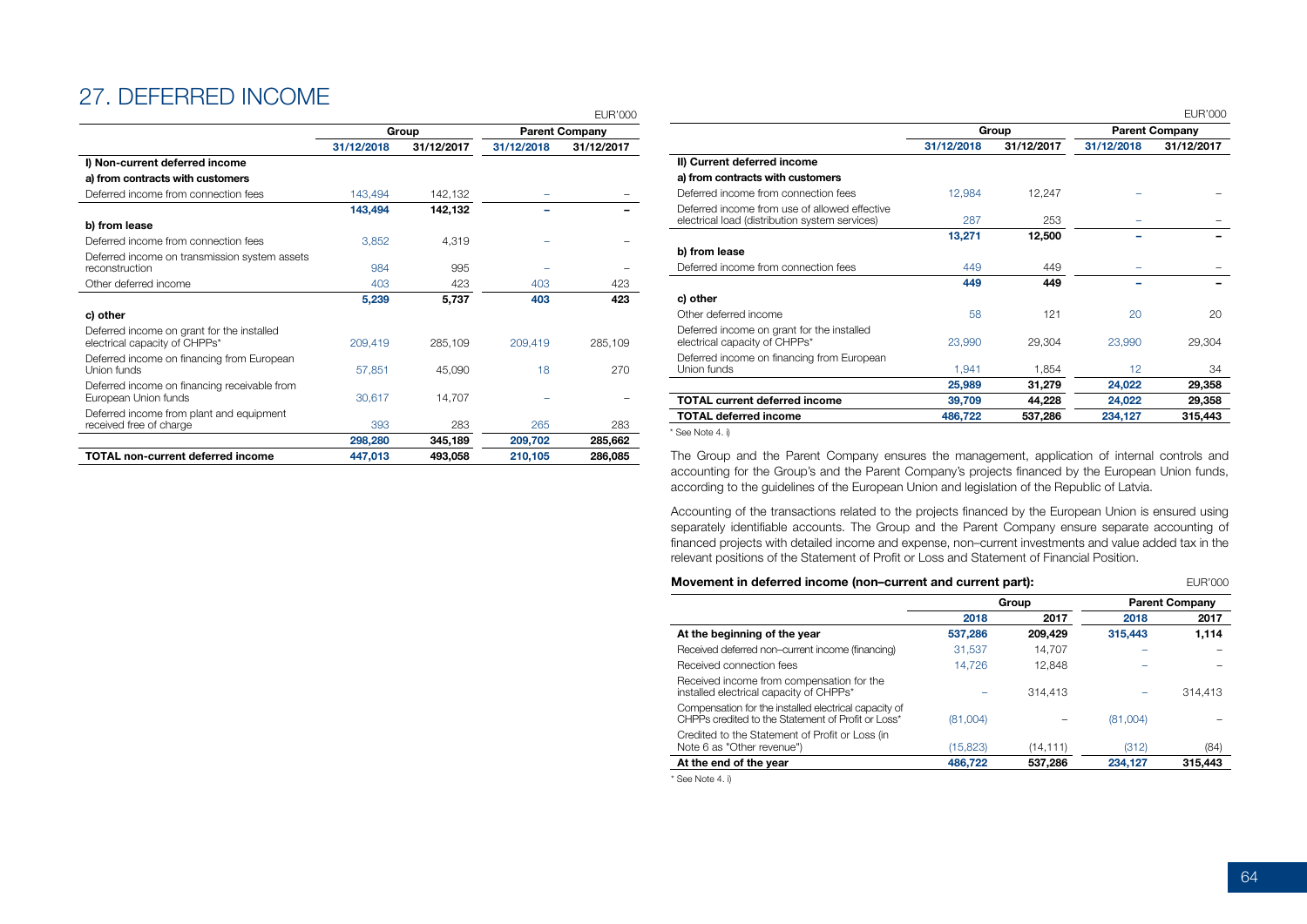# 27. DEFERRED INCOME

EUR'000

| | Group | | Parent Company | |
|---|---|---|---|---|
| | 31/12/2018 | 31/12/2017 | 31/12/2018 | 31/12/2017 |
| **I) Non-current deferred income** | | | | |
| **a) from contracts with customers** | | | | |
| Deferred income from connection fees | 143,494 | 142,132 | – | – |
| | **143,494** | **142,132** | **–** | **–** |
| **b) from lease** | | | | |
| Deferred income from connection fees | 3,852 | 4,319 | – | – |
| Deferred income on transmission system assets reconstruction | 984 | 995 | – | – |
| Other deferred income | 403 | 423 | 403 | 423 |
| | **5,239** | **5,737** | **403** | **423** |
| **c) other** | | | | |
| Deferred income on grant for the installed electrical capacity of CHPPs* | 209,419 | 285,109 | 209,419 | 285,109 |
| Deferred income on financing from European Union funds | 57,851 | 45,090 | 18 | 270 |
| Deferred income on financing receivable from European Union funds | 30,617 | 14,707 | – | – |
| Deferred income from plant and equipment received free of charge | 393 | 283 | 265 | 283 |
| | **298,280** | **345,189** | **209,702** | **285,662** |
| **TOTAL non-current deferred income** | **447,013** | **493,058** | **210,105** | **286,085** |

EUR'000

| | Group | | Parent Company | |
|---|---|---|---|---|
| | 31/12/2018 | 31/12/2017 | 31/12/2018 | 31/12/2017 |
| **II) Current deferred income** | | | | |
| **a) from contracts with customers** | | | | |
| Deferred income from connection fees | 12,984 | 12,247 | – | – |
| Deferred income from use of allowed effective electrical load (distribution system services) | 287 | 253 | – | – |
| | **13,271** | **12,500** | **–** | **–** |
| **b) from lease** | | | | |
| Deferred income from connection fees | 449 | 449 | – | – |
| | **449** | **449** | **–** | **–** |
| **c) other** | | | | |
| Other deferred income | 58 | 121 | 20 | 20 |
| Deferred income on grant for the installed electrical capacity of CHPPs* | 23,990 | 29,304 | 23,990 | 29,304 |
| Deferred income on financing from European Union funds | 1,941 | 1,854 | 12 | 34 |
| | **25,989** | **31,279** | **24,022** | **29,358** |
| **TOTAL current deferred income** | **39,709** | **44,228** | **24,022** | **29,358** |
| **TOTAL deferred income** | **486,722** | **537,286** | **234,127** | **315,443** |

\* See Note 4. i)

The Group and the Parent Company ensures the management, application of internal controls and accounting for the Group's and the Parent Company's projects financed by the European Union funds, according to the guidelines of the European Union and legislation of the Republic of Latvia.

Accounting of the transactions related to the projects financed by the European Union is ensured using separately identifiable accounts. The Group and the Parent Company ensure separate accounting of financed projects with detailed income and expense, non–current investments and value added tax in the relevant positions of the Statement of Profit or Loss and Statement of Financial Position.

**Movement in deferred income (non–current and current part):**

EUR'000

| | Group | | Parent Company | |
|---|---|---|---|---|
| | 2018 | 2017 | 2018 | 2017 |
| **At the beginning of the year** | **537,286** | **209,429** | **315,443** | **1,114** |
| Received deferred non–current income (financing) | 31,537 | 14,707 | – | – |
| Received connection fees | 14,726 | 12,848 | – | – |
| Received income from compensation for the installed electrical capacity of CHPPs* | – | 314,413 | – | 314,413 |
| Compensation for the installed electrical capacity of CHPPs credited to the Statement of Profit or Loss* | (81,004) | – | (81,004) | – |
| Credited to the Statement of Profit or Loss (in Note 6 as "Other revenue") | (15,823) | (14,111) | (312) | (84) |
| **At the end of the year** | **486,722** | **537,286** | **234,127** | **315,443** |

\* See Note 4. i)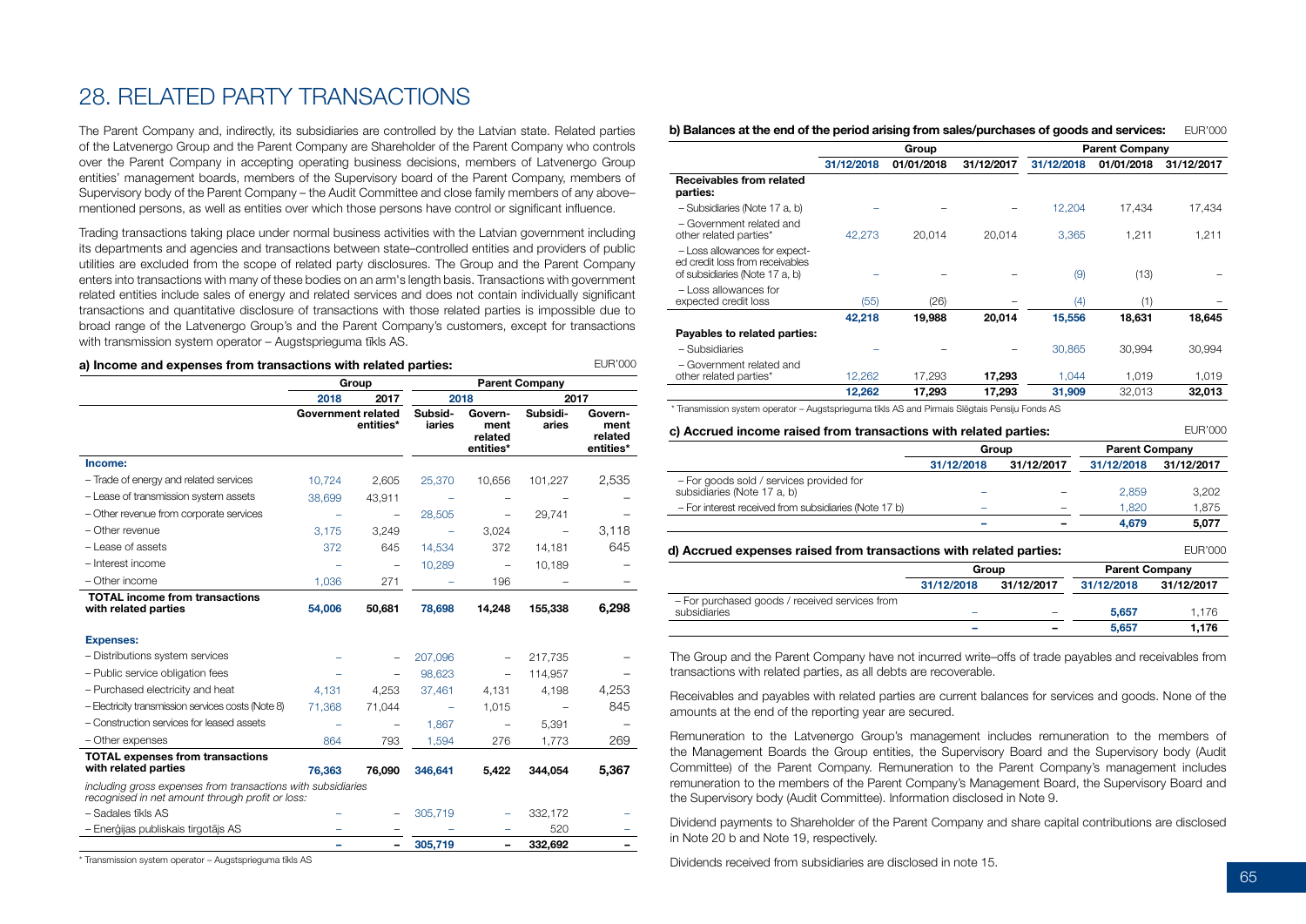# 28. RELATED PARTY TRANSACTIONS

The Parent Company and, indirectly, its subsidiaries are controlled by the Latvian state. Related parties of the Latvenergo Group and the Parent Company are Shareholder of the Parent Company who controls over the Parent Company in accepting operating business decisions, members of Latvenergo Group entities' management boards, members of the Supervisory board of the Parent Company, members of Supervisory body of the Parent Company – the Audit Committee and close family members of any above–mentioned persons, as well as entities over which those persons have control or significant influence.

Trading transactions taking place under normal business activities with the Latvian government including its departments and agencies and transactions between state–controlled entities and providers of public utilities are excluded from the scope of related party disclosures. The Group and the Parent Company enters into transactions with many of these bodies on an arm's length basis. Transactions with government related entities include sales of energy and related services and does not contain individually significant transactions and quantitative disclosure of transactions with those related parties is impossible due to broad range of the Latvenergo Group's and the Parent Company's customers, except for transactions with transmission system operator – Augstsprieguma tīkls AS.

**a) Income and expenses from transactions with related parties:** EUR'000

| | Group | | Parent Company | | | |
|---|---|---|---|---|---|---|
| | 2018 | 2017 | 2018 | | 2017 | |
| | Government related entities* | | Subsidiaries | Government related entities* | Subsidiaries | Government related entities* |
| **Income:** | | | | | | |
| – Trade of energy and related services | 10,724 | 2,605 | 25,370 | 10,656 | 101,227 | 2,535 |
| – Lease of transmission system assets | 38,699 | 43,911 | – | – | – | – |
| – Other revenue from corporate services | – | – | 28,505 | – | 29,741 | – |
| – Other revenue | 3,175 | 3,249 | – | 3,024 | – | 3,118 |
| – Lease of assets | 372 | 645 | 14,534 | 372 | 14,181 | 645 |
| – Interest income | – | – | 10,289 | – | 10,189 | – |
| – Other income | 1,036 | 271 | – | 196 | – | – |
| **TOTAL income from transactions with related parties** | **54,006** | **50,681** | **78,698** | **14,248** | **155,338** | **6,298** |
| **Expenses:** | | | | | | |
| – Distributions system services | – | – | 207,096 | – | 217,735 | – |
| – Public service obligation fees | – | – | 98,623 | – | 114,957 | – |
| – Purchased electricity and heat | 4,131 | 4,253 | 37,461 | 4,131 | 4,198 | 4,253 |
| – Electricity transmission services costs (Note 8) | 71,368 | 71,044 | – | 1,015 | – | 845 |
| – Construction services for leased assets | – | – | 1,867 | – | 5,391 | – |
| – Other expenses | 864 | 793 | 1,594 | 276 | 1,773 | 269 |
| **TOTAL expenses from transactions with related parties** | **76,363** | **76,090** | **346,641** | **5,422** | **344,054** | **5,367** |
| *including gross expenses from transactions with subsidiaries recognised in net amount through profit or loss:* | | | | | | |
| – Sadales tīkls AS | – | – | 305,719 | – | 332,172 | – |
| – Enerģijas publiskais tirgotājs AS | – | – | – | – | 520 | – |
| | – | – | 305,719 | – | 332,692 | – |

\* Transmission system operator – Augstsprieguma tīkls AS

**b) Balances at the end of the period arising from sales/purchases of goods and services:** EUR'000

| | Group | | | Parent Company | | |
|---|---|---|---|---|---|---|
| | 31/12/2018 | 01/01/2018 | 31/12/2017 | 31/12/2018 | 01/01/2018 | 31/12/2017 |
| **Receivables from related parties:** | | | | | | |
| – Subsidiaries (Note 17 a, b) | – | – | – | 12,204 | 17,434 | 17,434 |
| – Government related and other related parties* | 42,273 | 20,014 | 20,014 | 3,365 | 1,211 | 1,211 |
| – Loss allowances for expected credit loss from receivables of subsidiaries (Note 17 a, b) | – | – | – | (9) | (13) | – |
| – Loss allowances for expected credit loss | (55) | (26) | – | (4) | (1) | – |
| | **42,218** | **19,988** | **20,014** | **15,556** | **18,631** | **18,645** |
| **Payables to related parties:** | | | | | | |
| – Subsidiaries | – | – | – | 30,865 | 30,994 | 30,994 |
| – Government related and other related parties* | 12,262 | 17,293 | **17,293** | 1,044 | 1,019 | 1,019 |
| | **12,262** | **17,293** | **17,293** | **31,909** | 32,013 | **32,013** |

\* Transmission system operator – Augstsprieguma tīkls AS and Pirmais Slēgtais Pensiju Fonds AS

**c) Accrued income raised from transactions with related parties:** EUR'000

| | Group | | Parent Company | |
|---|---|---|---|---|
| | 31/12/2018 | 31/12/2017 | 31/12/2018 | 31/12/2017 |
| – For goods sold / services provided for subsidiaries (Note 17 a, b) | – | – | 2,859 | 3,202 |
| – For interest received from subsidiaries (Note 17 b) | – | – | 1,820 | 1,875 |
| | – | – | **4,679** | **5,077** |

**d) Accrued expenses raised from transactions with related parties:** EUR'000

| | Group | | Parent Company | |
|---|---|---|---|---|
| | 31/12/2018 | 31/12/2017 | 31/12/2018 | 31/12/2017 |
| – For purchased goods / received services from subsidiaries | – | – | **5,657** | 1,176 |
| | – | – | **5,657** | **1,176** |

The Group and the Parent Company have not incurred write–offs of trade payables and receivables from transactions with related parties, as all debts are recoverable.

Receivables and payables with related parties are current balances for services and goods. None of the amounts at the end of the reporting year are secured.

Remuneration to the Latvenergo Group's management includes remuneration to the members of the Management Boards the Group entities, the Supervisory Board and the Supervisory body (Audit Committee) of the Parent Company. Remuneration to the Parent Company's management includes remuneration to the members of the Parent Company's Management Board, the Supervisory Board and the Supervisory body (Audit Committee). Information disclosed in Note 9.

Dividend payments to Shareholder of the Parent Company and share capital contributions are disclosed in Note 20 b and Note 19, respectively.

Dividends received from subsidiaries are disclosed in note 15.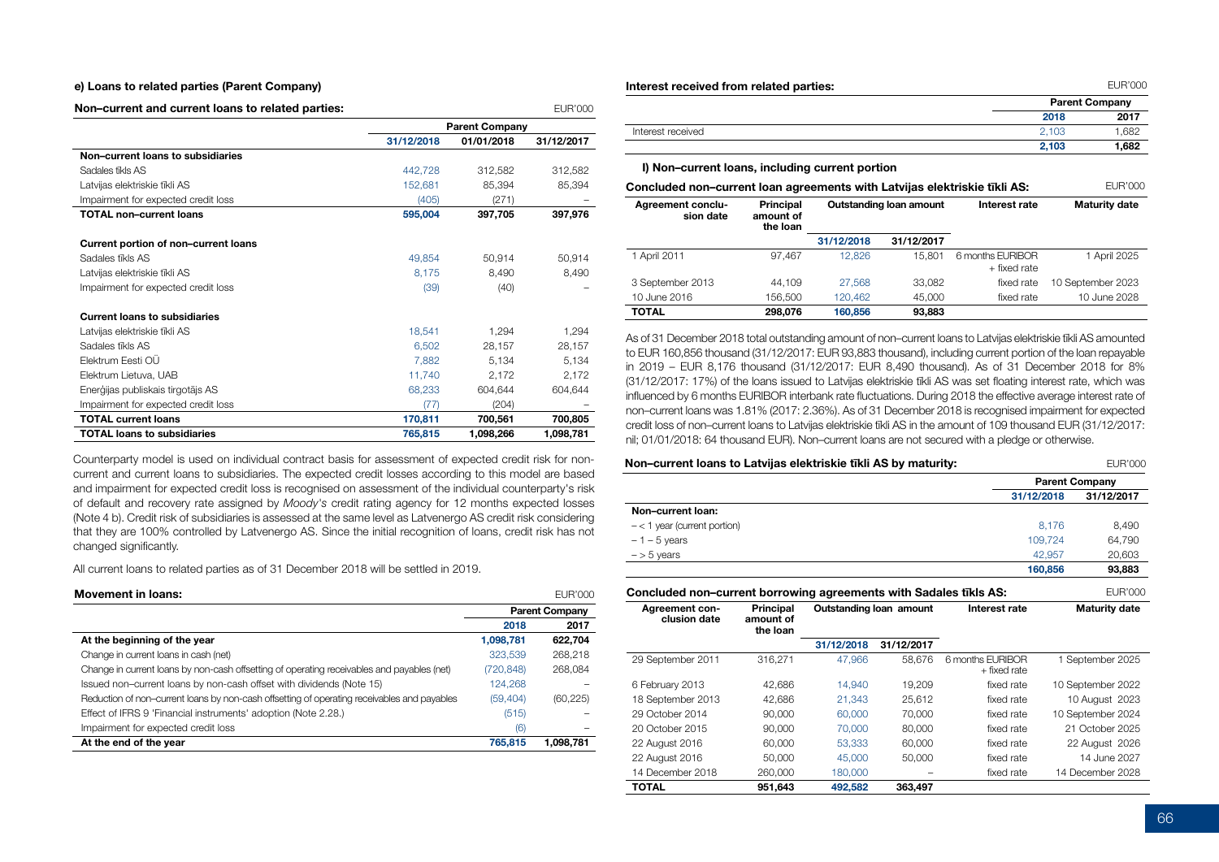#### e) Loans to related parties (Parent Company)

**Non–current and current loans to related parties:**

EUR'000

| | Parent Company | | |
|---|---|---|---|
| | 31/12/2018 | 01/01/2018 | 31/12/2017 |
| **Non–current loans to subsidiaries** | | | |
| Sadales tīkls AS | 442,728 | 312,582 | 312,582 |
| Latvijas elektriskie tīkli AS | 152,681 | 85,394 | 85,394 |
| Impairment for expected credit loss | (405) | (271) | – |
| **TOTAL non–current loans** | **595,004** | **397,705** | **397,976** |
| **Current portion of non–current loans** | | | |
| Sadales tīkls AS | 49,854 | 50,914 | 50,914 |
| Latvijas elektriskie tīkli AS | 8,175 | 8,490 | 8,490 |
| Impairment for expected credit loss | (39) | (40) | – |
| **Current loans to subsidiaries** | | | |
| Latvijas elektriskie tīkli AS | 18,541 | 1,294 | 1,294 |
| Sadales tīkls AS | 6,502 | 28,157 | 28,157 |
| Elektrum Eesti OÜ | 7,882 | 5,134 | 5,134 |
| Elektrum Lietuva, UAB | 11,740 | 2,172 | 2,172 |
| Enerģijas publiskais tirgotājs AS | 68,233 | 604,644 | 604,644 |
| Impairment for expected credit loss | (77) | (204) | – |
| **TOTAL current loans** | **170,811** | **700,561** | **700,805** |
| **TOTAL loans to subsidiaries** | **765,815** | **1,098,266** | **1,098,781** |

Counterparty model is used on individual contract basis for assessment of expected credit risk for non-current and current loans to subsidiaries. The expected credit losses according to this model are based and impairment for expected credit loss is recognised on assessment of the individual counterparty's risk of default and recovery rate assigned by *Moody's* credit rating agency for 12 months expected losses (Note 4 b). Credit risk of subsidiaries is assessed at the same level as Latvenergo AS credit risk considering that they are 100% controlled by Latvenergo AS. Since the initial recognition of loans, credit risk has not changed significantly.

All current loans to related parties as of 31 December 2018 will be settled in 2019.

**Movement in loans:**

EUR'000

| | Parent Company | |
|---|---|---|
| | 2018 | 2017 |
| **At the beginning of the year** | **1,098,781** | **622,704** |
| Change in current loans in cash (net) | 323,539 | 268,218 |
| Change in current loans by non-cash offsetting of operating receivables and payables (net) | (720,848) | 268,084 |
| Issued non–current loans by non-cash offset with dividends (Note 15) | 124,268 | – |
| Reduction of non–current loans by non-cash offsetting of operating receivables and payables | (59,404) | (60,225) |
| Effect of IFRS 9 'Financial instruments' adoption (Note 2.28.) | (515) | – |
| Impairment for expected credit loss | (6) | – |
| **At the end of the year** | **765,815** | **1,098,781** |

**Interest received from related parties:**

EUR'000

| | Parent Company | |
|---|---|---|
| | 2018 | 2017 |
| Interest received | 2,103 | 1,682 |
| | **2,103** | **1,682** |

#### l) Non–current loans, including current portion

**Concluded non–current loan agreements with Latvijas elektriskie tīkli AS:**

EUR'000

| Agreement conclusion date | Principal amount of the loan | Outstanding loan amount | | Interest rate | Maturity date |
|---|---|---|---|---|---|
| | | 31/12/2018 | 31/12/2017 | | |
| 1 April 2011 | 97,467 | 12,826 | 15,801 | 6 months EURIBOR + fixed rate | 1 April 2025 |
| 3 September 2013 | 44,109 | 27,568 | 33,082 | fixed rate | 10 September 2023 |
| 10 June 2016 | 156,500 | 120,462 | 45,000 | fixed rate | 10 June 2028 |
| **TOTAL** | **298,076** | **160,856** | **93,883** | | |

As of 31 December 2018 total outstanding amount of non–current loans to Latvijas elektriskie tīkli AS amounted to EUR 160,856 thousand (31/12/2017: EUR 93,883 thousand), including current portion of the loan repayable in 2019 – EUR 8,176 thousand (31/12/2017: EUR 8,490 thousand). As of 31 December 2018 for 8% (31/12/2017: 17%) of the loans issued to Latvijas elektriskie tīkli AS was set floating interest rate, which was influenced by 6 months EURIBOR interbank rate fluctuations. During 2018 the effective average interest rate of non–current loans was 1.81% (2017: 2.36%). As of 31 December 2018 is recognised impairment for expected credit loss of non–current loans to Latvijas elektriskie tīkli AS in the amount of 109 thousand EUR (31/12/2017: nil; 01/01/2018: 64 thousand EUR). Non–current loans are not secured with a pledge or otherwise.

**Non–current loans to Latvijas elektriskie tīkli AS by maturity:**

EUR'000

| | Parent Company | |
|---|---|---|
| | 31/12/2018 | 31/12/2017 |
| **Non–current loan:** | | |
| – < 1 year (current portion) | 8,176 | 8,490 |
| – 1 – 5 years | 109,724 | 64,790 |
| – > 5 years | 42,957 | 20,603 |
| | **160,856** | **93,883** |

**Concluded non–current borrowing agreements with Sadales tīkls AS:**

EUR'000

| Agreement conclusion date | Principal amount of the loan | Outstanding loan amount | | Interest rate | Maturity date |
|---|---|---|---|---|---|
| | | 31/12/2018 | 31/12/2017 | | |
| 29 September 2011 | 316,271 | 47,966 | 58,676 | 6 months EURIBOR + fixed rate | 1 September 2025 |
| 6 February 2013 | 42,686 | 14,940 | 19,209 | fixed rate | 10 September 2022 |
| 18 September 2013 | 42,686 | 21,343 | 25,612 | fixed rate | 10 August 2023 |
| 29 October 2014 | 90,000 | 60,000 | 70,000 | fixed rate | 10 September 2024 |
| 20 October 2015 | 90,000 | 70,000 | 80,000 | fixed rate | 21 October 2025 |
| 22 August 2016 | 60,000 | 53,333 | 60,000 | fixed rate | 22 August 2026 |
| 22 August 2016 | 50,000 | 45,000 | 50,000 | fixed rate | 14 June 2027 |
| 14 December 2018 | 260,000 | 180,000 | – | fixed rate | 14 December 2028 |
| **TOTAL** | **951,643** | **492,582** | **363,497** | | |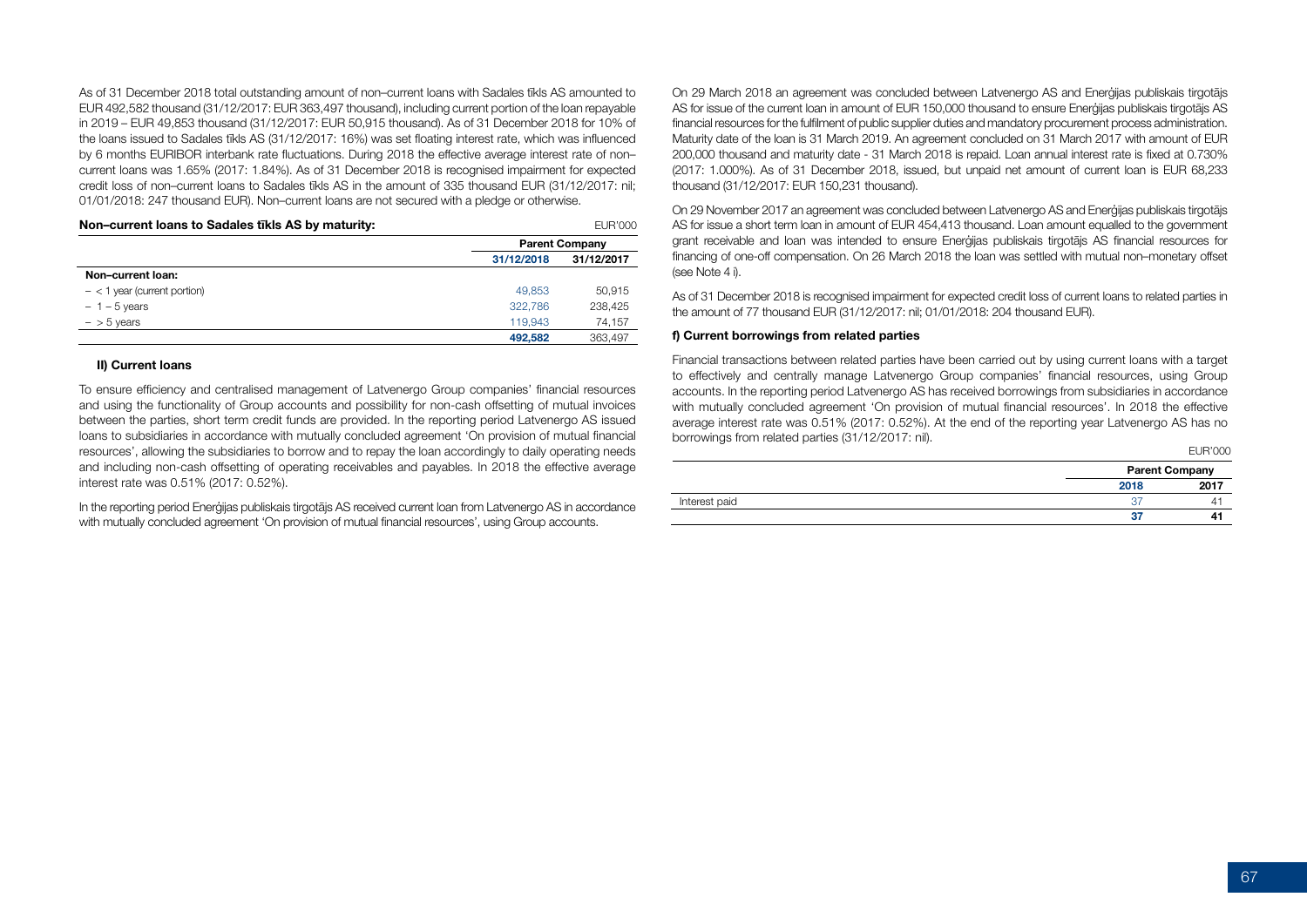As of 31 December 2018 total outstanding amount of non–current loans with Sadales tīkls AS amounted to EUR 492,582 thousand (31/12/2017: EUR 363,497 thousand), including current portion of the loan repayable in 2019 – EUR 49,853 thousand (31/12/2017: EUR 50,915 thousand). As of 31 December 2018 for 10% of the loans issued to Sadales tīkls AS (31/12/2017: 16%) was set floating interest rate, which was influenced by 6 months EURIBOR interbank rate fluctuations. During 2018 the effective average interest rate of non–current loans was 1.65% (2017: 1.84%). As of 31 December 2018 is recognised impairment for expected credit loss of non–current loans to Sadales tīkls AS in the amount of 335 thousand EUR (31/12/2017: nil; 01/01/2018: 247 thousand EUR). Non–current loans are not secured with a pledge or otherwise.

**Non–current loans to Sadales tīkls AS by maturity:**

EUR'000

| | Parent Company | |
|---|---|---|
| | 31/12/2018 | 31/12/2017 |
| **Non–current loan:** | | |
| – < 1 year (current portion) | 49,853 | 50,915 |
| – 1 – 5 years | 322,786 | 238,425 |
| – > 5 years | 119,943 | 74,157 |
| | **492,582** | 363,497 |

#### II) Current loans

To ensure efficiency and centralised management of Latvenergo Group companies' financial resources and using the functionality of Group accounts and possibility for non-cash offsetting of mutual invoices between the parties, short term credit funds are provided. In the reporting period Latvenergo AS issued loans to subsidiaries in accordance with mutually concluded agreement 'On provision of mutual financial resources', allowing the subsidiaries to borrow and to repay the loan accordingly to daily operating needs and including non-cash offsetting of operating receivables and payables. In 2018 the effective average interest rate was 0.51% (2017: 0.52%).

In the reporting period Enerģijas publiskais tirgotājs AS received current loan from Latvenergo AS in accordance with mutually concluded agreement 'On provision of mutual financial resources', using Group accounts.

On 29 March 2018 an agreement was concluded between Latvenergo AS and Enerģijas publiskais tirgotājs AS for issue of the current loan in amount of EUR 150,000 thousand to ensure Enerģijas publiskais tirgotājs AS financial resources for the fulfilment of public supplier duties and mandatory procurement process administration. Maturity date of the loan is 31 March 2019. An agreement concluded on 31 March 2017 with amount of EUR 200,000 thousand and maturity date - 31 March 2018 is repaid. Loan annual interest rate is fixed at 0.730% (2017: 1.000%). As of 31 December 2018, issued, but unpaid net amount of current loan is EUR 68,233 thousand (31/12/2017: EUR 150,231 thousand).

On 29 November 2017 an agreement was concluded between Latvenergo AS and Enerģijas publiskais tirgotājs AS for issue a short term loan in amount of EUR 454,413 thousand. Loan amount equalled to the government grant receivable and loan was intended to ensure Enerģijas publiskais tirgotājs AS financial resources for financing of one-off compensation. On 26 March 2018 the loan was settled with mutual non–monetary offset (see Note 4 i).

As of 31 December 2018 is recognised impairment for expected credit loss of current loans to related parties in the amount of 77 thousand EUR (31/12/2017: nil; 01/01/2018: 204 thousand EUR).

#### f) Current borrowings from related parties

Financial transactions between related parties have been carried out by using current loans with a target to effectively and centrally manage Latvenergo Group companies' financial resources, using Group accounts. In the reporting period Latvenergo AS has received borrowings from subsidiaries in accordance with mutually concluded agreement 'On provision of mutual financial resources'. In 2018 the effective average interest rate was 0.51% (2017: 0.52%). At the end of the reporting year Latvenergo AS has no borrowings from related parties (31/12/2017: nil).

EUR'000

| | Parent Company | |
|---|---|---|
| | 2018 | 2017 |
| Interest paid | 37 | 41 |
| | **37** | **41** |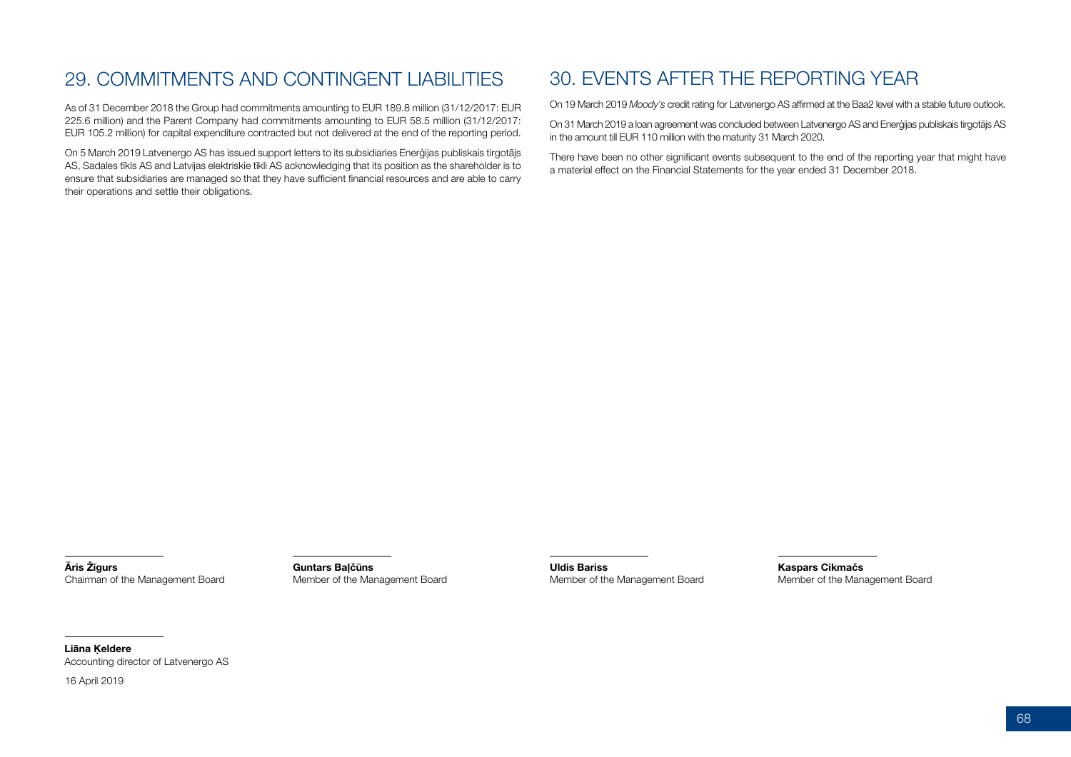## 29. COMMITMENTS AND CONTINGENT LIABILITIES

As of 31 December 2018 the Group had commitments amounting to EUR 189.8 million (31/12/2017: EUR 225.6 million) and the Parent Company had commitments amounting to EUR 58.5 million (31/12/2017: EUR 105.2 million) for capital expenditure contracted but not delivered at the end of the reporting period.

On 5 March 2019 Latvenergo AS has issued support letters to its subsidiaries Enerģijas publiskais tirgotājs AS, Sadales tīkls AS and Latvijas elektriskie tīkli AS acknowledging that its position as the shareholder is to ensure that subsidiaries are managed so that they have sufficient financial resources and are able to carry their operations and settle their obligations.

## 30. EVENTS AFTER THE REPORTING YEAR

On 19 March 2019 *Moody's* credit rating for Latvenergo AS affirmed at the Baa2 level with a stable future outlook.

On 31 March 2019 a loan agreement was concluded between Latvenergo AS and Enerģijas publiskais tirgotājs AS in the amount till EUR 110 million with the maturity 31 March 2020.

There have been no other significant events subsequent to the end of the reporting year that might have a material effect on the Financial Statements for the year ended 31 December 2018.

**Āris Žīgurs**
Chairman of the Management Board

**Guntars Baļčūns**
Member of the Management Board

**Uldis Bariss**
Member of the Management Board

**Kaspars Cikmačs**
Member of the Management Board

**Liāna Ķeldere**
Accounting director of Latvenergo AS

16 April 2019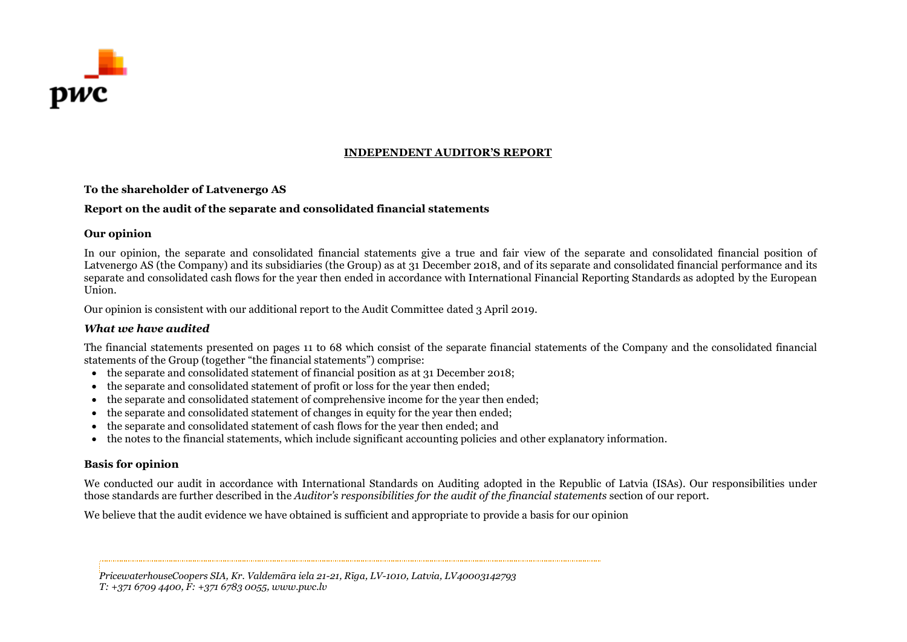# INDEPENDENT AUDITOR'S REPORT

**To the shareholder of Latvenergo AS**

**Report on the audit of the separate and consolidated financial statements**

## Our opinion

In our opinion, the separate and consolidated financial statements give a true and fair view of the separate and consolidated financial position of Latvenergo AS (the Company) and its subsidiaries (the Group) as at 31 December 2018, and of its separate and consolidated financial performance and its separate and consolidated cash flows for the year then ended in accordance with International Financial Reporting Standards as adopted by the European Union.

Our opinion is consistent with our additional report to the Audit Committee dated 3 April 2019.

### *What we have audited*

The financial statements presented on pages 11 to 68 which consist of the separate financial statements of the Company and the consolidated financial statements of the Group (together "the financial statements") comprise:

- the separate and consolidated statement of financial position as at 31 December 2018;
- the separate and consolidated statement of profit or loss for the year then ended;
- the separate and consolidated statement of comprehensive income for the year then ended;
- the separate and consolidated statement of changes in equity for the year then ended;
- the separate and consolidated statement of cash flows for the year then ended; and
- the notes to the financial statements, which include significant accounting policies and other explanatory information.

## Basis for opinion

We conducted our audit in accordance with International Standards on Auditing adopted in the Republic of Latvia (ISAs). Our responsibilities under those standards are further described in the *Auditor's responsibilities for the audit of the financial statements* section of our report.

We believe that the audit evidence we have obtained is sufficient and appropriate to provide a basis for our opinion

*PricewaterhouseCoopers SIA, Kr. Valdemāra iela 21-21, Rīga, LV-1010, Latvia, LV40003142793*
*T: +371 6709 4400, F: +371 6783 0055, www.pwc.lv*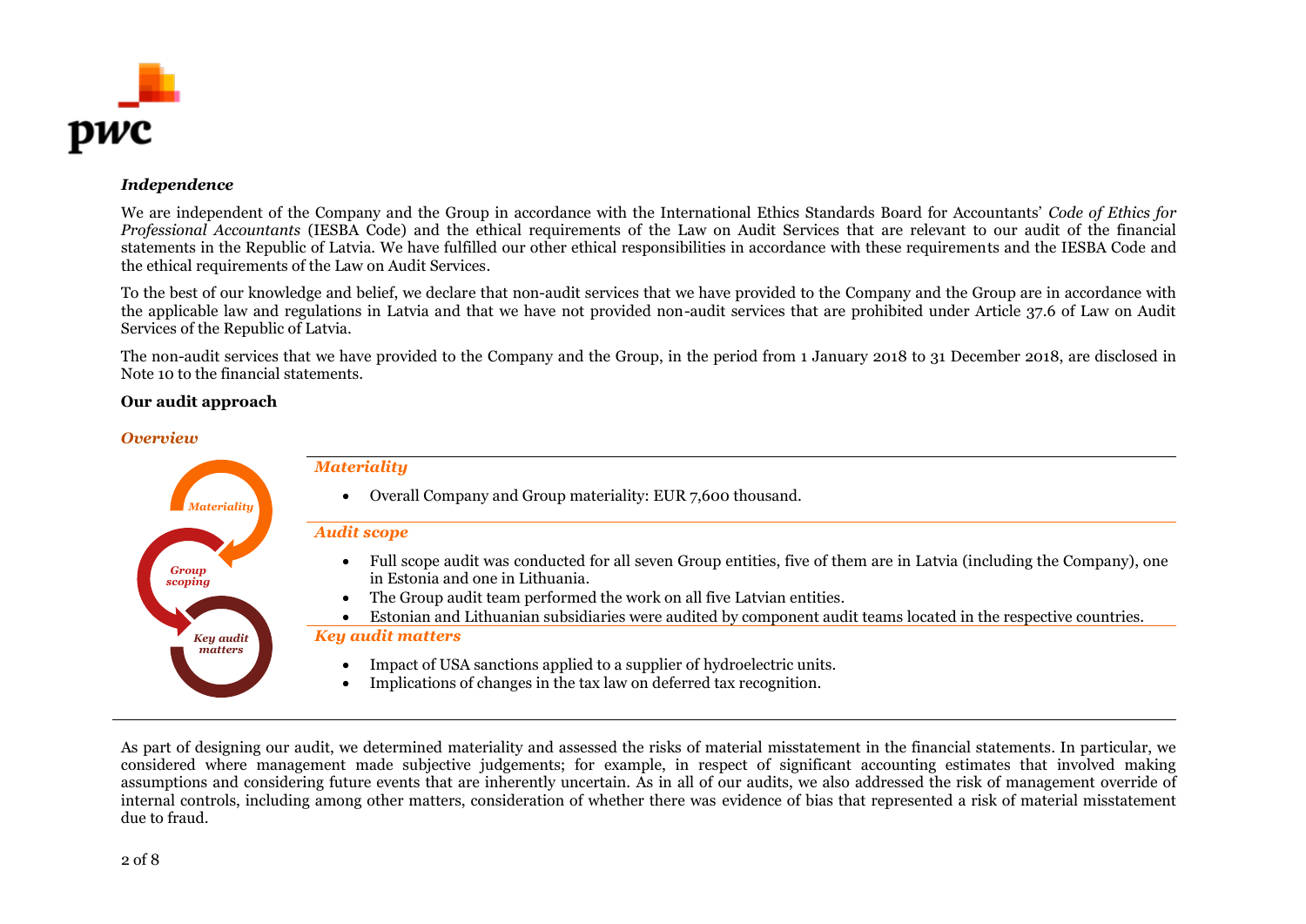### *Independence*

We are independent of the Company and the Group in accordance with the International Ethics Standards Board for Accountants' *Code of Ethics for Professional Accountants* (IESBA Code) and the ethical requirements of the Law on Audit Services that are relevant to our audit of the financial statements in the Republic of Latvia. We have fulfilled our other ethical responsibilities in accordance with these requirements and the IESBA Code and the ethical requirements of the Law on Audit Services.

To the best of our knowledge and belief, we declare that non-audit services that we have provided to the Company and the Group are in accordance with the applicable law and regulations in Latvia and that we have not provided non-audit services that are prohibited under Article 37.6 of Law on Audit Services of the Republic of Latvia.

The non-audit services that we have provided to the Company and the Group, in the period from 1 January 2018 to 31 December 2018, are disclosed in Note 10 to the financial statements.

### Our audit approach

#### *Overview*

Materiality → Group scoping → Key audit matters

***Materiality***

- Overall Company and Group materiality: EUR 7,600 thousand.

***Audit scope***

- Full scope audit was conducted for all seven Group entities, five of them are in Latvia (including the Company), one in Estonia and one in Lithuania.
- The Group audit team performed the work on all five Latvian entities.
- Estonian and Lithuanian subsidiaries were audited by component audit teams located in the respective countries.

***Key audit matters***

- Impact of USA sanctions applied to a supplier of hydroelectric units.
- Implications of changes in the tax law on deferred tax recognition.

As part of designing our audit, we determined materiality and assessed the risks of material misstatement in the financial statements. In particular, we considered where management made subjective judgements; for example, in respect of significant accounting estimates that involved making assumptions and considering future events that are inherently uncertain. As in all of our audits, we also addressed the risk of management override of internal controls, including among other matters, consideration of whether there was evidence of bias that represented a risk of material misstatement due to fraud.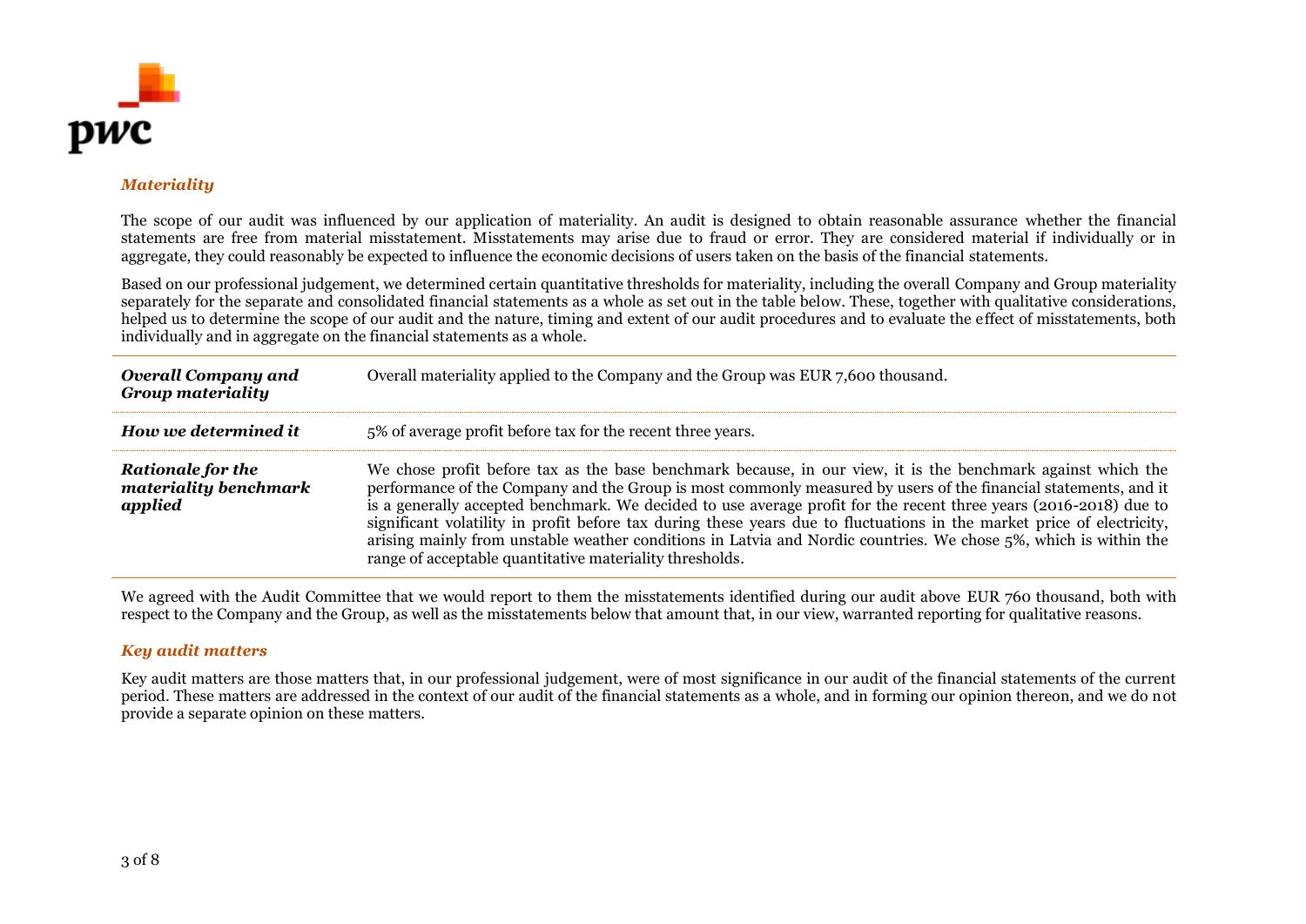### *Materiality*

The scope of our audit was influenced by our application of materiality. An audit is designed to obtain reasonable assurance whether the financial statements are free from material misstatement. Misstatements may arise due to fraud or error. They are considered material if individually or in aggregate, they could reasonably be expected to influence the economic decisions of users taken on the basis of the financial statements.

Based on our professional judgement, we determined certain quantitative thresholds for materiality, including the overall Company and Group materiality separately for the separate and consolidated financial statements as a whole as set out in the table below. These, together with qualitative considerations, helped us to determine the scope of our audit and the nature, timing and extent of our audit procedures and to evaluate the effect of misstatements, both individually and in aggregate on the financial statements as a whole.

| | |
|---|---|
| ***Overall Company and Group materiality*** | Overall materiality applied to the Company and the Group was EUR 7,600 thousand. |
| ***How we determined it*** | 5% of average profit before tax for the recent three years. |
| ***Rationale for the materiality benchmark applied*** | We chose profit before tax as the base benchmark because, in our view, it is the benchmark against which the performance of the Company and the Group is most commonly measured by users of the financial statements, and it is a generally accepted benchmark. We decided to use average profit for the recent three years (2016-2018) due to significant volatility in profit before tax during these years due to fluctuations in the market price of electricity, arising mainly from unstable weather conditions in Latvia and Nordic countries. We chose 5%, which is within the range of acceptable quantitative materiality thresholds. |

We agreed with the Audit Committee that we would report to them the misstatements identified during our audit above EUR 760 thousand, both with respect to the Company and the Group, as well as the misstatements below that amount that, in our view, warranted reporting for qualitative reasons.

### *Key audit matters*

Key audit matters are those matters that, in our professional judgement, were of most significance in our audit of the financial statements of the current period. These matters are addressed in the context of our audit of the financial statements as a whole, and in forming our opinion thereon, and we do not provide a separate opinion on these matters.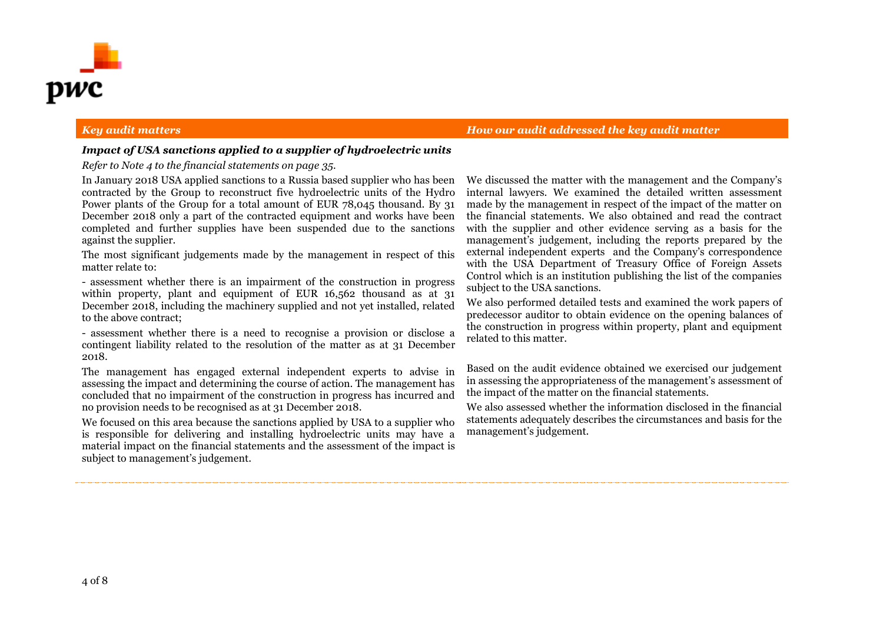| *Key audit matters* | *How our audit addressed the key audit matter* |
|---|---|
| ***Impact of USA sanctions applied to a supplier of hydroelectric units*** | |
| *Refer to Note 4 to the financial statements on page 35.* | |
| In January 2018 USA applied sanctions to a Russia based supplier who has been contracted by the Group to reconstruct five hydroelectric units of the Hydro Power plants of the Group for a total amount of EUR 78,045 thousand. By 31 December 2018 only a part of the contracted equipment and works have been completed and further supplies have been suspended due to the sanctions against the supplier.<br><br>The most significant judgements made by the management in respect of this matter relate to:<br><br>- assessment whether there is an impairment of the construction in progress within property, plant and equipment of EUR 16,562 thousand as at 31 December 2018, including the machinery supplied and not yet installed, related to the above contract;<br><br>- assessment whether there is a need to recognise a provision or disclose a contingent liability related to the resolution of the matter as at 31 December 2018.<br><br>The management has engaged external independent experts to advise in assessing the impact and determining the course of action. The management has concluded that no impairment of the construction in progress has incurred and no provision needs to be recognised as at 31 December 2018.<br><br>We focused on this area because the sanctions applied by USA to a supplier who is responsible for delivering and installing hydroelectric units may have a material impact on the financial statements and the assessment of the impact is subject to management's judgement. | We discussed the matter with the management and the Company's internal lawyers. We examined the detailed written assessment made by the management in respect of the impact of the matter on the financial statements. We also obtained and read the contract with the supplier and other evidence serving as a basis for the management's judgement, including the reports prepared by the external independent experts and the Company's correspondence with the USA Department of Treasury Office of Foreign Assets Control which is an institution publishing the list of the companies subject to the USA sanctions.<br><br>We also performed detailed tests and examined the work papers of predecessor auditor to obtain evidence on the opening balances of the construction in progress within property, plant and equipment related to this matter.<br><br>Based on the audit evidence obtained we exercised our judgement in assessing the appropriateness of the management's assessment of the impact of the matter on the financial statements.<br><br>We also assessed whether the information disclosed in the financial statements adequately describes the circumstances and basis for the management's judgement. |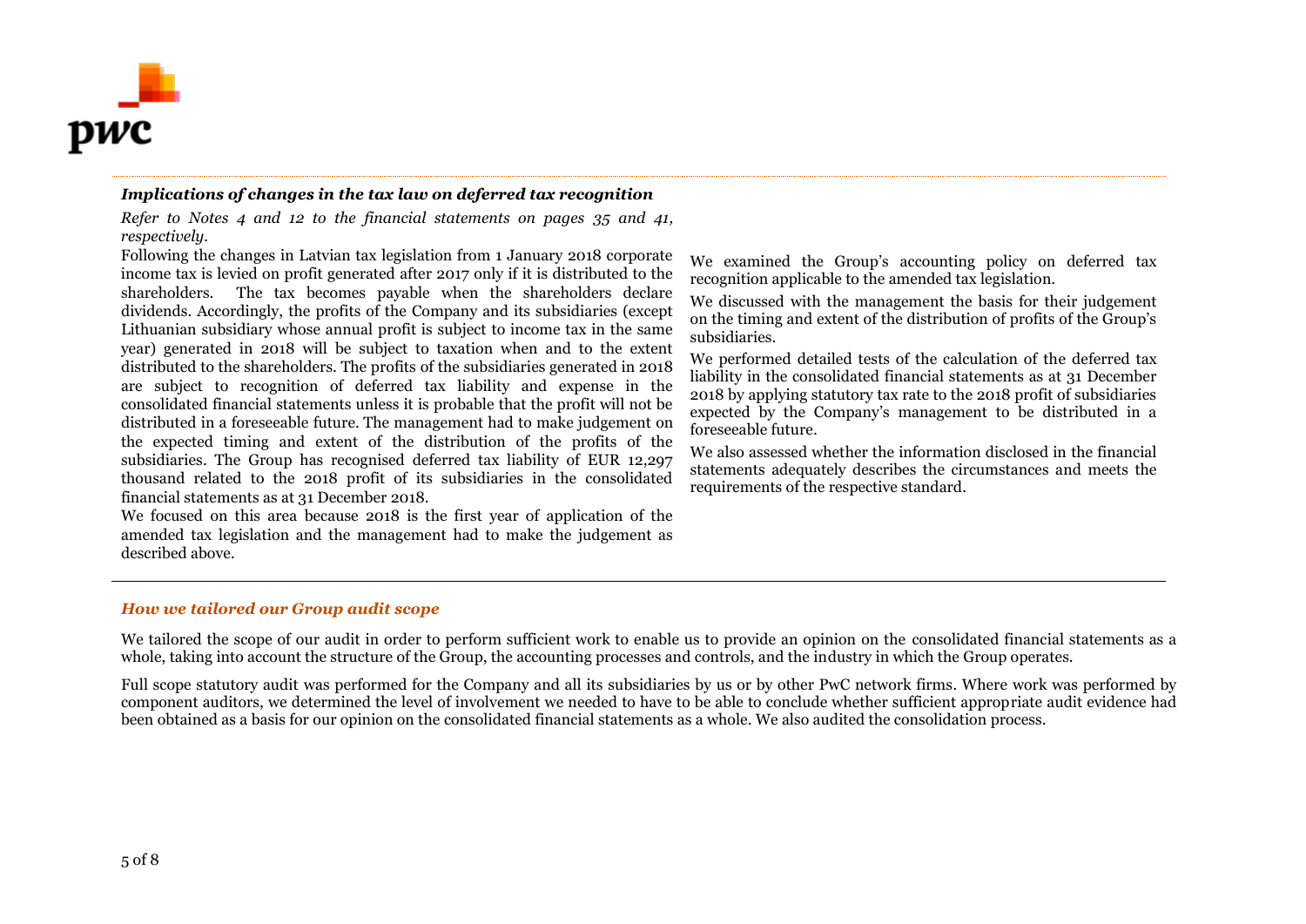### *Implications of changes in the tax law on deferred tax recognition*

*Refer to Notes 4 and 12 to the financial statements on pages 35 and 41, respectively.*

| Key audit matter | How our audit addressed the key audit matter |
| --- | --- |
| Following the changes in Latvian tax legislation from 1 January 2018 corporate income tax is levied on profit generated after 2017 only if it is distributed to the shareholders. The tax becomes payable when the shareholders declare dividends. Accordingly, the profits of the Company and its subsidiaries (except Lithuanian subsidiary whose annual profit is subject to income tax in the same year) generated in 2018 will be subject to taxation when and to the extent distributed to the shareholders. The profits of the subsidiaries generated in 2018 are subject to recognition of deferred tax liability and expense in the consolidated financial statements unless it is probable that the profit will not be distributed in a foreseeable future. The management had to make judgement on the expected timing and extent of the distribution of the profits of the subsidiaries. The Group has recognised deferred tax liability of EUR 12,297 thousand related to the 2018 profit of its subsidiaries in the consolidated financial statements as at 31 December 2018.<br><br>We focused on this area because 2018 is the first year of application of the amended tax legislation and the management had to make the judgement as described above. | We examined the Group's accounting policy on deferred tax recognition applicable to the amended tax legislation.<br><br>We discussed with the management the basis for their judgement on the timing and extent of the distribution of profits of the Group's subsidiaries.<br><br>We performed detailed tests of the calculation of the deferred tax liability in the consolidated financial statements as at 31 December 2018 by applying statutory tax rate to the 2018 profit of subsidiaries expected by the Company's management to be distributed in a foreseeable future.<br><br>We also assessed whether the information disclosed in the financial statements adequately describes the circumstances and meets the requirements of the respective standard. |

### *How we tailored our Group audit scope*

We tailored the scope of our audit in order to perform sufficient work to enable us to provide an opinion on the consolidated financial statements as a whole, taking into account the structure of the Group, the accounting processes and controls, and the industry in which the Group operates.

Full scope statutory audit was performed for the Company and all its subsidiaries by us or by other PwC network firms. Where work was performed by component auditors, we determined the level of involvement we needed to have to be able to conclude whether sufficient appropriate audit evidence had been obtained as a basis for our opinion on the consolidated financial statements as a whole. We also audited the consolidation process.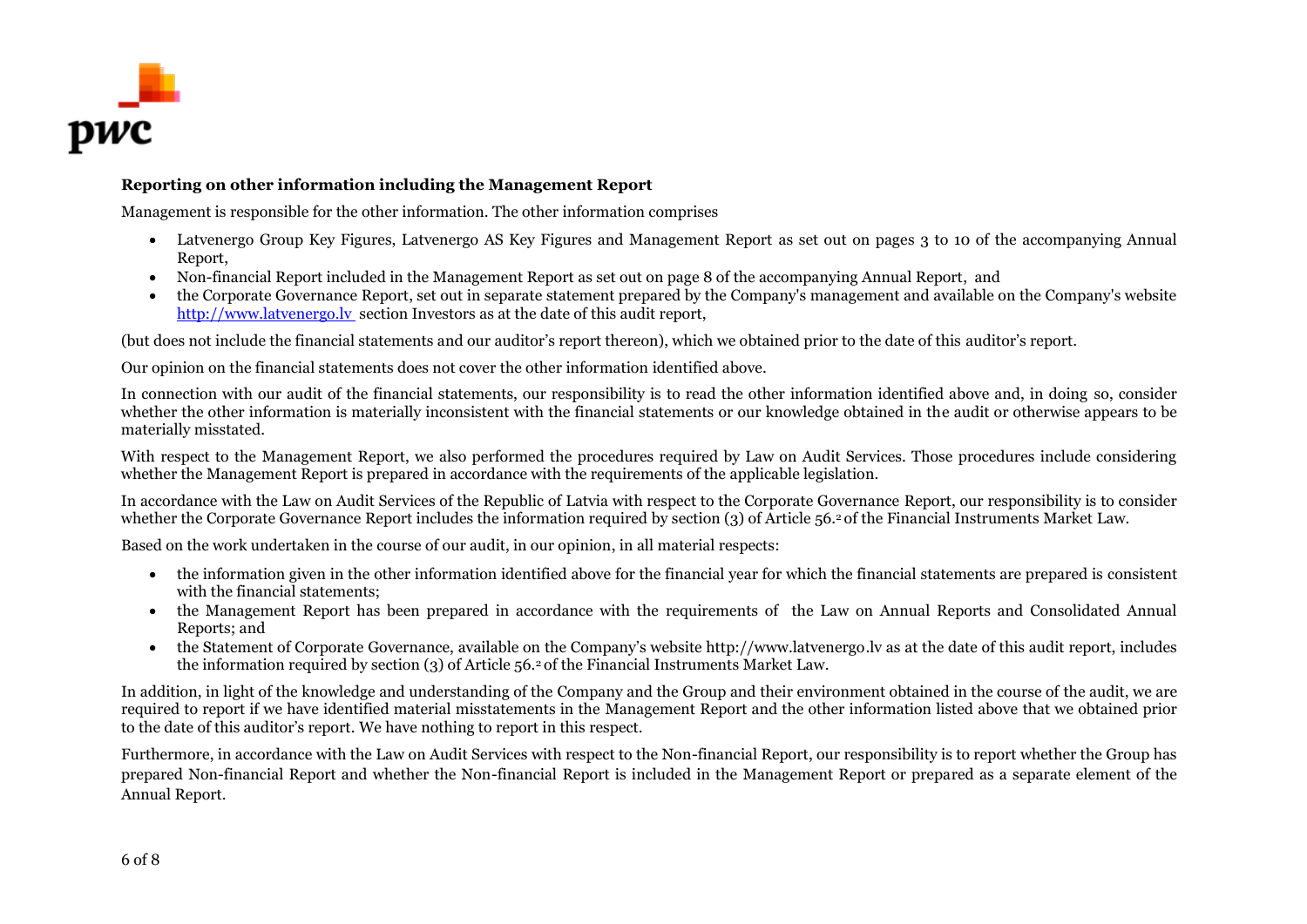**Reporting on other information including the Management Report**

Management is responsible for the other information. The other information comprises

- Latvenergo Group Key Figures, Latvenergo AS Key Figures and Management Report as set out on pages 3 to 10 of the accompanying Annual Report,
- Non-financial Report included in the Management Report as set out on page 8 of the accompanying Annual Report, and
- the Corporate Governance Report, set out in separate statement prepared by the Company's management and available on the Company's website http://www.latvenergo.lv section Investors as at the date of this audit report,

(but does not include the financial statements and our auditor's report thereon), which we obtained prior to the date of this auditor's report.

Our opinion on the financial statements does not cover the other information identified above.

In connection with our audit of the financial statements, our responsibility is to read the other information identified above and, in doing so, consider whether the other information is materially inconsistent with the financial statements or our knowledge obtained in the audit or otherwise appears to be materially misstated.

With respect to the Management Report, we also performed the procedures required by Law on Audit Services. Those procedures include considering whether the Management Report is prepared in accordance with the requirements of the applicable legislation.

In accordance with the Law on Audit Services of the Republic of Latvia with respect to the Corporate Governance Report, our responsibility is to consider whether the Corporate Governance Report includes the information required by section (3) of Article 56.[2] of the Financial Instruments Market Law.

Based on the work undertaken in the course of our audit, in our opinion, in all material respects:

- the information given in the other information identified above for the financial year for which the financial statements are prepared is consistent with the financial statements;
- the Management Report has been prepared in accordance with the requirements of the Law on Annual Reports and Consolidated Annual Reports; and
- the Statement of Corporate Governance, available on the Company's website http://www.latvenergo.lv as at the date of this audit report, includes the information required by section (3) of Article 56.[2] of the Financial Instruments Market Law.

In addition, in light of the knowledge and understanding of the Company and the Group and their environment obtained in the course of the audit, we are required to report if we have identified material misstatements in the Management Report and the other information listed above that we obtained prior to the date of this auditor's report. We have nothing to report in this respect.

Furthermore, in accordance with the Law on Audit Services with respect to the Non-financial Report, our responsibility is to report whether the Group has prepared Non-financial Report and whether the Non-financial Report is included in the Management Report or prepared as a separate element of the Annual Report.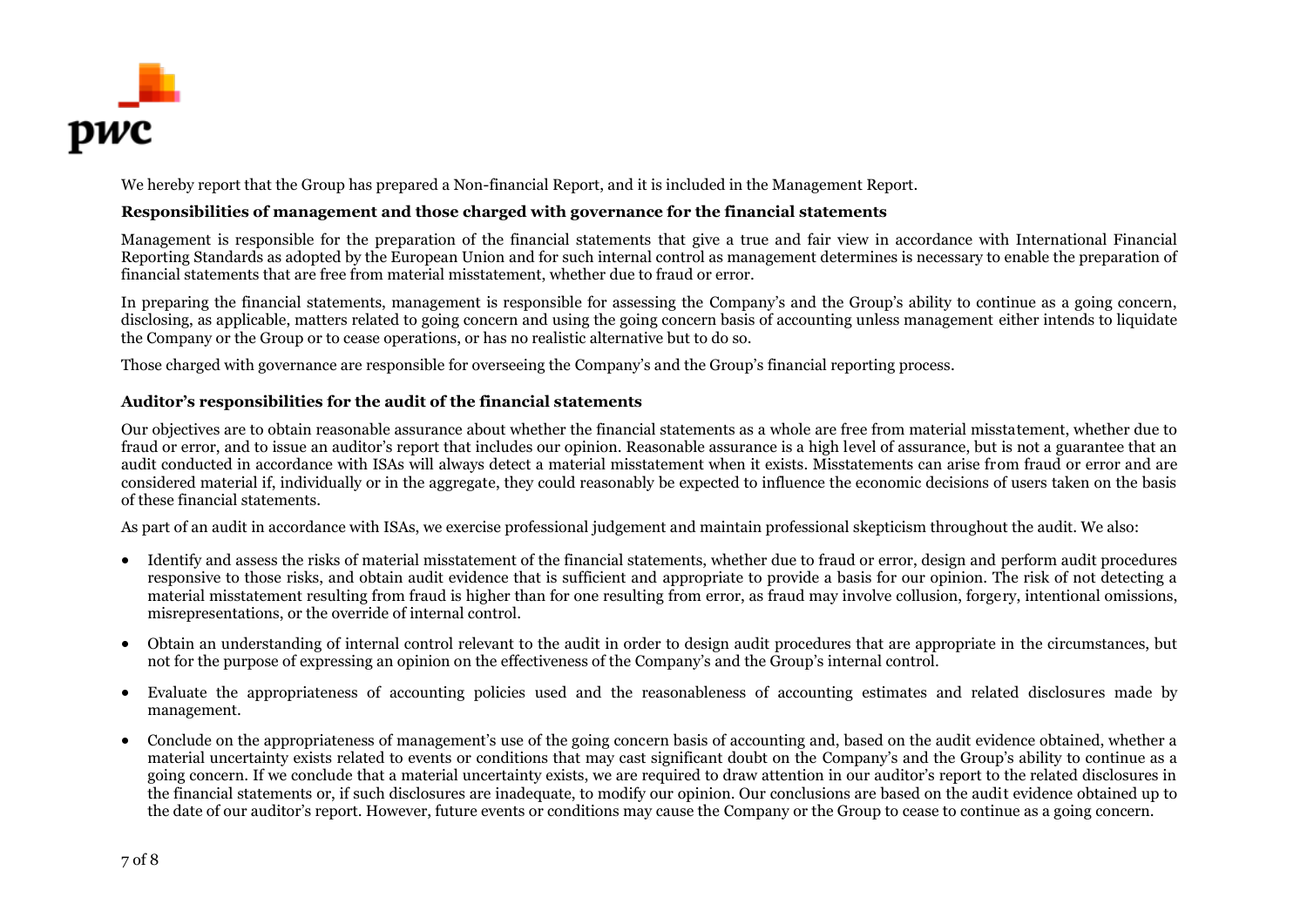We hereby report that the Group has prepared a Non-financial Report, and it is included in the Management Report.

### Responsibilities of management and those charged with governance for the financial statements

Management is responsible for the preparation of the financial statements that give a true and fair view in accordance with International Financial Reporting Standards as adopted by the European Union and for such internal control as management determines is necessary to enable the preparation of financial statements that are free from material misstatement, whether due to fraud or error.

In preparing the financial statements, management is responsible for assessing the Company's and the Group's ability to continue as a going concern, disclosing, as applicable, matters related to going concern and using the going concern basis of accounting unless management either intends to liquidate the Company or the Group or to cease operations, or has no realistic alternative but to do so.

Those charged with governance are responsible for overseeing the Company's and the Group's financial reporting process.

### Auditor's responsibilities for the audit of the financial statements

Our objectives are to obtain reasonable assurance about whether the financial statements as a whole are free from material misstatement, whether due to fraud or error, and to issue an auditor's report that includes our opinion. Reasonable assurance is a high level of assurance, but is not a guarantee that an audit conducted in accordance with ISAs will always detect a material misstatement when it exists. Misstatements can arise from fraud or error and are considered material if, individually or in the aggregate, they could reasonably be expected to influence the economic decisions of users taken on the basis of these financial statements.

As part of an audit in accordance with ISAs, we exercise professional judgement and maintain professional skepticism throughout the audit. We also:

- Identify and assess the risks of material misstatement of the financial statements, whether due to fraud or error, design and perform audit procedures responsive to those risks, and obtain audit evidence that is sufficient and appropriate to provide a basis for our opinion. The risk of not detecting a material misstatement resulting from fraud is higher than for one resulting from error, as fraud may involve collusion, forgery, intentional omissions, misrepresentations, or the override of internal control.
- Obtain an understanding of internal control relevant to the audit in order to design audit procedures that are appropriate in the circumstances, but not for the purpose of expressing an opinion on the effectiveness of the Company's and the Group's internal control.
- Evaluate the appropriateness of accounting policies used and the reasonableness of accounting estimates and related disclosures made by management.
- Conclude on the appropriateness of management's use of the going concern basis of accounting and, based on the audit evidence obtained, whether a material uncertainty exists related to events or conditions that may cast significant doubt on the Company's and the Group's ability to continue as a going concern. If we conclude that a material uncertainty exists, we are required to draw attention in our auditor's report to the related disclosures in the financial statements or, if such disclosures are inadequate, to modify our opinion. Our conclusions are based on the audit evidence obtained up to the date of our auditor's report. However, future events or conditions may cause the Company or the Group to cease to continue as a going concern.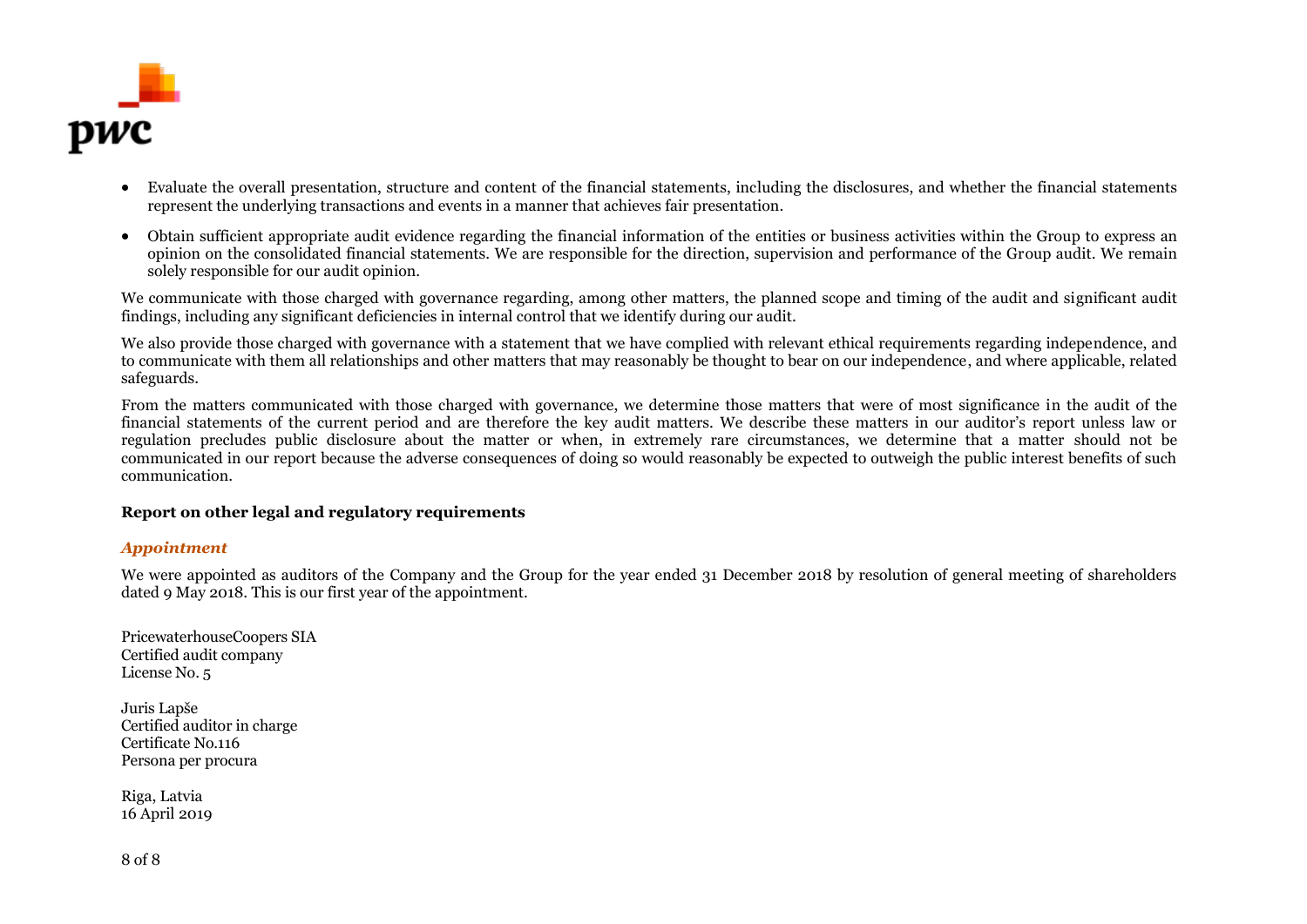- Evaluate the overall presentation, structure and content of the financial statements, including the disclosures, and whether the financial statements represent the underlying transactions and events in a manner that achieves fair presentation.
- Obtain sufficient appropriate audit evidence regarding the financial information of the entities or business activities within the Group to express an opinion on the consolidated financial statements. We are responsible for the direction, supervision and performance of the Group audit. We remain solely responsible for our audit opinion.

We communicate with those charged with governance regarding, among other matters, the planned scope and timing of the audit and significant audit findings, including any significant deficiencies in internal control that we identify during our audit.

We also provide those charged with governance with a statement that we have complied with relevant ethical requirements regarding independence, and to communicate with them all relationships and other matters that may reasonably be thought to bear on our independence, and where applicable, related safeguards.

From the matters communicated with those charged with governance, we determine those matters that were of most significance in the audit of the financial statements of the current period and are therefore the key audit matters. We describe these matters in our auditor's report unless law or regulation precludes public disclosure about the matter or when, in extremely rare circumstances, we determine that a matter should not be communicated in our report because the adverse consequences of doing so would reasonably be expected to outweigh the public interest benefits of such communication.

**Report on other legal and regulatory requirements**

***Appointment***

We were appointed as auditors of the Company and the Group for the year ended 31 December 2018 by resolution of general meeting of shareholders dated 9 May 2018. This is our first year of the appointment.

PricewaterhouseCoopers SIA
Certified audit company
License No. 5

Juris Lapše
Certified auditor in charge
Certificate No.116
Persona per procura

Riga, Latvia
16 April 2019